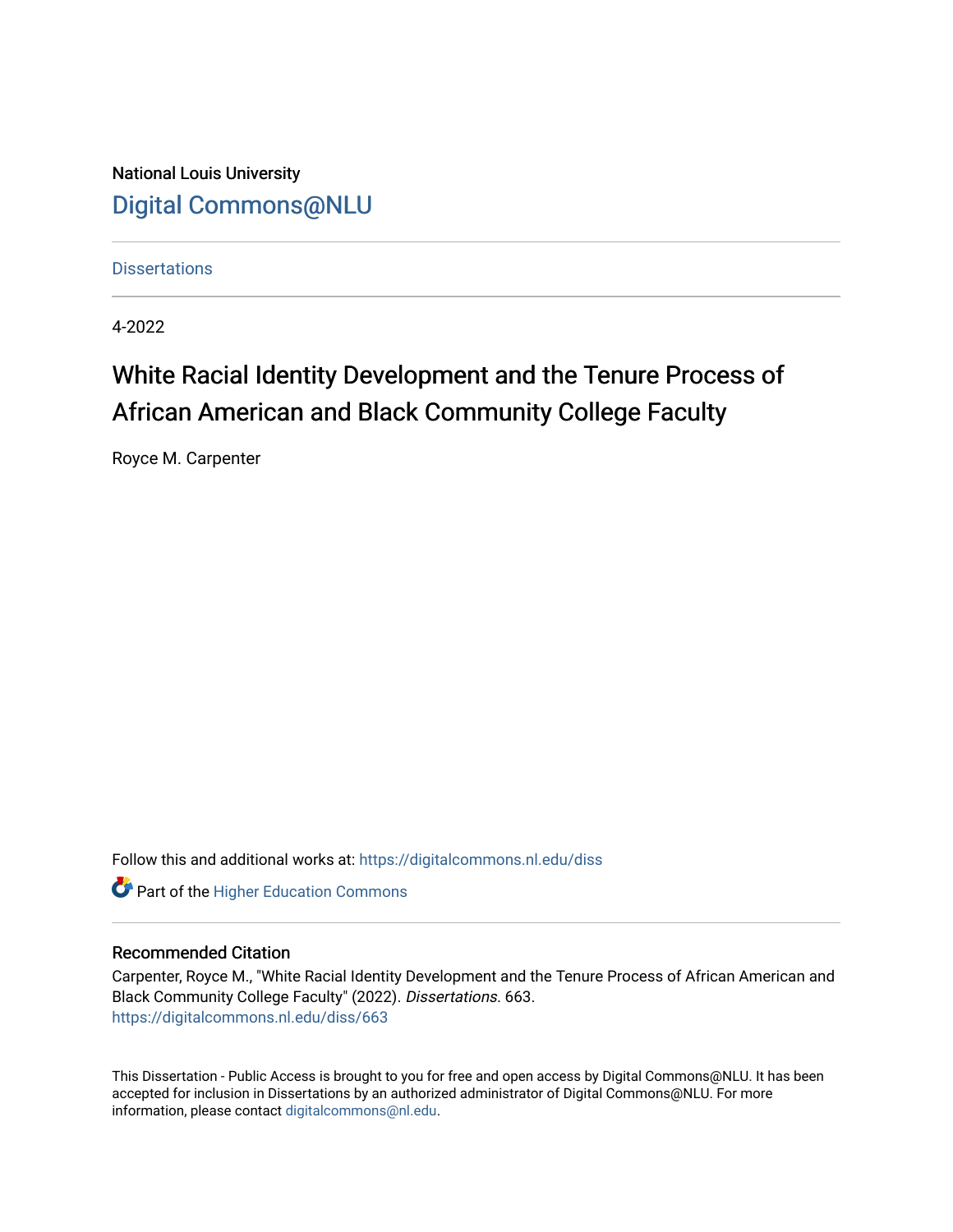National Louis University

Digital Commons@NLU

Dissertations

4-2022

# White Racial Identity Development and the Tenure Process of African American and Black Community College Faculty

Royce M. Carpenter

Follow this and additional works at: https://digitalcommons.nl.edu/diss

Part of the Higher Education Commons

## Recommended Citation

Carpenter, Royce M., "White Racial Identity Development and the Tenure Process of African American and Black Community College Faculty" (2022). *Dissertations*. 663.
https://digitalcommons.nl.edu/diss/663

This Dissertation - Public Access is brought to you for free and open access by Digital Commons@NLU. It has been accepted for inclusion in Dissertations by an authorized administrator of Digital Commons@NLU. For more information, please contact digitalcommons@nl.edu.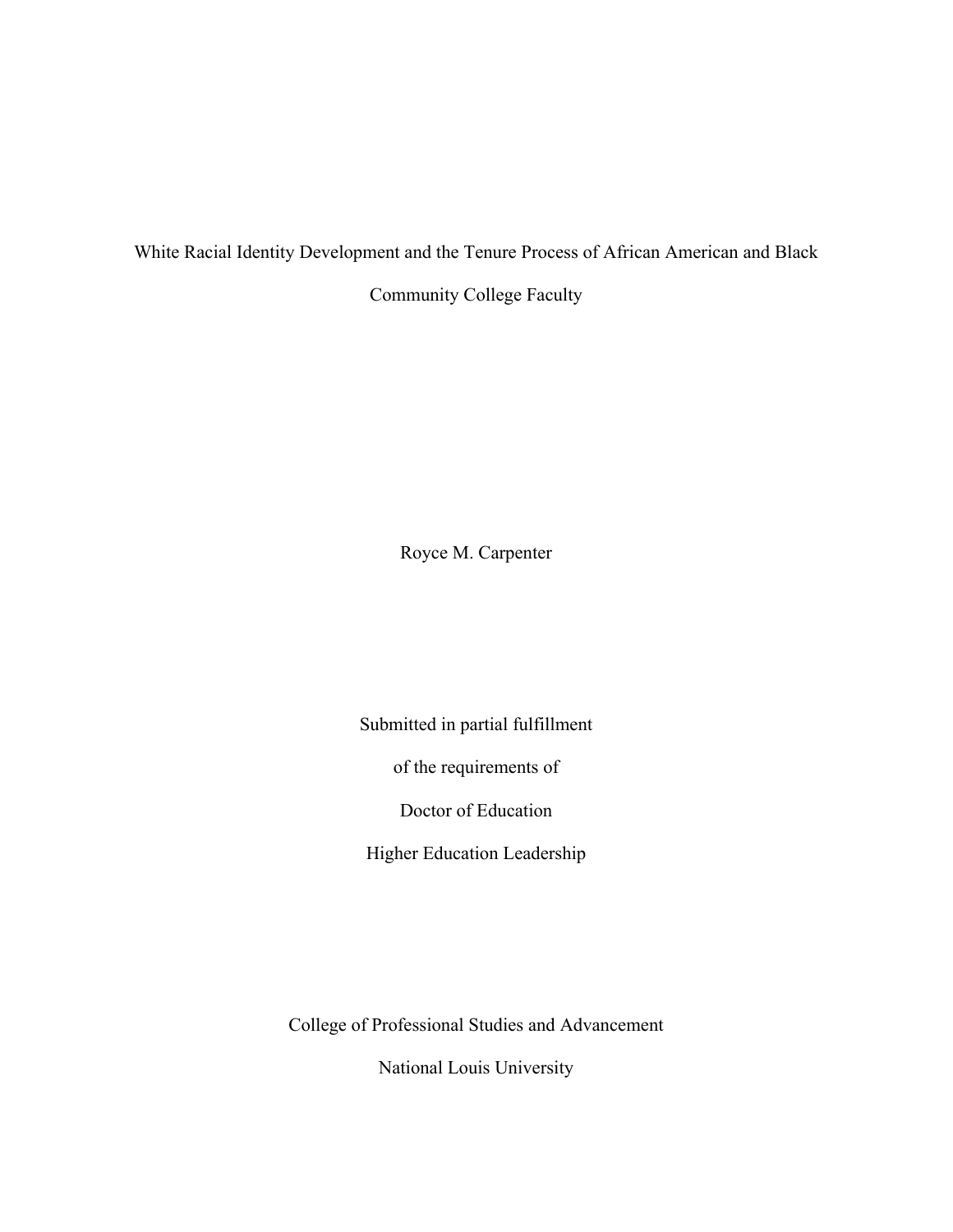White Racial Identity Development and the Tenure Process of African American and Black Community College Faculty

Royce M. Carpenter

Submitted in partial fulfillment

of the requirements of

Doctor of Education

Higher Education Leadership

College of Professional Studies and Advancement

National Louis University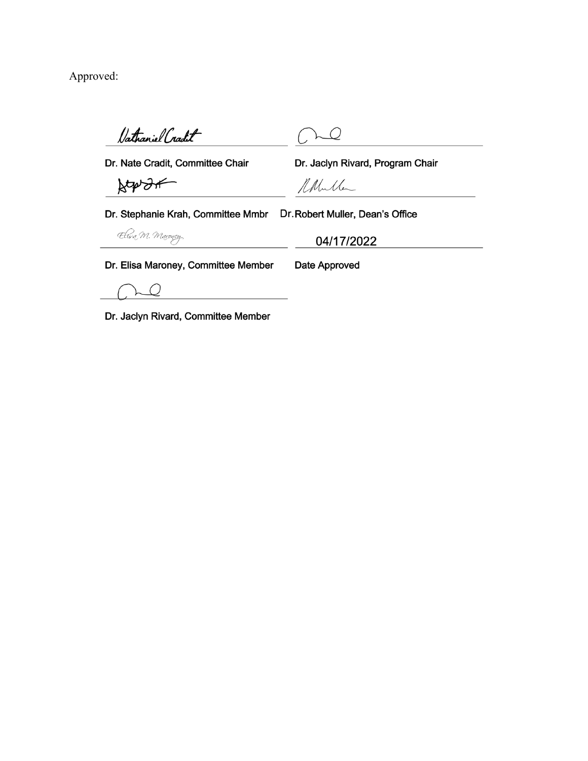Approved:

| | |
|---|---|
| *Nathaniel Cradit* | *[signature]* |
| **Dr. Nate Cradit, Committee Chair** | **Dr. Jaclyn Rivard, Program Chair** |
| *[signature]* | *[signature]* |
| **Dr. Stephanie Krah, Committee Mmbr** | Dr. **Robert Muller, Dean's Office** |
| *Elisa M. Maroney* | 04/17/2022 |
| **Dr. Elisa Maroney, Committee Member** | **Date Approved** |
| *[signature]* | |
| **Dr. Jaclyn Rivard, Committee Member** | |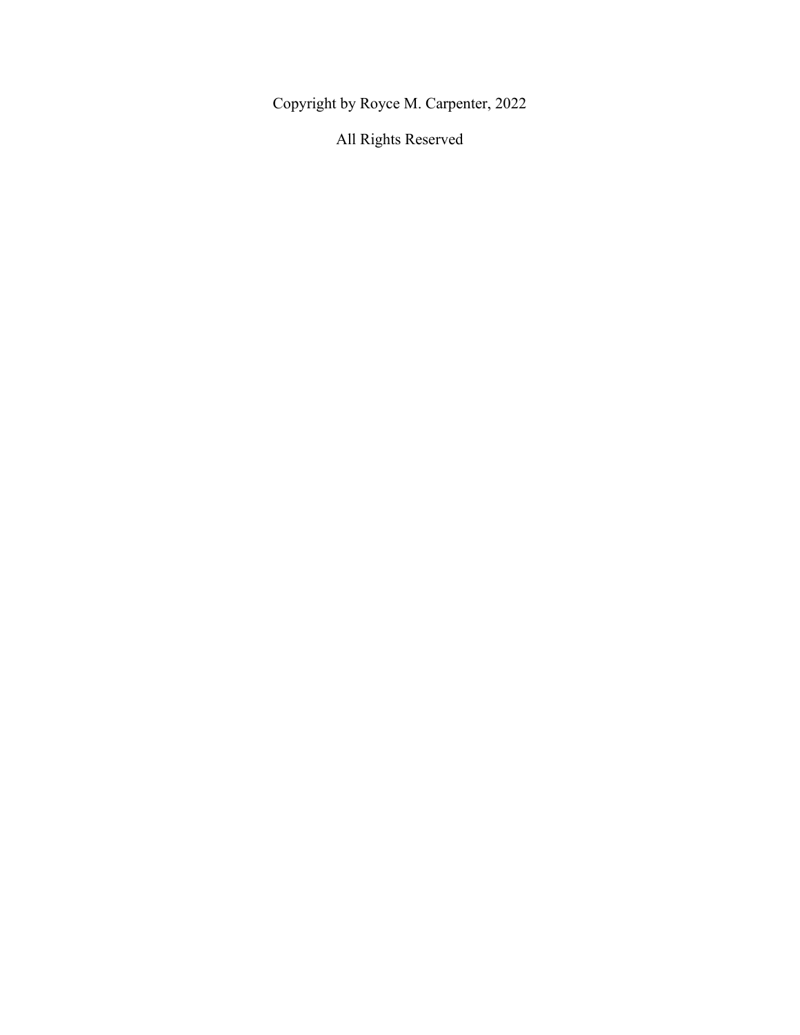Copyright by Royce M. Carpenter, 2022

All Rights Reserved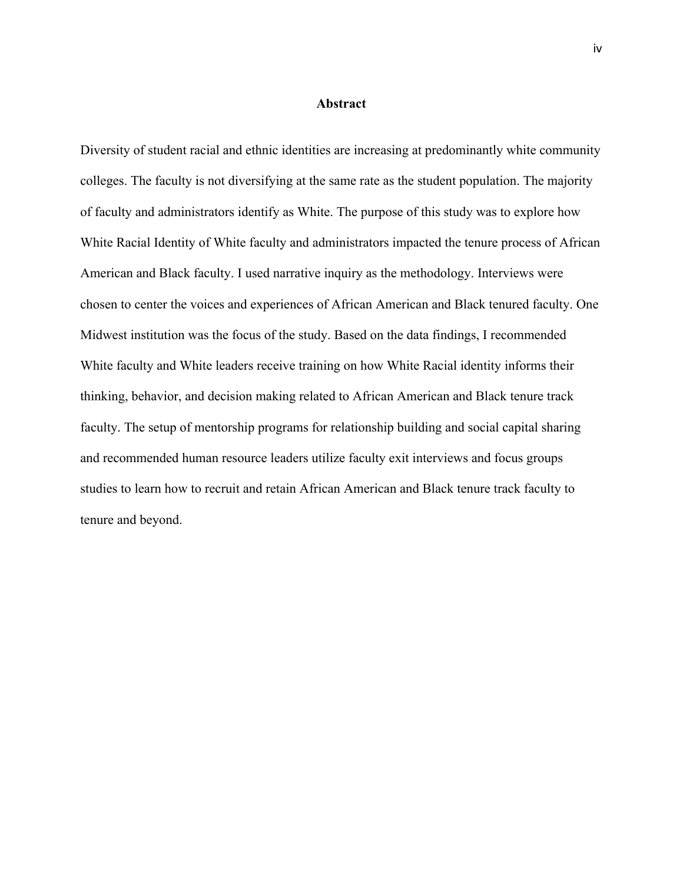# Abstract

Diversity of student racial and ethnic identities are increasing at predominantly white community colleges. The faculty is not diversifying at the same rate as the student population. The majority of faculty and administrators identify as White. The purpose of this study was to explore how White Racial Identity of White faculty and administrators impacted the tenure process of African American and Black faculty. I used narrative inquiry as the methodology. Interviews were chosen to center the voices and experiences of African American and Black tenured faculty. One Midwest institution was the focus of the study. Based on the data findings, I recommended White faculty and White leaders receive training on how White Racial identity informs their thinking, behavior, and decision making related to African American and Black tenure track faculty. The setup of mentorship programs for relationship building and social capital sharing and recommended human resource leaders utilize faculty exit interviews and focus groups studies to learn how to recruit and retain African American and Black tenure track faculty to tenure and beyond.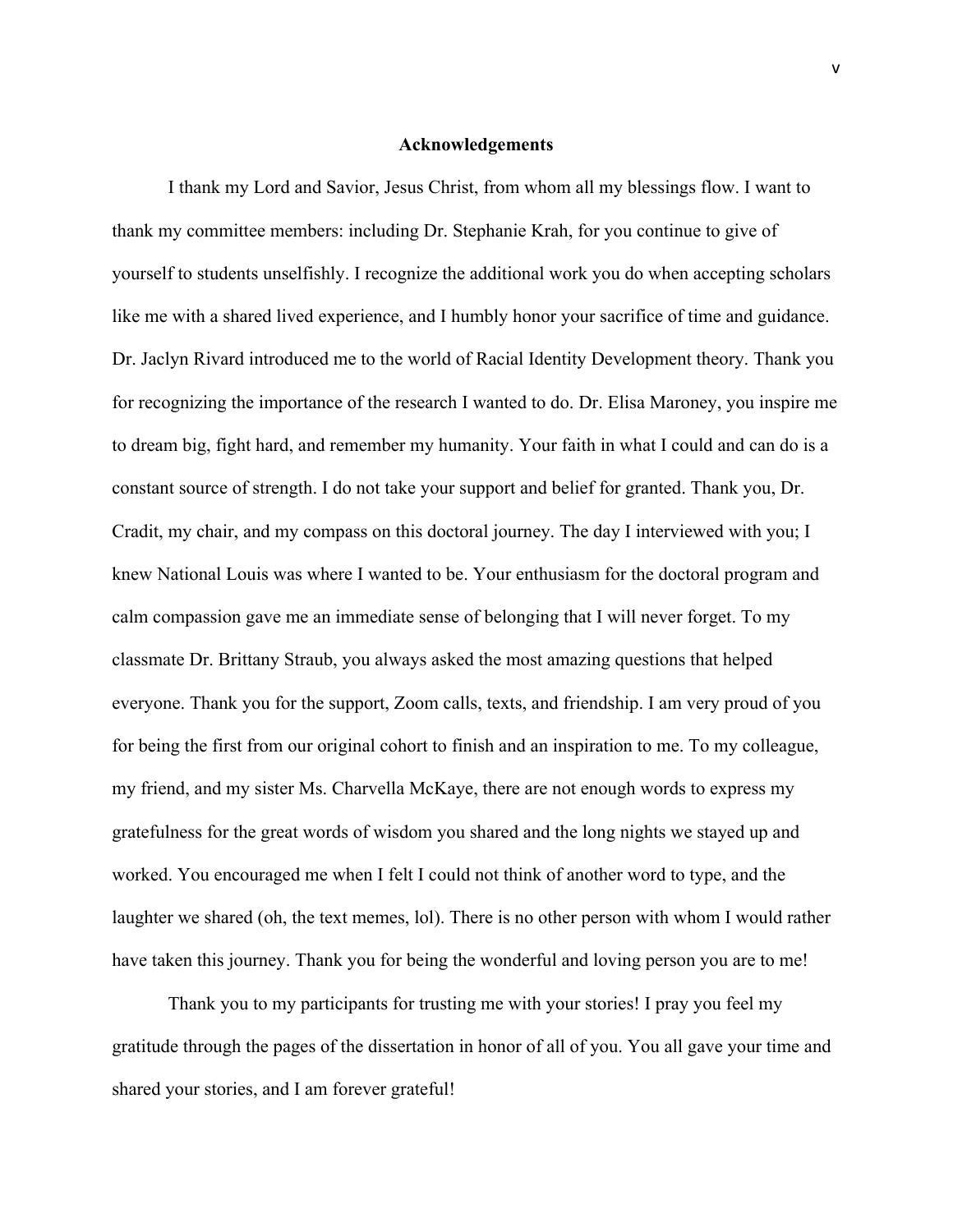# Acknowledgements

I thank my Lord and Savior, Jesus Christ, from whom all my blessings flow. I want to thank my committee members: including Dr. Stephanie Krah, for you continue to give of yourself to students unselfishly. I recognize the additional work you do when accepting scholars like me with a shared lived experience, and I humbly honor your sacrifice of time and guidance. Dr. Jaclyn Rivard introduced me to the world of Racial Identity Development theory. Thank you for recognizing the importance of the research I wanted to do. Dr. Elisa Maroney, you inspire me to dream big, fight hard, and remember my humanity. Your faith in what I could and can do is a constant source of strength. I do not take your support and belief for granted. Thank you, Dr. Cradit, my chair, and my compass on this doctoral journey. The day I interviewed with you; I knew National Louis was where I wanted to be. Your enthusiasm for the doctoral program and calm compassion gave me an immediate sense of belonging that I will never forget. To my classmate Dr. Brittany Straub, you always asked the most amazing questions that helped everyone. Thank you for the support, Zoom calls, texts, and friendship. I am very proud of you for being the first from our original cohort to finish and an inspiration to me. To my colleague, my friend, and my sister Ms. Charvella McKaye, there are not enough words to express my gratefulness for the great words of wisdom you shared and the long nights we stayed up and worked. You encouraged me when I felt I could not think of another word to type, and the laughter we shared (oh, the text memes, lol). There is no other person with whom I would rather have taken this journey. Thank you for being the wonderful and loving person you are to me!

Thank you to my participants for trusting me with your stories! I pray you feel my gratitude through the pages of the dissertation in honor of all of you. You all gave your time and shared your stories, and I am forever grateful!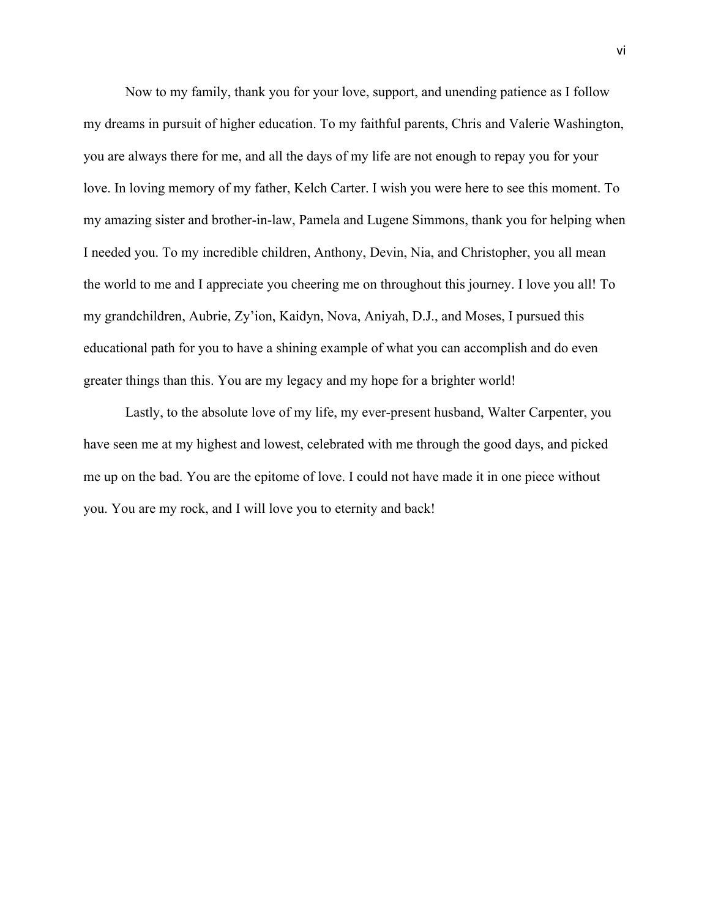Now to my family, thank you for your love, support, and unending patience as I follow my dreams in pursuit of higher education. To my faithful parents, Chris and Valerie Washington, you are always there for me, and all the days of my life are not enough to repay you for your love. In loving memory of my father, Kelch Carter. I wish you were here to see this moment. To my amazing sister and brother-in-law, Pamela and Lugene Simmons, thank you for helping when I needed you. To my incredible children, Anthony, Devin, Nia, and Christopher, you all mean the world to me and I appreciate you cheering me on throughout this journey. I love you all! To my grandchildren, Aubrie, Zy'ion, Kaidyn, Nova, Aniyah, D.J., and Moses, I pursued this educational path for you to have a shining example of what you can accomplish and do even greater things than this. You are my legacy and my hope for a brighter world!

Lastly, to the absolute love of my life, my ever-present husband, Walter Carpenter, you have seen me at my highest and lowest, celebrated with me through the good days, and picked me up on the bad. You are the epitome of love. I could not have made it in one piece without you. You are my rock, and I will love you to eternity and back!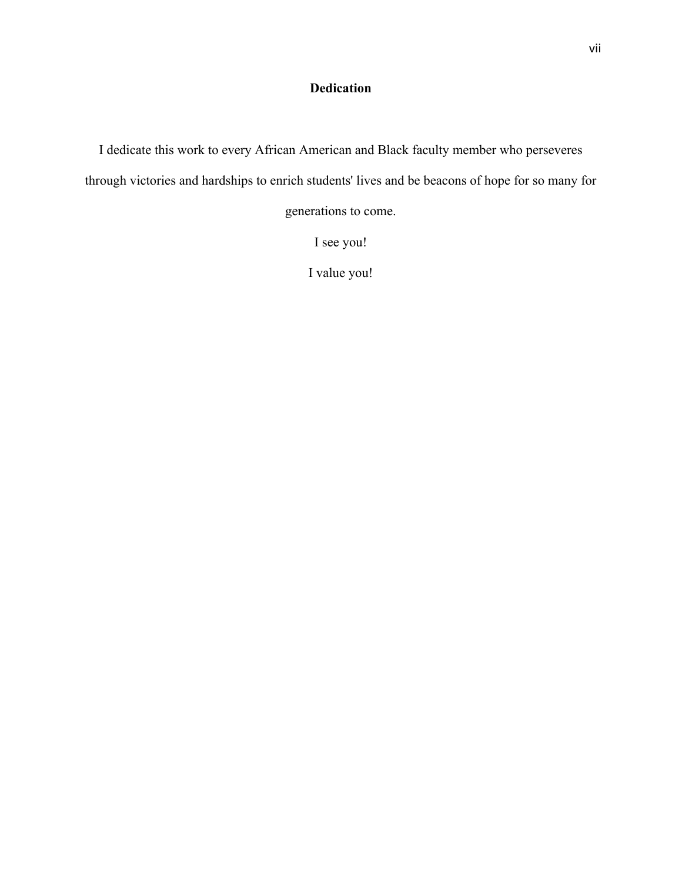# Dedication

I dedicate this work to every African American and Black faculty member who perseveres through victories and hardships to enrich students' lives and be beacons of hope for so many for generations to come.

I see you!

I value you!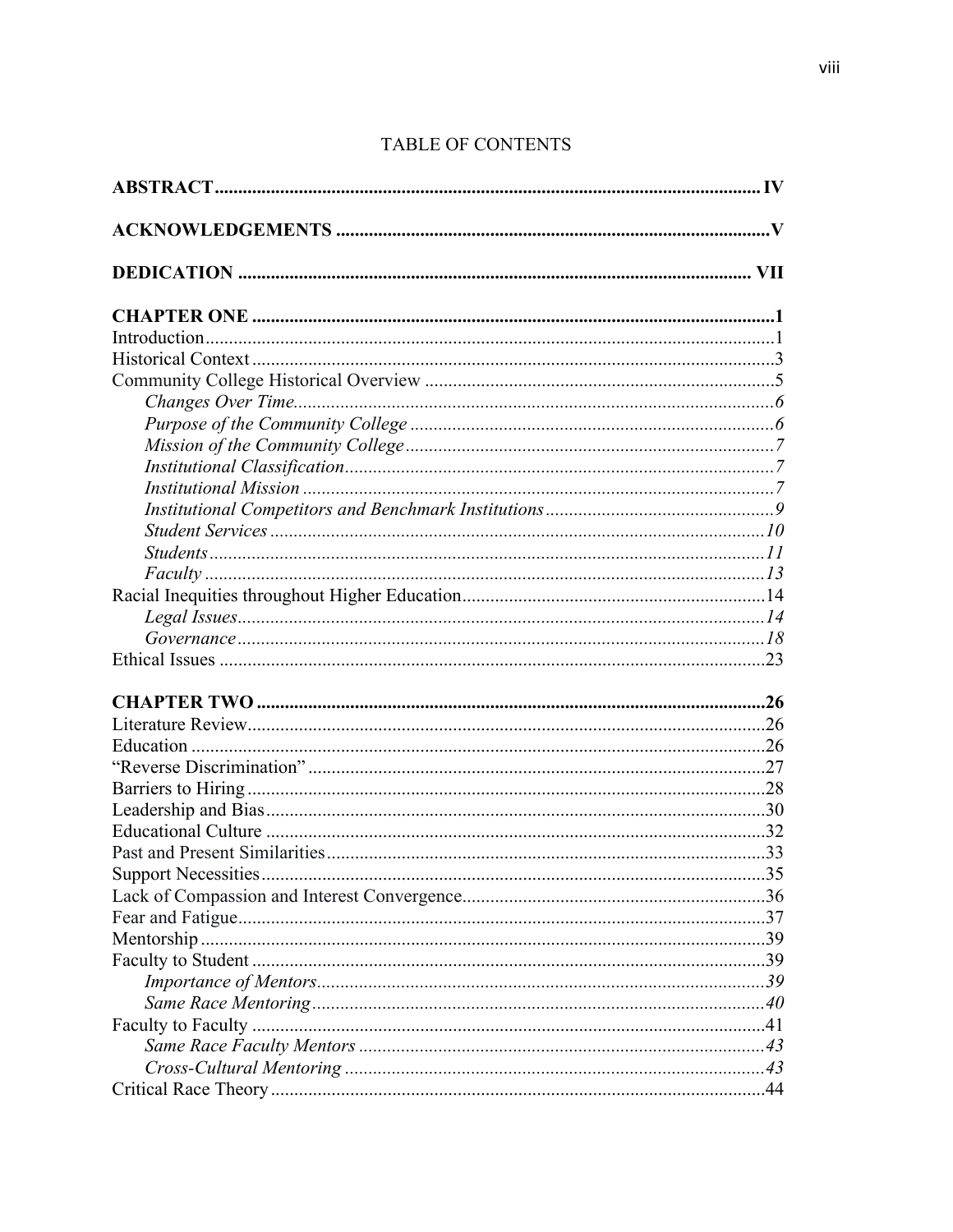TABLE OF CONTENTS

**ABSTRACT** .......... IV

**ACKNOWLEDGEMENTS** .......... V

**DEDICATION** .......... VII

**CHAPTER ONE** .......... 1

Introduction .......... 1
Historical Context .......... 3
Community College Historical Overview .......... 5
- *Changes Over Time* .......... 6
- *Purpose of the Community College* .......... 6
- *Mission of the Community College* .......... 7
- *Institutional Classification* .......... 7
- *Institutional Mission* .......... 7
- *Institutional Competitors and Benchmark Institutions* .......... 9
- *Student Services* .......... 10
- *Students* .......... 11
- *Faculty* .......... 13

Racial Inequities throughout Higher Education .......... 14
- *Legal Issues* .......... 14
- *Governance* .......... 18

Ethical Issues .......... 23

**CHAPTER TWO** .......... 26

Literature Review .......... 26
Education .......... 26
"Reverse Discrimination" .......... 27
Barriers to Hiring .......... 28
Leadership and Bias .......... 30
Educational Culture .......... 32
Past and Present Similarities .......... 33
Support Necessities .......... 35
Lack of Compassion and Interest Convergence .......... 36
Fear and Fatigue .......... 37
Mentorship .......... 39
Faculty to Student .......... 39
- *Importance of Mentors* .......... 39
- *Same Race Mentoring* .......... 40

Faculty to Faculty .......... 41
- *Same Race Faculty Mentors* .......... 43
- *Cross-Cultural Mentoring* .......... 43

Critical Race Theory .......... 44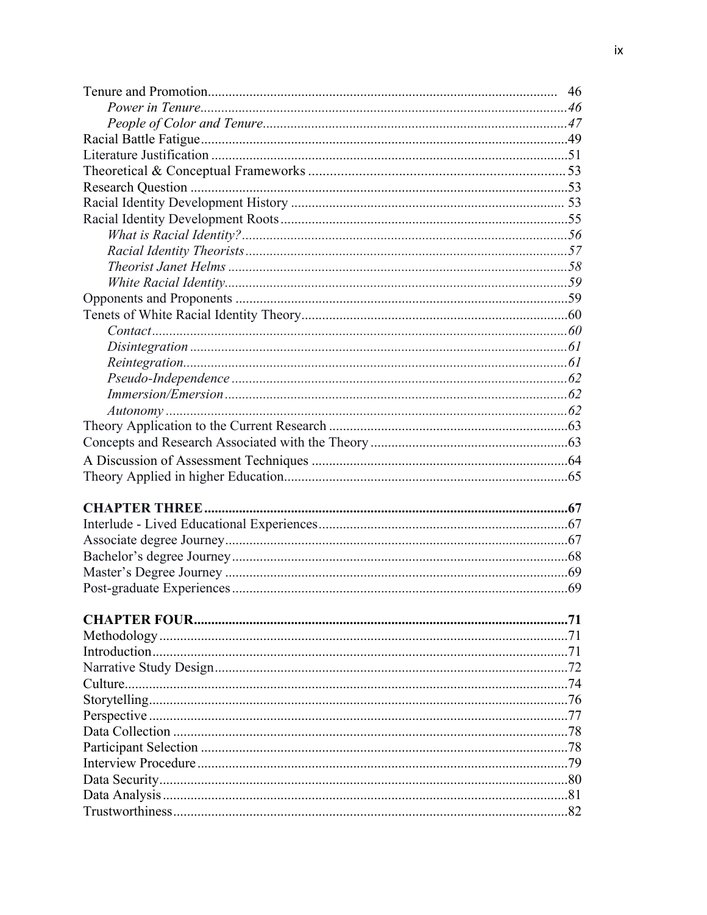Tenure and Promotion.................................................................................................... 46

*Power in Tenure*.........................................................................................46

*People of Color and Tenure*.......................................................................47

Racial Battle Fatigue........................................................................................................49

Literature Justification .....................................................................................................51

Theoretical & Conceptual Frameworks ........................................................................53

Research Question ...........................................................................................................53

Racial Identity Development History ............................................................................. 53

Racial Identity Development Roots.................................................................................55

*What is Racial Identity?*...............................................................................56

*Racial Identity Theorists*............................................................................57

*Theorist Janet Helms* ..................................................................................58

*White Racial Identity*..................................................................................59

Opponents and Proponents ..............................................................................................59

Tenets of White Racial Identity Theory...........................................................................60

*Contact*.......................................................................................................60

*Disintegration* ............................................................................................61

*Reintegration*..............................................................................................61

*Pseudo-Independence* ................................................................................62

*Immersion/Emersion*..................................................................................62

*Autonomy* ..................................................................................................62

Theory Application to the Current Research ...................................................................63

Concepts and Research Associated with the Theory........................................................63

A Discussion of Assessment Techniques .........................................................................64

Theory Applied in higher Education................................................................................65

**CHAPTER THREE.......................................................................................................67**

Interlude - Lived Educational Experiences......................................................................67

Associate degree Journey.................................................................................................67

Bachelor's degree Journey................................................................................................68

Master's Degree Journey .................................................................................................69

Post-graduate Experiences...............................................................................................69

**CHAPTER FOUR..........................................................................................................71**

Methodology....................................................................................................................71

Introduction......................................................................................................................71

Narrative Study Design....................................................................................................72

Culture..............................................................................................................................74

Storytelling.......................................................................................................................76

Perspective.......................................................................................................................77

Data Collection ................................................................................................................78

Participant Selection ........................................................................................................78

Interview Procedure..........................................................................................................79

Data Security....................................................................................................................80

Data Analysis...................................................................................................................81

Trustworthiness................................................................................................................82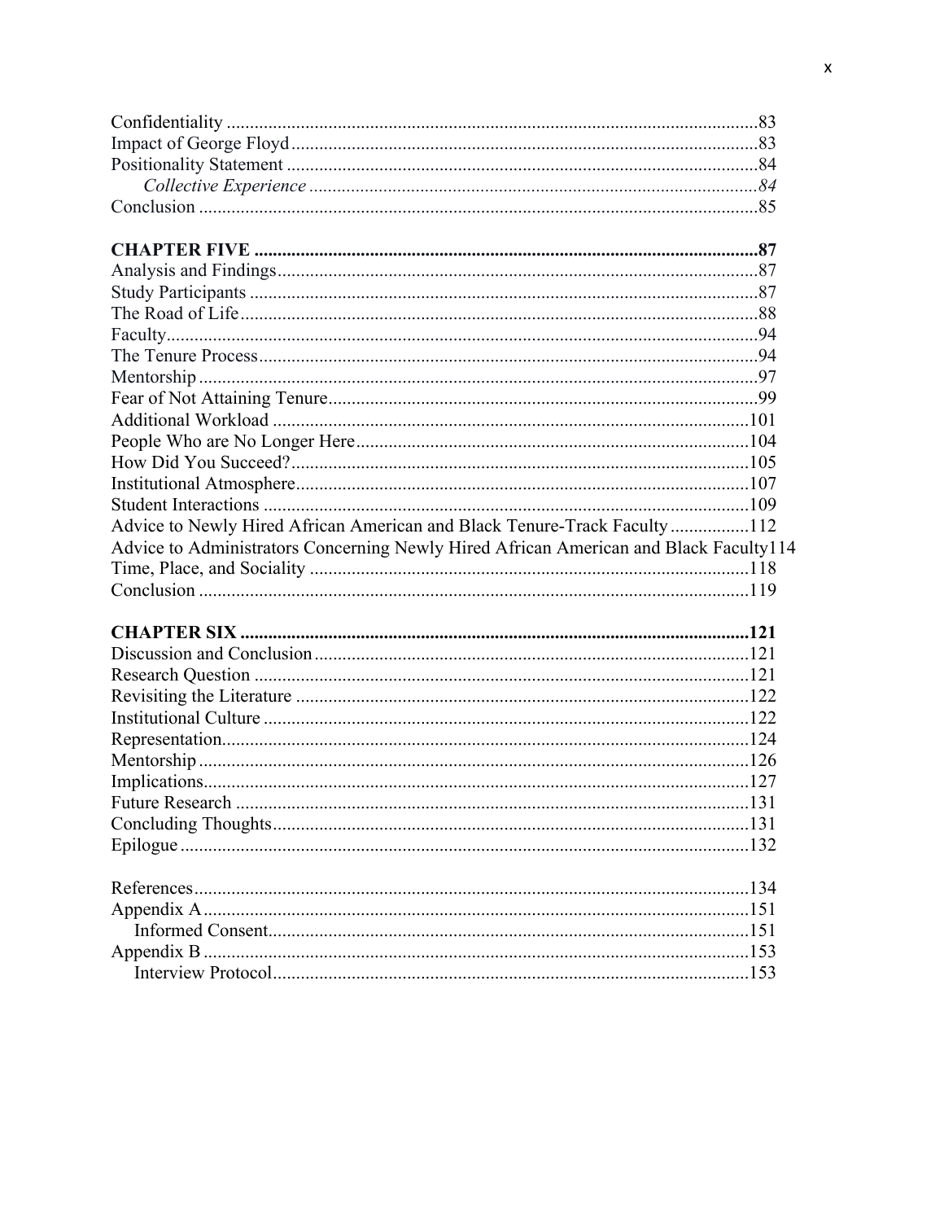Confidentiality .....83
Impact of George Floyd .....83
Positionality Statement .....84
*Collective Experience .....84*
Conclusion .....85

**CHAPTER FIVE .....87**
Analysis and Findings .....87
Study Participants .....87
The Road of Life .....88
Faculty .....94
The Tenure Process .....94
Mentorship .....97
Fear of Not Attaining Tenure .....99
Additional Workload .....101
People Who are No Longer Here .....104
How Did You Succeed? .....105
Institutional Atmosphere .....107
Student Interactions .....109
Advice to Newly Hired African American and Black Tenure-Track Faculty .....112
Advice to Administrators Concerning Newly Hired African American and Black Faculty .....114
Time, Place, and Sociality .....118
Conclusion .....119

**CHAPTER SIX .....121**
Discussion and Conclusion .....121
Research Question .....121
Revisiting the Literature .....122
Institutional Culture .....122
Representation .....124
Mentorship .....126
Implications .....127
Future Research .....131
Concluding Thoughts .....131
Epilogue .....132

References .....134
Appendix A .....151
    Informed Consent .....151
Appendix B .....153
    Interview Protocol .....153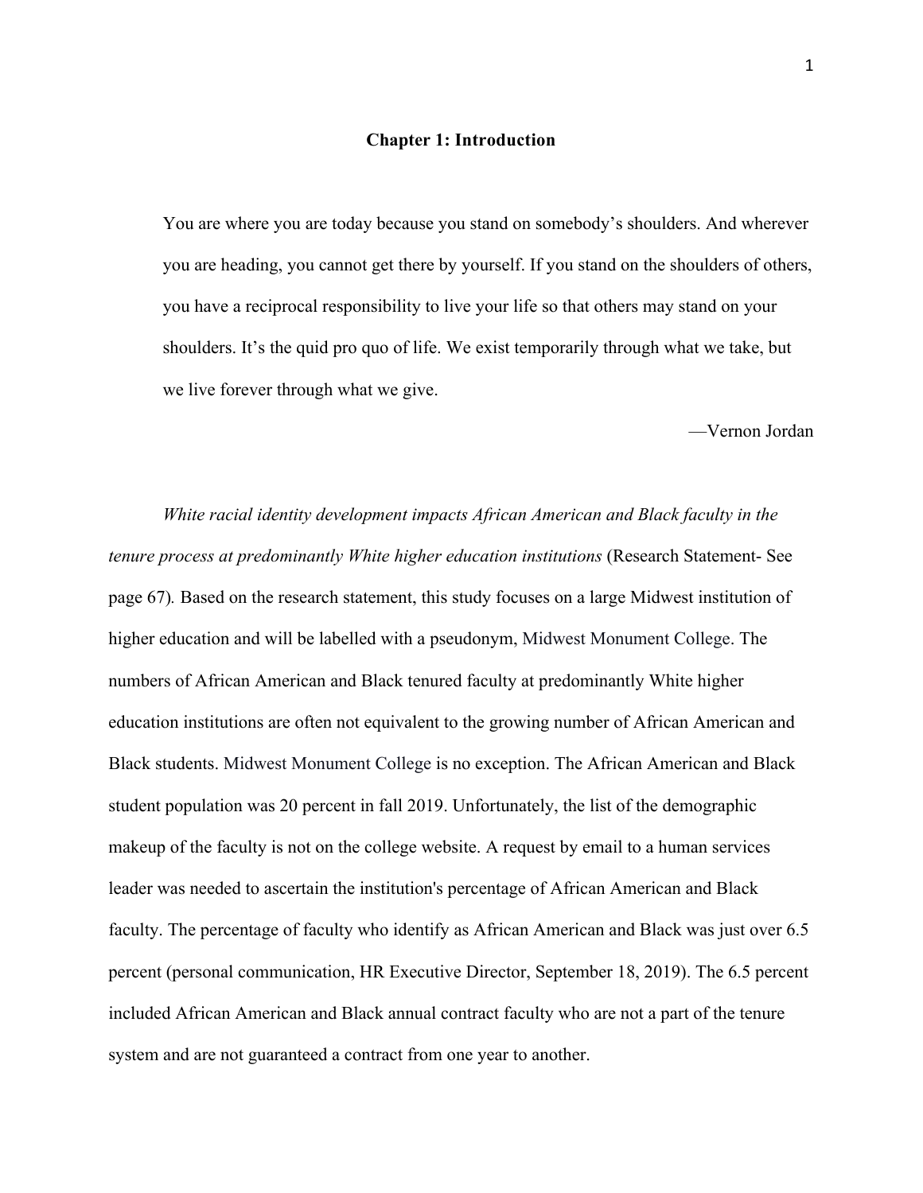# Chapter 1: Introduction

> You are where you are today because you stand on somebody's shoulders. And wherever you are heading, you cannot get there by yourself. If you stand on the shoulders of others, you have a reciprocal responsibility to live your life so that others may stand on your shoulders. It's the quid pro quo of life. We exist temporarily through what we take, but we live forever through what we give.
>
> —Vernon Jordan

*White racial identity development impacts African American and Black faculty in the tenure process at predominantly White higher education institutions* (Research Statement- See page 67). Based on the research statement, this study focuses on a large Midwest institution of higher education and will be labelled with a pseudonym, Midwest Monument College. The numbers of African American and Black tenured faculty at predominantly White higher education institutions are often not equivalent to the growing number of African American and Black students. Midwest Monument College is no exception. The African American and Black student population was 20 percent in fall 2019. Unfortunately, the list of the demographic makeup of the faculty is not on the college website. A request by email to a human services leader was needed to ascertain the institution's percentage of African American and Black faculty. The percentage of faculty who identify as African American and Black was just over 6.5 percent (personal communication, HR Executive Director, September 18, 2019). The 6.5 percent included African American and Black annual contract faculty who are not a part of the tenure system and are not guaranteed a contract from one year to another.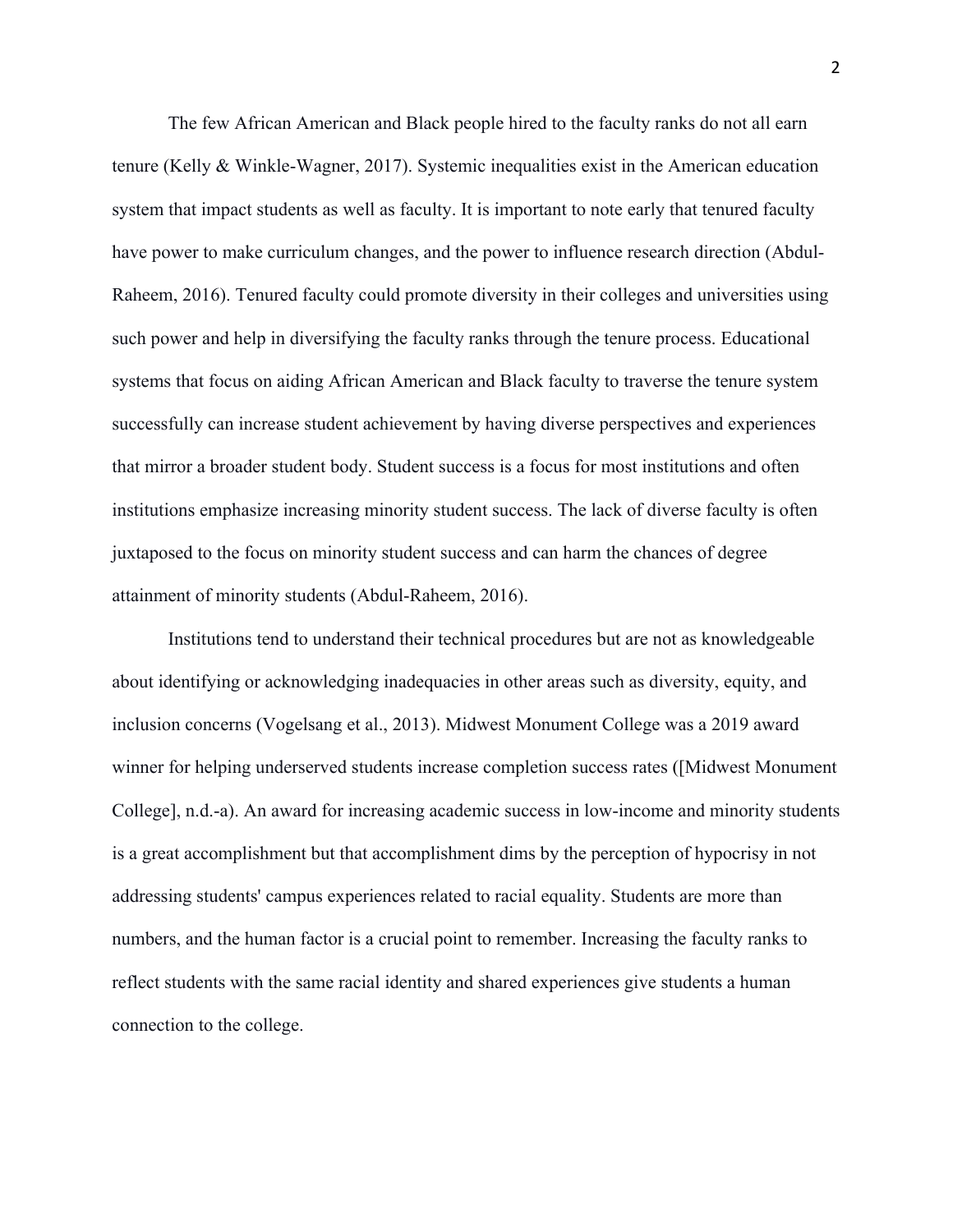The few African American and Black people hired to the faculty ranks do not all earn tenure (Kelly & Winkle-Wagner, 2017). Systemic inequalities exist in the American education system that impact students as well as faculty. It is important to note early that tenured faculty have power to make curriculum changes, and the power to influence research direction (Abdul-Raheem, 2016). Tenured faculty could promote diversity in their colleges and universities using such power and help in diversifying the faculty ranks through the tenure process. Educational systems that focus on aiding African American and Black faculty to traverse the tenure system successfully can increase student achievement by having diverse perspectives and experiences that mirror a broader student body. Student success is a focus for most institutions and often institutions emphasize increasing minority student success. The lack of diverse faculty is often juxtaposed to the focus on minority student success and can harm the chances of degree attainment of minority students (Abdul-Raheem, 2016).

Institutions tend to understand their technical procedures but are not as knowledgeable about identifying or acknowledging inadequacies in other areas such as diversity, equity, and inclusion concerns (Vogelsang et al., 2013). Midwest Monument College was a 2019 award winner for helping underserved students increase completion success rates ([Midwest Monument College], n.d.-a). An award for increasing academic success in low-income and minority students is a great accomplishment but that accomplishment dims by the perception of hypocrisy in not addressing students' campus experiences related to racial equality. Students are more than numbers, and the human factor is a crucial point to remember. Increasing the faculty ranks to reflect students with the same racial identity and shared experiences give students a human connection to the college.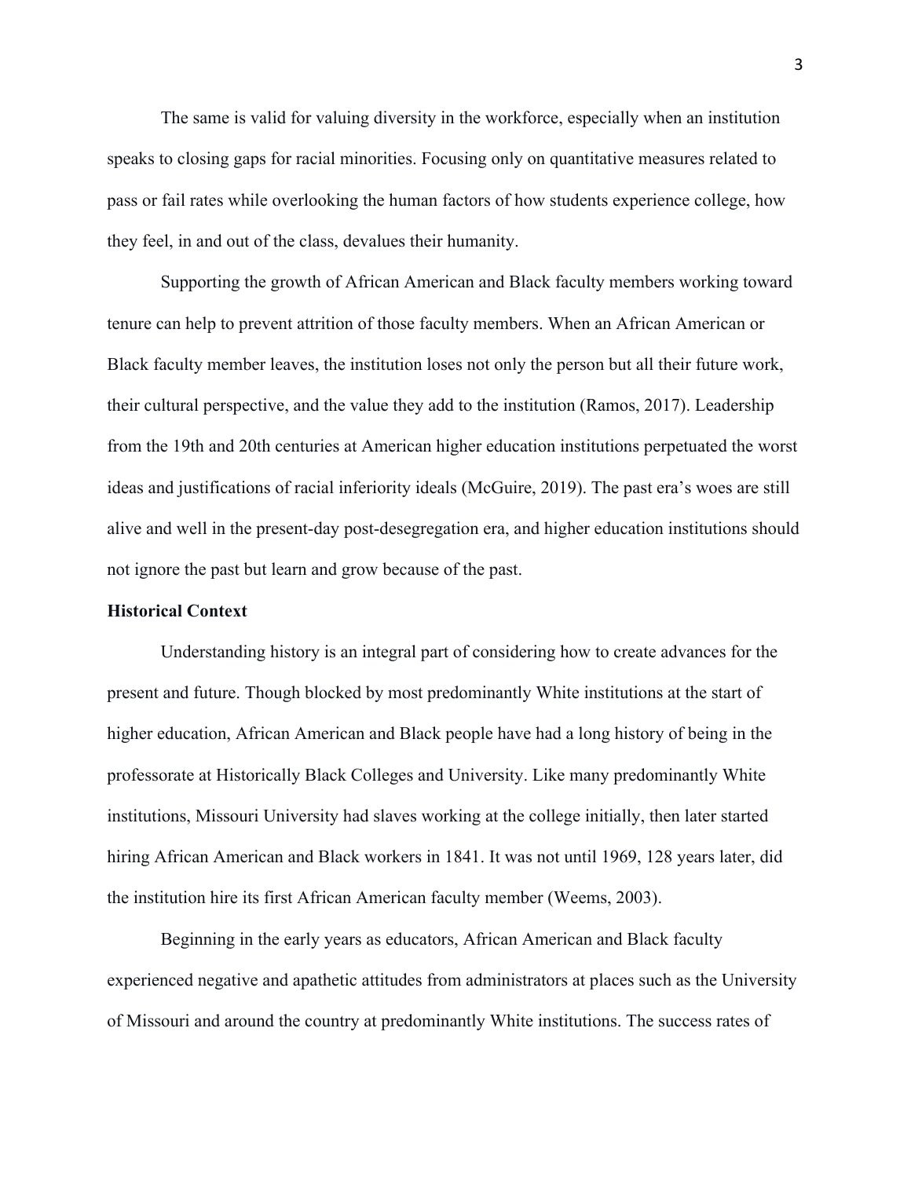The same is valid for valuing diversity in the workforce, especially when an institution speaks to closing gaps for racial minorities. Focusing only on quantitative measures related to pass or fail rates while overlooking the human factors of how students experience college, how they feel, in and out of the class, devalues their humanity.

Supporting the growth of African American and Black faculty members working toward tenure can help to prevent attrition of those faculty members. When an African American or Black faculty member leaves, the institution loses not only the person but all their future work, their cultural perspective, and the value they add to the institution (Ramos, 2017). Leadership from the 19th and 20th centuries at American higher education institutions perpetuated the worst ideas and justifications of racial inferiority ideals (McGuire, 2019). The past era's woes are still alive and well in the present-day post-desegregation era, and higher education institutions should not ignore the past but learn and grow because of the past.

**Historical Context**

Understanding history is an integral part of considering how to create advances for the present and future. Though blocked by most predominantly White institutions at the start of higher education, African American and Black people have had a long history of being in the professorate at Historically Black Colleges and University. Like many predominantly White institutions, Missouri University had slaves working at the college initially, then later started hiring African American and Black workers in 1841. It was not until 1969, 128 years later, did the institution hire its first African American faculty member (Weems, 2003).

Beginning in the early years as educators, African American and Black faculty experienced negative and apathetic attitudes from administrators at places such as the University of Missouri and around the country at predominantly White institutions. The success rates of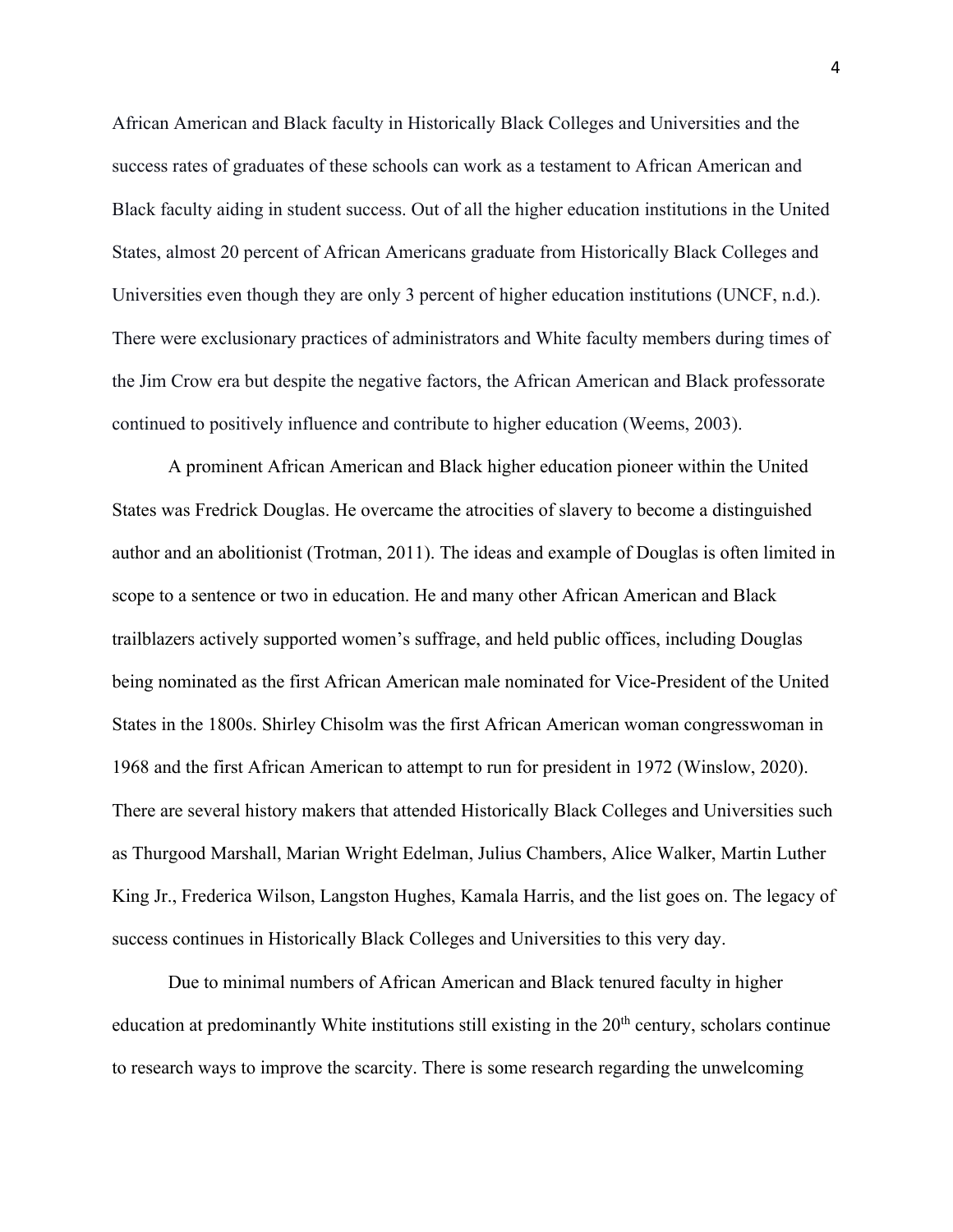African American and Black faculty in Historically Black Colleges and Universities and the success rates of graduates of these schools can work as a testament to African American and Black faculty aiding in student success. Out of all the higher education institutions in the United States, almost 20 percent of African Americans graduate from Historically Black Colleges and Universities even though they are only 3 percent of higher education institutions (UNCF, n.d.). There were exclusionary practices of administrators and White faculty members during times of the Jim Crow era but despite the negative factors, the African American and Black professorate continued to positively influence and contribute to higher education (Weems, 2003).

A prominent African American and Black higher education pioneer within the United States was Fredrick Douglas. He overcame the atrocities of slavery to become a distinguished author and an abolitionist (Trotman, 2011). The ideas and example of Douglas is often limited in scope to a sentence or two in education. He and many other African American and Black trailblazers actively supported women's suffrage, and held public offices, including Douglas being nominated as the first African American male nominated for Vice-President of the United States in the 1800s. Shirley Chisolm was the first African American woman congresswoman in 1968 and the first African American to attempt to run for president in 1972 (Winslow, 2020). There are several history makers that attended Historically Black Colleges and Universities such as Thurgood Marshall, Marian Wright Edelman, Julius Chambers, Alice Walker, Martin Luther King Jr., Frederica Wilson, Langston Hughes, Kamala Harris, and the list goes on. The legacy of success continues in Historically Black Colleges and Universities to this very day.

Due to minimal numbers of African American and Black tenured faculty in higher education at predominantly White institutions still existing in the 20th century, scholars continue to research ways to improve the scarcity. There is some research regarding the unwelcoming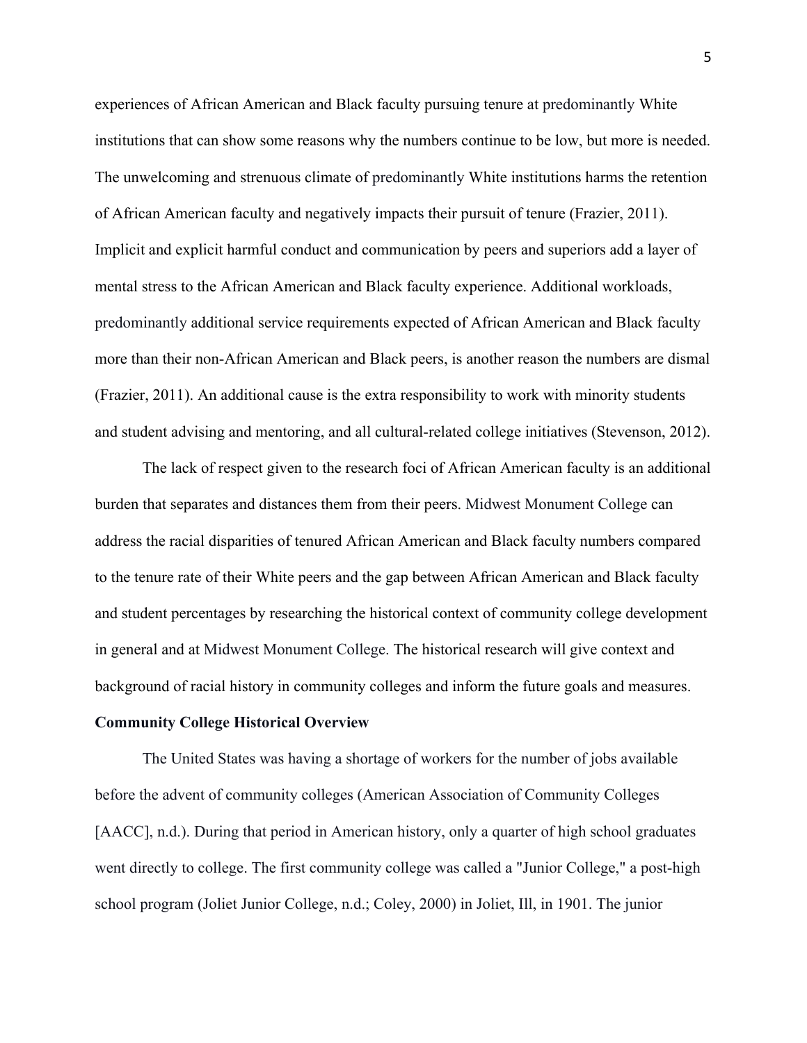experiences of African American and Black faculty pursuing tenure at predominantly White institutions that can show some reasons why the numbers continue to be low, but more is needed. The unwelcoming and strenuous climate of predominantly White institutions harms the retention of African American faculty and negatively impacts their pursuit of tenure (Frazier, 2011). Implicit and explicit harmful conduct and communication by peers and superiors add a layer of mental stress to the African American and Black faculty experience. Additional workloads, predominantly additional service requirements expected of African American and Black faculty more than their non-African American and Black peers, is another reason the numbers are dismal (Frazier, 2011). An additional cause is the extra responsibility to work with minority students and student advising and mentoring, and all cultural-related college initiatives (Stevenson, 2012).

The lack of respect given to the research foci of African American faculty is an additional burden that separates and distances them from their peers. Midwest Monument College can address the racial disparities of tenured African American and Black faculty numbers compared to the tenure rate of their White peers and the gap between African American and Black faculty and student percentages by researching the historical context of community college development in general and at Midwest Monument College. The historical research will give context and background of racial history in community colleges and inform the future goals and measures.

**Community College Historical Overview**

The United States was having a shortage of workers for the number of jobs available before the advent of community colleges (American Association of Community Colleges [AACC], n.d.). During that period in American history, only a quarter of high school graduates went directly to college. The first community college was called a "Junior College," a post-high school program (Joliet Junior College, n.d.; Coley, 2000) in Joliet, Ill, in 1901. The junior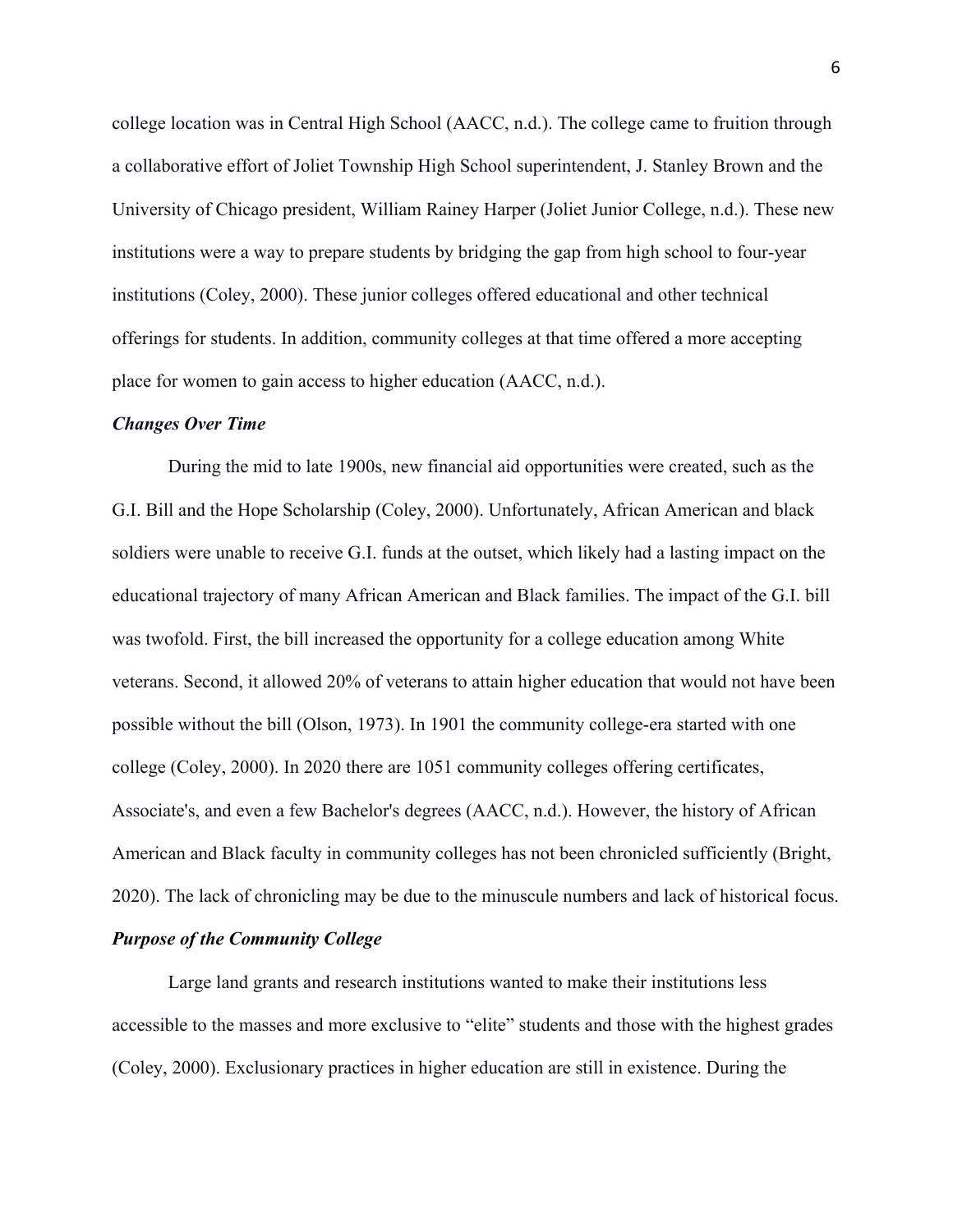college location was in Central High School (AACC, n.d.). The college came to fruition through a collaborative effort of Joliet Township High School superintendent, J. Stanley Brown and the University of Chicago president, William Rainey Harper (Joliet Junior College, n.d.). These new institutions were a way to prepare students by bridging the gap from high school to four-year institutions (Coley, 2000). These junior colleges offered educational and other technical offerings for students. In addition, community colleges at that time offered a more accepting place for women to gain access to higher education (AACC, n.d.).

### *Changes Over Time*

During the mid to late 1900s, new financial aid opportunities were created, such as the G.I. Bill and the Hope Scholarship (Coley, 2000). Unfortunately, African American and black soldiers were unable to receive G.I. funds at the outset, which likely had a lasting impact on the educational trajectory of many African American and Black families. The impact of the G.I. bill was twofold. First, the bill increased the opportunity for a college education among White veterans. Second, it allowed 20% of veterans to attain higher education that would not have been possible without the bill (Olson, 1973). In 1901 the community college-era started with one college (Coley, 2000). In 2020 there are 1051 community colleges offering certificates, Associate's, and even a few Bachelor's degrees (AACC, n.d.). However, the history of African American and Black faculty in community colleges has not been chronicled sufficiently (Bright, 2020). The lack of chronicling may be due to the minuscule numbers and lack of historical focus.

### *Purpose of the Community College*

Large land grants and research institutions wanted to make their institutions less accessible to the masses and more exclusive to "elite" students and those with the highest grades (Coley, 2000). Exclusionary practices in higher education are still in existence. During the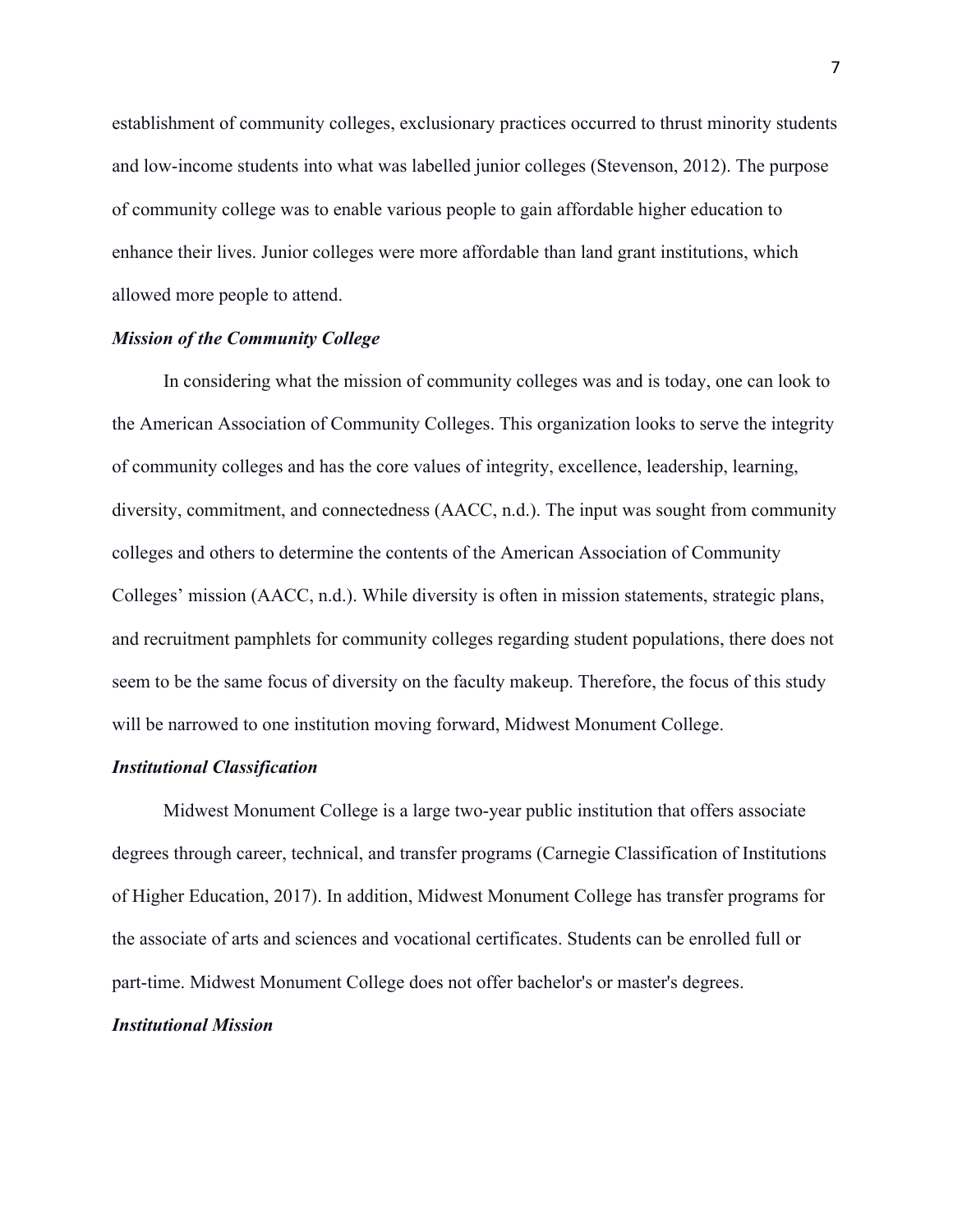establishment of community colleges, exclusionary practices occurred to thrust minority students and low-income students into what was labelled junior colleges (Stevenson, 2012). The purpose of community college was to enable various people to gain affordable higher education to enhance their lives. Junior colleges were more affordable than land grant institutions, which allowed more people to attend.

### *Mission of the Community College*

In considering what the mission of community colleges was and is today, one can look to the American Association of Community Colleges. This organization looks to serve the integrity of community colleges and has the core values of integrity, excellence, leadership, learning, diversity, commitment, and connectedness (AACC, n.d.). The input was sought from community colleges and others to determine the contents of the American Association of Community Colleges' mission (AACC, n.d.). While diversity is often in mission statements, strategic plans, and recruitment pamphlets for community colleges regarding student populations, there does not seem to be the same focus of diversity on the faculty makeup. Therefore, the focus of this study will be narrowed to one institution moving forward, Midwest Monument College.

### *Institutional Classification*

Midwest Monument College is a large two-year public institution that offers associate degrees through career, technical, and transfer programs (Carnegie Classification of Institutions of Higher Education, 2017). In addition, Midwest Monument College has transfer programs for the associate of arts and sciences and vocational certificates. Students can be enrolled full or part-time. Midwest Monument College does not offer bachelor's or master's degrees.

### *Institutional Mission*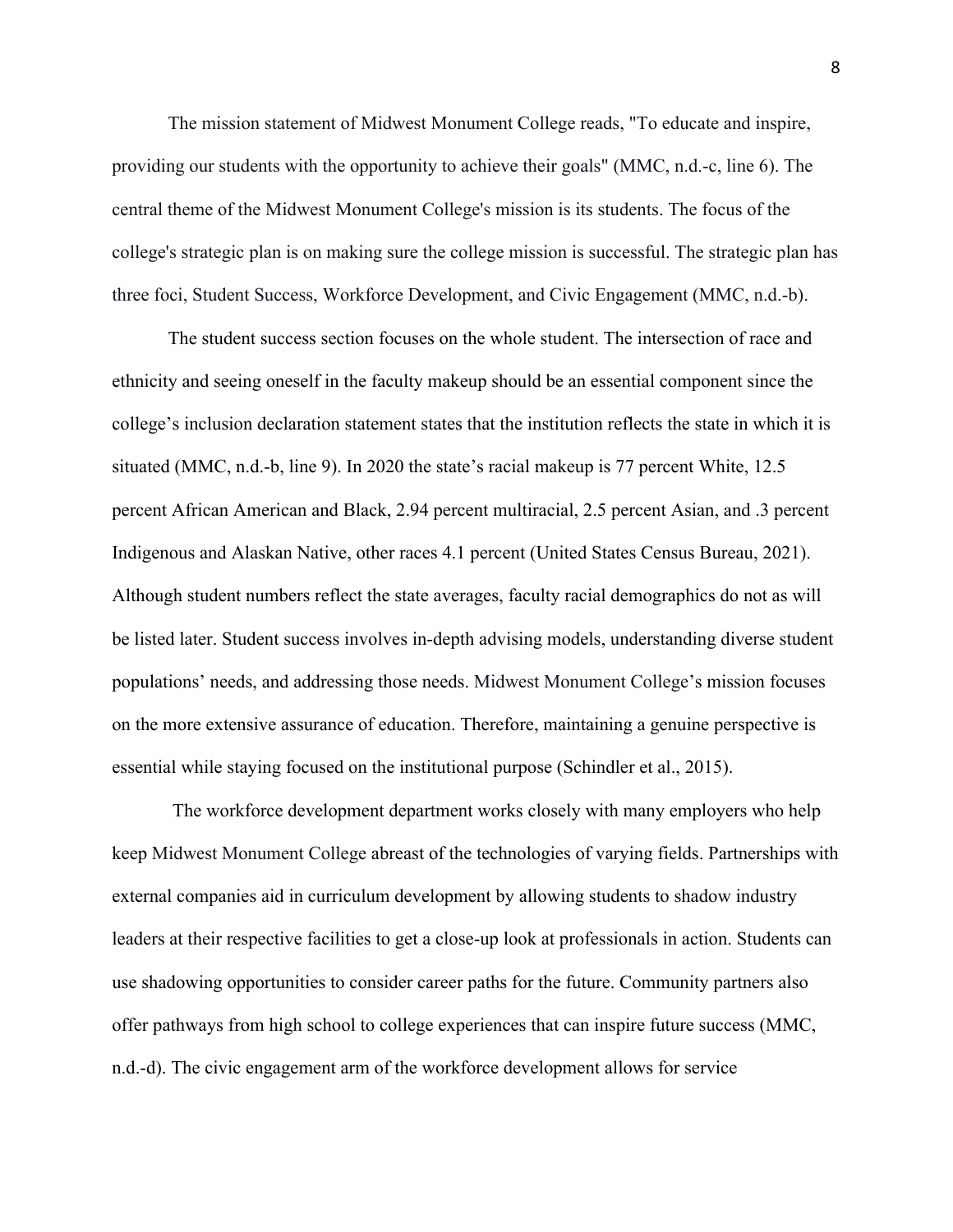The mission statement of Midwest Monument College reads, "To educate and inspire, providing our students with the opportunity to achieve their goals" (MMC, n.d.-c, line 6). The central theme of the Midwest Monument College's mission is its students. The focus of the college's strategic plan is on making sure the college mission is successful. The strategic plan has three foci, Student Success, Workforce Development, and Civic Engagement (MMC, n.d.-b).

The student success section focuses on the whole student. The intersection of race and ethnicity and seeing oneself in the faculty makeup should be an essential component since the college's inclusion declaration statement states that the institution reflects the state in which it is situated (MMC, n.d.-b, line 9). In 2020 the state's racial makeup is 77 percent White, 12.5 percent African American and Black, 2.94 percent multiracial, 2.5 percent Asian, and .3 percent Indigenous and Alaskan Native, other races 4.1 percent (United States Census Bureau, 2021). Although student numbers reflect the state averages, faculty racial demographics do not as will be listed later. Student success involves in-depth advising models, understanding diverse student populations' needs, and addressing those needs. Midwest Monument College's mission focuses on the more extensive assurance of education. Therefore, maintaining a genuine perspective is essential while staying focused on the institutional purpose (Schindler et al., 2015).

The workforce development department works closely with many employers who help keep Midwest Monument College abreast of the technologies of varying fields. Partnerships with external companies aid in curriculum development by allowing students to shadow industry leaders at their respective facilities to get a close-up look at professionals in action. Students can use shadowing opportunities to consider career paths for the future. Community partners also offer pathways from high school to college experiences that can inspire future success (MMC, n.d.-d). The civic engagement arm of the workforce development allows for service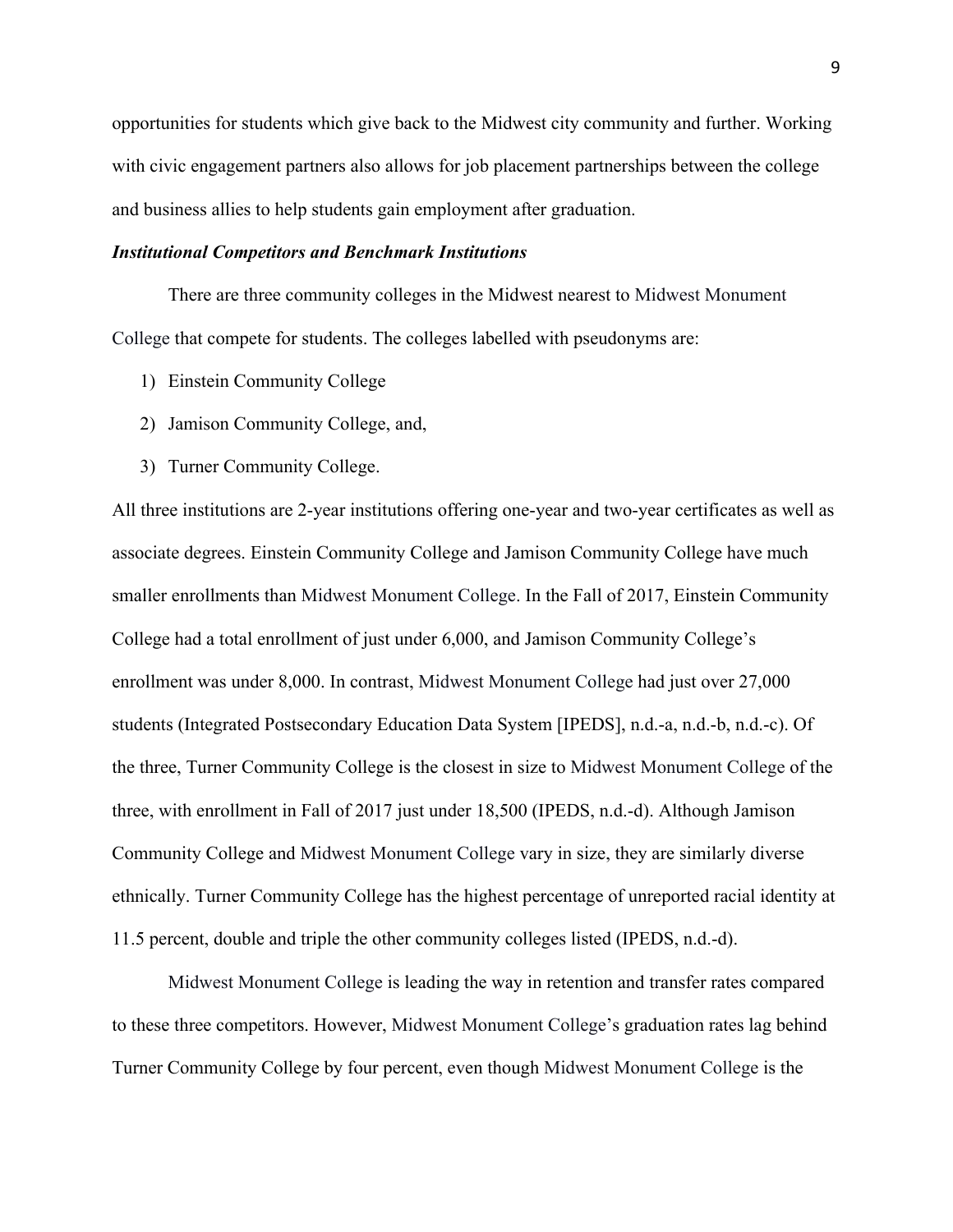opportunities for students which give back to the Midwest city community and further. Working with civic engagement partners also allows for job placement partnerships between the college and business allies to help students gain employment after graduation.

### ***Institutional Competitors and Benchmark Institutions***

There are three community colleges in the Midwest nearest to Midwest Monument College that compete for students. The colleges labelled with pseudonyms are:

1) Einstein Community College
2) Jamison Community College, and,
3) Turner Community College.

All three institutions are 2-year institutions offering one-year and two-year certificates as well as associate degrees. Einstein Community College and Jamison Community College have much smaller enrollments than Midwest Monument College. In the Fall of 2017, Einstein Community College had a total enrollment of just under 6,000, and Jamison Community College's enrollment was under 8,000. In contrast, Midwest Monument College had just over 27,000 students (Integrated Postsecondary Education Data System [IPEDS], n.d.-a, n.d.-b, n.d.-c). Of the three, Turner Community College is the closest in size to Midwest Monument College of the three, with enrollment in Fall of 2017 just under 18,500 (IPEDS, n.d.-d). Although Jamison Community College and Midwest Monument College vary in size, they are similarly diverse ethnically. Turner Community College has the highest percentage of unreported racial identity at 11.5 percent, double and triple the other community colleges listed (IPEDS, n.d.-d).

Midwest Monument College is leading the way in retention and transfer rates compared to these three competitors. However, Midwest Monument College's graduation rates lag behind Turner Community College by four percent, even though Midwest Monument College is the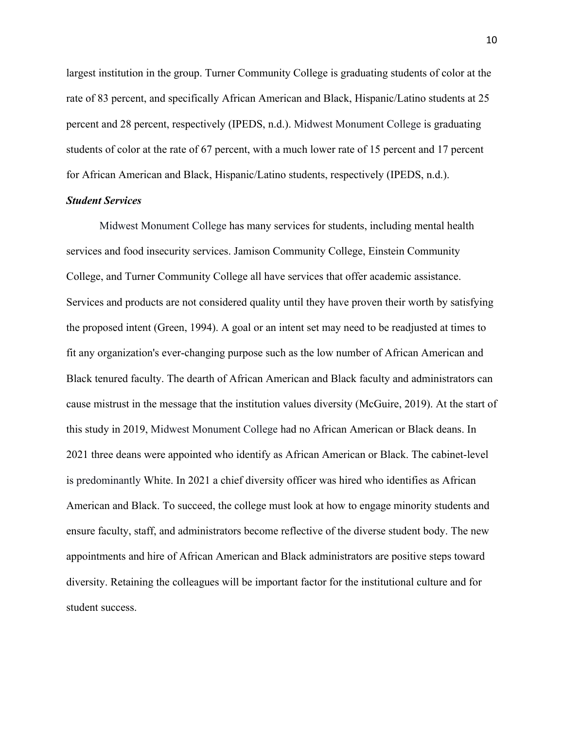largest institution in the group. Turner Community College is graduating students of color at the rate of 83 percent, and specifically African American and Black, Hispanic/Latino students at 25 percent and 28 percent, respectively (IPEDS, n.d.). Midwest Monument College is graduating students of color at the rate of 67 percent, with a much lower rate of 15 percent and 17 percent for African American and Black, Hispanic/Latino students, respectively (IPEDS, n.d.).

### *Student Services*

Midwest Monument College has many services for students, including mental health services and food insecurity services. Jamison Community College, Einstein Community College, and Turner Community College all have services that offer academic assistance. Services and products are not considered quality until they have proven their worth by satisfying the proposed intent (Green, 1994). A goal or an intent set may need to be readjusted at times to fit any organization's ever-changing purpose such as the low number of African American and Black tenured faculty. The dearth of African American and Black faculty and administrators can cause mistrust in the message that the institution values diversity (McGuire, 2019). At the start of this study in 2019, Midwest Monument College had no African American or Black deans. In 2021 three deans were appointed who identify as African American or Black. The cabinet-level is predominantly White. In 2021 a chief diversity officer was hired who identifies as African American and Black. To succeed, the college must look at how to engage minority students and ensure faculty, staff, and administrators become reflective of the diverse student body. The new appointments and hire of African American and Black administrators are positive steps toward diversity. Retaining the colleagues will be important factor for the institutional culture and for student success.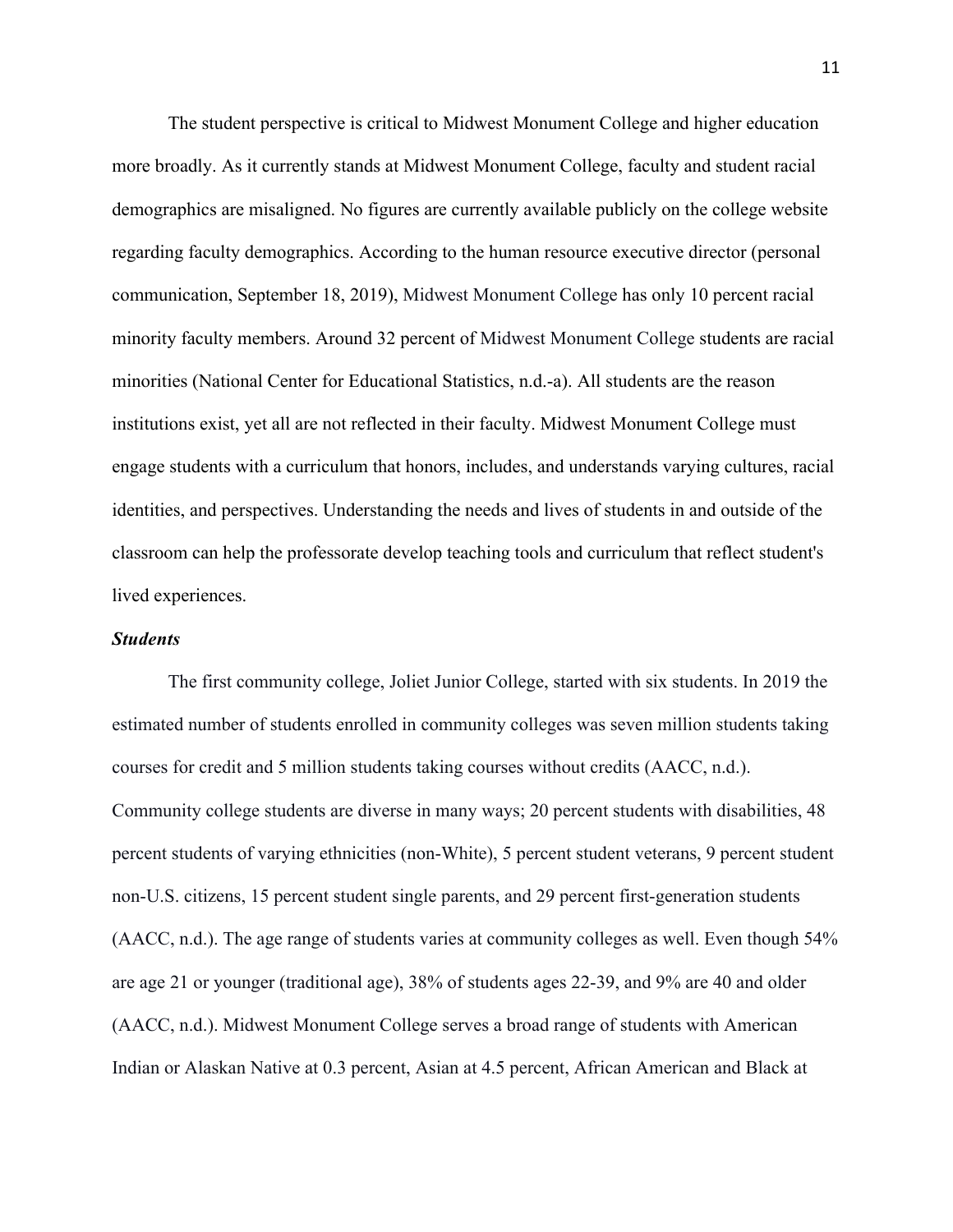The student perspective is critical to Midwest Monument College and higher education more broadly. As it currently stands at Midwest Monument College, faculty and student racial demographics are misaligned. No figures are currently available publicly on the college website regarding faculty demographics. According to the human resource executive director (personal communication, September 18, 2019), Midwest Monument College has only 10 percent racial minority faculty members. Around 32 percent of Midwest Monument College students are racial minorities (National Center for Educational Statistics, n.d.-a). All students are the reason institutions exist, yet all are not reflected in their faculty. Midwest Monument College must engage students with a curriculum that honors, includes, and understands varying cultures, racial identities, and perspectives. Understanding the needs and lives of students in and outside of the classroom can help the professorate develop teaching tools and curriculum that reflect student's lived experiences.

***Students***

The first community college, Joliet Junior College, started with six students. In 2019 the estimated number of students enrolled in community colleges was seven million students taking courses for credit and 5 million students taking courses without credits (AACC, n.d.). Community college students are diverse in many ways; 20 percent students with disabilities, 48 percent students of varying ethnicities (non-White), 5 percent student veterans, 9 percent student non-U.S. citizens, 15 percent student single parents, and 29 percent first-generation students (AACC, n.d.). The age range of students varies at community colleges as well. Even though 54% are age 21 or younger (traditional age), 38% of students ages 22-39, and 9% are 40 and older (AACC, n.d.). Midwest Monument College serves a broad range of students with American Indian or Alaskan Native at 0.3 percent, Asian at 4.5 percent, African American and Black at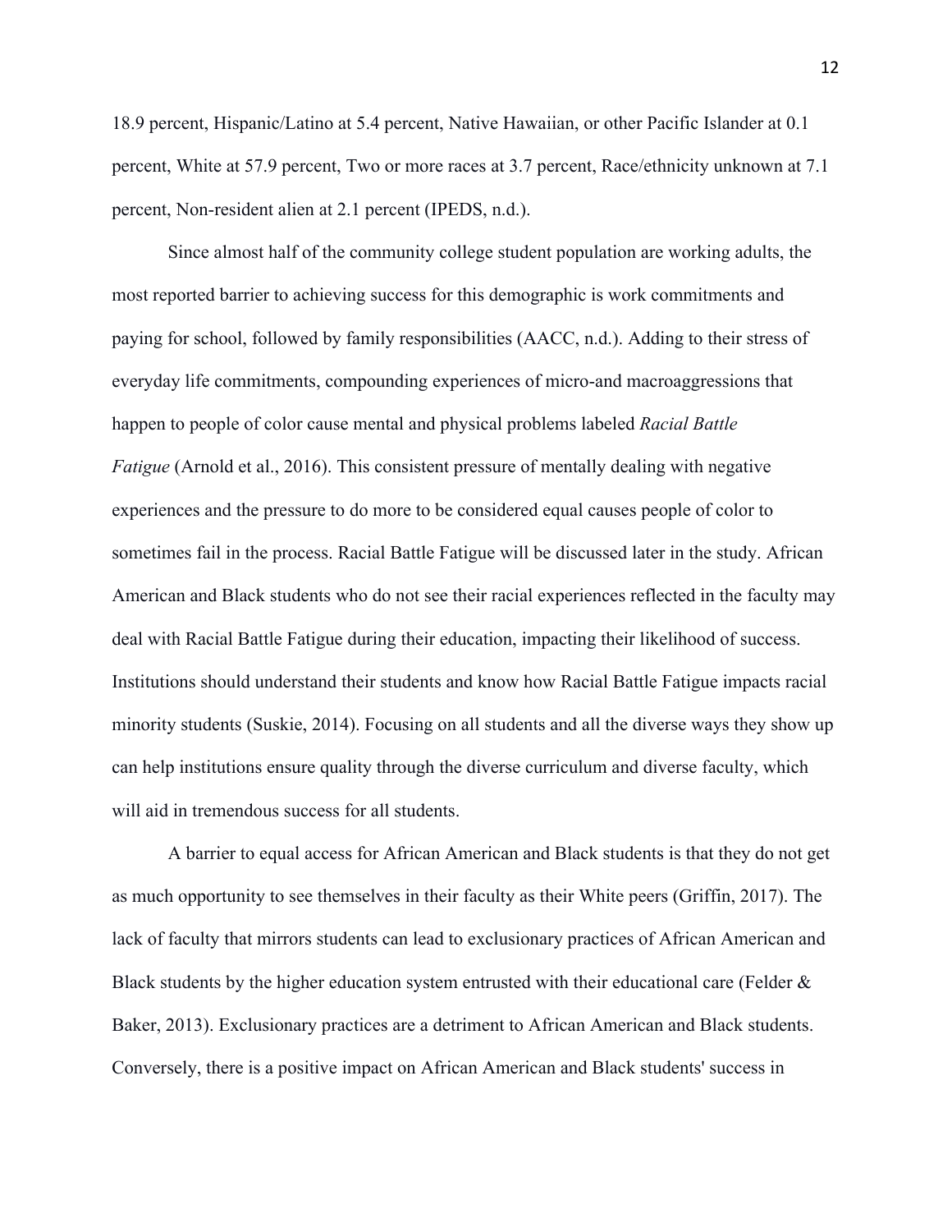18.9 percent, Hispanic/Latino at 5.4 percent, Native Hawaiian, or other Pacific Islander at 0.1 percent, White at 57.9 percent, Two or more races at 3.7 percent, Race/ethnicity unknown at 7.1 percent, Non-resident alien at 2.1 percent (IPEDS, n.d.).

Since almost half of the community college student population are working adults, the most reported barrier to achieving success for this demographic is work commitments and paying for school, followed by family responsibilities (AACC, n.d.). Adding to their stress of everyday life commitments, compounding experiences of micro-and macroaggressions that happen to people of color cause mental and physical problems labeled *Racial Battle Fatigue* (Arnold et al., 2016). This consistent pressure of mentally dealing with negative experiences and the pressure to do more to be considered equal causes people of color to sometimes fail in the process. Racial Battle Fatigue will be discussed later in the study. African American and Black students who do not see their racial experiences reflected in the faculty may deal with Racial Battle Fatigue during their education, impacting their likelihood of success. Institutions should understand their students and know how Racial Battle Fatigue impacts racial minority students (Suskie, 2014). Focusing on all students and all the diverse ways they show up can help institutions ensure quality through the diverse curriculum and diverse faculty, which will aid in tremendous success for all students.

A barrier to equal access for African American and Black students is that they do not get as much opportunity to see themselves in their faculty as their White peers (Griffin, 2017). The lack of faculty that mirrors students can lead to exclusionary practices of African American and Black students by the higher education system entrusted with their educational care (Felder & Baker, 2013). Exclusionary practices are a detriment to African American and Black students. Conversely, there is a positive impact on African American and Black students' success in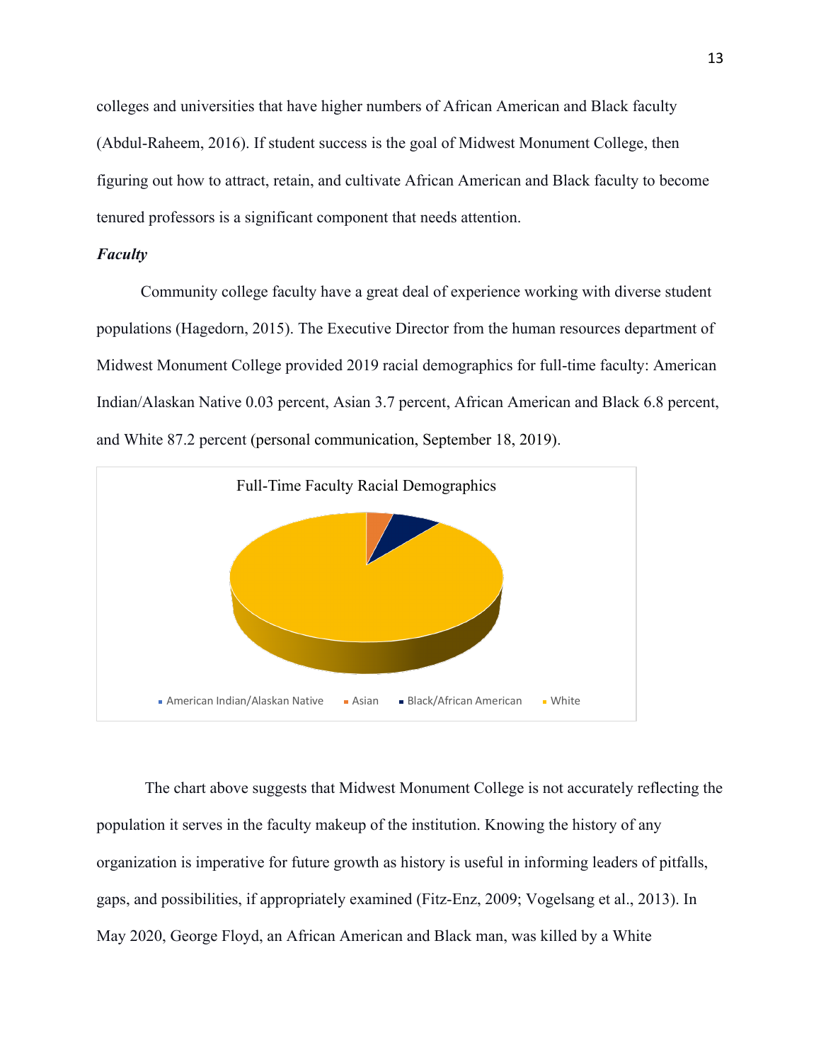colleges and universities that have higher numbers of African American and Black faculty (Abdul-Raheem, 2016). If student success is the goal of Midwest Monument College, then figuring out how to attract, retain, and cultivate African American and Black faculty to become tenured professors is a significant component that needs attention.

### *Faculty*

Community college faculty have a great deal of experience working with diverse student populations (Hagedorn, 2015). The Executive Director from the human resources department of Midwest Monument College provided 2019 racial demographics for full-time faculty: American Indian/Alaskan Native 0.03 percent, Asian 3.7 percent, African American and Black 6.8 percent, and White 87.2 percent (personal communication, September 18, 2019).

Full-Time Faculty Racial Demographics

American Indian/Alaskan Native · Asian · Black/African American · White

The chart above suggests that Midwest Monument College is not accurately reflecting the population it serves in the faculty makeup of the institution. Knowing the history of any organization is imperative for future growth as history is useful in informing leaders of pitfalls, gaps, and possibilities, if appropriately examined (Fitz-Enz, 2009; Vogelsang et al., 2013). In May 2020, George Floyd, an African American and Black man, was killed by a White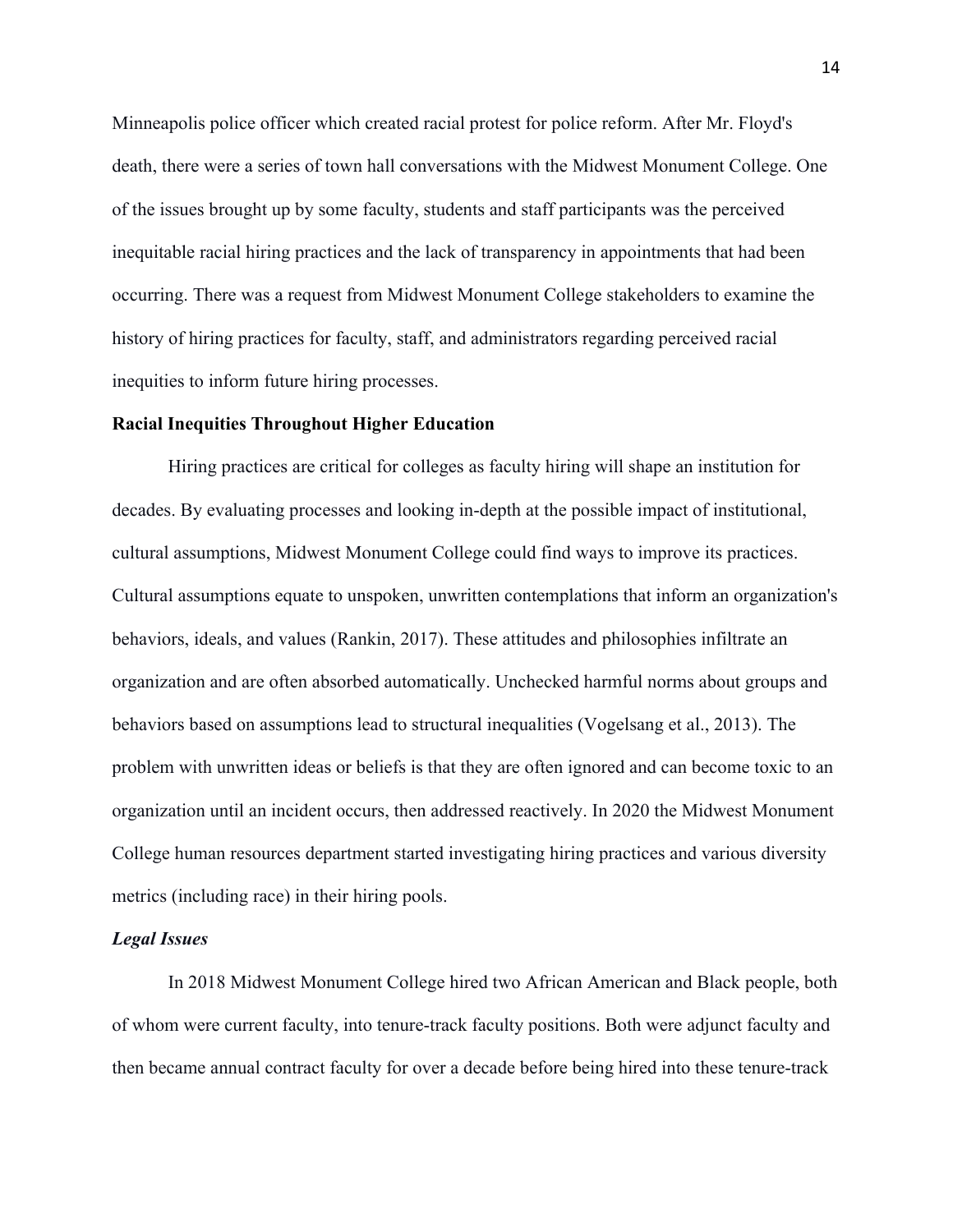Minneapolis police officer which created racial protest for police reform. After Mr. Floyd's death, there were a series of town hall conversations with the Midwest Monument College. One of the issues brought up by some faculty, students and staff participants was the perceived inequitable racial hiring practices and the lack of transparency in appointments that had been occurring. There was a request from Midwest Monument College stakeholders to examine the history of hiring practices for faculty, staff, and administrators regarding perceived racial inequities to inform future hiring processes.

## Racial Inequities Throughout Higher Education

Hiring practices are critical for colleges as faculty hiring will shape an institution for decades. By evaluating processes and looking in-depth at the possible impact of institutional, cultural assumptions, Midwest Monument College could find ways to improve its practices. Cultural assumptions equate to unspoken, unwritten contemplations that inform an organization's behaviors, ideals, and values (Rankin, 2017). These attitudes and philosophies infiltrate an organization and are often absorbed automatically. Unchecked harmful norms about groups and behaviors based on assumptions lead to structural inequalities (Vogelsang et al., 2013). The problem with unwritten ideas or beliefs is that they are often ignored and can become toxic to an organization until an incident occurs, then addressed reactively. In 2020 the Midwest Monument College human resources department started investigating hiring practices and various diversity metrics (including race) in their hiring pools.

### *Legal Issues*

In 2018 Midwest Monument College hired two African American and Black people, both of whom were current faculty, into tenure-track faculty positions. Both were adjunct faculty and then became annual contract faculty for over a decade before being hired into these tenure-track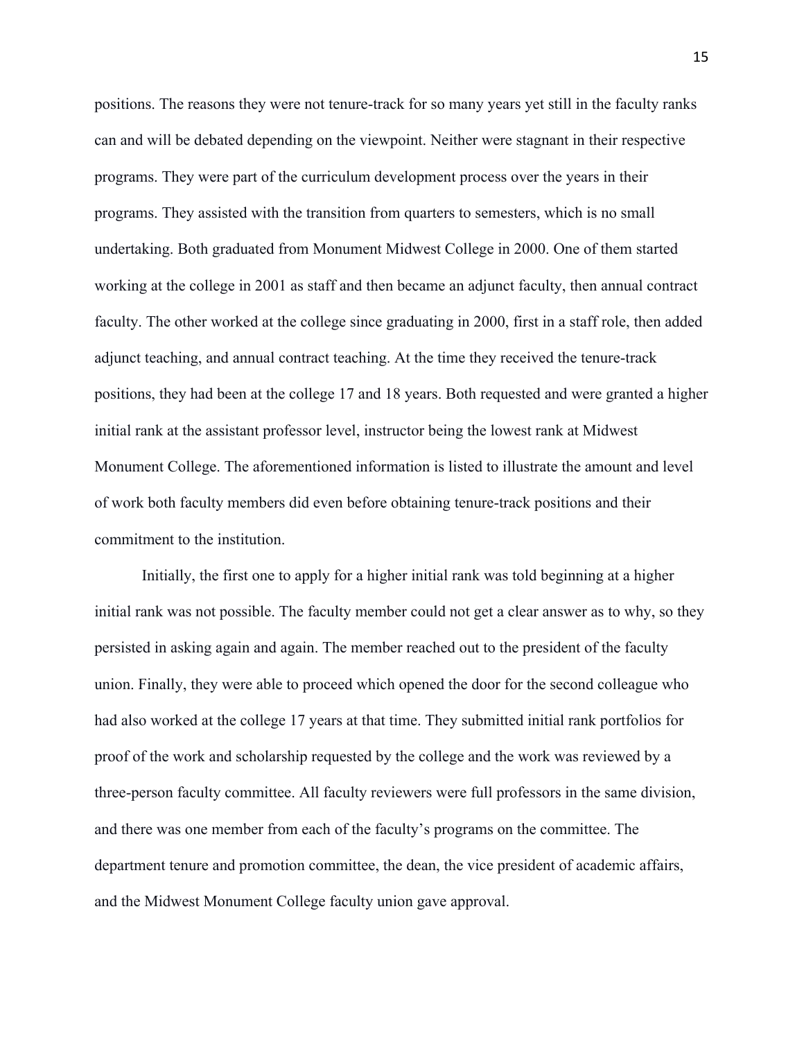positions. The reasons they were not tenure-track for so many years yet still in the faculty ranks can and will be debated depending on the viewpoint. Neither were stagnant in their respective programs. They were part of the curriculum development process over the years in their programs. They assisted with the transition from quarters to semesters, which is no small undertaking. Both graduated from Monument Midwest College in 2000. One of them started working at the college in 2001 as staff and then became an adjunct faculty, then annual contract faculty. The other worked at the college since graduating in 2000, first in a staff role, then added adjunct teaching, and annual contract teaching. At the time they received the tenure-track positions, they had been at the college 17 and 18 years. Both requested and were granted a higher initial rank at the assistant professor level, instructor being the lowest rank at Midwest Monument College. The aforementioned information is listed to illustrate the amount and level of work both faculty members did even before obtaining tenure-track positions and their commitment to the institution.

Initially, the first one to apply for a higher initial rank was told beginning at a higher initial rank was not possible. The faculty member could not get a clear answer as to why, so they persisted in asking again and again. The member reached out to the president of the faculty union. Finally, they were able to proceed which opened the door for the second colleague who had also worked at the college 17 years at that time. They submitted initial rank portfolios for proof of the work and scholarship requested by the college and the work was reviewed by a three-person faculty committee. All faculty reviewers were full professors in the same division, and there was one member from each of the faculty's programs on the committee. The department tenure and promotion committee, the dean, the vice president of academic affairs, and the Midwest Monument College faculty union gave approval.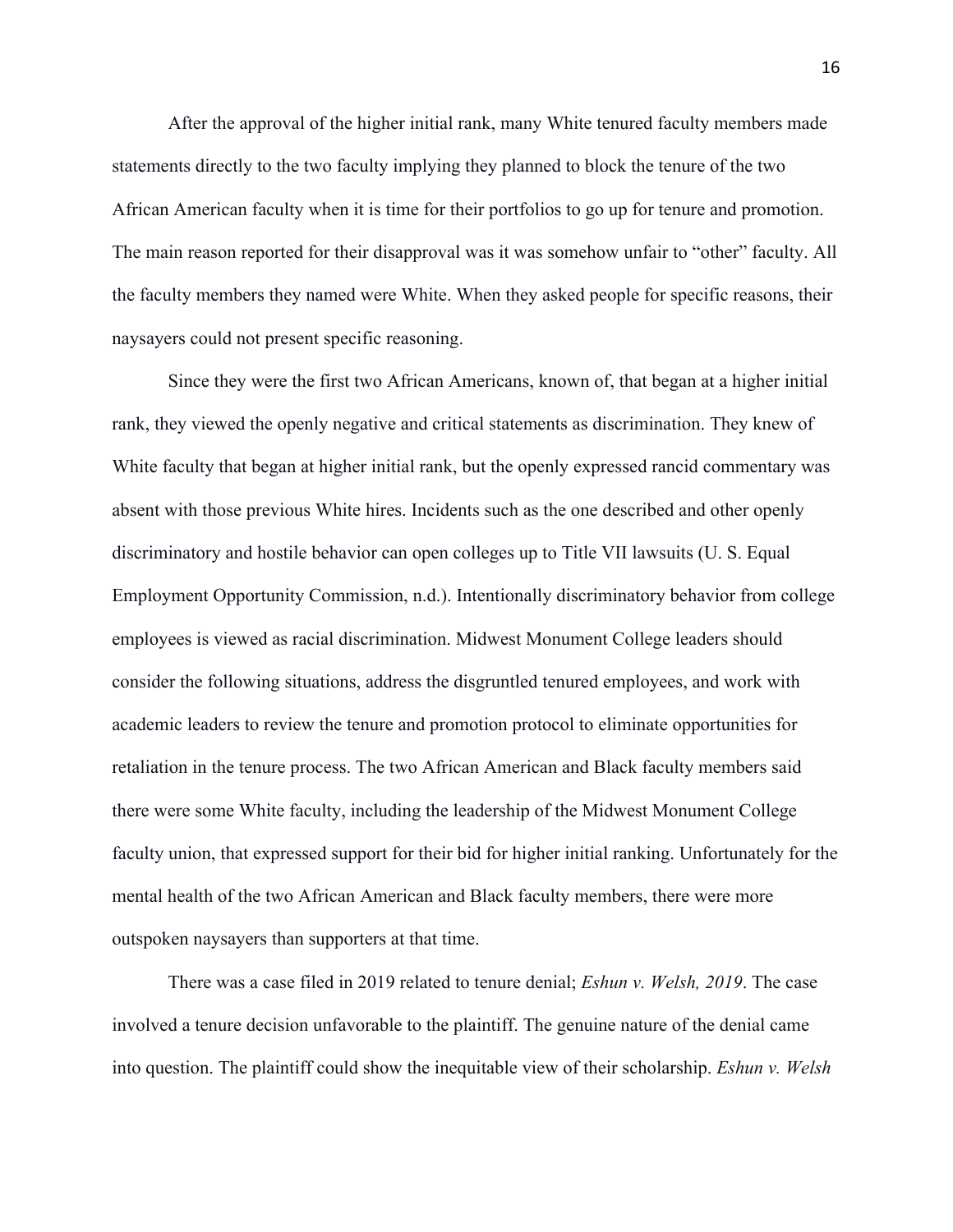After the approval of the higher initial rank, many White tenured faculty members made statements directly to the two faculty implying they planned to block the tenure of the two African American faculty when it is time for their portfolios to go up for tenure and promotion. The main reason reported for their disapproval was it was somehow unfair to "other" faculty. All the faculty members they named were White. When they asked people for specific reasons, their naysayers could not present specific reasoning.

Since they were the first two African Americans, known of, that began at a higher initial rank, they viewed the openly negative and critical statements as discrimination. They knew of White faculty that began at higher initial rank, but the openly expressed rancid commentary was absent with those previous White hires. Incidents such as the one described and other openly discriminatory and hostile behavior can open colleges up to Title VII lawsuits (U. S. Equal Employment Opportunity Commission, n.d.). Intentionally discriminatory behavior from college employees is viewed as racial discrimination. Midwest Monument College leaders should consider the following situations, address the disgruntled tenured employees, and work with academic leaders to review the tenure and promotion protocol to eliminate opportunities for retaliation in the tenure process. The two African American and Black faculty members said there were some White faculty, including the leadership of the Midwest Monument College faculty union, that expressed support for their bid for higher initial ranking. Unfortunately for the mental health of the two African American and Black faculty members, there were more outspoken naysayers than supporters at that time.

There was a case filed in 2019 related to tenure denial; *Eshun v. Welsh, 2019*. The case involved a tenure decision unfavorable to the plaintiff. The genuine nature of the denial came into question. The plaintiff could show the inequitable view of their scholarship. *Eshun v. Welsh*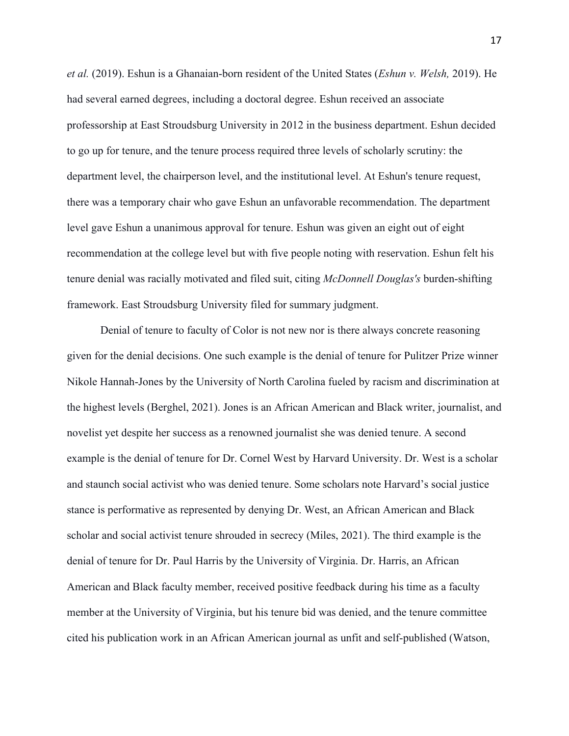*et al.* (2019). Eshun is a Ghanaian-born resident of the United States (*Eshun v. Welsh,* 2019). He had several earned degrees, including a doctoral degree. Eshun received an associate professorship at East Stroudsburg University in 2012 in the business department. Eshun decided to go up for tenure, and the tenure process required three levels of scholarly scrutiny: the department level, the chairperson level, and the institutional level. At Eshun's tenure request, there was a temporary chair who gave Eshun an unfavorable recommendation. The department level gave Eshun a unanimous approval for tenure. Eshun was given an eight out of eight recommendation at the college level but with five people noting with reservation. Eshun felt his tenure denial was racially motivated and filed suit, citing *McDonnell Douglas's* burden-shifting framework. East Stroudsburg University filed for summary judgment.

Denial of tenure to faculty of Color is not new nor is there always concrete reasoning given for the denial decisions. One such example is the denial of tenure for Pulitzer Prize winner Nikole Hannah-Jones by the University of North Carolina fueled by racism and discrimination at the highest levels (Berghel, 2021). Jones is an African American and Black writer, journalist, and novelist yet despite her success as a renowned journalist she was denied tenure. A second example is the denial of tenure for Dr. Cornel West by Harvard University. Dr. West is a scholar and staunch social activist who was denied tenure. Some scholars note Harvard's social justice stance is performative as represented by denying Dr. West, an African American and Black scholar and social activist tenure shrouded in secrecy (Miles, 2021). The third example is the denial of tenure for Dr. Paul Harris by the University of Virginia. Dr. Harris, an African American and Black faculty member, received positive feedback during his time as a faculty member at the University of Virginia, but his tenure bid was denied, and the tenure committee cited his publication work in an African American journal as unfit and self-published (Watson,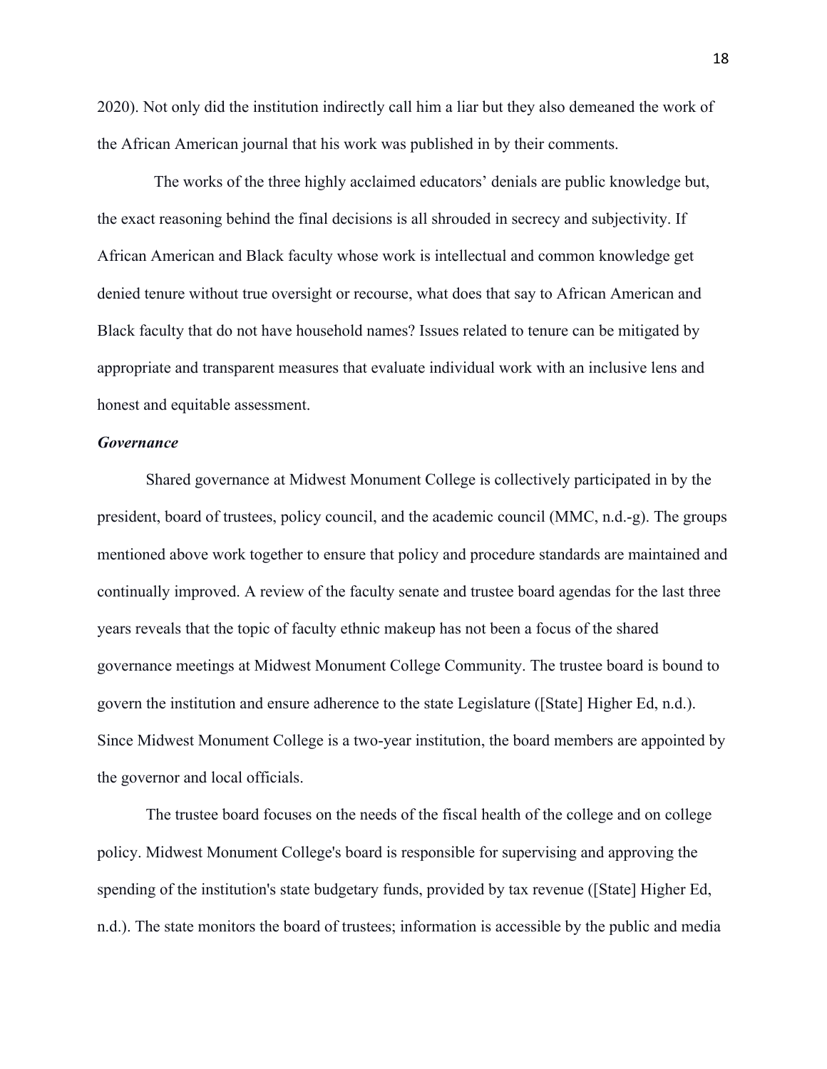2020). Not only did the institution indirectly call him a liar but they also demeaned the work of the African American journal that his work was published in by their comments.

The works of the three highly acclaimed educators' denials are public knowledge but, the exact reasoning behind the final decisions is all shrouded in secrecy and subjectivity. If African American and Black faculty whose work is intellectual and common knowledge get denied tenure without true oversight or recourse, what does that say to African American and Black faculty that do not have household names? Issues related to tenure can be mitigated by appropriate and transparent measures that evaluate individual work with an inclusive lens and honest and equitable assessment.

### *Governance*

Shared governance at Midwest Monument College is collectively participated in by the president, board of trustees, policy council, and the academic council (MMC, n.d.-g). The groups mentioned above work together to ensure that policy and procedure standards are maintained and continually improved. A review of the faculty senate and trustee board agendas for the last three years reveals that the topic of faculty ethnic makeup has not been a focus of the shared governance meetings at Midwest Monument College Community. The trustee board is bound to govern the institution and ensure adherence to the state Legislature ([State] Higher Ed, n.d.). Since Midwest Monument College is a two-year institution, the board members are appointed by the governor and local officials.

The trustee board focuses on the needs of the fiscal health of the college and on college policy. Midwest Monument College's board is responsible for supervising and approving the spending of the institution's state budgetary funds, provided by tax revenue ([State] Higher Ed, n.d.). The state monitors the board of trustees; information is accessible by the public and media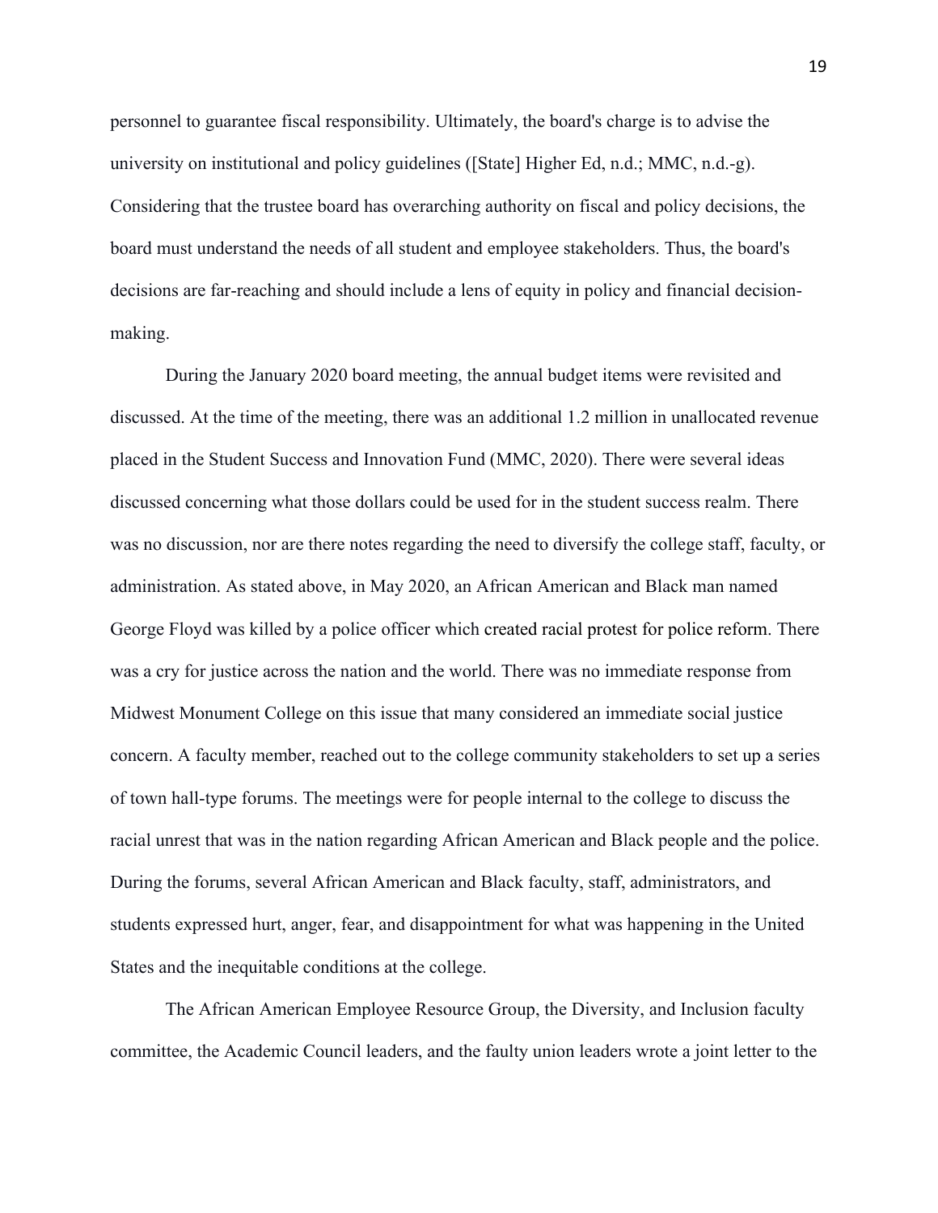personnel to guarantee fiscal responsibility. Ultimately, the board's charge is to advise the university on institutional and policy guidelines ([State] Higher Ed, n.d.; MMC, n.d.-g). Considering that the trustee board has overarching authority on fiscal and policy decisions, the board must understand the needs of all student and employee stakeholders. Thus, the board's decisions are far-reaching and should include a lens of equity in policy and financial decision-making.

During the January 2020 board meeting, the annual budget items were revisited and discussed. At the time of the meeting, there was an additional 1.2 million in unallocated revenue placed in the Student Success and Innovation Fund (MMC, 2020). There were several ideas discussed concerning what those dollars could be used for in the student success realm. There was no discussion, nor are there notes regarding the need to diversify the college staff, faculty, or administration. As stated above, in May 2020, an African American and Black man named George Floyd was killed by a police officer which created racial protest for police reform. There was a cry for justice across the nation and the world. There was no immediate response from Midwest Monument College on this issue that many considered an immediate social justice concern. A faculty member, reached out to the college community stakeholders to set up a series of town hall-type forums. The meetings were for people internal to the college to discuss the racial unrest that was in the nation regarding African American and Black people and the police. During the forums, several African American and Black faculty, staff, administrators, and students expressed hurt, anger, fear, and disappointment for what was happening in the United States and the inequitable conditions at the college.

The African American Employee Resource Group, the Diversity, and Inclusion faculty committee, the Academic Council leaders, and the faulty union leaders wrote a joint letter to the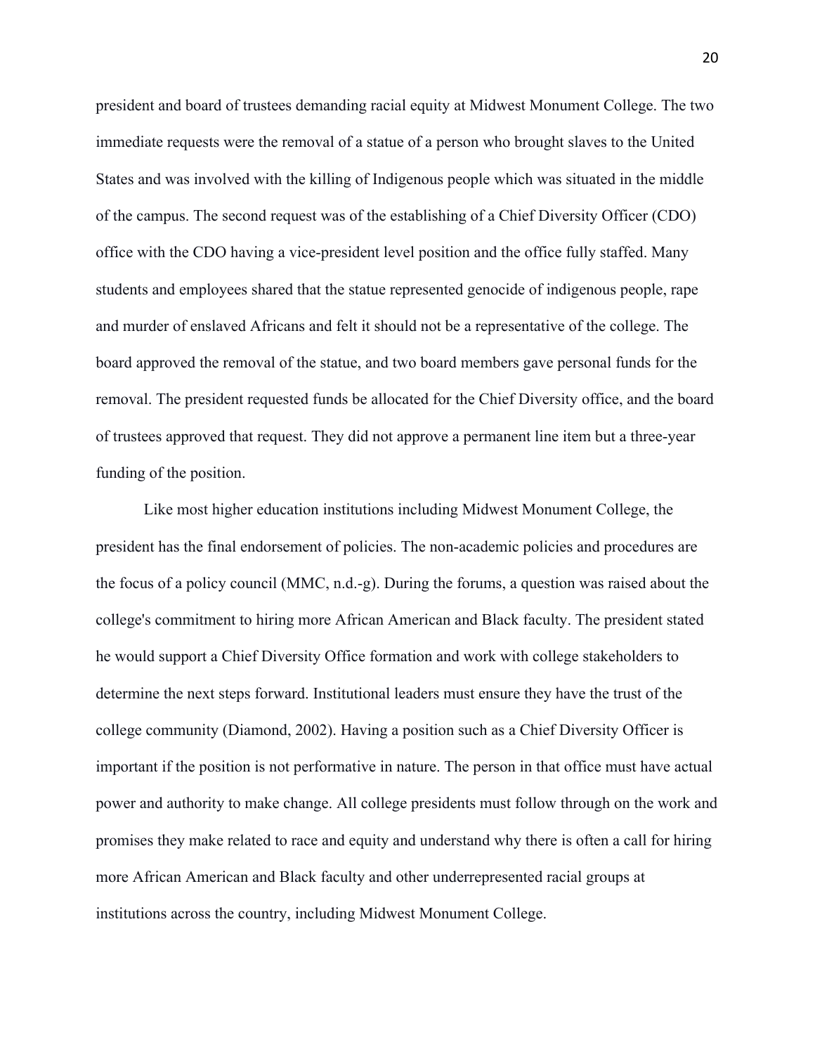president and board of trustees demanding racial equity at Midwest Monument College. The two immediate requests were the removal of a statue of a person who brought slaves to the United States and was involved with the killing of Indigenous people which was situated in the middle of the campus. The second request was of the establishing of a Chief Diversity Officer (CDO) office with the CDO having a vice-president level position and the office fully staffed. Many students and employees shared that the statue represented genocide of indigenous people, rape and murder of enslaved Africans and felt it should not be a representative of the college. The board approved the removal of the statue, and two board members gave personal funds for the removal. The president requested funds be allocated for the Chief Diversity office, and the board of trustees approved that request. They did not approve a permanent line item but a three-year funding of the position.

Like most higher education institutions including Midwest Monument College, the president has the final endorsement of policies. The non-academic policies and procedures are the focus of a policy council (MMC, n.d.-g). During the forums, a question was raised about the college's commitment to hiring more African American and Black faculty. The president stated he would support a Chief Diversity Office formation and work with college stakeholders to determine the next steps forward. Institutional leaders must ensure they have the trust of the college community (Diamond, 2002). Having a position such as a Chief Diversity Officer is important if the position is not performative in nature. The person in that office must have actual power and authority to make change. All college presidents must follow through on the work and promises they make related to race and equity and understand why there is often a call for hiring more African American and Black faculty and other underrepresented racial groups at institutions across the country, including Midwest Monument College.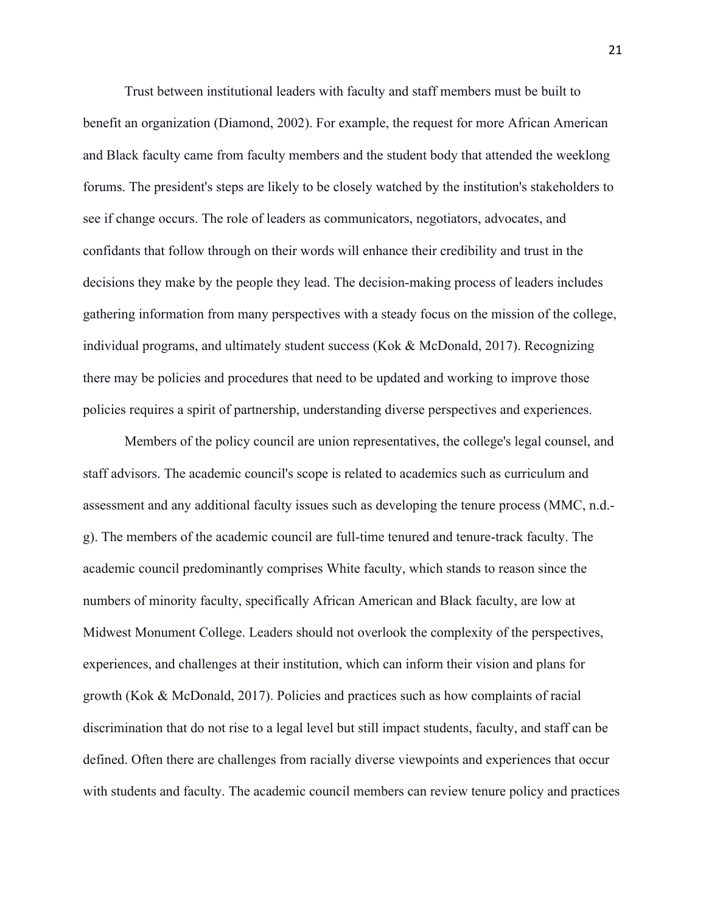Trust between institutional leaders with faculty and staff members must be built to benefit an organization (Diamond, 2002). For example, the request for more African American and Black faculty came from faculty members and the student body that attended the weeklong forums. The president's steps are likely to be closely watched by the institution's stakeholders to see if change occurs. The role of leaders as communicators, negotiators, advocates, and confidants that follow through on their words will enhance their credibility and trust in the decisions they make by the people they lead. The decision-making process of leaders includes gathering information from many perspectives with a steady focus on the mission of the college, individual programs, and ultimately student success (Kok & McDonald, 2017). Recognizing there may be policies and procedures that need to be updated and working to improve those policies requires a spirit of partnership, understanding diverse perspectives and experiences.

Members of the policy council are union representatives, the college's legal counsel, and staff advisors. The academic council's scope is related to academics such as curriculum and assessment and any additional faculty issues such as developing the tenure process (MMC, n.d.-g). The members of the academic council are full-time tenured and tenure-track faculty. The academic council predominantly comprises White faculty, which stands to reason since the numbers of minority faculty, specifically African American and Black faculty, are low at Midwest Monument College. Leaders should not overlook the complexity of the perspectives, experiences, and challenges at their institution, which can inform their vision and plans for growth (Kok & McDonald, 2017). Policies and practices such as how complaints of racial discrimination that do not rise to a legal level but still impact students, faculty, and staff can be defined. Often there are challenges from racially diverse viewpoints and experiences that occur with students and faculty. The academic council members can review tenure policy and practices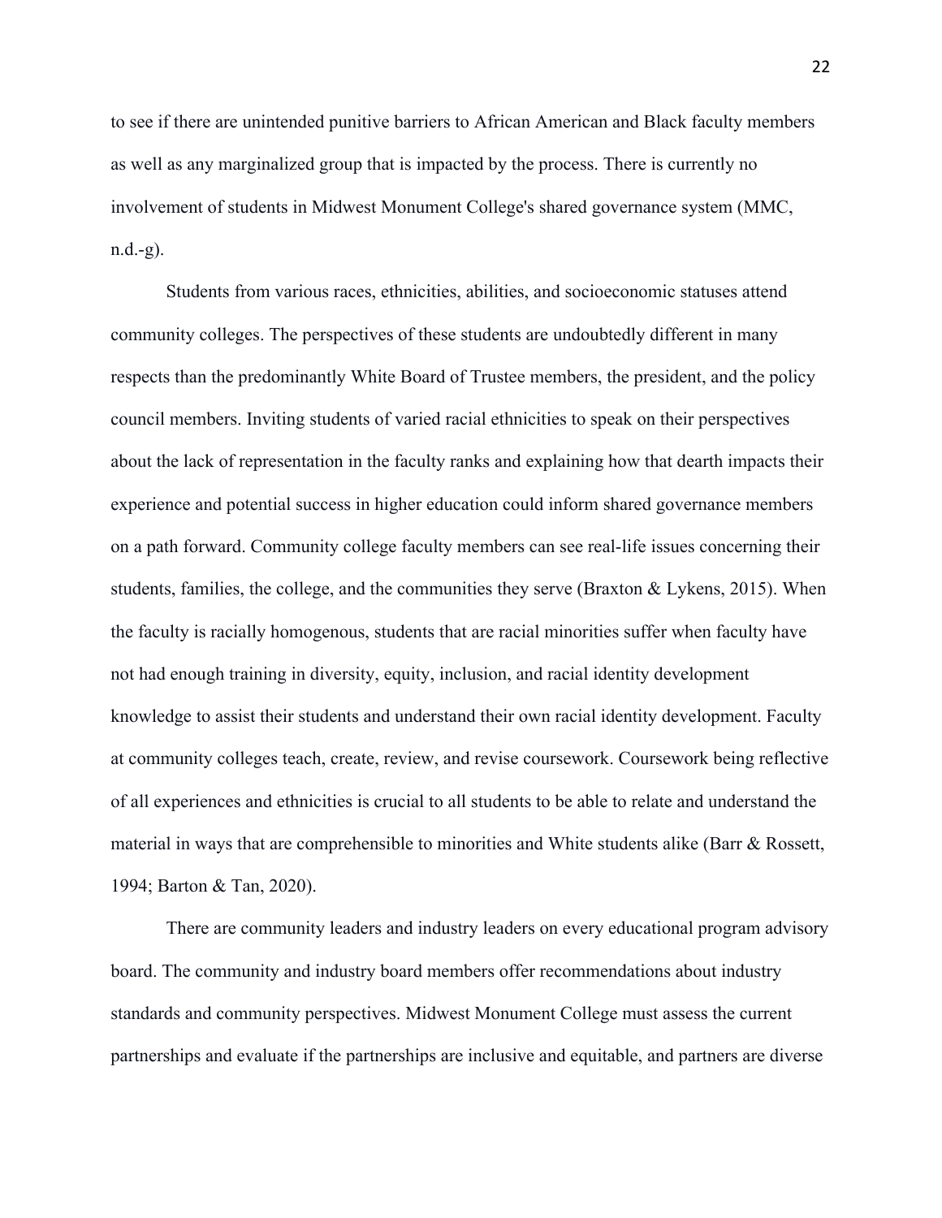to see if there are unintended punitive barriers to African American and Black faculty members as well as any marginalized group that is impacted by the process. There is currently no involvement of students in Midwest Monument College's shared governance system (MMC, n.d.-g).

Students from various races, ethnicities, abilities, and socioeconomic statuses attend community colleges. The perspectives of these students are undoubtedly different in many respects than the predominantly White Board of Trustee members, the president, and the policy council members. Inviting students of varied racial ethnicities to speak on their perspectives about the lack of representation in the faculty ranks and explaining how that dearth impacts their experience and potential success in higher education could inform shared governance members on a path forward. Community college faculty members can see real-life issues concerning their students, families, the college, and the communities they serve (Braxton & Lykens, 2015). When the faculty is racially homogenous, students that are racial minorities suffer when faculty have not had enough training in diversity, equity, inclusion, and racial identity development knowledge to assist their students and understand their own racial identity development. Faculty at community colleges teach, create, review, and revise coursework. Coursework being reflective of all experiences and ethnicities is crucial to all students to be able to relate and understand the material in ways that are comprehensible to minorities and White students alike (Barr & Rossett, 1994; Barton & Tan, 2020).

There are community leaders and industry leaders on every educational program advisory board. The community and industry board members offer recommendations about industry standards and community perspectives. Midwest Monument College must assess the current partnerships and evaluate if the partnerships are inclusive and equitable, and partners are diverse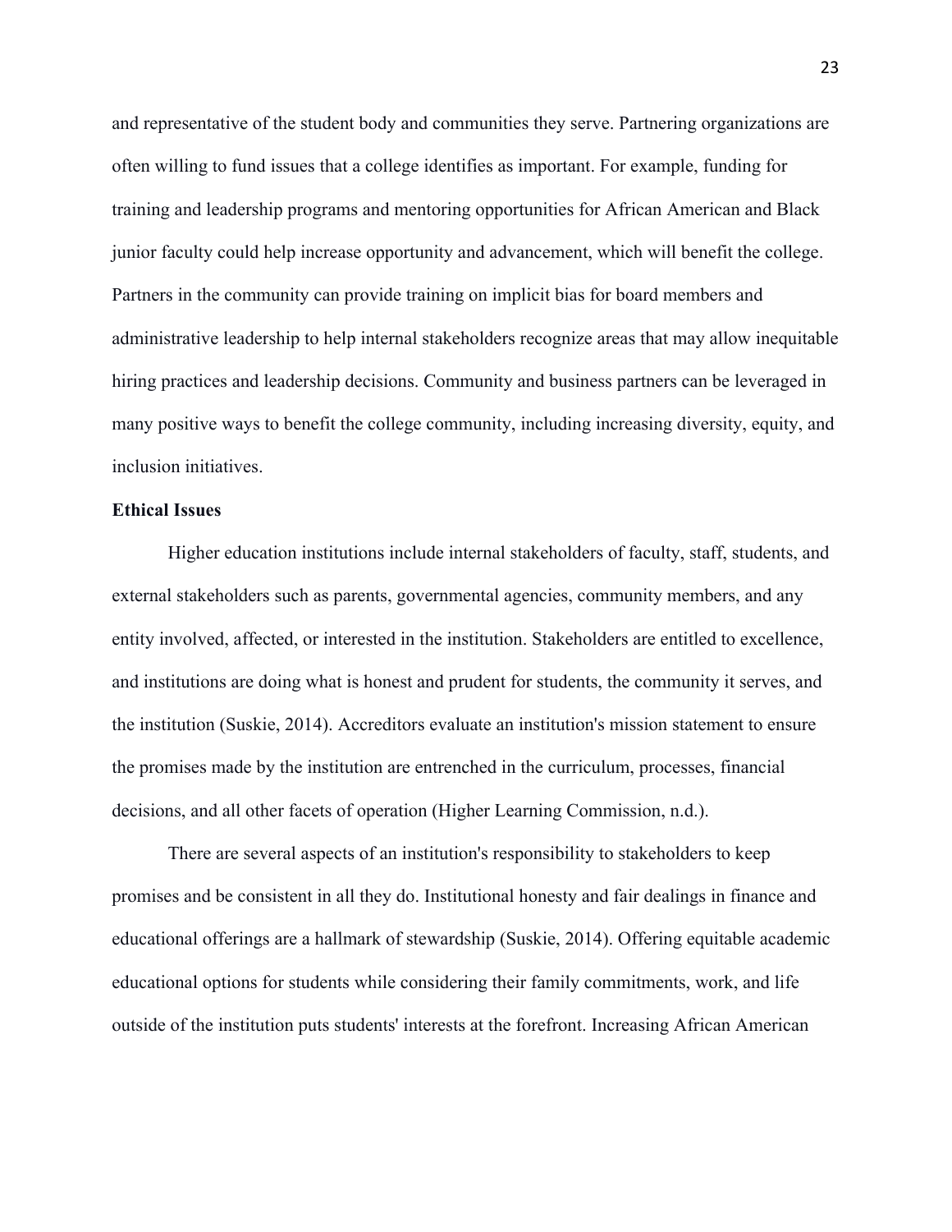and representative of the student body and communities they serve. Partnering organizations are often willing to fund issues that a college identifies as important. For example, funding for training and leadership programs and mentoring opportunities for African American and Black junior faculty could help increase opportunity and advancement, which will benefit the college. Partners in the community can provide training on implicit bias for board members and administrative leadership to help internal stakeholders recognize areas that may allow inequitable hiring practices and leadership decisions. Community and business partners can be leveraged in many positive ways to benefit the college community, including increasing diversity, equity, and inclusion initiatives.

**Ethical Issues**

Higher education institutions include internal stakeholders of faculty, staff, students, and external stakeholders such as parents, governmental agencies, community members, and any entity involved, affected, or interested in the institution. Stakeholders are entitled to excellence, and institutions are doing what is honest and prudent for students, the community it serves, and the institution (Suskie, 2014). Accreditors evaluate an institution's mission statement to ensure the promises made by the institution are entrenched in the curriculum, processes, financial decisions, and all other facets of operation (Higher Learning Commission, n.d.).

There are several aspects of an institution's responsibility to stakeholders to keep promises and be consistent in all they do. Institutional honesty and fair dealings in finance and educational offerings are a hallmark of stewardship (Suskie, 2014). Offering equitable academic educational options for students while considering their family commitments, work, and life outside of the institution puts students' interests at the forefront. Increasing African American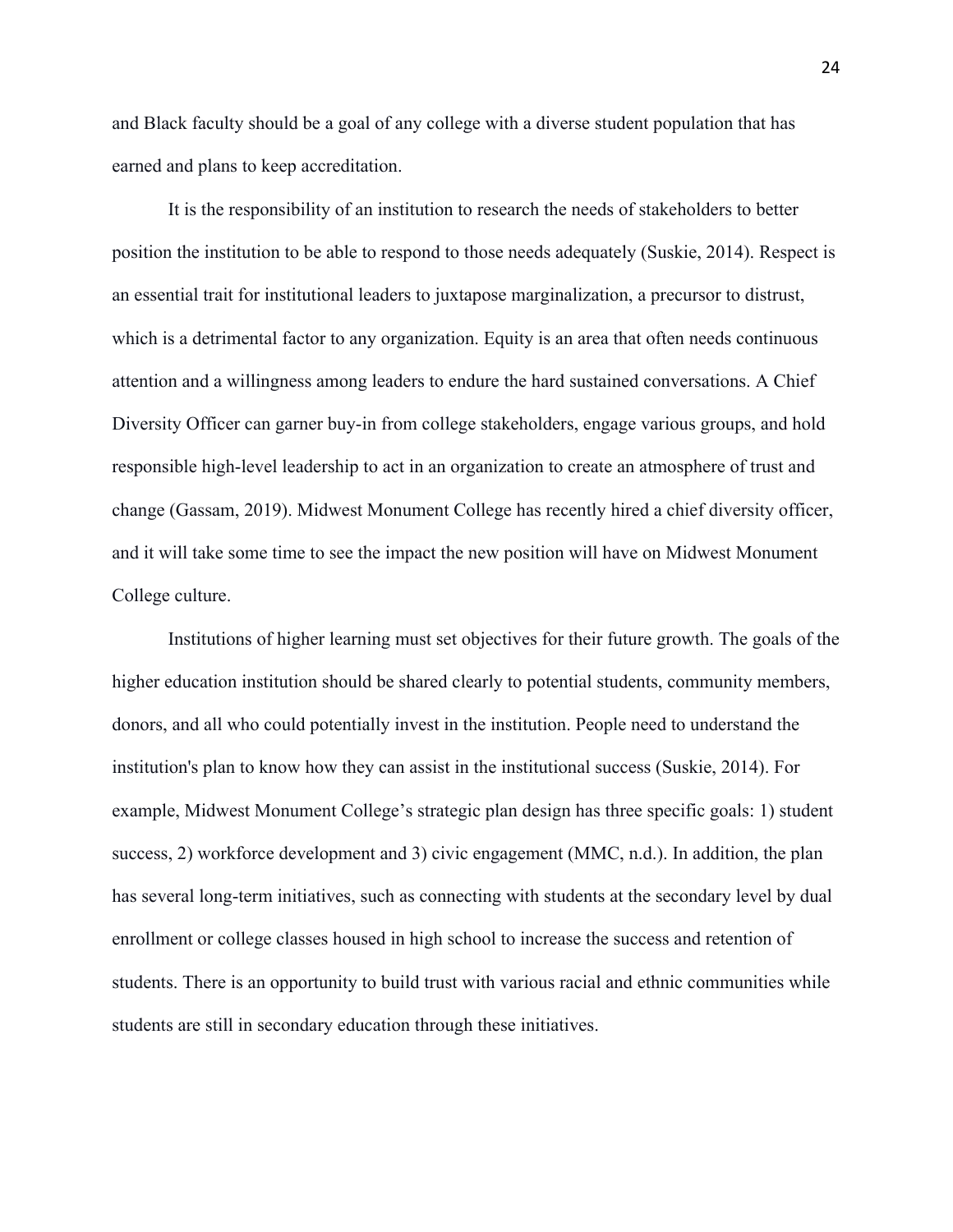and Black faculty should be a goal of any college with a diverse student population that has earned and plans to keep accreditation.

It is the responsibility of an institution to research the needs of stakeholders to better position the institution to be able to respond to those needs adequately (Suskie, 2014). Respect is an essential trait for institutional leaders to juxtapose marginalization, a precursor to distrust, which is a detrimental factor to any organization. Equity is an area that often needs continuous attention and a willingness among leaders to endure the hard sustained conversations. A Chief Diversity Officer can garner buy-in from college stakeholders, engage various groups, and hold responsible high-level leadership to act in an organization to create an atmosphere of trust and change (Gassam, 2019). Midwest Monument College has recently hired a chief diversity officer, and it will take some time to see the impact the new position will have on Midwest Monument College culture.

Institutions of higher learning must set objectives for their future growth. The goals of the higher education institution should be shared clearly to potential students, community members, donors, and all who could potentially invest in the institution. People need to understand the institution's plan to know how they can assist in the institutional success (Suskie, 2014). For example, Midwest Monument College's strategic plan design has three specific goals: 1) student success, 2) workforce development and 3) civic engagement (MMC, n.d.). In addition, the plan has several long-term initiatives, such as connecting with students at the secondary level by dual enrollment or college classes housed in high school to increase the success and retention of students. There is an opportunity to build trust with various racial and ethnic communities while students are still in secondary education through these initiatives.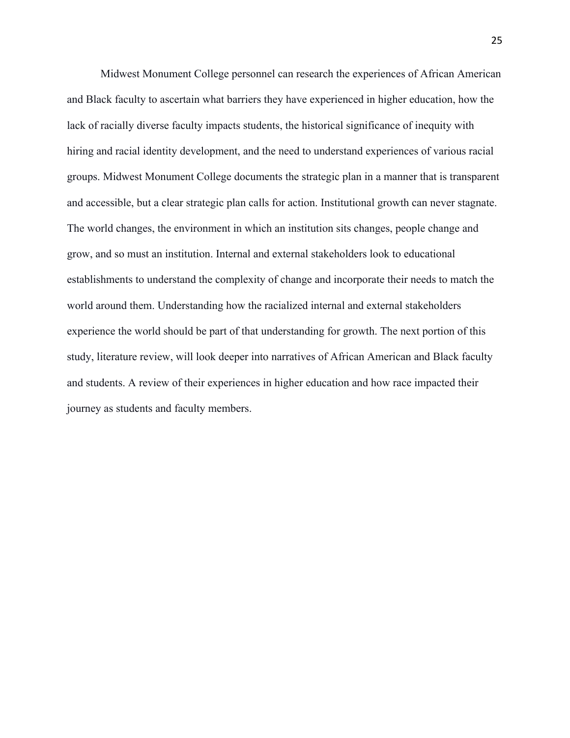Midwest Monument College personnel can research the experiences of African American and Black faculty to ascertain what barriers they have experienced in higher education, how the lack of racially diverse faculty impacts students, the historical significance of inequity with hiring and racial identity development, and the need to understand experiences of various racial groups. Midwest Monument College documents the strategic plan in a manner that is transparent and accessible, but a clear strategic plan calls for action. Institutional growth can never stagnate. The world changes, the environment in which an institution sits changes, people change and grow, and so must an institution. Internal and external stakeholders look to educational establishments to understand the complexity of change and incorporate their needs to match the world around them. Understanding how the racialized internal and external stakeholders experience the world should be part of that understanding for growth. The next portion of this study, literature review, will look deeper into narratives of African American and Black faculty and students. A review of their experiences in higher education and how race impacted their journey as students and faculty members.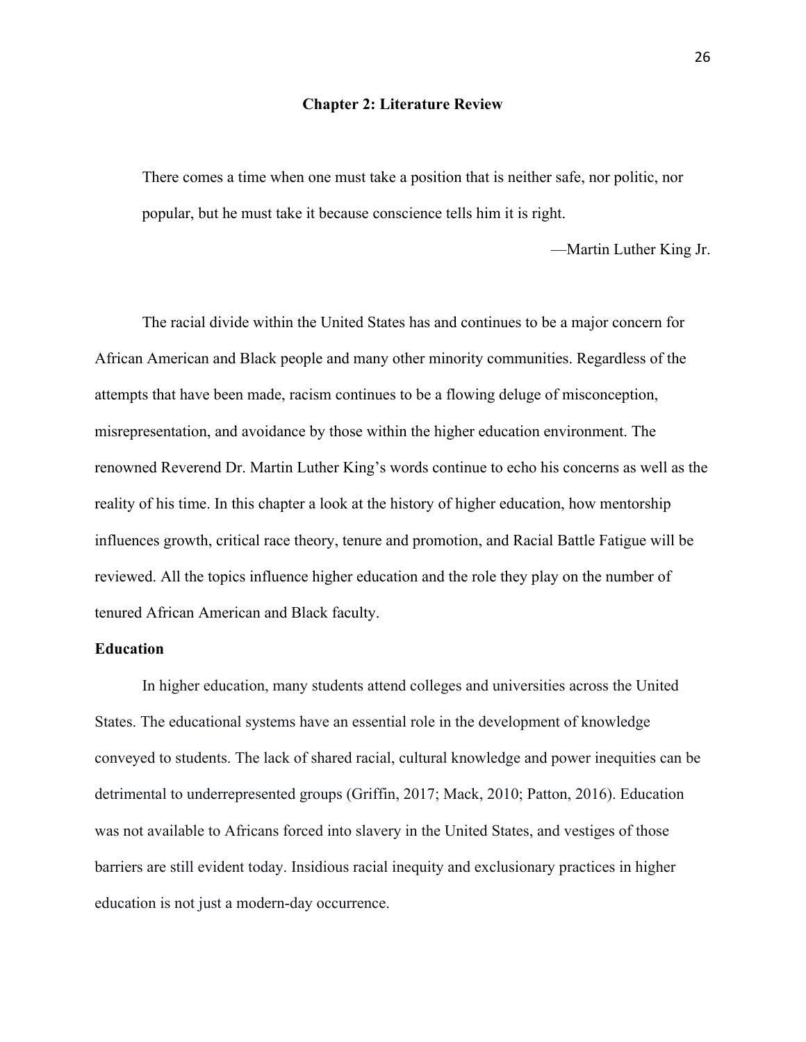# Chapter 2: Literature Review

> There comes a time when one must take a position that is neither safe, nor politic, nor popular, but he must take it because conscience tells him it is right.
>
> —Martin Luther King Jr.

The racial divide within the United States has and continues to be a major concern for African American and Black people and many other minority communities. Regardless of the attempts that have been made, racism continues to be a flowing deluge of misconception, misrepresentation, and avoidance by those within the higher education environment. The renowned Reverend Dr. Martin Luther King's words continue to echo his concerns as well as the reality of his time. In this chapter a look at the history of higher education, how mentorship influences growth, critical race theory, tenure and promotion, and Racial Battle Fatigue will be reviewed. All the topics influence higher education and the role they play on the number of tenured African American and Black faculty.

## Education

In higher education, many students attend colleges and universities across the United States. The educational systems have an essential role in the development of knowledge conveyed to students. The lack of shared racial, cultural knowledge and power inequities can be detrimental to underrepresented groups (Griffin, 2017; Mack, 2010; Patton, 2016). Education was not available to Africans forced into slavery in the United States, and vestiges of those barriers are still evident today. Insidious racial inequity and exclusionary practices in higher education is not just a modern-day occurrence.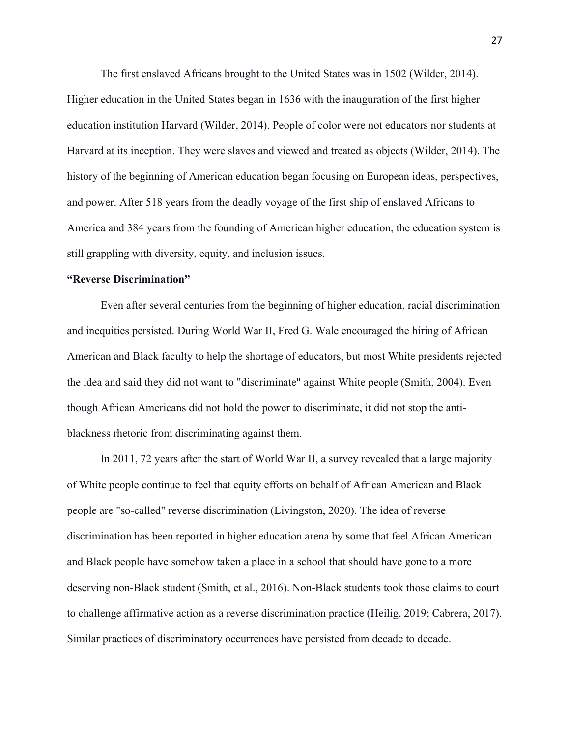The first enslaved Africans brought to the United States was in 1502 (Wilder, 2014). Higher education in the United States began in 1636 with the inauguration of the first higher education institution Harvard (Wilder, 2014). People of color were not educators nor students at Harvard at its inception. They were slaves and viewed and treated as objects (Wilder, 2014). The history of the beginning of American education began focusing on European ideas, perspectives, and power. After 518 years from the deadly voyage of the first ship of enslaved Africans to America and 384 years from the founding of American higher education, the education system is still grappling with diversity, equity, and inclusion issues.

**"Reverse Discrimination"**

Even after several centuries from the beginning of higher education, racial discrimination and inequities persisted. During World War II, Fred G. Wale encouraged the hiring of African American and Black faculty to help the shortage of educators, but most White presidents rejected the idea and said they did not want to "discriminate" against White people (Smith, 2004). Even though African Americans did not hold the power to discriminate, it did not stop the anti-blackness rhetoric from discriminating against them.

In 2011, 72 years after the start of World War II, a survey revealed that a large majority of White people continue to feel that equity efforts on behalf of African American and Black people are "so-called" reverse discrimination (Livingston, 2020). The idea of reverse discrimination has been reported in higher education arena by some that feel African American and Black people have somehow taken a place in a school that should have gone to a more deserving non-Black student (Smith, et al., 2016). Non-Black students took those claims to court to challenge affirmative action as a reverse discrimination practice (Heilig, 2019; Cabrera, 2017). Similar practices of discriminatory occurrences have persisted from decade to decade.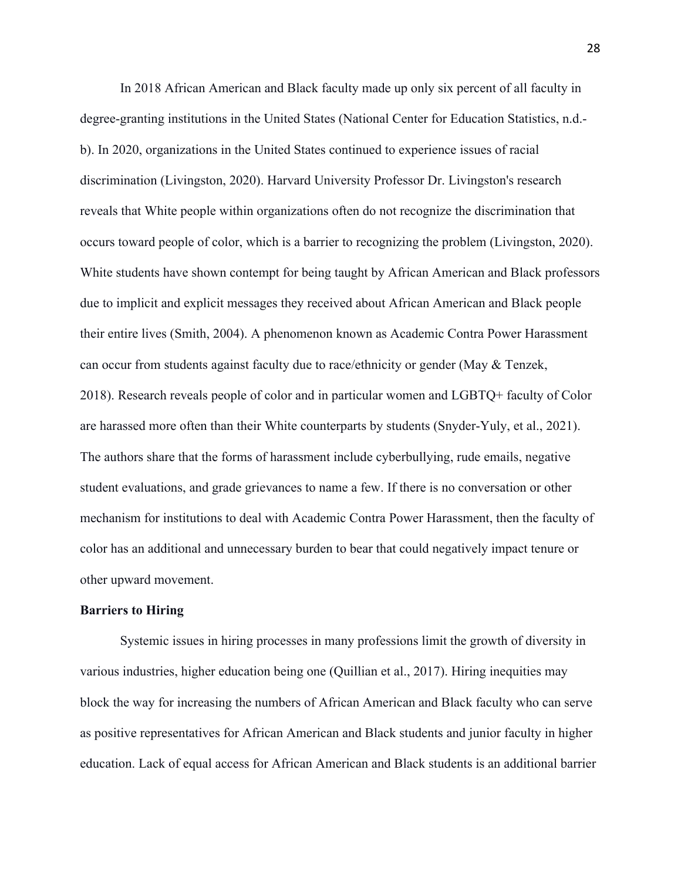In 2018 African American and Black faculty made up only six percent of all faculty in degree-granting institutions in the United States (National Center for Education Statistics, n.d.-b). In 2020, organizations in the United States continued to experience issues of racial discrimination (Livingston, 2020). Harvard University Professor Dr. Livingston's research reveals that White people within organizations often do not recognize the discrimination that occurs toward people of color, which is a barrier to recognizing the problem (Livingston, 2020). White students have shown contempt for being taught by African American and Black professors due to implicit and explicit messages they received about African American and Black people their entire lives (Smith, 2004). A phenomenon known as Academic Contra Power Harassment can occur from students against faculty due to race/ethnicity or gender (May & Tenzek, 2018). Research reveals people of color and in particular women and LGBTQ+ faculty of Color are harassed more often than their White counterparts by students (Snyder-Yuly, et al., 2021). The authors share that the forms of harassment include cyberbullying, rude emails, negative student evaluations, and grade grievances to name a few. If there is no conversation or other mechanism for institutions to deal with Academic Contra Power Harassment, then the faculty of color has an additional and unnecessary burden to bear that could negatively impact tenure or other upward movement.

**Barriers to Hiring**

Systemic issues in hiring processes in many professions limit the growth of diversity in various industries, higher education being one (Quillian et al., 2017). Hiring inequities may block the way for increasing the numbers of African American and Black faculty who can serve as positive representatives for African American and Black students and junior faculty in higher education. Lack of equal access for African American and Black students is an additional barrier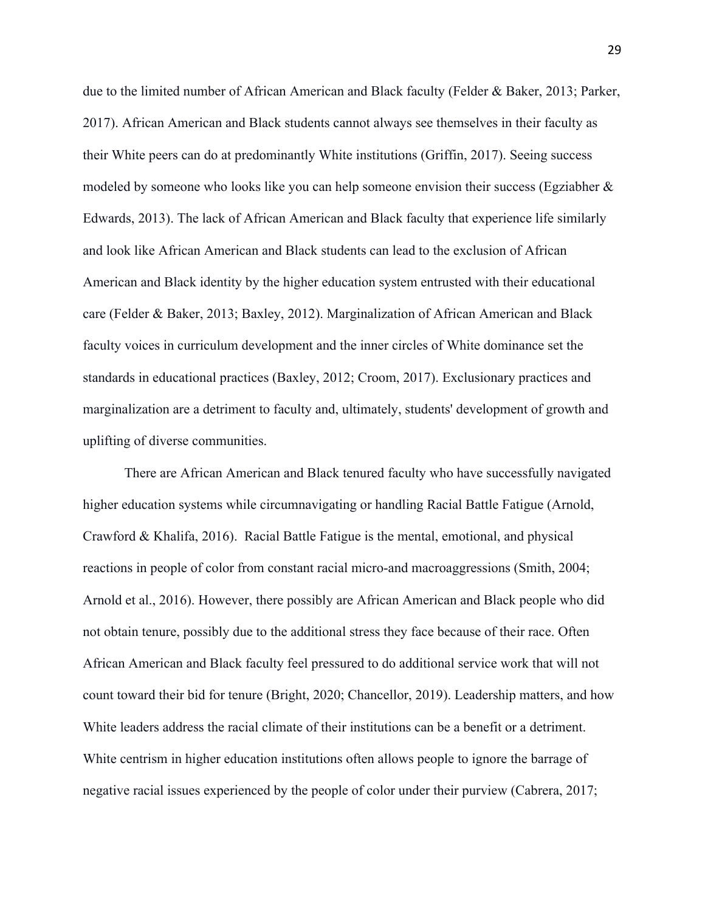due to the limited number of African American and Black faculty (Felder & Baker, 2013; Parker, 2017). African American and Black students cannot always see themselves in their faculty as their White peers can do at predominantly White institutions (Griffin, 2017). Seeing success modeled by someone who looks like you can help someone envision their success (Egziabher & Edwards, 2013). The lack of African American and Black faculty that experience life similarly and look like African American and Black students can lead to the exclusion of African American and Black identity by the higher education system entrusted with their educational care (Felder & Baker, 2013; Baxley, 2012). Marginalization of African American and Black faculty voices in curriculum development and the inner circles of White dominance set the standards in educational practices (Baxley, 2012; Croom, 2017). Exclusionary practices and marginalization are a detriment to faculty and, ultimately, students' development of growth and uplifting of diverse communities.

There are African American and Black tenured faculty who have successfully navigated higher education systems while circumnavigating or handling Racial Battle Fatigue (Arnold, Crawford & Khalifa, 2016). Racial Battle Fatigue is the mental, emotional, and physical reactions in people of color from constant racial micro-and macroaggressions (Smith, 2004; Arnold et al., 2016). However, there possibly are African American and Black people who did not obtain tenure, possibly due to the additional stress they face because of their race. Often African American and Black faculty feel pressured to do additional service work that will not count toward their bid for tenure (Bright, 2020; Chancellor, 2019). Leadership matters, and how White leaders address the racial climate of their institutions can be a benefit or a detriment. White centrism in higher education institutions often allows people to ignore the barrage of negative racial issues experienced by the people of color under their purview (Cabrera, 2017;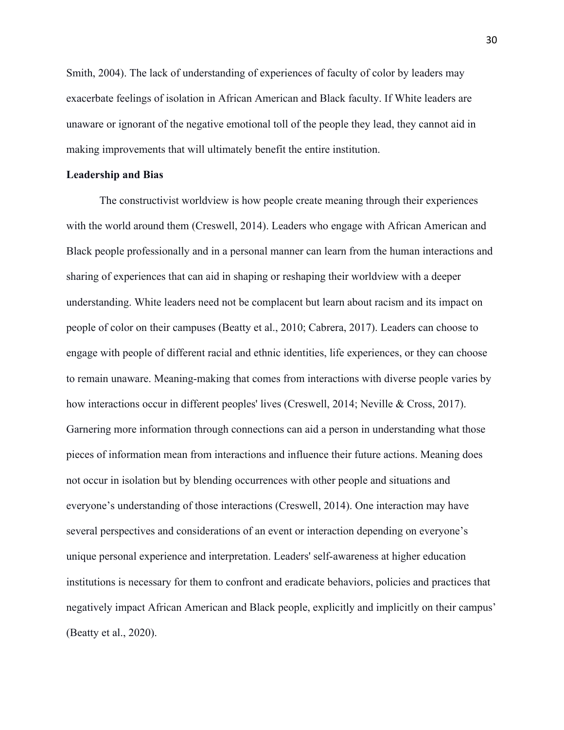Smith, 2004). The lack of understanding of experiences of faculty of color by leaders may exacerbate feelings of isolation in African American and Black faculty. If White leaders are unaware or ignorant of the negative emotional toll of the people they lead, they cannot aid in making improvements that will ultimately benefit the entire institution.

**Leadership and Bias**

The constructivist worldview is how people create meaning through their experiences with the world around them (Creswell, 2014). Leaders who engage with African American and Black people professionally and in a personal manner can learn from the human interactions and sharing of experiences that can aid in shaping or reshaping their worldview with a deeper understanding. White leaders need not be complacent but learn about racism and its impact on people of color on their campuses (Beatty et al., 2010; Cabrera, 2017). Leaders can choose to engage with people of different racial and ethnic identities, life experiences, or they can choose to remain unaware. Meaning-making that comes from interactions with diverse people varies by how interactions occur in different peoples' lives (Creswell, 2014; Neville & Cross, 2017). Garnering more information through connections can aid a person in understanding what those pieces of information mean from interactions and influence their future actions. Meaning does not occur in isolation but by blending occurrences with other people and situations and everyone's understanding of those interactions (Creswell, 2014). One interaction may have several perspectives and considerations of an event or interaction depending on everyone's unique personal experience and interpretation. Leaders' self-awareness at higher education institutions is necessary for them to confront and eradicate behaviors, policies and practices that negatively impact African American and Black people, explicitly and implicitly on their campus' (Beatty et al., 2020).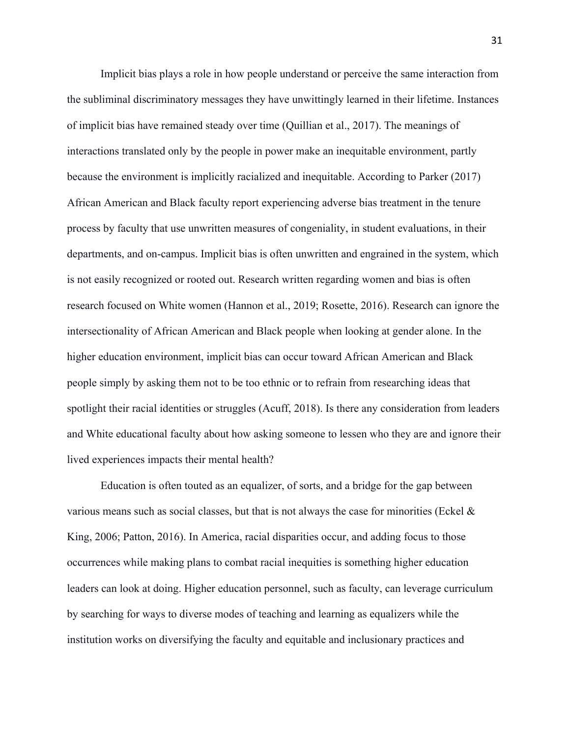Implicit bias plays a role in how people understand or perceive the same interaction from the subliminal discriminatory messages they have unwittingly learned in their lifetime. Instances of implicit bias have remained steady over time (Quillian et al., 2017). The meanings of interactions translated only by the people in power make an inequitable environment, partly because the environment is implicitly racialized and inequitable. According to Parker (2017) African American and Black faculty report experiencing adverse bias treatment in the tenure process by faculty that use unwritten measures of congeniality, in student evaluations, in their departments, and on-campus. Implicit bias is often unwritten and engrained in the system, which is not easily recognized or rooted out. Research written regarding women and bias is often research focused on White women (Hannon et al., 2019; Rosette, 2016). Research can ignore the intersectionality of African American and Black people when looking at gender alone. In the higher education environment, implicit bias can occur toward African American and Black people simply by asking them not to be too ethnic or to refrain from researching ideas that spotlight their racial identities or struggles (Acuff, 2018). Is there any consideration from leaders and White educational faculty about how asking someone to lessen who they are and ignore their lived experiences impacts their mental health?

Education is often touted as an equalizer, of sorts, and a bridge for the gap between various means such as social classes, but that is not always the case for minorities (Eckel & King, 2006; Patton, 2016). In America, racial disparities occur, and adding focus to those occurrences while making plans to combat racial inequities is something higher education leaders can look at doing. Higher education personnel, such as faculty, can leverage curriculum by searching for ways to diverse modes of teaching and learning as equalizers while the institution works on diversifying the faculty and equitable and inclusionary practices and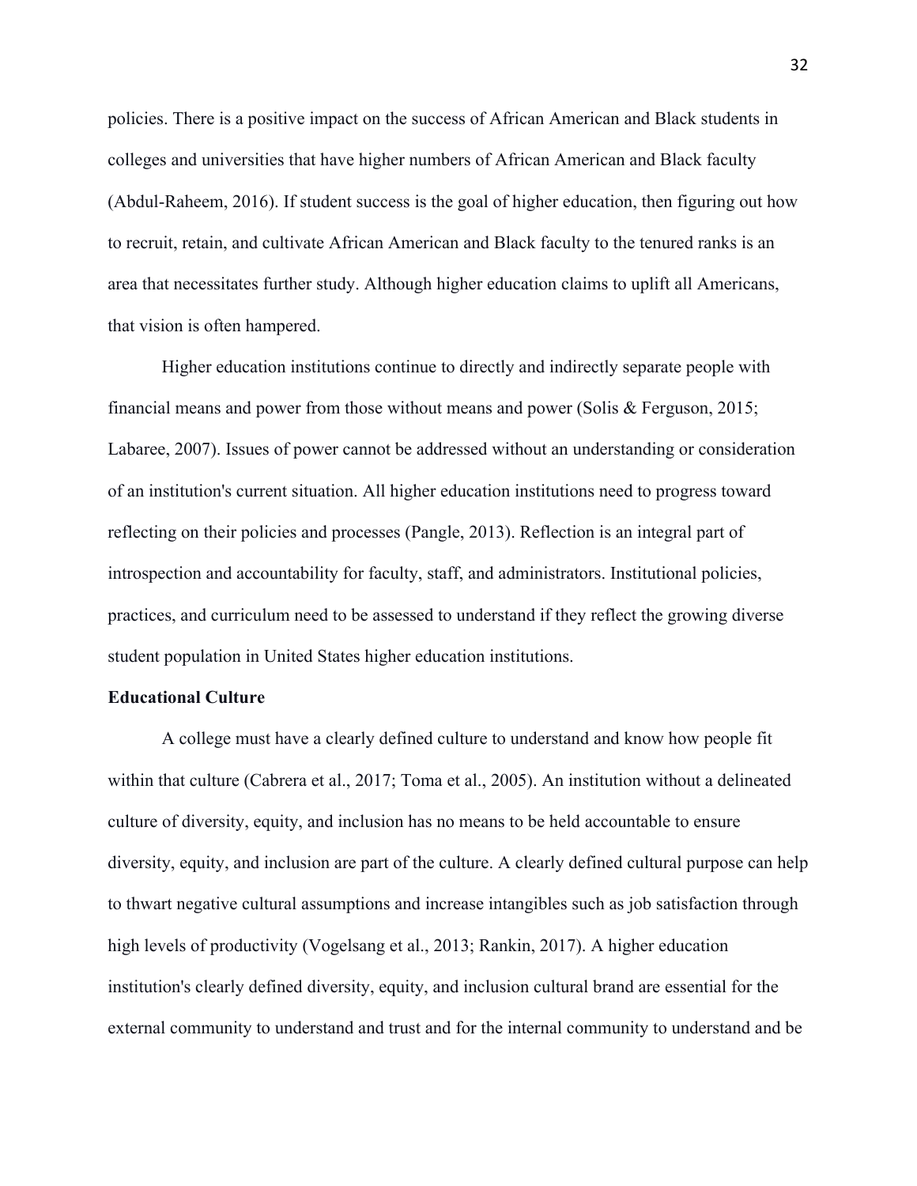policies. There is a positive impact on the success of African American and Black students in colleges and universities that have higher numbers of African American and Black faculty (Abdul-Raheem, 2016). If student success is the goal of higher education, then figuring out how to recruit, retain, and cultivate African American and Black faculty to the tenured ranks is an area that necessitates further study. Although higher education claims to uplift all Americans, that vision is often hampered.

Higher education institutions continue to directly and indirectly separate people with financial means and power from those without means and power (Solis & Ferguson, 2015; Labaree, 2007). Issues of power cannot be addressed without an understanding or consideration of an institution's current situation. All higher education institutions need to progress toward reflecting on their policies and processes (Pangle, 2013). Reflection is an integral part of introspection and accountability for faculty, staff, and administrators. Institutional policies, practices, and curriculum need to be assessed to understand if they reflect the growing diverse student population in United States higher education institutions.

**Educational Culture**

A college must have a clearly defined culture to understand and know how people fit within that culture (Cabrera et al., 2017; Toma et al., 2005). An institution without a delineated culture of diversity, equity, and inclusion has no means to be held accountable to ensure diversity, equity, and inclusion are part of the culture. A clearly defined cultural purpose can help to thwart negative cultural assumptions and increase intangibles such as job satisfaction through high levels of productivity (Vogelsang et al., 2013; Rankin, 2017). A higher education institution's clearly defined diversity, equity, and inclusion cultural brand are essential for the external community to understand and trust and for the internal community to understand and be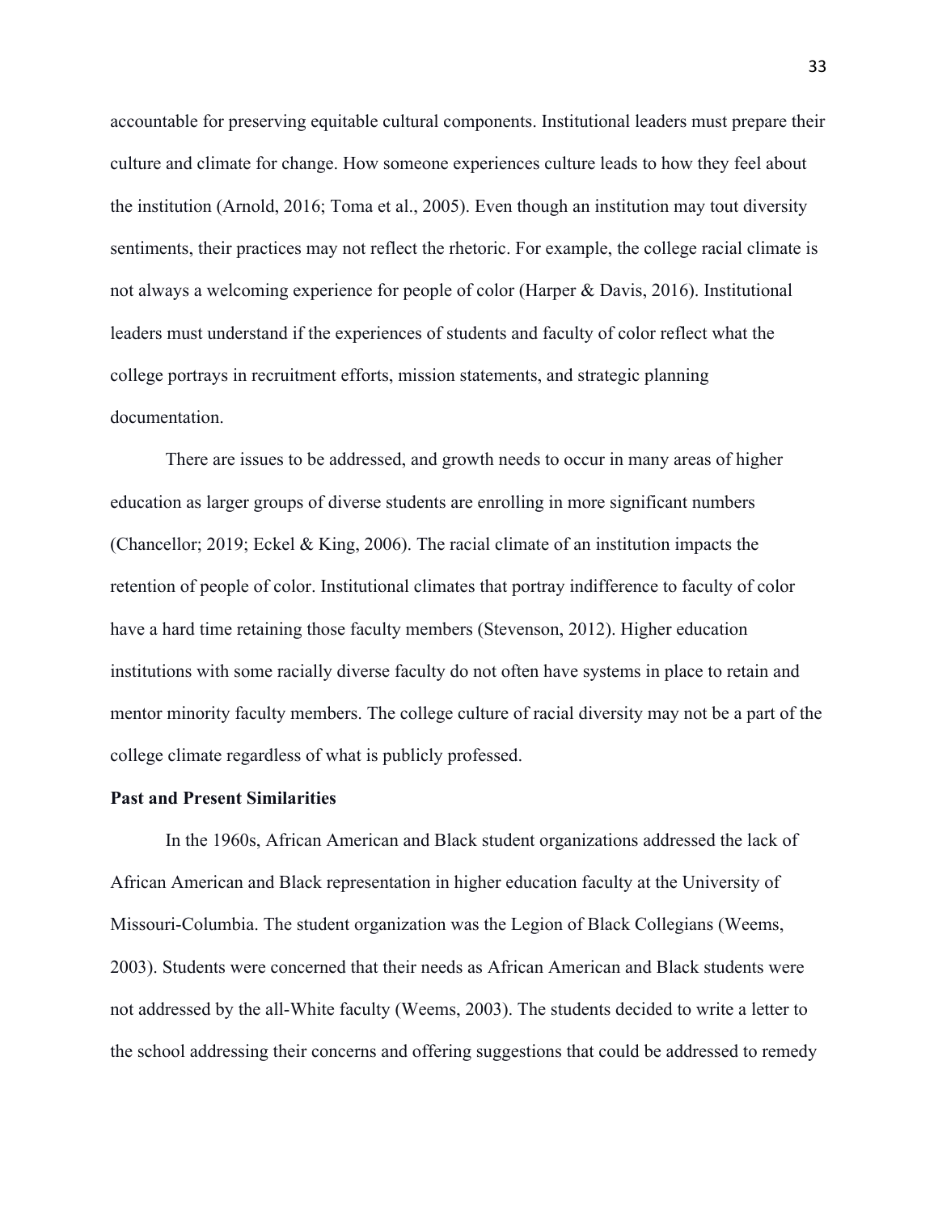accountable for preserving equitable cultural components. Institutional leaders must prepare their culture and climate for change. How someone experiences culture leads to how they feel about the institution (Arnold, 2016; Toma et al., 2005). Even though an institution may tout diversity sentiments, their practices may not reflect the rhetoric. For example, the college racial climate is not always a welcoming experience for people of color (Harper & Davis, 2016). Institutional leaders must understand if the experiences of students and faculty of color reflect what the college portrays in recruitment efforts, mission statements, and strategic planning documentation.

There are issues to be addressed, and growth needs to occur in many areas of higher education as larger groups of diverse students are enrolling in more significant numbers (Chancellor; 2019; Eckel & King, 2006). The racial climate of an institution impacts the retention of people of color. Institutional climates that portray indifference to faculty of color have a hard time retaining those faculty members (Stevenson, 2012). Higher education institutions with some racially diverse faculty do not often have systems in place to retain and mentor minority faculty members. The college culture of racial diversity may not be a part of the college climate regardless of what is publicly professed.

**Past and Present Similarities**

In the 1960s, African American and Black student organizations addressed the lack of African American and Black representation in higher education faculty at the University of Missouri-Columbia. The student organization was the Legion of Black Collegians (Weems, 2003). Students were concerned that their needs as African American and Black students were not addressed by the all-White faculty (Weems, 2003). The students decided to write a letter to the school addressing their concerns and offering suggestions that could be addressed to remedy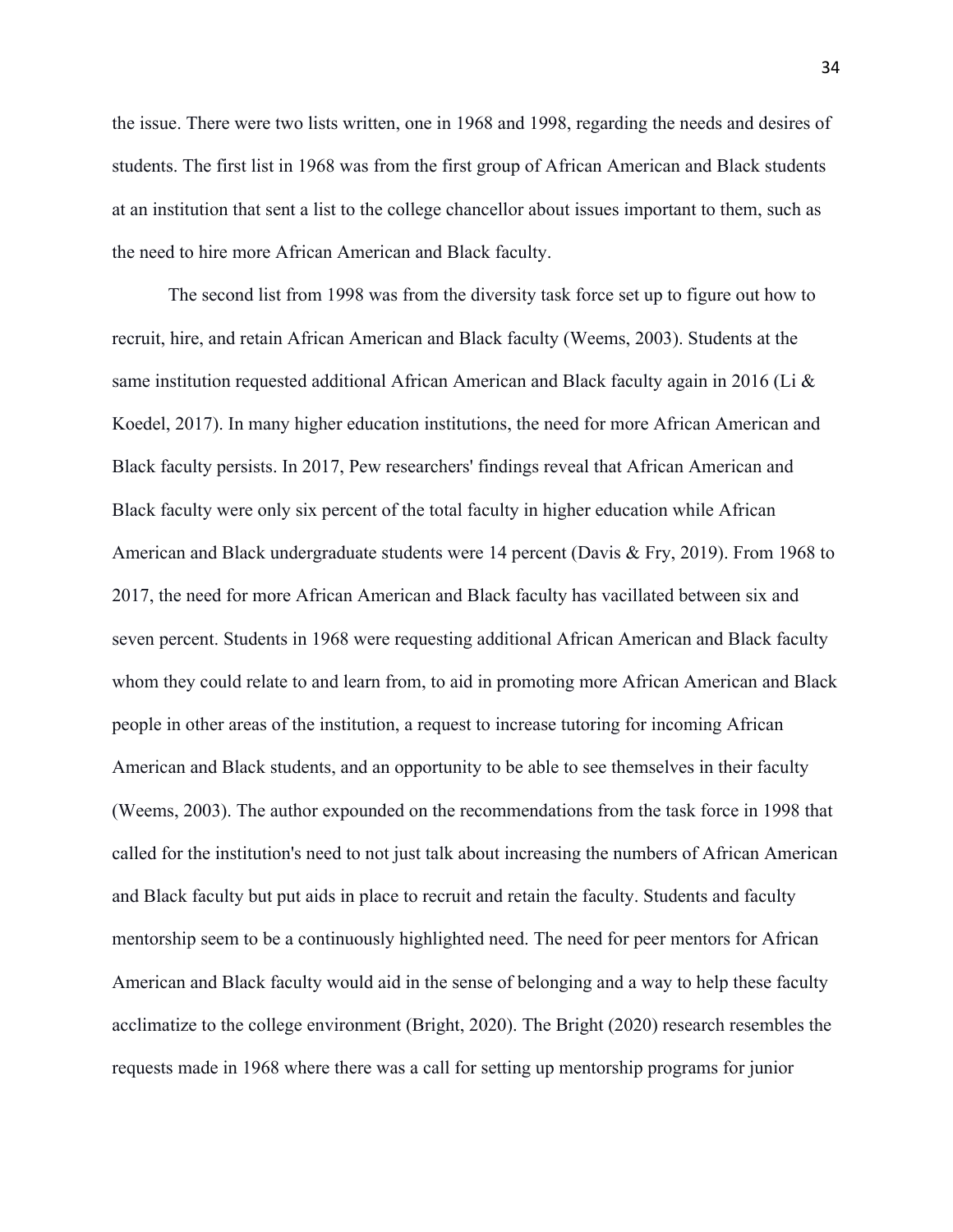the issue. There were two lists written, one in 1968 and 1998, regarding the needs and desires of students. The first list in 1968 was from the first group of African American and Black students at an institution that sent a list to the college chancellor about issues important to them, such as the need to hire more African American and Black faculty.

The second list from 1998 was from the diversity task force set up to figure out how to recruit, hire, and retain African American and Black faculty (Weems, 2003). Students at the same institution requested additional African American and Black faculty again in 2016 (Li & Koedel, 2017). In many higher education institutions, the need for more African American and Black faculty persists. In 2017, Pew researchers' findings reveal that African American and Black faculty were only six percent of the total faculty in higher education while African American and Black undergraduate students were 14 percent (Davis & Fry, 2019). From 1968 to 2017, the need for more African American and Black faculty has vacillated between six and seven percent. Students in 1968 were requesting additional African American and Black faculty whom they could relate to and learn from, to aid in promoting more African American and Black people in other areas of the institution, a request to increase tutoring for incoming African American and Black students, and an opportunity to be able to see themselves in their faculty (Weems, 2003). The author expounded on the recommendations from the task force in 1998 that called for the institution's need to not just talk about increasing the numbers of African American and Black faculty but put aids in place to recruit and retain the faculty. Students and faculty mentorship seem to be a continuously highlighted need. The need for peer mentors for African American and Black faculty would aid in the sense of belonging and a way to help these faculty acclimatize to the college environment (Bright, 2020). The Bright (2020) research resembles the requests made in 1968 where there was a call for setting up mentorship programs for junior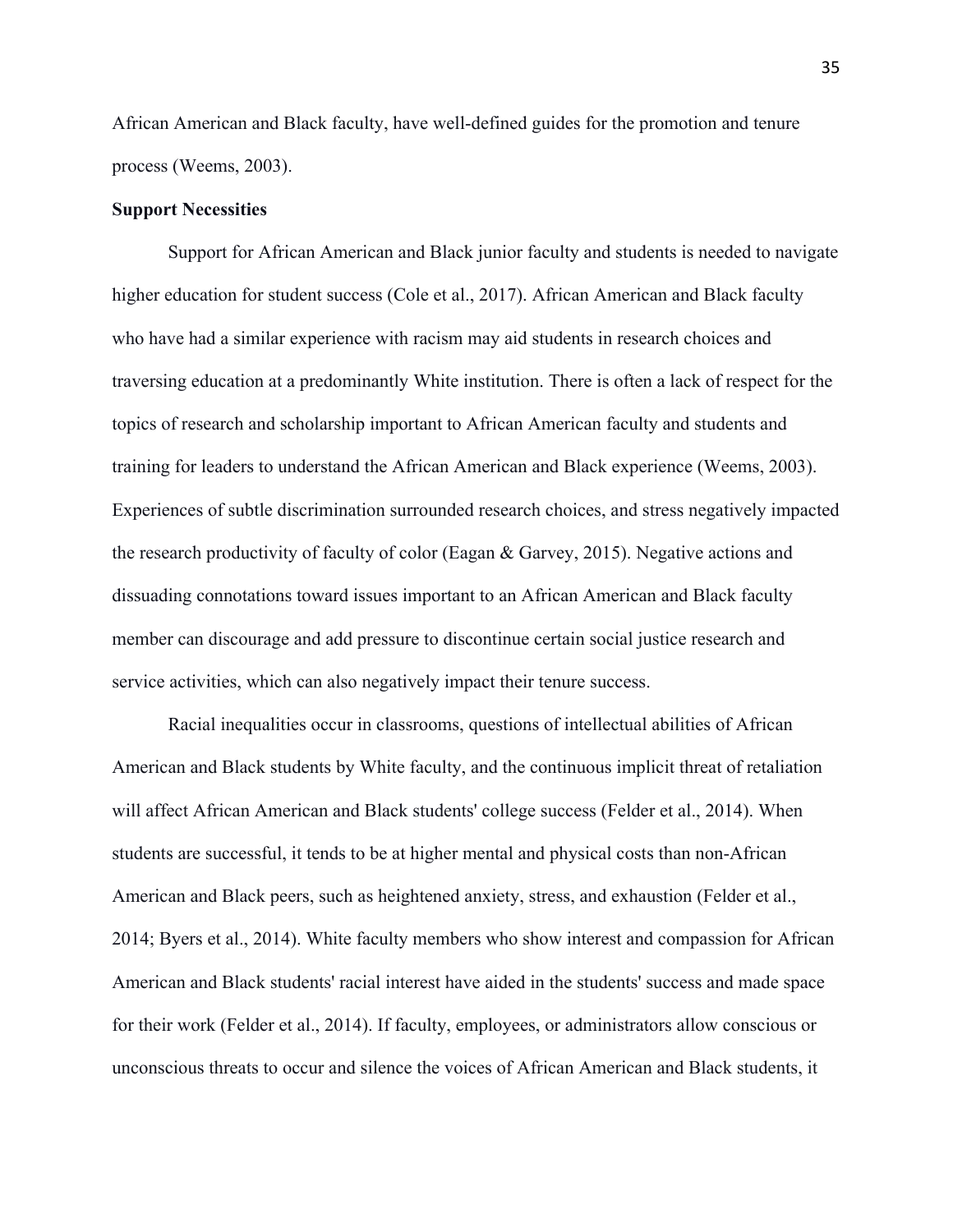African American and Black faculty, have well-defined guides for the promotion and tenure process (Weems, 2003).

**Support Necessities**

Support for African American and Black junior faculty and students is needed to navigate higher education for student success (Cole et al., 2017). African American and Black faculty who have had a similar experience with racism may aid students in research choices and traversing education at a predominantly White institution. There is often a lack of respect for the topics of research and scholarship important to African American faculty and students and training for leaders to understand the African American and Black experience (Weems, 2003). Experiences of subtle discrimination surrounded research choices, and stress negatively impacted the research productivity of faculty of color (Eagan & Garvey, 2015). Negative actions and dissuading connotations toward issues important to an African American and Black faculty member can discourage and add pressure to discontinue certain social justice research and service activities, which can also negatively impact their tenure success.

Racial inequalities occur in classrooms, questions of intellectual abilities of African American and Black students by White faculty, and the continuous implicit threat of retaliation will affect African American and Black students' college success (Felder et al., 2014). When students are successful, it tends to be at higher mental and physical costs than non-African American and Black peers, such as heightened anxiety, stress, and exhaustion (Felder et al., 2014; Byers et al., 2014). White faculty members who show interest and compassion for African American and Black students' racial interest have aided in the students' success and made space for their work (Felder et al., 2014). If faculty, employees, or administrators allow conscious or unconscious threats to occur and silence the voices of African American and Black students, it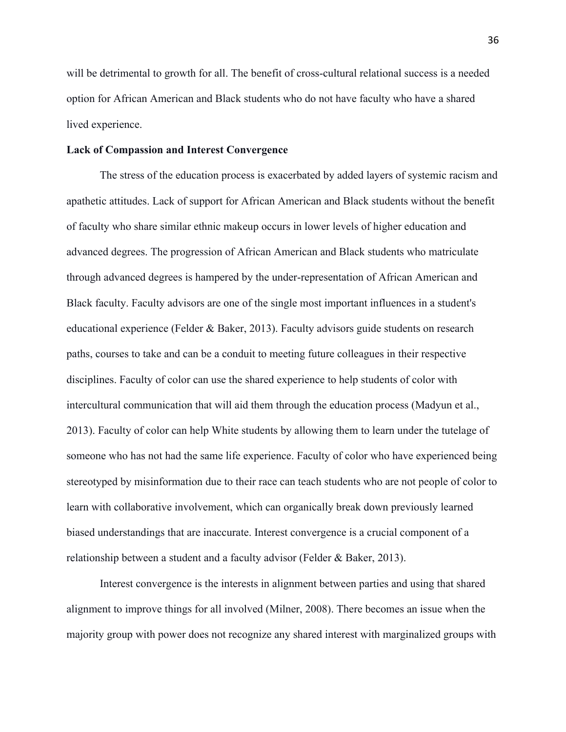will be detrimental to growth for all. The benefit of cross-cultural relational success is a needed option for African American and Black students who do not have faculty who have a shared lived experience.

**Lack of Compassion and Interest Convergence**

The stress of the education process is exacerbated by added layers of systemic racism and apathetic attitudes. Lack of support for African American and Black students without the benefit of faculty who share similar ethnic makeup occurs in lower levels of higher education and advanced degrees. The progression of African American and Black students who matriculate through advanced degrees is hampered by the under-representation of African American and Black faculty. Faculty advisors are one of the single most important influences in a student's educational experience (Felder & Baker, 2013). Faculty advisors guide students on research paths, courses to take and can be a conduit to meeting future colleagues in their respective disciplines. Faculty of color can use the shared experience to help students of color with intercultural communication that will aid them through the education process (Madyun et al., 2013). Faculty of color can help White students by allowing them to learn under the tutelage of someone who has not had the same life experience. Faculty of color who have experienced being stereotyped by misinformation due to their race can teach students who are not people of color to learn with collaborative involvement, which can organically break down previously learned biased understandings that are inaccurate. Interest convergence is a crucial component of a relationship between a student and a faculty advisor (Felder & Baker, 2013).

Interest convergence is the interests in alignment between parties and using that shared alignment to improve things for all involved (Milner, 2008). There becomes an issue when the majority group with power does not recognize any shared interest with marginalized groups with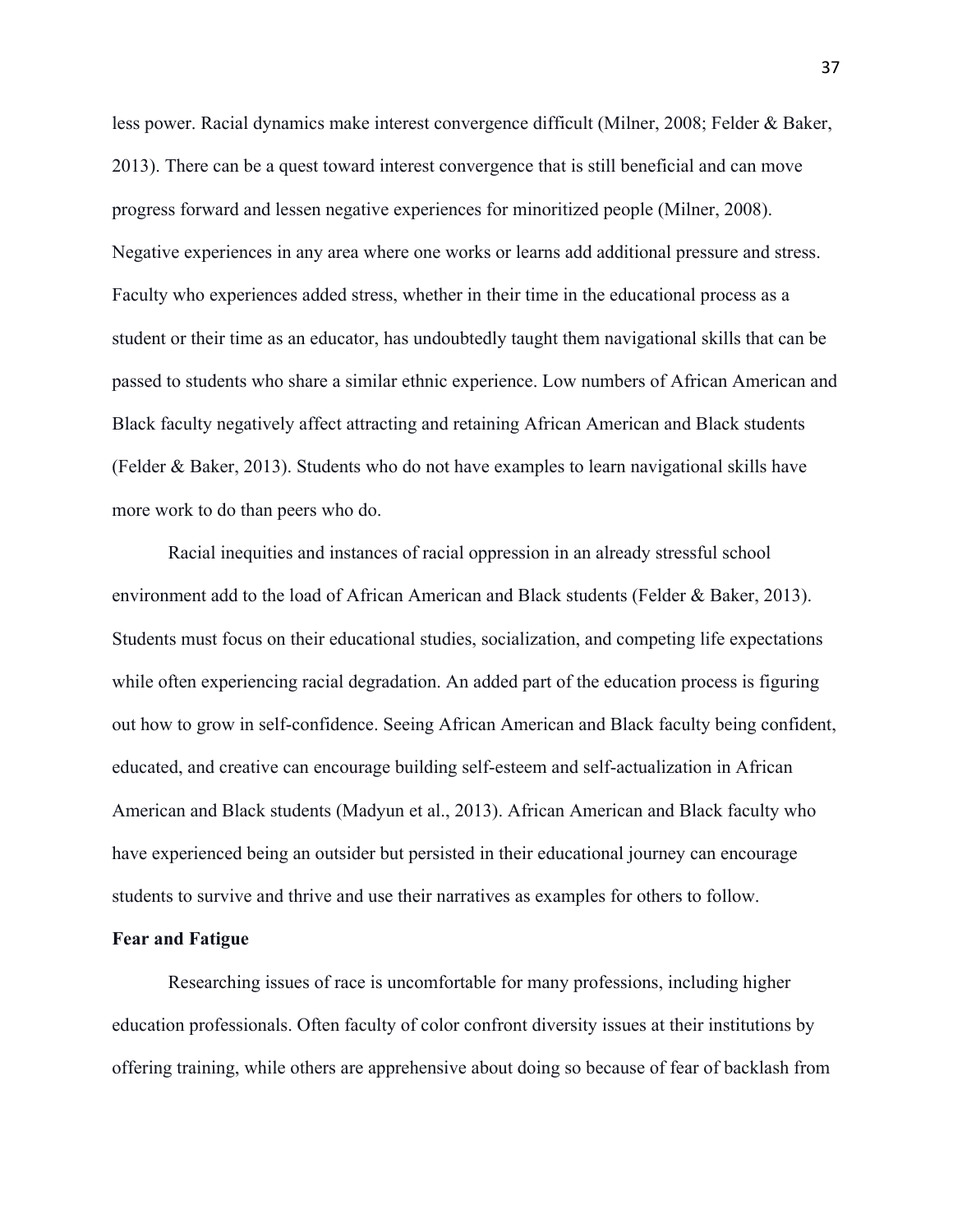less power. Racial dynamics make interest convergence difficult (Milner, 2008; Felder & Baker, 2013). There can be a quest toward interest convergence that is still beneficial and can move progress forward and lessen negative experiences for minoritized people (Milner, 2008). Negative experiences in any area where one works or learns add additional pressure and stress. Faculty who experiences added stress, whether in their time in the educational process as a student or their time as an educator, has undoubtedly taught them navigational skills that can be passed to students who share a similar ethnic experience. Low numbers of African American and Black faculty negatively affect attracting and retaining African American and Black students (Felder & Baker, 2013). Students who do not have examples to learn navigational skills have more work to do than peers who do.

Racial inequities and instances of racial oppression in an already stressful school environment add to the load of African American and Black students (Felder & Baker, 2013). Students must focus on their educational studies, socialization, and competing life expectations while often experiencing racial degradation. An added part of the education process is figuring out how to grow in self-confidence. Seeing African American and Black faculty being confident, educated, and creative can encourage building self-esteem and self-actualization in African American and Black students (Madyun et al., 2013). African American and Black faculty who have experienced being an outsider but persisted in their educational journey can encourage students to survive and thrive and use their narratives as examples for others to follow.

**Fear and Fatigue**

Researching issues of race is uncomfortable for many professions, including higher education professionals. Often faculty of color confront diversity issues at their institutions by offering training, while others are apprehensive about doing so because of fear of backlash from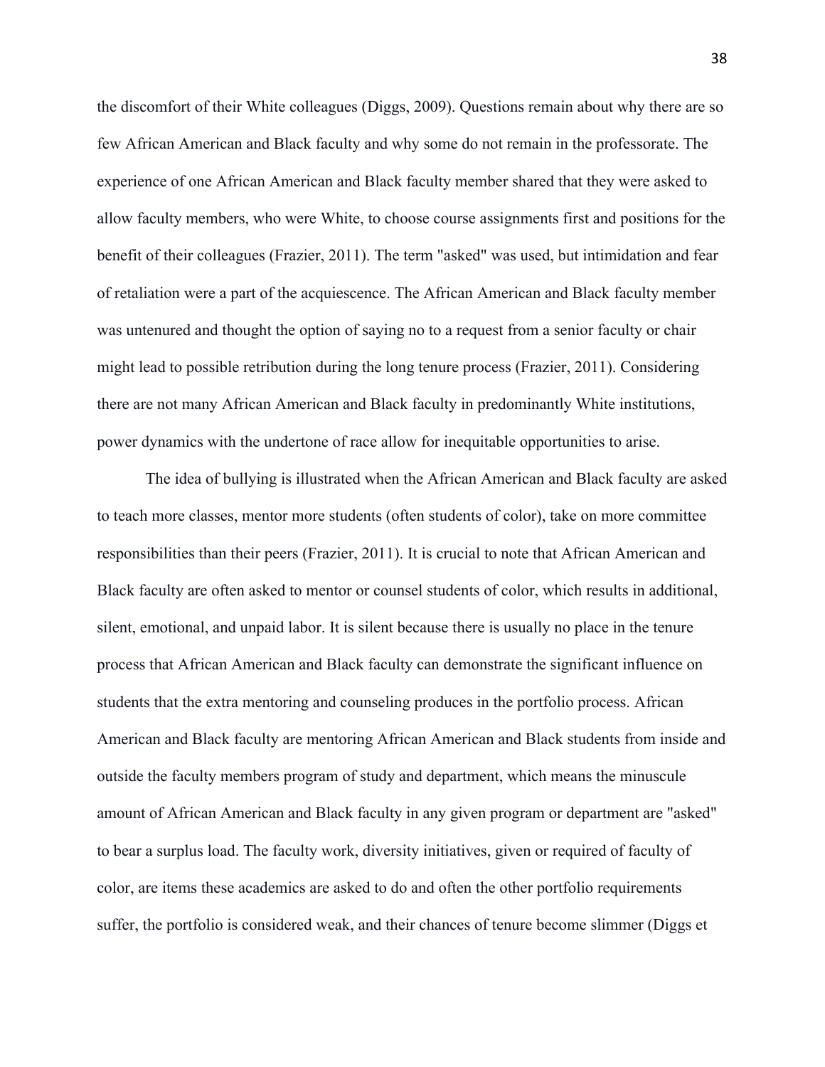the discomfort of their White colleagues (Diggs, 2009). Questions remain about why there are so few African American and Black faculty and why some do not remain in the professorate. The experience of one African American and Black faculty member shared that they were asked to allow faculty members, who were White, to choose course assignments first and positions for the benefit of their colleagues (Frazier, 2011). The term "asked" was used, but intimidation and fear of retaliation were a part of the acquiescence. The African American and Black faculty member was untenured and thought the option of saying no to a request from a senior faculty or chair might lead to possible retribution during the long tenure process (Frazier, 2011). Considering there are not many African American and Black faculty in predominantly White institutions, power dynamics with the undertone of race allow for inequitable opportunities to arise.

The idea of bullying is illustrated when the African American and Black faculty are asked to teach more classes, mentor more students (often students of color), take on more committee responsibilities than their peers (Frazier, 2011). It is crucial to note that African American and Black faculty are often asked to mentor or counsel students of color, which results in additional, silent, emotional, and unpaid labor. It is silent because there is usually no place in the tenure process that African American and Black faculty can demonstrate the significant influence on students that the extra mentoring and counseling produces in the portfolio process. African American and Black faculty are mentoring African American and Black students from inside and outside the faculty members program of study and department, which means the minuscule amount of African American and Black faculty in any given program or department are "asked" to bear a surplus load. The faculty work, diversity initiatives, given or required of faculty of color, are items these academics are asked to do and often the other portfolio requirements suffer, the portfolio is considered weak, and their chances of tenure become slimmer (Diggs et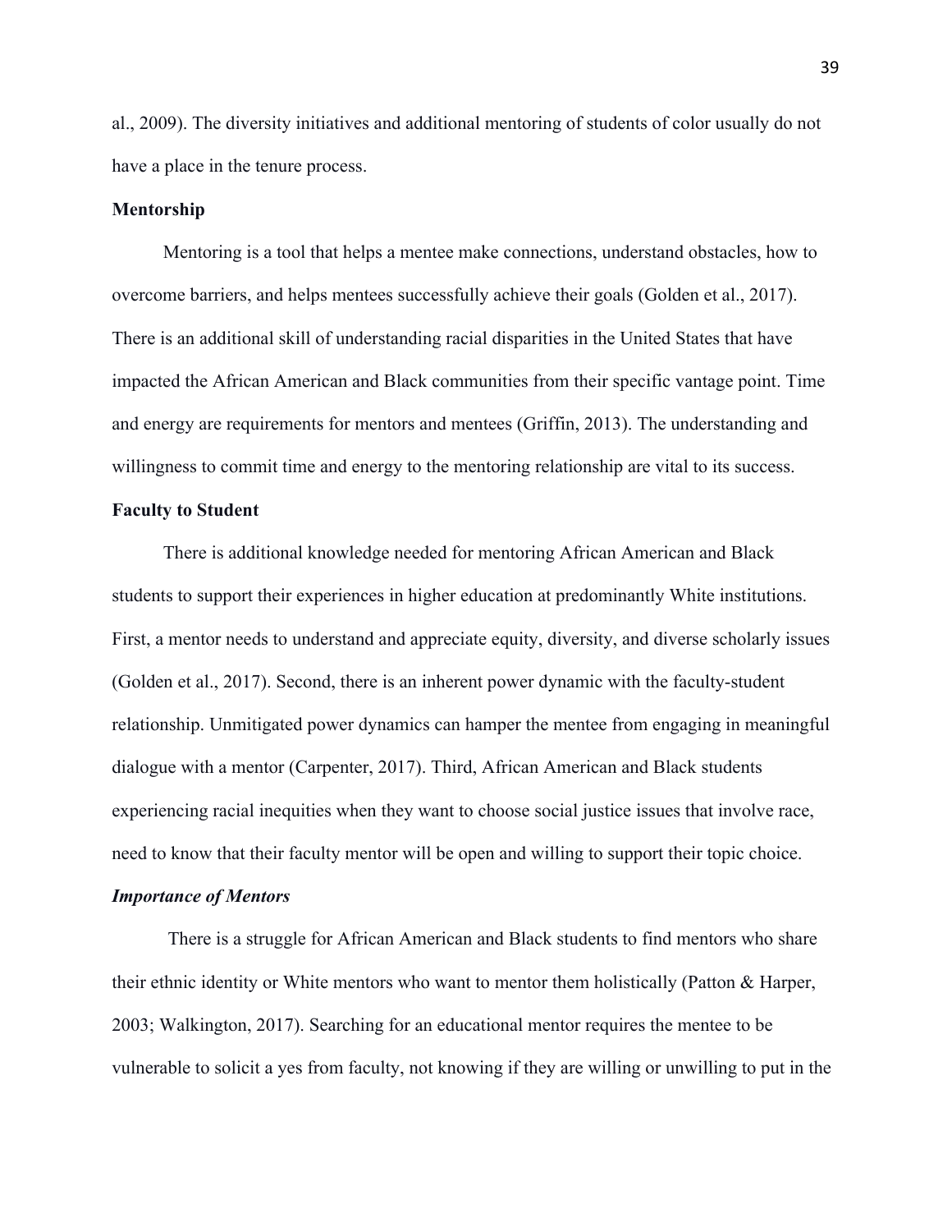al., 2009). The diversity initiatives and additional mentoring of students of color usually do not have a place in the tenure process.

## Mentorship

Mentoring is a tool that helps a mentee make connections, understand obstacles, how to overcome barriers, and helps mentees successfully achieve their goals (Golden et al., 2017). There is an additional skill of understanding racial disparities in the United States that have impacted the African American and Black communities from their specific vantage point. Time and energy are requirements for mentors and mentees (Griffin, 2013). The understanding and willingness to commit time and energy to the mentoring relationship are vital to its success.

## Faculty to Student

There is additional knowledge needed for mentoring African American and Black students to support their experiences in higher education at predominantly White institutions. First, a mentor needs to understand and appreciate equity, diversity, and diverse scholarly issues (Golden et al., 2017). Second, there is an inherent power dynamic with the faculty-student relationship. Unmitigated power dynamics can hamper the mentee from engaging in meaningful dialogue with a mentor (Carpenter, 2017). Third, African American and Black students experiencing racial inequities when they want to choose social justice issues that involve race, need to know that their faculty mentor will be open and willing to support their topic choice.

### *Importance of Mentors*

There is a struggle for African American and Black students to find mentors who share their ethnic identity or White mentors who want to mentor them holistically (Patton & Harper, 2003; Walkington, 2017). Searching for an educational mentor requires the mentee to be vulnerable to solicit a yes from faculty, not knowing if they are willing or unwilling to put in the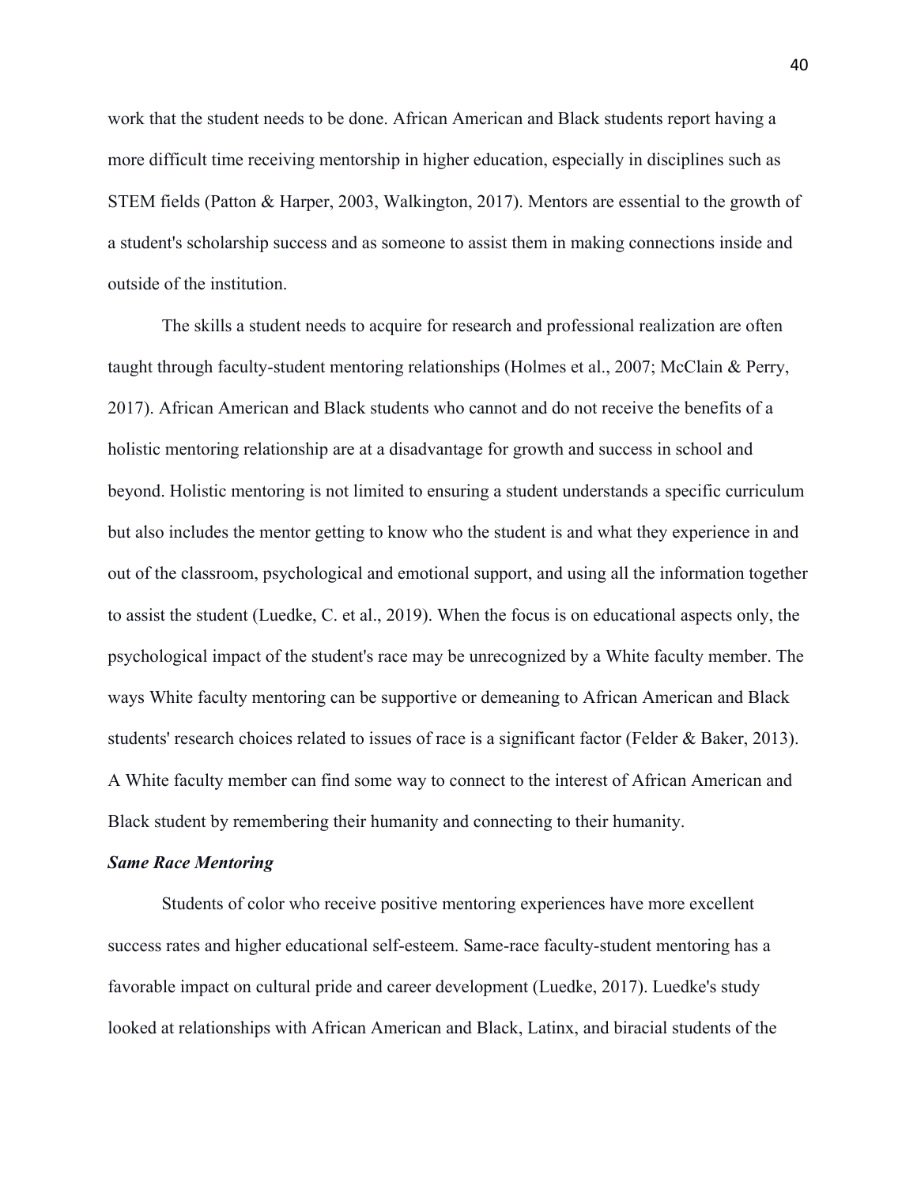work that the student needs to be done. African American and Black students report having a more difficult time receiving mentorship in higher education, especially in disciplines such as STEM fields (Patton & Harper, 2003, Walkington, 2017). Mentors are essential to the growth of a student's scholarship success and as someone to assist them in making connections inside and outside of the institution.

The skills a student needs to acquire for research and professional realization are often taught through faculty-student mentoring relationships (Holmes et al., 2007; McClain & Perry, 2017). African American and Black students who cannot and do not receive the benefits of a holistic mentoring relationship are at a disadvantage for growth and success in school and beyond. Holistic mentoring is not limited to ensuring a student understands a specific curriculum but also includes the mentor getting to know who the student is and what they experience in and out of the classroom, psychological and emotional support, and using all the information together to assist the student (Luedke, C. et al., 2019). When the focus is on educational aspects only, the psychological impact of the student's race may be unrecognized by a White faculty member. The ways White faculty mentoring can be supportive or demeaning to African American and Black students' research choices related to issues of race is a significant factor (Felder & Baker, 2013). A White faculty member can find some way to connect to the interest of African American and Black student by remembering their humanity and connecting to their humanity.

***Same Race Mentoring***

Students of color who receive positive mentoring experiences have more excellent success rates and higher educational self-esteem. Same-race faculty-student mentoring has a favorable impact on cultural pride and career development (Luedke, 2017). Luedke's study looked at relationships with African American and Black, Latinx, and biracial students of the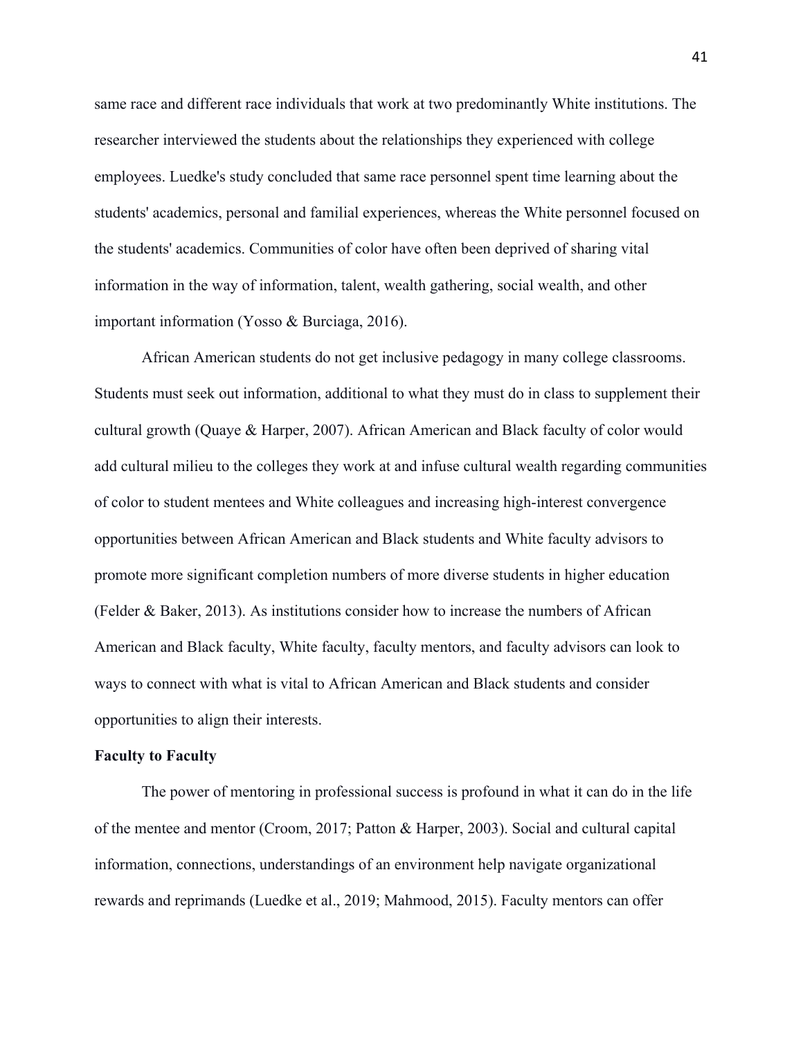same race and different race individuals that work at two predominantly White institutions. The researcher interviewed the students about the relationships they experienced with college employees. Luedke's study concluded that same race personnel spent time learning about the students' academics, personal and familial experiences, whereas the White personnel focused on the students' academics. Communities of color have often been deprived of sharing vital information in the way of information, talent, wealth gathering, social wealth, and other important information (Yosso & Burciaga, 2016).

African American students do not get inclusive pedagogy in many college classrooms. Students must seek out information, additional to what they must do in class to supplement their cultural growth (Quaye & Harper, 2007). African American and Black faculty of color would add cultural milieu to the colleges they work at and infuse cultural wealth regarding communities of color to student mentees and White colleagues and increasing high-interest convergence opportunities between African American and Black students and White faculty advisors to promote more significant completion numbers of more diverse students in higher education (Felder & Baker, 2013). As institutions consider how to increase the numbers of African American and Black faculty, White faculty, faculty mentors, and faculty advisors can look to ways to connect with what is vital to African American and Black students and consider opportunities to align their interests.

**Faculty to Faculty**

The power of mentoring in professional success is profound in what it can do in the life of the mentee and mentor (Croom, 2017; Patton & Harper, 2003). Social and cultural capital information, connections, understandings of an environment help navigate organizational rewards and reprimands (Luedke et al., 2019; Mahmood, 2015). Faculty mentors can offer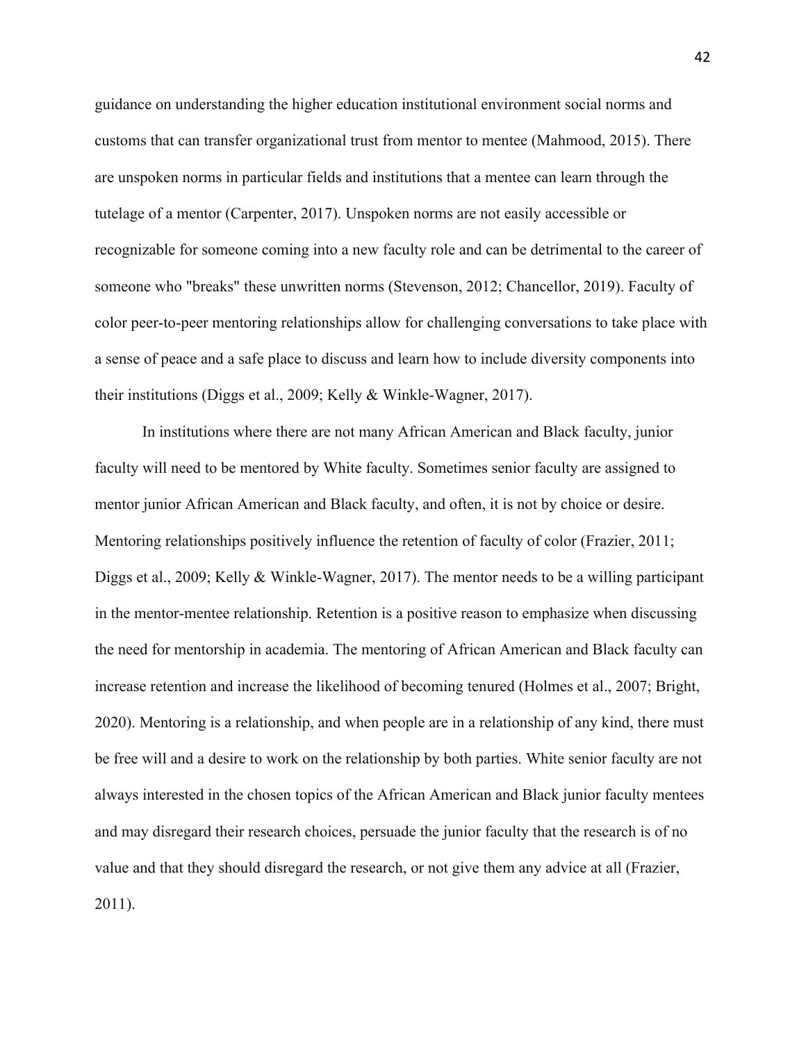guidance on understanding the higher education institutional environment social norms and customs that can transfer organizational trust from mentor to mentee (Mahmood, 2015). There are unspoken norms in particular fields and institutions that a mentee can learn through the tutelage of a mentor (Carpenter, 2017). Unspoken norms are not easily accessible or recognizable for someone coming into a new faculty role and can be detrimental to the career of someone who "breaks" these unwritten norms (Stevenson, 2012; Chancellor, 2019). Faculty of color peer-to-peer mentoring relationships allow for challenging conversations to take place with a sense of peace and a safe place to discuss and learn how to include diversity components into their institutions (Diggs et al., 2009; Kelly & Winkle-Wagner, 2017).

In institutions where there are not many African American and Black faculty, junior faculty will need to be mentored by White faculty. Sometimes senior faculty are assigned to mentor junior African American and Black faculty, and often, it is not by choice or desire. Mentoring relationships positively influence the retention of faculty of color (Frazier, 2011; Diggs et al., 2009; Kelly & Winkle-Wagner, 2017). The mentor needs to be a willing participant in the mentor-mentee relationship. Retention is a positive reason to emphasize when discussing the need for mentorship in academia. The mentoring of African American and Black faculty can increase retention and increase the likelihood of becoming tenured (Holmes et al., 2007; Bright, 2020). Mentoring is a relationship, and when people are in a relationship of any kind, there must be free will and a desire to work on the relationship by both parties. White senior faculty are not always interested in the chosen topics of the African American and Black junior faculty mentees and may disregard their research choices, persuade the junior faculty that the research is of no value and that they should disregard the research, or not give them any advice at all (Frazier, 2011).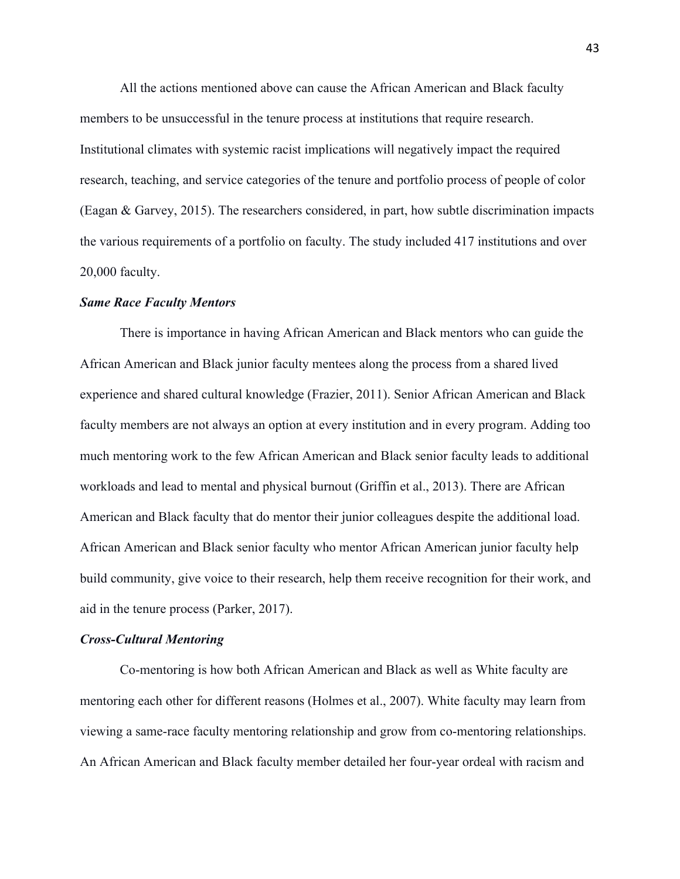All the actions mentioned above can cause the African American and Black faculty members to be unsuccessful in the tenure process at institutions that require research. Institutional climates with systemic racist implications will negatively impact the required research, teaching, and service categories of the tenure and portfolio process of people of color (Eagan & Garvey, 2015). The researchers considered, in part, how subtle discrimination impacts the various requirements of a portfolio on faculty. The study included 417 institutions and over 20,000 faculty.

### ***Same Race Faculty Mentors***

There is importance in having African American and Black mentors who can guide the African American and Black junior faculty mentees along the process from a shared lived experience and shared cultural knowledge (Frazier, 2011). Senior African American and Black faculty members are not always an option at every institution and in every program. Adding too much mentoring work to the few African American and Black senior faculty leads to additional workloads and lead to mental and physical burnout (Griffin et al., 2013). There are African American and Black faculty that do mentor their junior colleagues despite the additional load. African American and Black senior faculty who mentor African American junior faculty help build community, give voice to their research, help them receive recognition for their work, and aid in the tenure process (Parker, 2017).

### ***Cross-Cultural Mentoring***

Co-mentoring is how both African American and Black as well as White faculty are mentoring each other for different reasons (Holmes et al., 2007). White faculty may learn from viewing a same-race faculty mentoring relationship and grow from co-mentoring relationships. An African American and Black faculty member detailed her four-year ordeal with racism and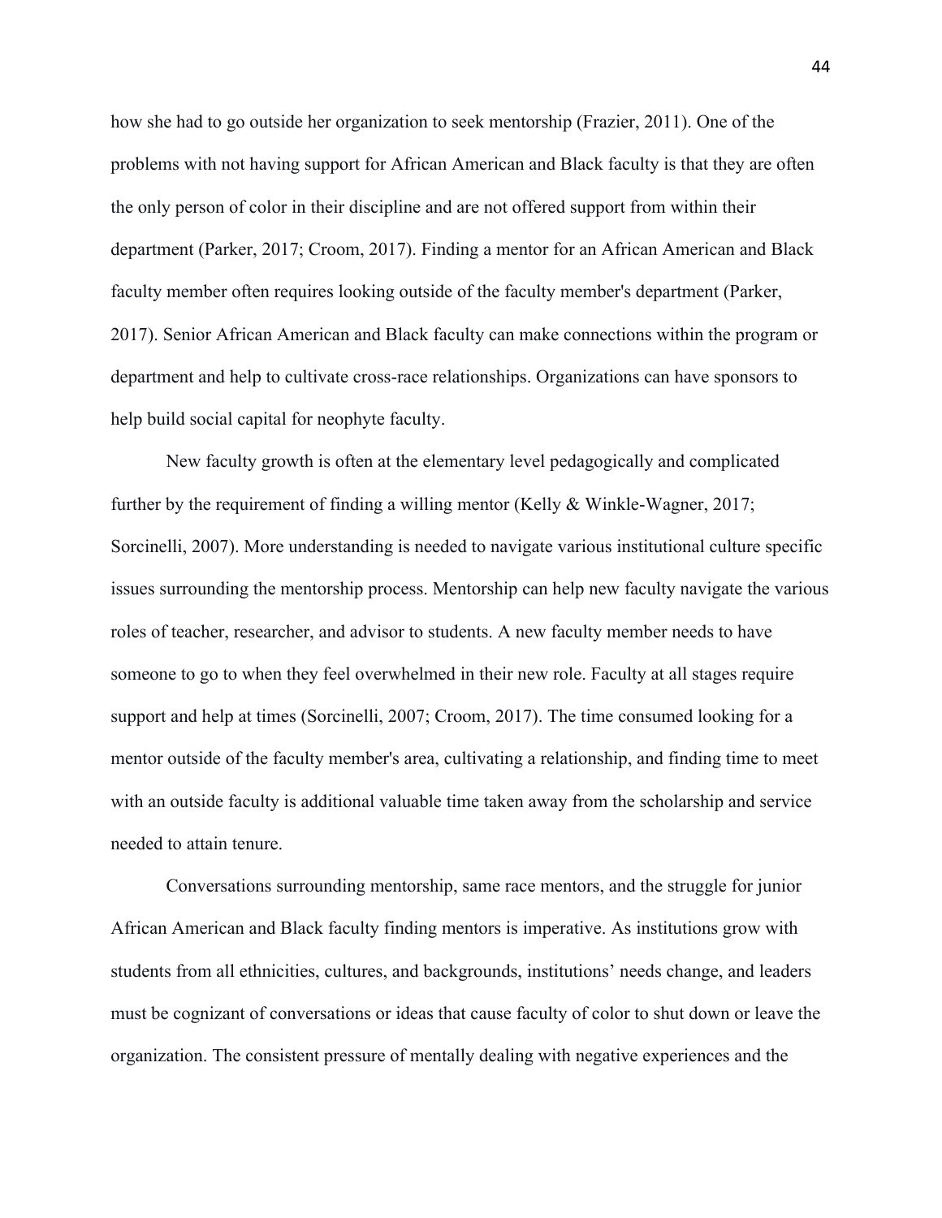how she had to go outside her organization to seek mentorship (Frazier, 2011). One of the problems with not having support for African American and Black faculty is that they are often the only person of color in their discipline and are not offered support from within their department (Parker, 2017; Croom, 2017). Finding a mentor for an African American and Black faculty member often requires looking outside of the faculty member's department (Parker, 2017). Senior African American and Black faculty can make connections within the program or department and help to cultivate cross-race relationships. Organizations can have sponsors to help build social capital for neophyte faculty.

New faculty growth is often at the elementary level pedagogically and complicated further by the requirement of finding a willing mentor (Kelly & Winkle-Wagner, 2017; Sorcinelli, 2007). More understanding is needed to navigate various institutional culture specific issues surrounding the mentorship process. Mentorship can help new faculty navigate the various roles of teacher, researcher, and advisor to students. A new faculty member needs to have someone to go to when they feel overwhelmed in their new role. Faculty at all stages require support and help at times (Sorcinelli, 2007; Croom, 2017). The time consumed looking for a mentor outside of the faculty member's area, cultivating a relationship, and finding time to meet with an outside faculty is additional valuable time taken away from the scholarship and service needed to attain tenure.

Conversations surrounding mentorship, same race mentors, and the struggle for junior African American and Black faculty finding mentors is imperative. As institutions grow with students from all ethnicities, cultures, and backgrounds, institutions' needs change, and leaders must be cognizant of conversations or ideas that cause faculty of color to shut down or leave the organization. The consistent pressure of mentally dealing with negative experiences and the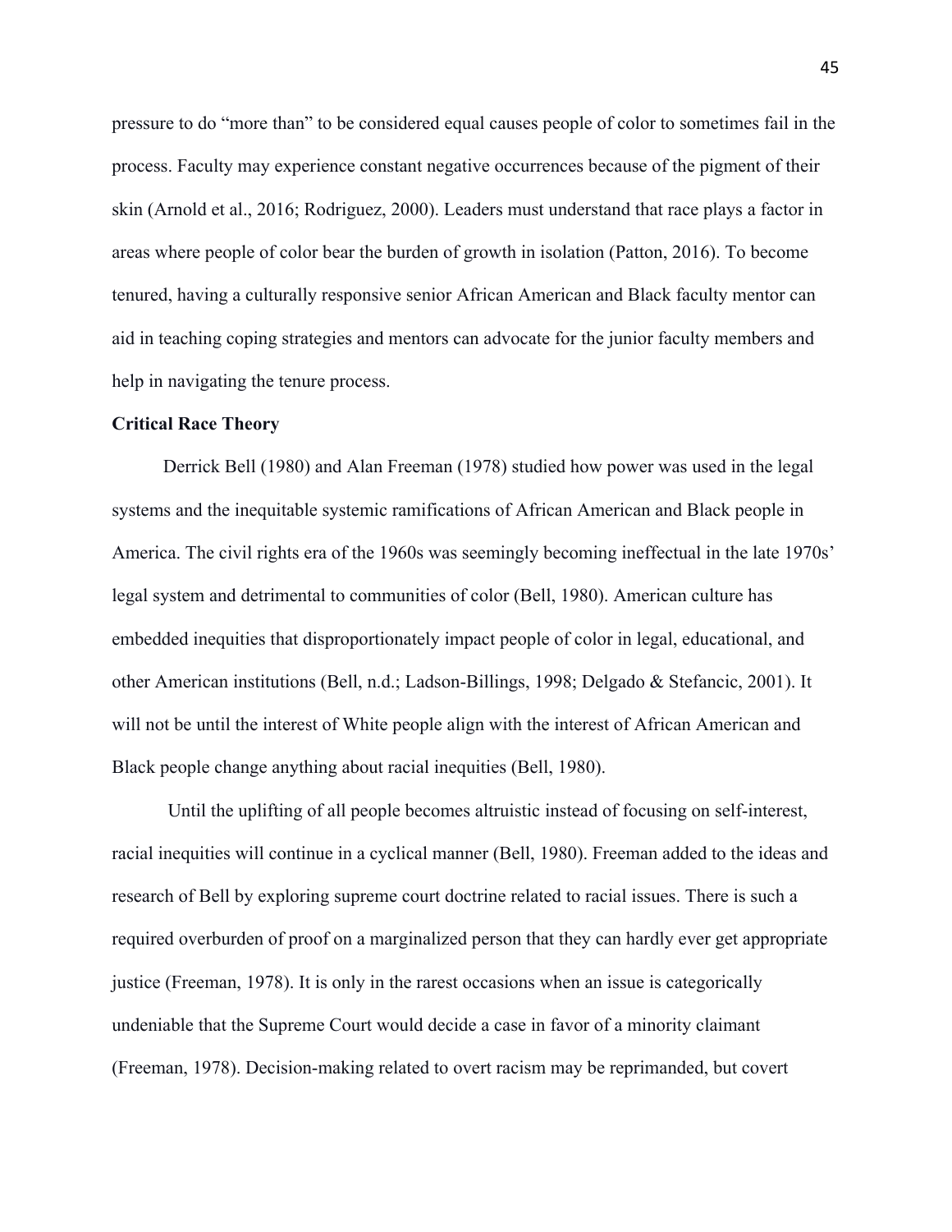pressure to do "more than" to be considered equal causes people of color to sometimes fail in the process. Faculty may experience constant negative occurrences because of the pigment of their skin (Arnold et al., 2016; Rodriguez, 2000). Leaders must understand that race plays a factor in areas where people of color bear the burden of growth in isolation (Patton, 2016). To become tenured, having a culturally responsive senior African American and Black faculty mentor can aid in teaching coping strategies and mentors can advocate for the junior faculty members and help in navigating the tenure process.

**Critical Race Theory**

Derrick Bell (1980) and Alan Freeman (1978) studied how power was used in the legal systems and the inequitable systemic ramifications of African American and Black people in America. The civil rights era of the 1960s was seemingly becoming ineffectual in the late 1970s' legal system and detrimental to communities of color (Bell, 1980). American culture has embedded inequities that disproportionately impact people of color in legal, educational, and other American institutions (Bell, n.d.; Ladson-Billings, 1998; Delgado & Stefancic, 2001). It will not be until the interest of White people align with the interest of African American and Black people change anything about racial inequities (Bell, 1980).

Until the uplifting of all people becomes altruistic instead of focusing on self-interest, racial inequities will continue in a cyclical manner (Bell, 1980). Freeman added to the ideas and research of Bell by exploring supreme court doctrine related to racial issues. There is such a required overburden of proof on a marginalized person that they can hardly ever get appropriate justice (Freeman, 1978). It is only in the rarest occasions when an issue is categorically undeniable that the Supreme Court would decide a case in favor of a minority claimant (Freeman, 1978). Decision-making related to overt racism may be reprimanded, but covert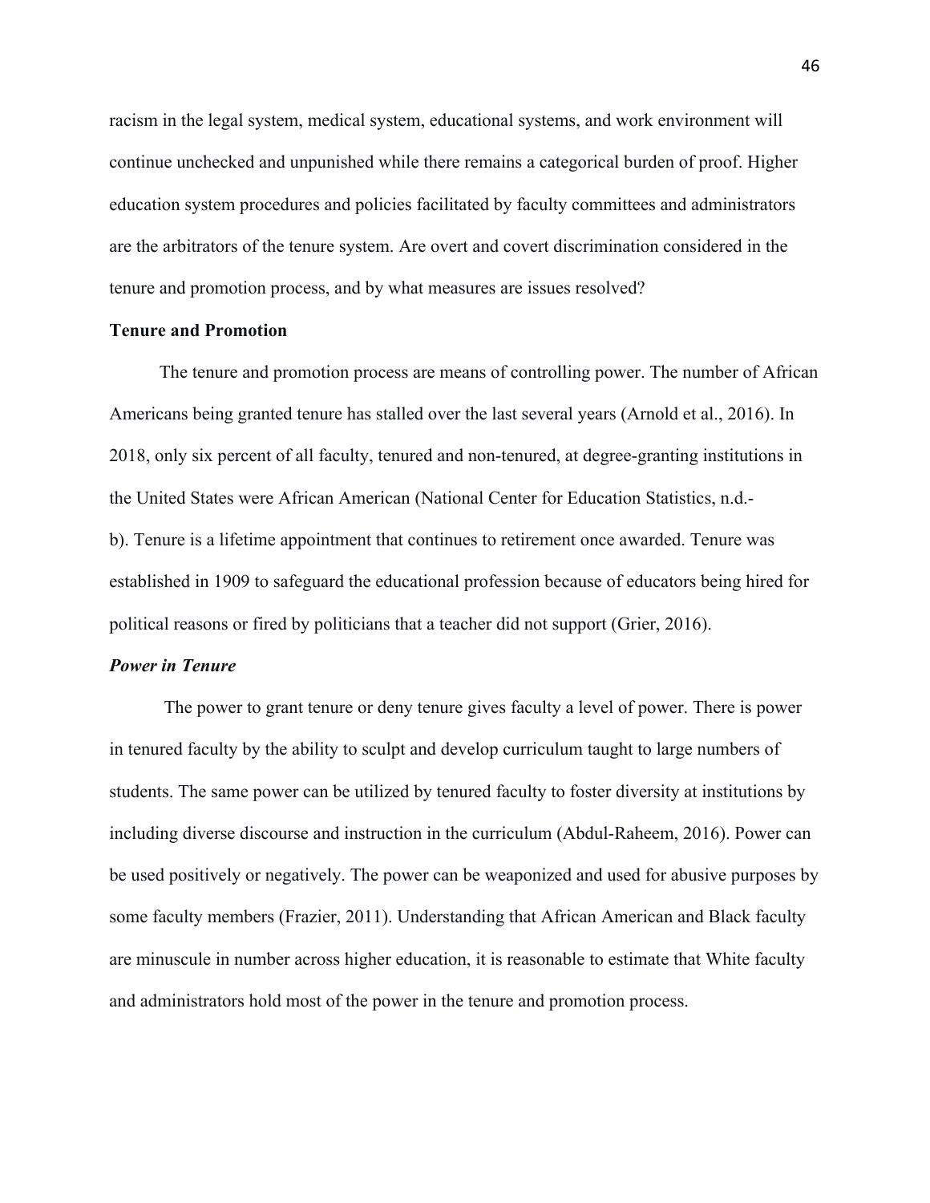racism in the legal system, medical system, educational systems, and work environment will continue unchecked and unpunished while there remains a categorical burden of proof. Higher education system procedures and policies facilitated by faculty committees and administrators are the arbitrators of the tenure system. Are overt and covert discrimination considered in the tenure and promotion process, and by what measures are issues resolved?

## Tenure and Promotion

The tenure and promotion process are means of controlling power. The number of African Americans being granted tenure has stalled over the last several years (Arnold et al., 2016). In 2018, only six percent of all faculty, tenured and non-tenured, at degree-granting institutions in the United States were African American (National Center for Education Statistics, n.d.-b). Tenure is a lifetime appointment that continues to retirement once awarded. Tenure was established in 1909 to safeguard the educational profession because of educators being hired for political reasons or fired by politicians that a teacher did not support (Grier, 2016).

### *Power in Tenure*

The power to grant tenure or deny tenure gives faculty a level of power. There is power in tenured faculty by the ability to sculpt and develop curriculum taught to large numbers of students. The same power can be utilized by tenured faculty to foster diversity at institutions by including diverse discourse and instruction in the curriculum (Abdul-Raheem, 2016). Power can be used positively or negatively. The power can be weaponized and used for abusive purposes by some faculty members (Frazier, 2011). Understanding that African American and Black faculty are minuscule in number across higher education, it is reasonable to estimate that White faculty and administrators hold most of the power in the tenure and promotion process.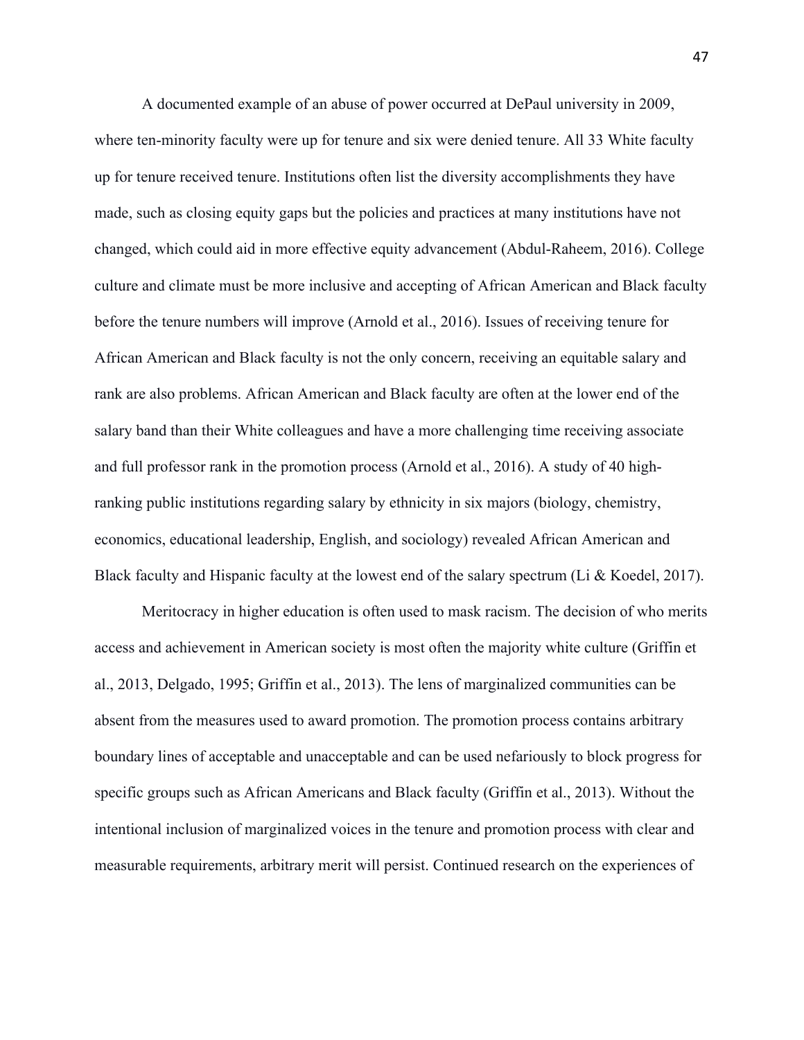A documented example of an abuse of power occurred at DePaul university in 2009, where ten-minority faculty were up for tenure and six were denied tenure. All 33 White faculty up for tenure received tenure. Institutions often list the diversity accomplishments they have made, such as closing equity gaps but the policies and practices at many institutions have not changed, which could aid in more effective equity advancement (Abdul-Raheem, 2016). College culture and climate must be more inclusive and accepting of African American and Black faculty before the tenure numbers will improve (Arnold et al., 2016). Issues of receiving tenure for African American and Black faculty is not the only concern, receiving an equitable salary and rank are also problems. African American and Black faculty are often at the lower end of the salary band than their White colleagues and have a more challenging time receiving associate and full professor rank in the promotion process (Arnold et al., 2016). A study of 40 high-ranking public institutions regarding salary by ethnicity in six majors (biology, chemistry, economics, educational leadership, English, and sociology) revealed African American and Black faculty and Hispanic faculty at the lowest end of the salary spectrum (Li & Koedel, 2017).

Meritocracy in higher education is often used to mask racism. The decision of who merits access and achievement in American society is most often the majority white culture (Griffin et al., 2013, Delgado, 1995; Griffin et al., 2013). The lens of marginalized communities can be absent from the measures used to award promotion. The promotion process contains arbitrary boundary lines of acceptable and unacceptable and can be used nefariously to block progress for specific groups such as African Americans and Black faculty (Griffin et al., 2013). Without the intentional inclusion of marginalized voices in the tenure and promotion process with clear and measurable requirements, arbitrary merit will persist. Continued research on the experiences of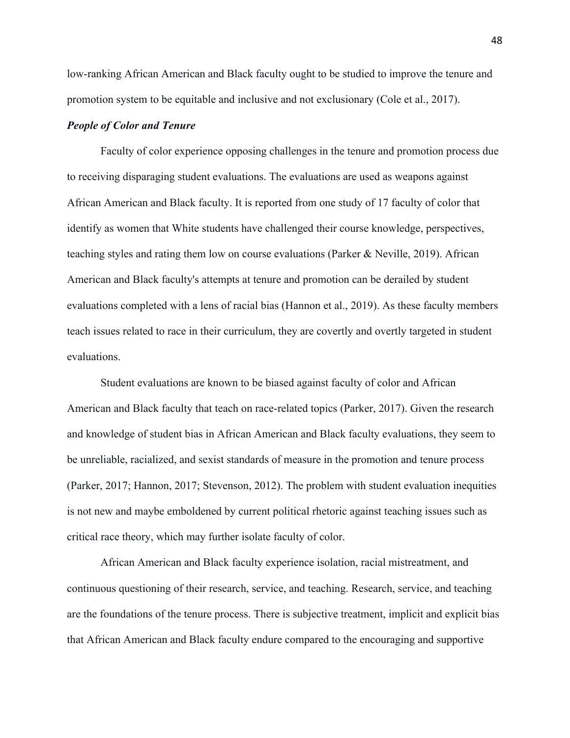low-ranking African American and Black faculty ought to be studied to improve the tenure and promotion system to be equitable and inclusive and not exclusionary (Cole et al., 2017).

### ***People of Color and Tenure***

Faculty of color experience opposing challenges in the tenure and promotion process due to receiving disparaging student evaluations. The evaluations are used as weapons against African American and Black faculty. It is reported from one study of 17 faculty of color that identify as women that White students have challenged their course knowledge, perspectives, teaching styles and rating them low on course evaluations (Parker & Neville, 2019). African American and Black faculty's attempts at tenure and promotion can be derailed by student evaluations completed with a lens of racial bias (Hannon et al., 2019). As these faculty members teach issues related to race in their curriculum, they are covertly and overtly targeted in student evaluations.

Student evaluations are known to be biased against faculty of color and African American and Black faculty that teach on race-related topics (Parker, 2017). Given the research and knowledge of student bias in African American and Black faculty evaluations, they seem to be unreliable, racialized, and sexist standards of measure in the promotion and tenure process (Parker, 2017; Hannon, 2017; Stevenson, 2012). The problem with student evaluation inequities is not new and maybe emboldened by current political rhetoric against teaching issues such as critical race theory, which may further isolate faculty of color.

African American and Black faculty experience isolation, racial mistreatment, and continuous questioning of their research, service, and teaching. Research, service, and teaching are the foundations of the tenure process. There is subjective treatment, implicit and explicit bias that African American and Black faculty endure compared to the encouraging and supportive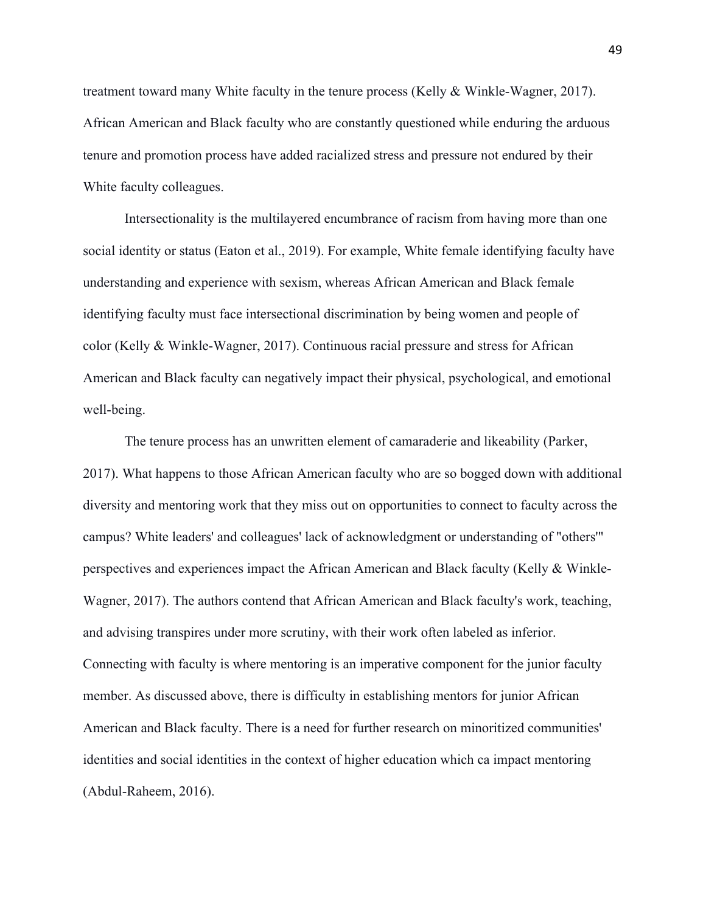treatment toward many White faculty in the tenure process (Kelly & Winkle-Wagner, 2017). African American and Black faculty who are constantly questioned while enduring the arduous tenure and promotion process have added racialized stress and pressure not endured by their White faculty colleagues.

Intersectionality is the multilayered encumbrance of racism from having more than one social identity or status (Eaton et al., 2019). For example, White female identifying faculty have understanding and experience with sexism, whereas African American and Black female identifying faculty must face intersectional discrimination by being women and people of color (Kelly & Winkle-Wagner, 2017). Continuous racial pressure and stress for African American and Black faculty can negatively impact their physical, psychological, and emotional well-being.

The tenure process has an unwritten element of camaraderie and likeability (Parker, 2017). What happens to those African American faculty who are so bogged down with additional diversity and mentoring work that they miss out on opportunities to connect to faculty across the campus? White leaders' and colleagues' lack of acknowledgment or understanding of "others'" perspectives and experiences impact the African American and Black faculty (Kelly & Winkle-Wagner, 2017). The authors contend that African American and Black faculty's work, teaching, and advising transpires under more scrutiny, with their work often labeled as inferior. Connecting with faculty is where mentoring is an imperative component for the junior faculty member. As discussed above, there is difficulty in establishing mentors for junior African American and Black faculty. There is a need for further research on minoritized communities' identities and social identities in the context of higher education which ca impact mentoring (Abdul-Raheem, 2016).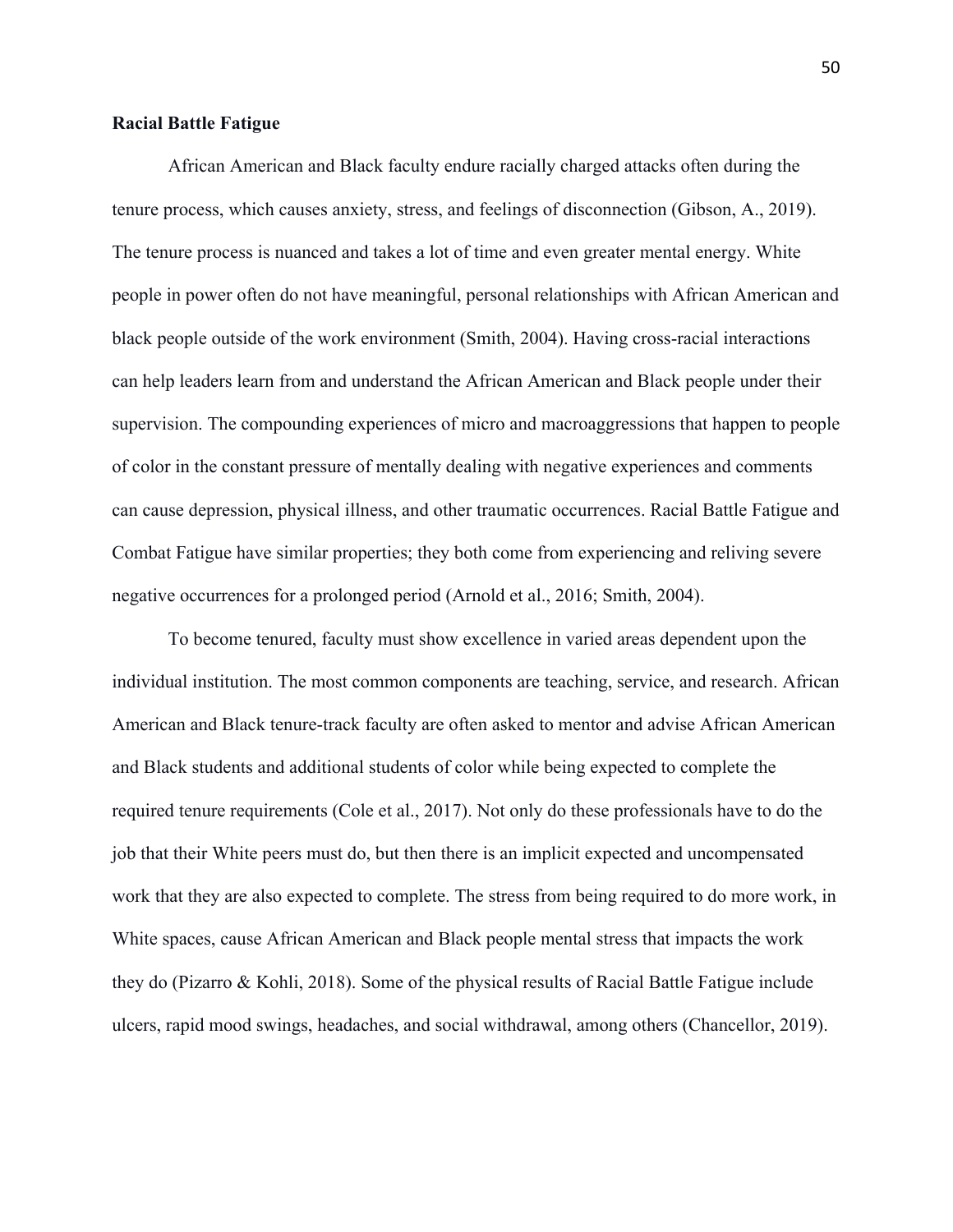**Racial Battle Fatigue**

African American and Black faculty endure racially charged attacks often during the tenure process, which causes anxiety, stress, and feelings of disconnection (Gibson, A., 2019). The tenure process is nuanced and takes a lot of time and even greater mental energy. White people in power often do not have meaningful, personal relationships with African American and black people outside of the work environment (Smith, 2004). Having cross-racial interactions can help leaders learn from and understand the African American and Black people under their supervision. The compounding experiences of micro and macroaggressions that happen to people of color in the constant pressure of mentally dealing with negative experiences and comments can cause depression, physical illness, and other traumatic occurrences. Racial Battle Fatigue and Combat Fatigue have similar properties; they both come from experiencing and reliving severe negative occurrences for a prolonged period (Arnold et al., 2016; Smith, 2004).

To become tenured, faculty must show excellence in varied areas dependent upon the individual institution. The most common components are teaching, service, and research. African American and Black tenure-track faculty are often asked to mentor and advise African American and Black students and additional students of color while being expected to complete the required tenure requirements (Cole et al., 2017). Not only do these professionals have to do the job that their White peers must do, but then there is an implicit expected and uncompensated work that they are also expected to complete. The stress from being required to do more work, in White spaces, cause African American and Black people mental stress that impacts the work they do (Pizarro & Kohli, 2018). Some of the physical results of Racial Battle Fatigue include ulcers, rapid mood swings, headaches, and social withdrawal, among others (Chancellor, 2019).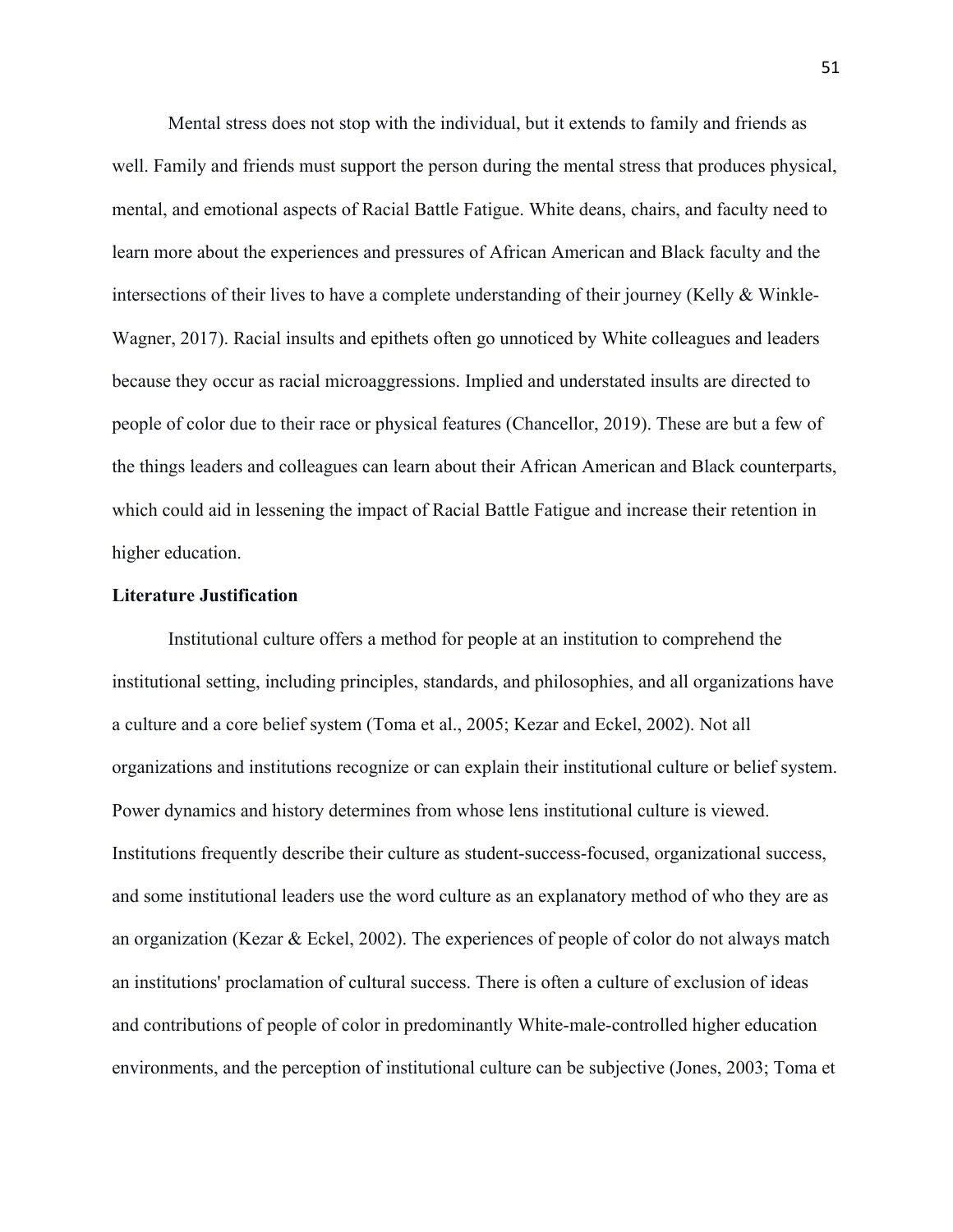Mental stress does not stop with the individual, but it extends to family and friends as well. Family and friends must support the person during the mental stress that produces physical, mental, and emotional aspects of Racial Battle Fatigue. White deans, chairs, and faculty need to learn more about the experiences and pressures of African American and Black faculty and the intersections of their lives to have a complete understanding of their journey (Kelly & Winkle-Wagner, 2017). Racial insults and epithets often go unnoticed by White colleagues and leaders because they occur as racial microaggressions. Implied and understated insults are directed to people of color due to their race or physical features (Chancellor, 2019). These are but a few of the things leaders and colleagues can learn about their African American and Black counterparts, which could aid in lessening the impact of Racial Battle Fatigue and increase their retention in higher education.

**Literature Justification**

Institutional culture offers a method for people at an institution to comprehend the institutional setting, including principles, standards, and philosophies, and all organizations have a culture and a core belief system (Toma et al., 2005; Kezar and Eckel, 2002). Not all organizations and institutions recognize or can explain their institutional culture or belief system. Power dynamics and history determines from whose lens institutional culture is viewed. Institutions frequently describe their culture as student-success-focused, organizational success, and some institutional leaders use the word culture as an explanatory method of who they are as an organization (Kezar & Eckel, 2002). The experiences of people of color do not always match an institutions' proclamation of cultural success. There is often a culture of exclusion of ideas and contributions of people of color in predominantly White-male-controlled higher education environments, and the perception of institutional culture can be subjective (Jones, 2003; Toma et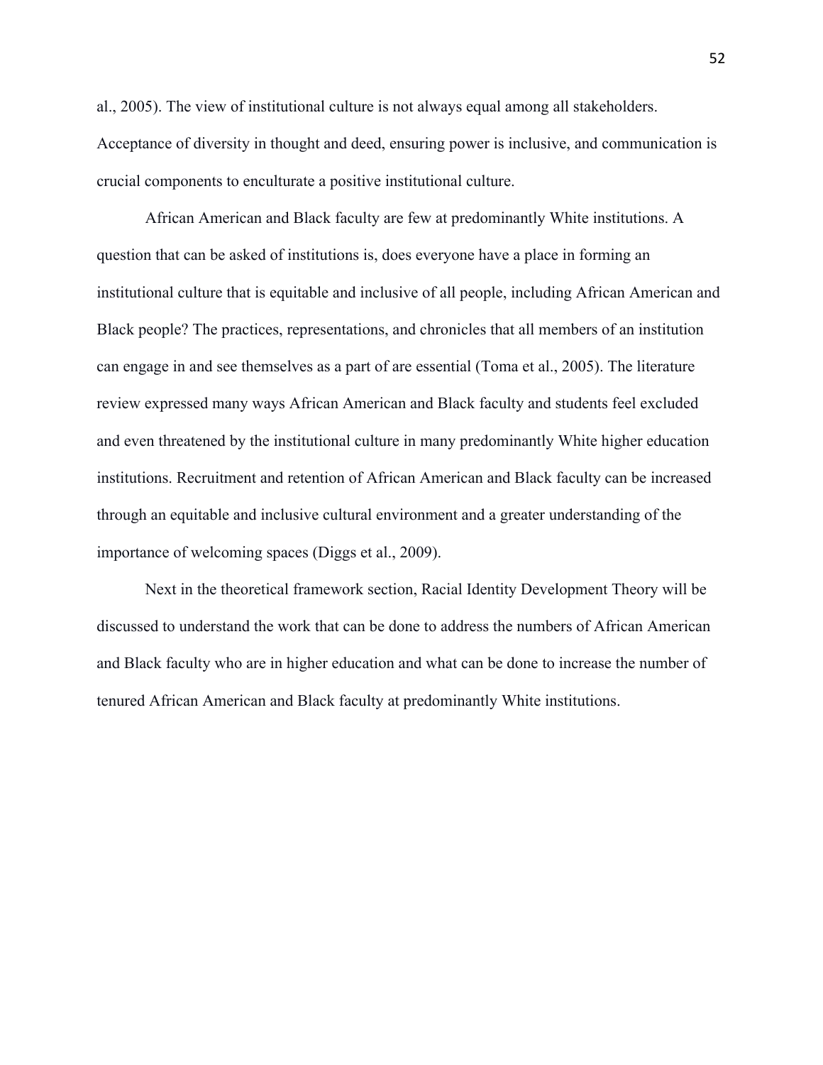al., 2005). The view of institutional culture is not always equal among all stakeholders. Acceptance of diversity in thought and deed, ensuring power is inclusive, and communication is crucial components to enculturate a positive institutional culture.

African American and Black faculty are few at predominantly White institutions. A question that can be asked of institutions is, does everyone have a place in forming an institutional culture that is equitable and inclusive of all people, including African American and Black people? The practices, representations, and chronicles that all members of an institution can engage in and see themselves as a part of are essential (Toma et al., 2005). The literature review expressed many ways African American and Black faculty and students feel excluded and even threatened by the institutional culture in many predominantly White higher education institutions. Recruitment and retention of African American and Black faculty can be increased through an equitable and inclusive cultural environment and a greater understanding of the importance of welcoming spaces (Diggs et al., 2009).

Next in the theoretical framework section, Racial Identity Development Theory will be discussed to understand the work that can be done to address the numbers of African American and Black faculty who are in higher education and what can be done to increase the number of tenured African American and Black faculty at predominantly White institutions.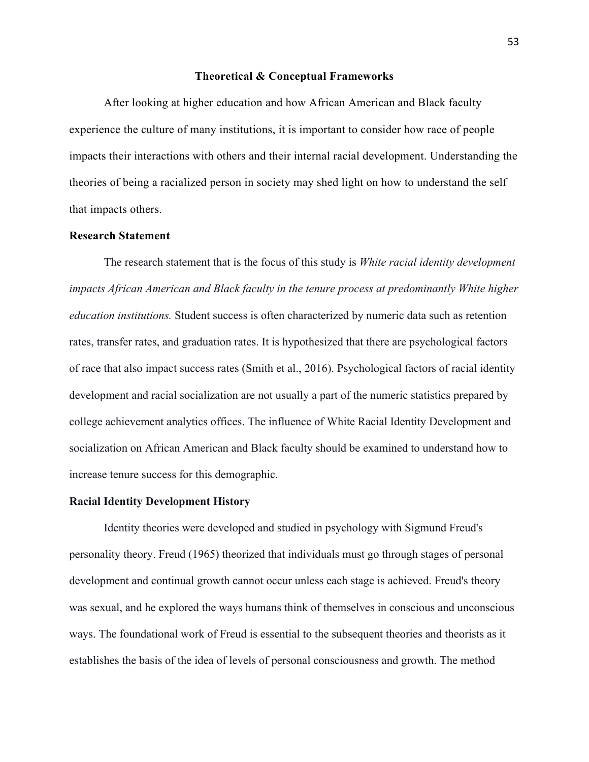## Theoretical & Conceptual Frameworks

After looking at higher education and how African American and Black faculty experience the culture of many institutions, it is important to consider how race of people impacts their interactions with others and their internal racial development. Understanding the theories of being a racialized person in society may shed light on how to understand the self that impacts others.

### Research Statement

The research statement that is the focus of this study is *White racial identity development impacts African American and Black faculty in the tenure process at predominantly White higher education institutions.* Student success is often characterized by numeric data such as retention rates, transfer rates, and graduation rates. It is hypothesized that there are psychological factors of race that also impact success rates (Smith et al., 2016). Psychological factors of racial identity development and racial socialization are not usually a part of the numeric statistics prepared by college achievement analytics offices. The influence of White Racial Identity Development and socialization on African American and Black faculty should be examined to understand how to increase tenure success for this demographic.

### Racial Identity Development History

Identity theories were developed and studied in psychology with Sigmund Freud's personality theory. Freud (1965) theorized that individuals must go through stages of personal development and continual growth cannot occur unless each stage is achieved. Freud's theory was sexual, and he explored the ways humans think of themselves in conscious and unconscious ways. The foundational work of Freud is essential to the subsequent theories and theorists as it establishes the basis of the idea of levels of personal consciousness and growth. The method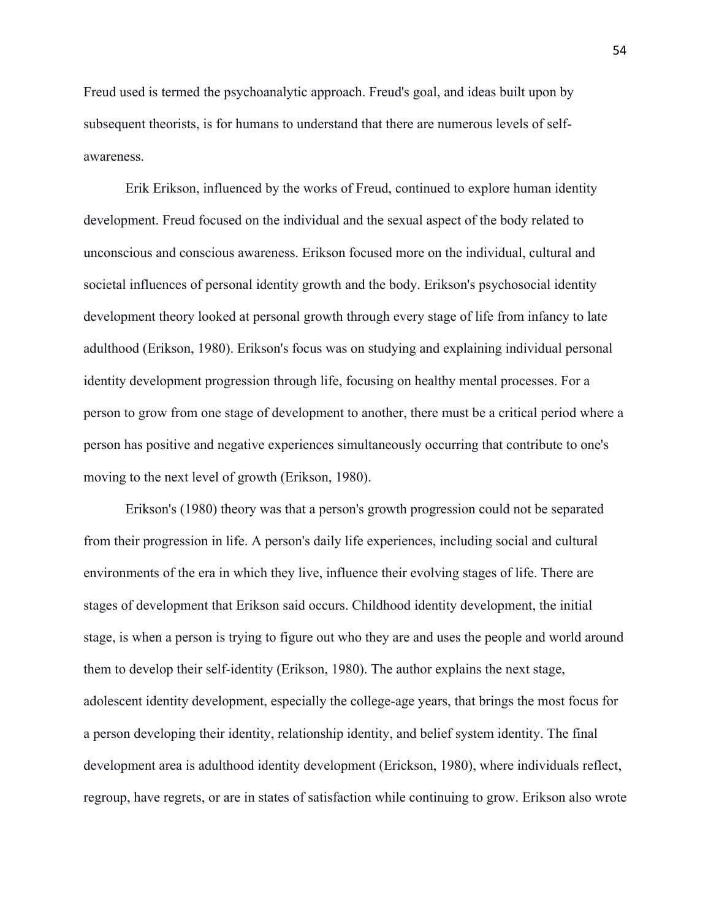Freud used is termed the psychoanalytic approach. Freud's goal, and ideas built upon by subsequent theorists, is for humans to understand that there are numerous levels of self-awareness.

Erik Erikson, influenced by the works of Freud, continued to explore human identity development. Freud focused on the individual and the sexual aspect of the body related to unconscious and conscious awareness. Erikson focused more on the individual, cultural and societal influences of personal identity growth and the body. Erikson's psychosocial identity development theory looked at personal growth through every stage of life from infancy to late adulthood (Erikson, 1980). Erikson's focus was on studying and explaining individual personal identity development progression through life, focusing on healthy mental processes. For a person to grow from one stage of development to another, there must be a critical period where a person has positive and negative experiences simultaneously occurring that contribute to one's moving to the next level of growth (Erikson, 1980).

Erikson's (1980) theory was that a person's growth progression could not be separated from their progression in life. A person's daily life experiences, including social and cultural environments of the era in which they live, influence their evolving stages of life. There are stages of development that Erikson said occurs. Childhood identity development, the initial stage, is when a person is trying to figure out who they are and uses the people and world around them to develop their self-identity (Erikson, 1980). The author explains the next stage, adolescent identity development, especially the college-age years, that brings the most focus for a person developing their identity, relationship identity, and belief system identity. The final development area is adulthood identity development (Erickson, 1980), where individuals reflect, regroup, have regrets, or are in states of satisfaction while continuing to grow. Erikson also wrote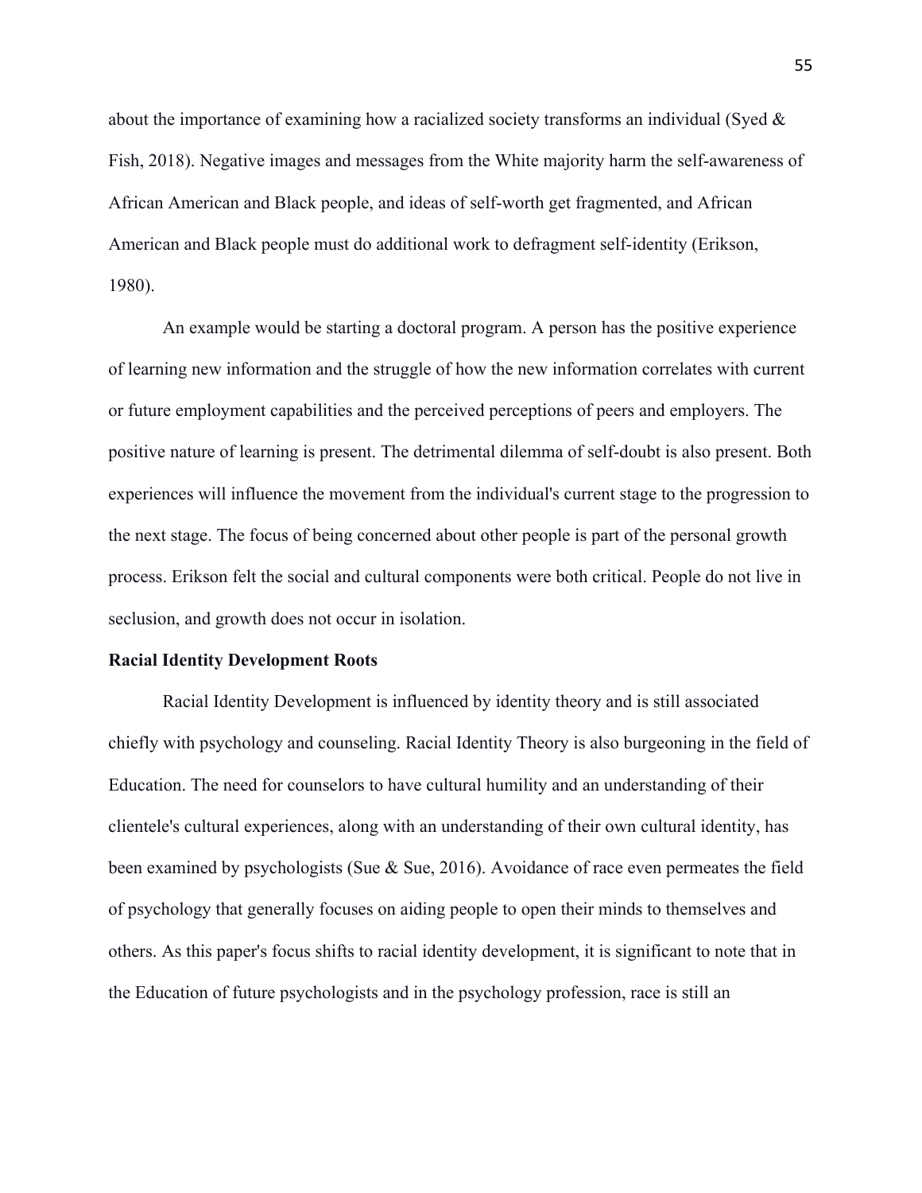about the importance of examining how a racialized society transforms an individual (Syed & Fish, 2018). Negative images and messages from the White majority harm the self-awareness of African American and Black people, and ideas of self-worth get fragmented, and African American and Black people must do additional work to defragment self-identity (Erikson, 1980).

An example would be starting a doctoral program. A person has the positive experience of learning new information and the struggle of how the new information correlates with current or future employment capabilities and the perceived perceptions of peers and employers. The positive nature of learning is present. The detrimental dilemma of self-doubt is also present. Both experiences will influence the movement from the individual's current stage to the progression to the next stage. The focus of being concerned about other people is part of the personal growth process. Erikson felt the social and cultural components were both critical. People do not live in seclusion, and growth does not occur in isolation.

**Racial Identity Development Roots**

Racial Identity Development is influenced by identity theory and is still associated chiefly with psychology and counseling. Racial Identity Theory is also burgeoning in the field of Education. The need for counselors to have cultural humility and an understanding of their clientele's cultural experiences, along with an understanding of their own cultural identity, has been examined by psychologists (Sue & Sue, 2016). Avoidance of race even permeates the field of psychology that generally focuses on aiding people to open their minds to themselves and others. As this paper's focus shifts to racial identity development, it is significant to note that in the Education of future psychologists and in the psychology profession, race is still an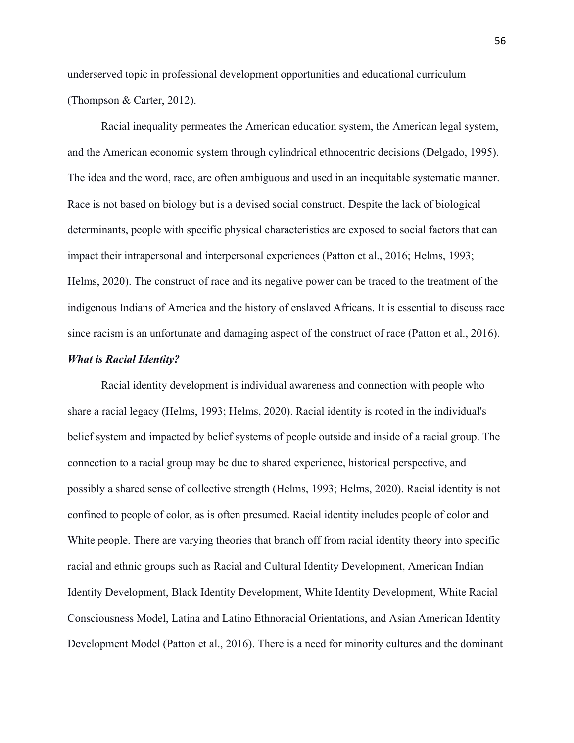underserved topic in professional development opportunities and educational curriculum (Thompson & Carter, 2012).

Racial inequality permeates the American education system, the American legal system, and the American economic system through cylindrical ethnocentric decisions (Delgado, 1995). The idea and the word, race, are often ambiguous and used in an inequitable systematic manner. Race is not based on biology but is a devised social construct. Despite the lack of biological determinants, people with specific physical characteristics are exposed to social factors that can impact their intrapersonal and interpersonal experiences (Patton et al., 2016; Helms, 1993; Helms, 2020). The construct of race and its negative power can be traced to the treatment of the indigenous Indians of America and the history of enslaved Africans. It is essential to discuss race since racism is an unfortunate and damaging aspect of the construct of race (Patton et al., 2016).

### *What is Racial Identity?*

Racial identity development is individual awareness and connection with people who share a racial legacy (Helms, 1993; Helms, 2020). Racial identity is rooted in the individual's belief system and impacted by belief systems of people outside and inside of a racial group. The connection to a racial group may be due to shared experience, historical perspective, and possibly a shared sense of collective strength (Helms, 1993; Helms, 2020). Racial identity is not confined to people of color, as is often presumed. Racial identity includes people of color and White people. There are varying theories that branch off from racial identity theory into specific racial and ethnic groups such as Racial and Cultural Identity Development, American Indian Identity Development, Black Identity Development, White Identity Development, White Racial Consciousness Model, Latina and Latino Ethnoracial Orientations, and Asian American Identity Development Model (Patton et al., 2016). There is a need for minority cultures and the dominant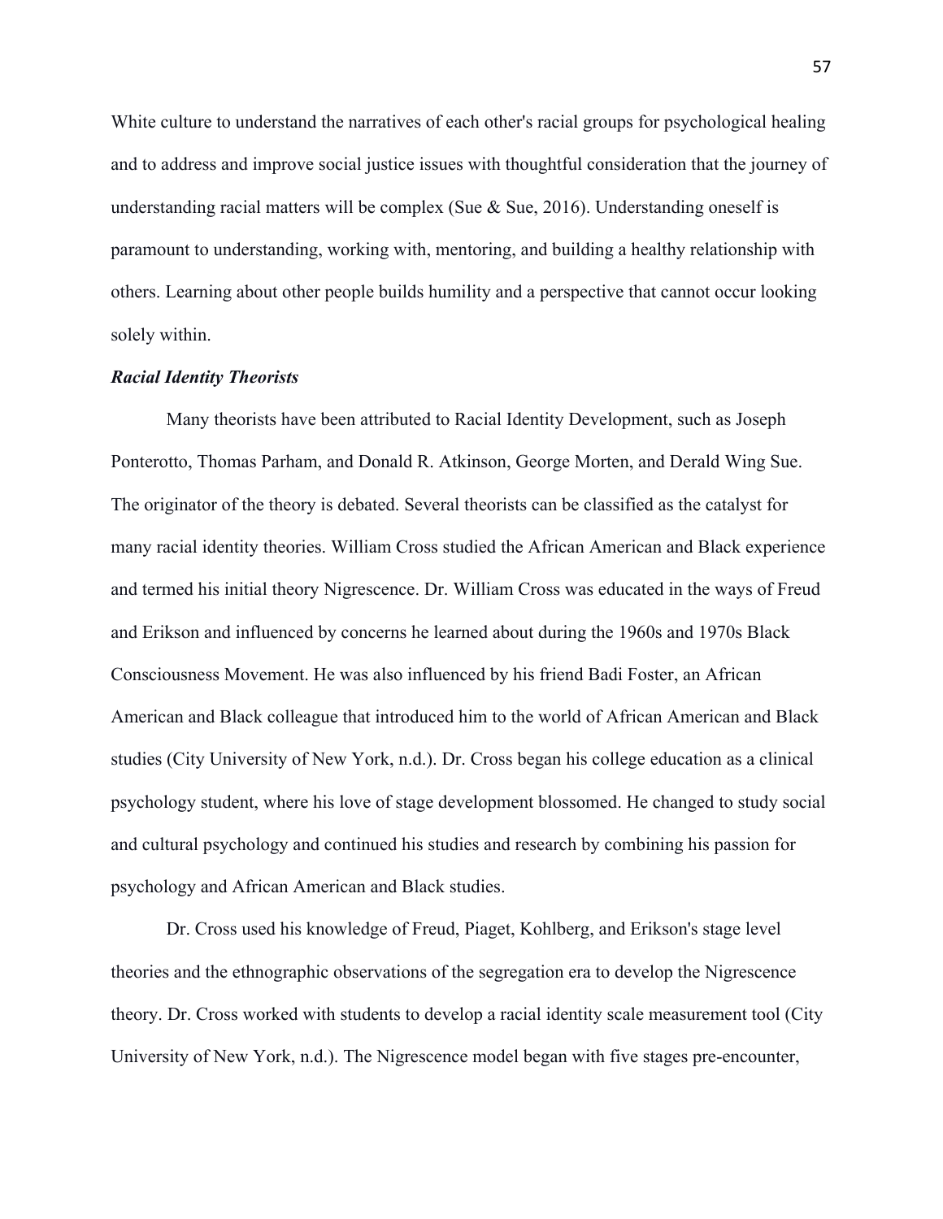White culture to understand the narratives of each other's racial groups for psychological healing and to address and improve social justice issues with thoughtful consideration that the journey of understanding racial matters will be complex (Sue & Sue, 2016). Understanding oneself is paramount to understanding, working with, mentoring, and building a healthy relationship with others. Learning about other people builds humility and a perspective that cannot occur looking solely within.

### *Racial Identity Theorists*

Many theorists have been attributed to Racial Identity Development, such as Joseph Ponterotto, Thomas Parham, and Donald R. Atkinson, George Morten, and Derald Wing Sue. The originator of the theory is debated. Several theorists can be classified as the catalyst for many racial identity theories. William Cross studied the African American and Black experience and termed his initial theory Nigrescence. Dr. William Cross was educated in the ways of Freud and Erikson and influenced by concerns he learned about during the 1960s and 1970s Black Consciousness Movement. He was also influenced by his friend Badi Foster, an African American and Black colleague that introduced him to the world of African American and Black studies (City University of New York, n.d.). Dr. Cross began his college education as a clinical psychology student, where his love of stage development blossomed. He changed to study social and cultural psychology and continued his studies and research by combining his passion for psychology and African American and Black studies.

Dr. Cross used his knowledge of Freud, Piaget, Kohlberg, and Erikson's stage level theories and the ethnographic observations of the segregation era to develop the Nigrescence theory. Dr. Cross worked with students to develop a racial identity scale measurement tool (City University of New York, n.d.). The Nigrescence model began with five stages pre-encounter,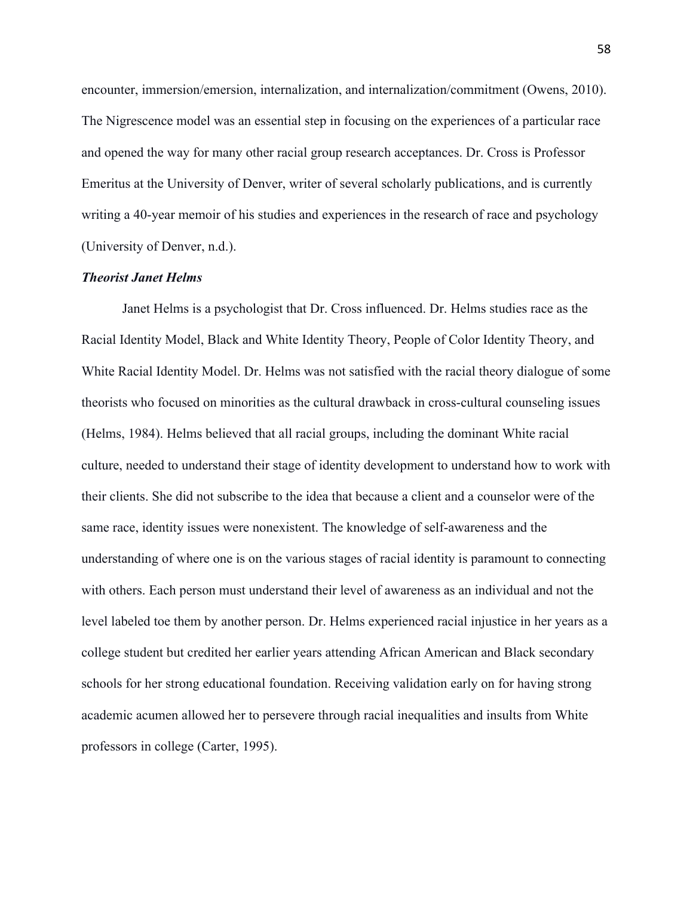encounter, immersion/emersion, internalization, and internalization/commitment (Owens, 2010). The Nigrescence model was an essential step in focusing on the experiences of a particular race and opened the way for many other racial group research acceptances. Dr. Cross is Professor Emeritus at the University of Denver, writer of several scholarly publications, and is currently writing a 40-year memoir of his studies and experiences in the research of race and psychology (University of Denver, n.d.).

### ***Theorist Janet Helms***

Janet Helms is a psychologist that Dr. Cross influenced. Dr. Helms studies race as the Racial Identity Model, Black and White Identity Theory, People of Color Identity Theory, and White Racial Identity Model. Dr. Helms was not satisfied with the racial theory dialogue of some theorists who focused on minorities as the cultural drawback in cross-cultural counseling issues (Helms, 1984). Helms believed that all racial groups, including the dominant White racial culture, needed to understand their stage of identity development to understand how to work with their clients. She did not subscribe to the idea that because a client and a counselor were of the same race, identity issues were nonexistent. The knowledge of self-awareness and the understanding of where one is on the various stages of racial identity is paramount to connecting with others. Each person must understand their level of awareness as an individual and not the level labeled toe them by another person. Dr. Helms experienced racial injustice in her years as a college student but credited her earlier years attending African American and Black secondary schools for her strong educational foundation. Receiving validation early on for having strong academic acumen allowed her to persevere through racial inequalities and insults from White professors in college (Carter, 1995).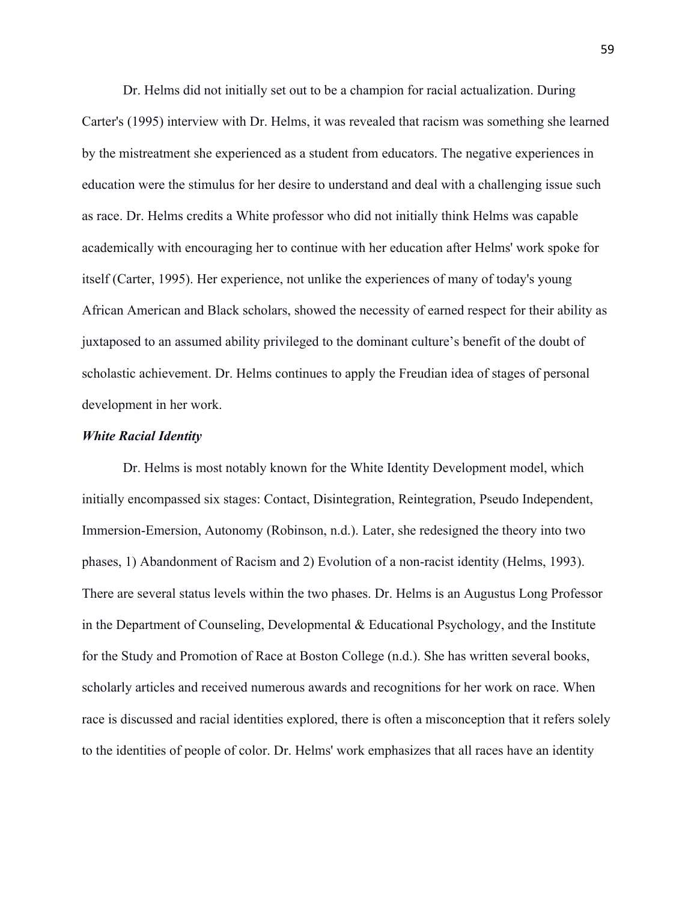Dr. Helms did not initially set out to be a champion for racial actualization. During Carter's (1995) interview with Dr. Helms, it was revealed that racism was something she learned by the mistreatment she experienced as a student from educators. The negative experiences in education were the stimulus for her desire to understand and deal with a challenging issue such as race. Dr. Helms credits a White professor who did not initially think Helms was capable academically with encouraging her to continue with her education after Helms' work spoke for itself (Carter, 1995). Her experience, not unlike the experiences of many of today's young African American and Black scholars, showed the necessity of earned respect for their ability as juxtaposed to an assumed ability privileged to the dominant culture's benefit of the doubt of scholastic achievement. Dr. Helms continues to apply the Freudian idea of stages of personal development in her work.

### ***White Racial Identity***

Dr. Helms is most notably known for the White Identity Development model, which initially encompassed six stages: Contact, Disintegration, Reintegration, Pseudo Independent, Immersion-Emersion, Autonomy (Robinson, n.d.). Later, she redesigned the theory into two phases, 1) Abandonment of Racism and 2) Evolution of a non-racist identity (Helms, 1993). There are several status levels within the two phases. Dr. Helms is an Augustus Long Professor in the Department of Counseling, Developmental & Educational Psychology, and the Institute for the Study and Promotion of Race at Boston College (n.d.). She has written several books, scholarly articles and received numerous awards and recognitions for her work on race. When race is discussed and racial identities explored, there is often a misconception that it refers solely to the identities of people of color. Dr. Helms' work emphasizes that all races have an identity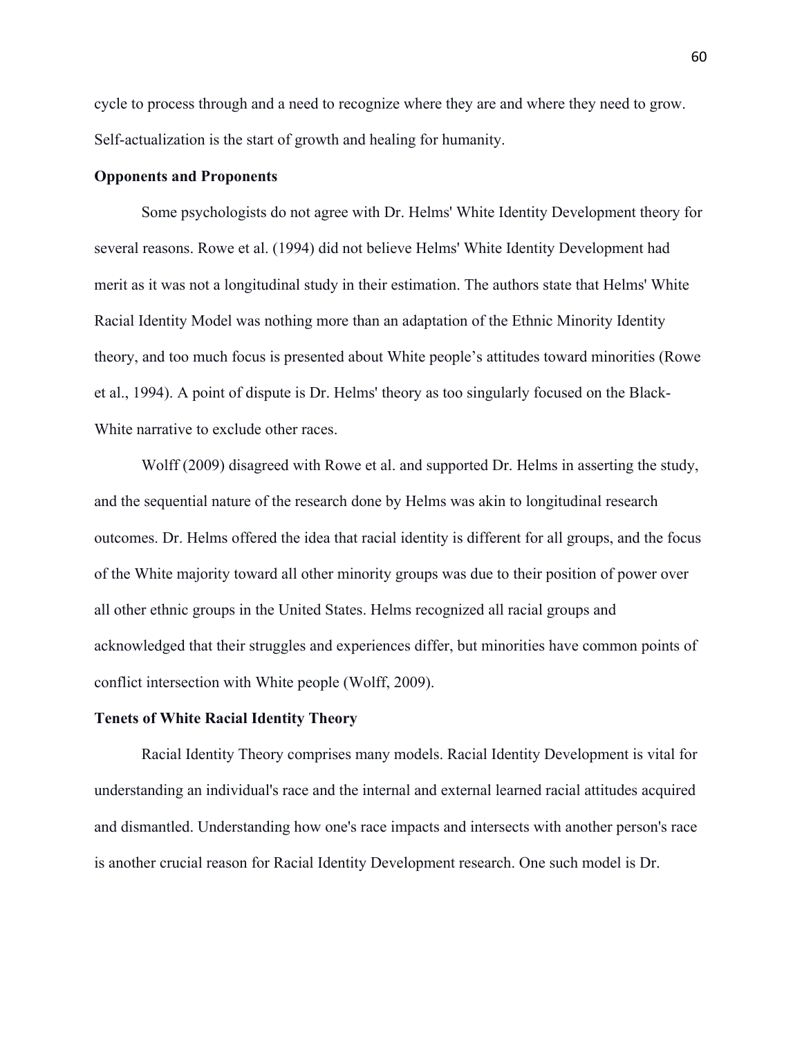cycle to process through and a need to recognize where they are and where they need to grow. Self-actualization is the start of growth and healing for humanity.

### Opponents and Proponents

Some psychologists do not agree with Dr. Helms' White Identity Development theory for several reasons. Rowe et al. (1994) did not believe Helms' White Identity Development had merit as it was not a longitudinal study in their estimation. The authors state that Helms' White Racial Identity Model was nothing more than an adaptation of the Ethnic Minority Identity theory, and too much focus is presented about White people's attitudes toward minorities (Rowe et al., 1994). A point of dispute is Dr. Helms' theory as too singularly focused on the Black-White narrative to exclude other races.

Wolff (2009) disagreed with Rowe et al. and supported Dr. Helms in asserting the study, and the sequential nature of the research done by Helms was akin to longitudinal research outcomes. Dr. Helms offered the idea that racial identity is different for all groups, and the focus of the White majority toward all other minority groups was due to their position of power over all other ethnic groups in the United States. Helms recognized all racial groups and acknowledged that their struggles and experiences differ, but minorities have common points of conflict intersection with White people (Wolff, 2009).

### Tenets of White Racial Identity Theory

Racial Identity Theory comprises many models. Racial Identity Development is vital for understanding an individual's race and the internal and external learned racial attitudes acquired and dismantled. Understanding how one's race impacts and intersects with another person's race is another crucial reason for Racial Identity Development research. One such model is Dr.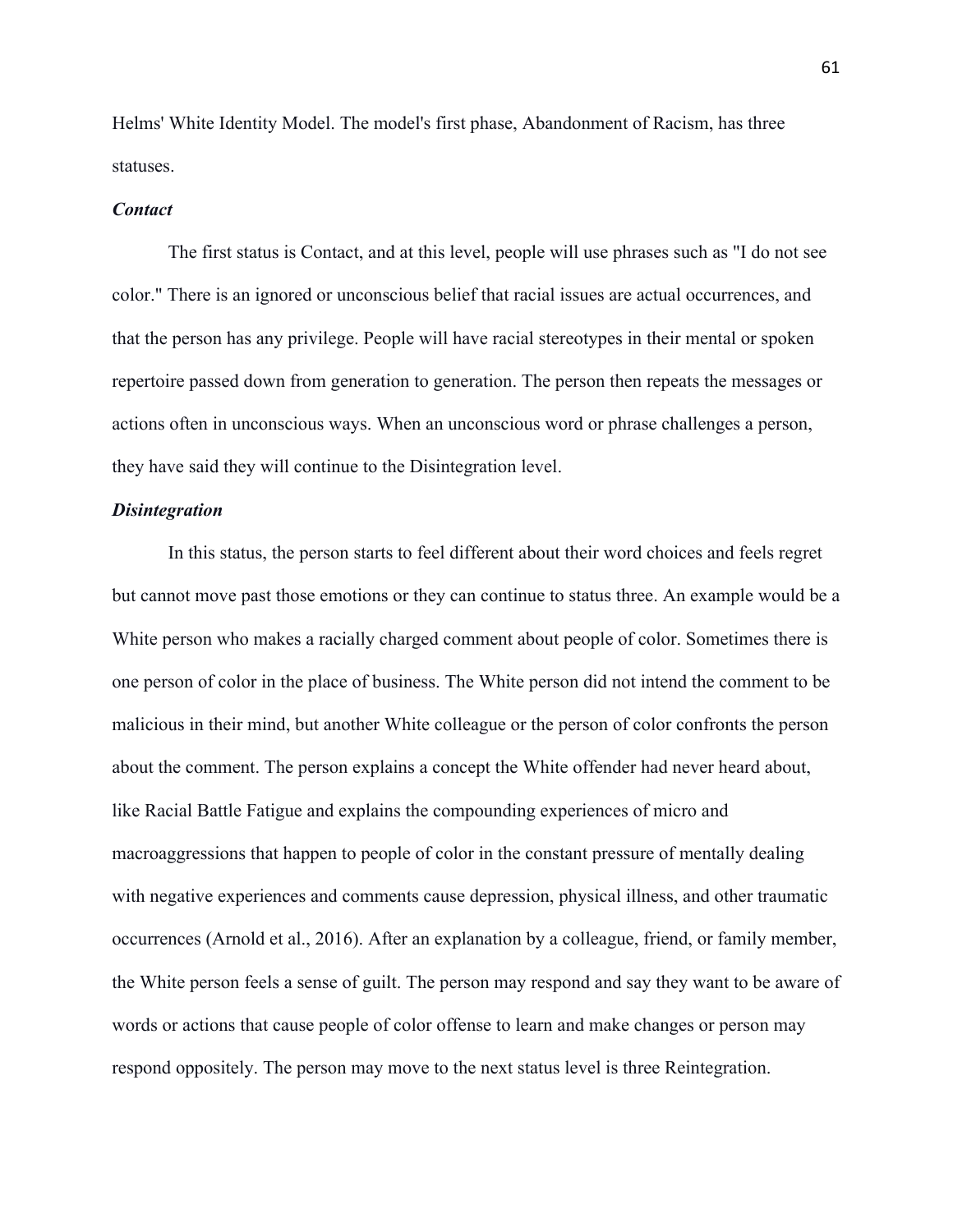Helms' White Identity Model. The model's first phase, Abandonment of Racism, has three statuses.

### *Contact*

The first status is Contact, and at this level, people will use phrases such as "I do not see color." There is an ignored or unconscious belief that racial issues are actual occurrences, and that the person has any privilege. People will have racial stereotypes in their mental or spoken repertoire passed down from generation to generation. The person then repeats the messages or actions often in unconscious ways. When an unconscious word or phrase challenges a person, they have said they will continue to the Disintegration level.

### *Disintegration*

In this status, the person starts to feel different about their word choices and feels regret but cannot move past those emotions or they can continue to status three. An example would be a White person who makes a racially charged comment about people of color. Sometimes there is one person of color in the place of business. The White person did not intend the comment to be malicious in their mind, but another White colleague or the person of color confronts the person about the comment. The person explains a concept the White offender had never heard about, like Racial Battle Fatigue and explains the compounding experiences of micro and macroaggressions that happen to people of color in the constant pressure of mentally dealing with negative experiences and comments cause depression, physical illness, and other traumatic occurrences (Arnold et al., 2016). After an explanation by a colleague, friend, or family member, the White person feels a sense of guilt. The person may respond and say they want to be aware of words or actions that cause people of color offense to learn and make changes or person may respond oppositely. The person may move to the next status level is three Reintegration.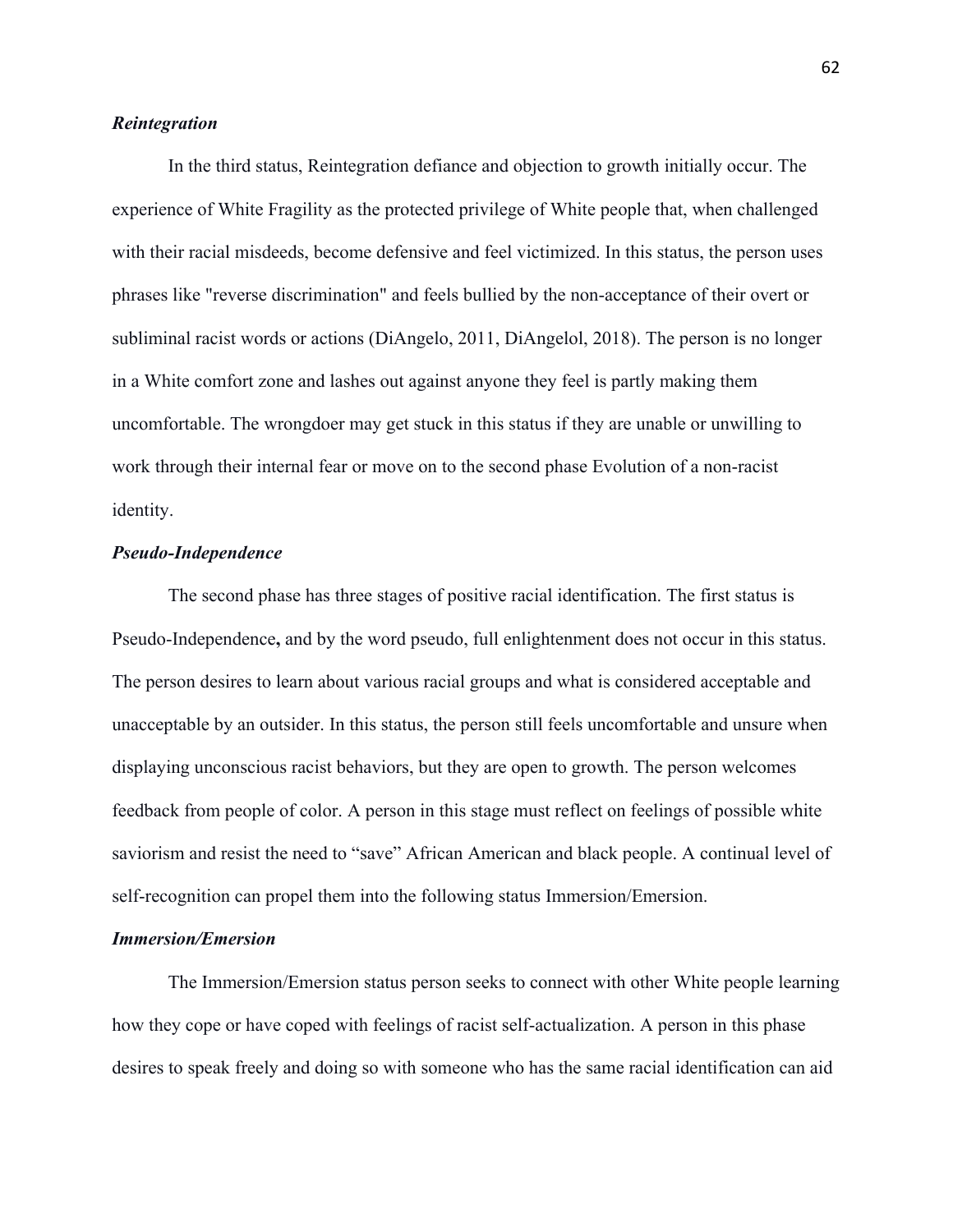### *Reintegration*

In the third status, Reintegration defiance and objection to growth initially occur. The experience of White Fragility as the protected privilege of White people that, when challenged with their racial misdeeds, become defensive and feel victimized. In this status, the person uses phrases like "reverse discrimination" and feels bullied by the non-acceptance of their overt or subliminal racist words or actions (DiAngelo, 2011, DiAngelol, 2018). The person is no longer in a White comfort zone and lashes out against anyone they feel is partly making them uncomfortable. The wrongdoer may get stuck in this status if they are unable or unwilling to work through their internal fear or move on to the second phase Evolution of a non-racist identity.

### *Pseudo-Independence*

The second phase has three stages of positive racial identification. The first status is Pseudo-Independence**,** and by the word pseudo, full enlightenment does not occur in this status. The person desires to learn about various racial groups and what is considered acceptable and unacceptable by an outsider. In this status, the person still feels uncomfortable and unsure when displaying unconscious racist behaviors, but they are open to growth. The person welcomes feedback from people of color. A person in this stage must reflect on feelings of possible white saviorism and resist the need to "save" African American and black people. A continual level of self-recognition can propel them into the following status Immersion/Emersion.

### *Immersion/Emersion*

The Immersion/Emersion status person seeks to connect with other White people learning how they cope or have coped with feelings of racist self-actualization. A person in this phase desires to speak freely and doing so with someone who has the same racial identification can aid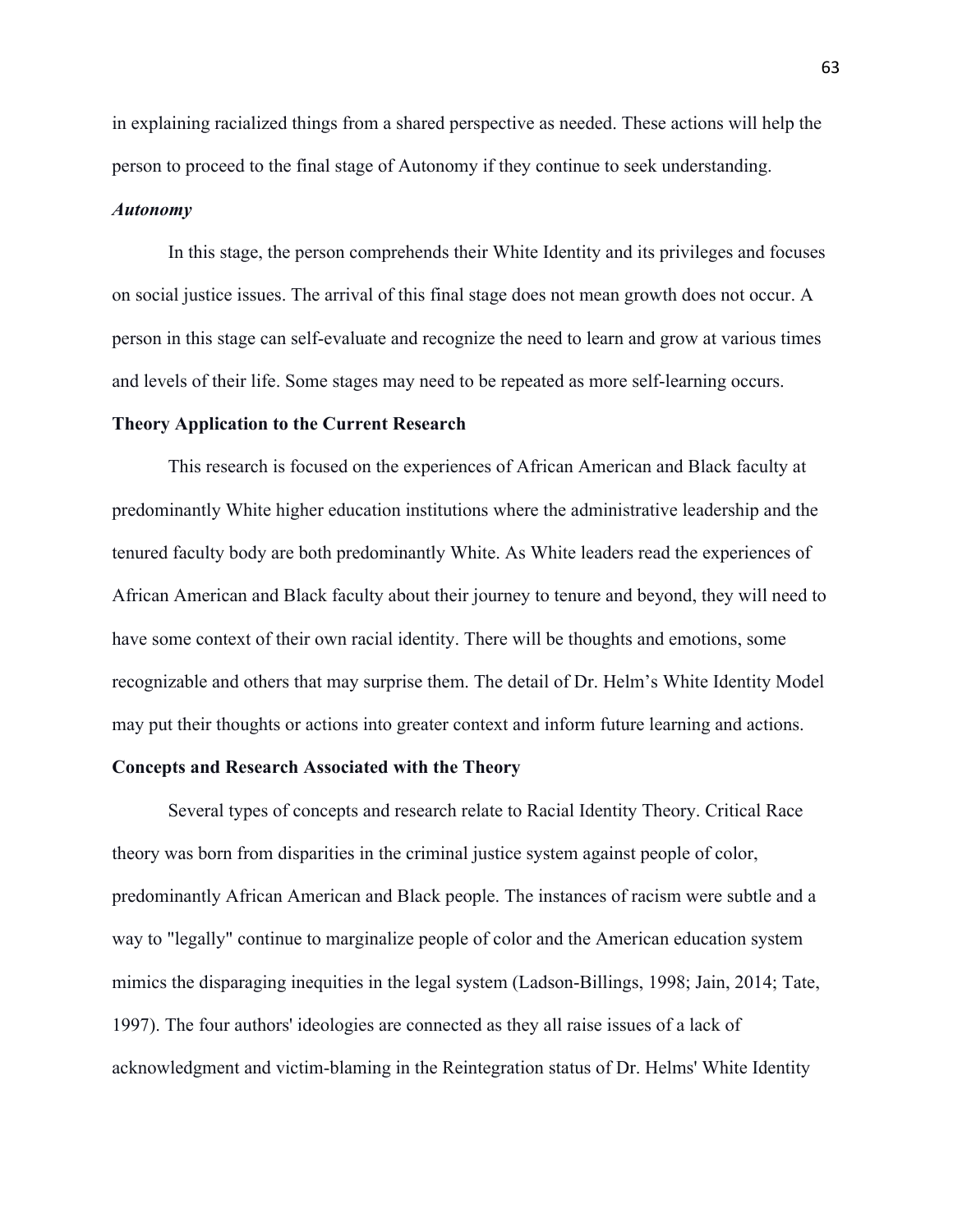in explaining racialized things from a shared perspective as needed. These actions will help the person to proceed to the final stage of Autonomy if they continue to seek understanding.

### *Autonomy*

In this stage, the person comprehends their White Identity and its privileges and focuses on social justice issues. The arrival of this final stage does not mean growth does not occur. A person in this stage can self-evaluate and recognize the need to learn and grow at various times and levels of their life. Some stages may need to be repeated as more self-learning occurs.

## **Theory Application to the Current Research**

This research is focused on the experiences of African American and Black faculty at predominantly White higher education institutions where the administrative leadership and the tenured faculty body are both predominantly White. As White leaders read the experiences of African American and Black faculty about their journey to tenure and beyond, they will need to have some context of their own racial identity. There will be thoughts and emotions, some recognizable and others that may surprise them. The detail of Dr. Helm's White Identity Model may put their thoughts or actions into greater context and inform future learning and actions.

## **Concepts and Research Associated with the Theory**

Several types of concepts and research relate to Racial Identity Theory. Critical Race theory was born from disparities in the criminal justice system against people of color, predominantly African American and Black people. The instances of racism were subtle and a way to "legally" continue to marginalize people of color and the American education system mimics the disparaging inequities in the legal system (Ladson-Billings, 1998; Jain, 2014; Tate, 1997). The four authors' ideologies are connected as they all raise issues of a lack of acknowledgment and victim-blaming in the Reintegration status of Dr. Helms' White Identity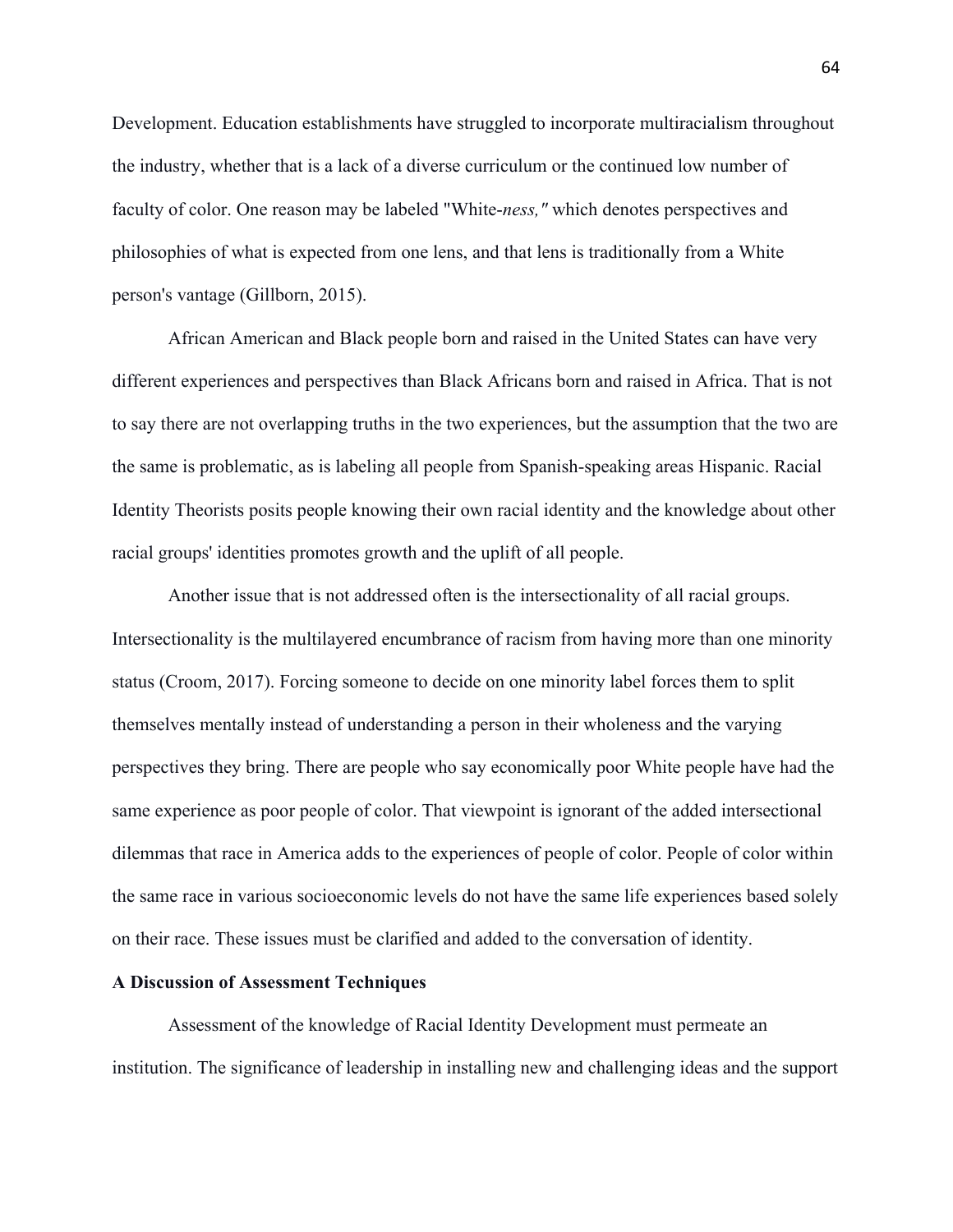Development. Education establishments have struggled to incorporate multiracialism throughout the industry, whether that is a lack of a diverse curriculum or the continued low number of faculty of color. One reason may be labeled "White-*ness,"* which denotes perspectives and philosophies of what is expected from one lens, and that lens is traditionally from a White person's vantage (Gillborn, 2015).

African American and Black people born and raised in the United States can have very different experiences and perspectives than Black Africans born and raised in Africa. That is not to say there are not overlapping truths in the two experiences, but the assumption that the two are the same is problematic, as is labeling all people from Spanish-speaking areas Hispanic. Racial Identity Theorists posits people knowing their own racial identity and the knowledge about other racial groups' identities promotes growth and the uplift of all people.

Another issue that is not addressed often is the intersectionality of all racial groups. Intersectionality is the multilayered encumbrance of racism from having more than one minority status (Croom, 2017). Forcing someone to decide on one minority label forces them to split themselves mentally instead of understanding a person in their wholeness and the varying perspectives they bring. There are people who say economically poor White people have had the same experience as poor people of color. That viewpoint is ignorant of the added intersectional dilemmas that race in America adds to the experiences of people of color. People of color within the same race in various socioeconomic levels do not have the same life experiences based solely on their race. These issues must be clarified and added to the conversation of identity.

**A Discussion of Assessment Techniques**

Assessment of the knowledge of Racial Identity Development must permeate an institution. The significance of leadership in installing new and challenging ideas and the support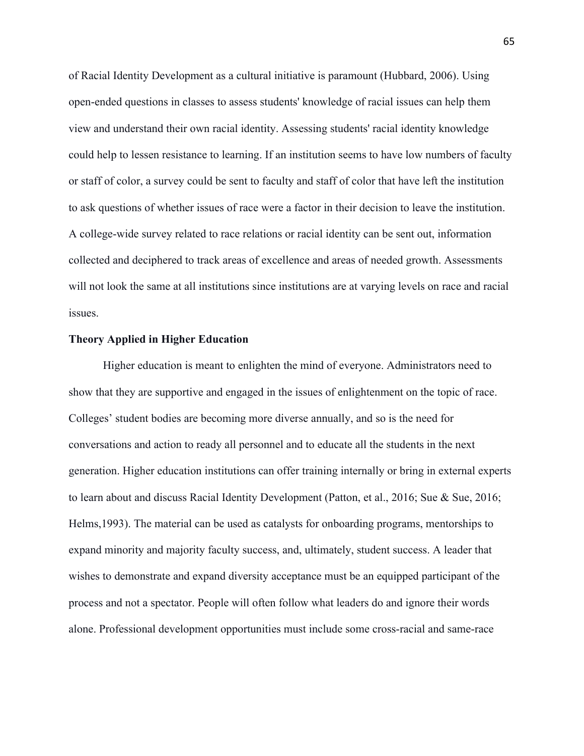of Racial Identity Development as a cultural initiative is paramount (Hubbard, 2006). Using open-ended questions in classes to assess students' knowledge of racial issues can help them view and understand their own racial identity. Assessing students' racial identity knowledge could help to lessen resistance to learning. If an institution seems to have low numbers of faculty or staff of color, a survey could be sent to faculty and staff of color that have left the institution to ask questions of whether issues of race were a factor in their decision to leave the institution. A college-wide survey related to race relations or racial identity can be sent out, information collected and deciphered to track areas of excellence and areas of needed growth. Assessments will not look the same at all institutions since institutions are at varying levels on race and racial issues.

**Theory Applied in Higher Education**

Higher education is meant to enlighten the mind of everyone. Administrators need to show that they are supportive and engaged in the issues of enlightenment on the topic of race. Colleges' student bodies are becoming more diverse annually, and so is the need for conversations and action to ready all personnel and to educate all the students in the next generation. Higher education institutions can offer training internally or bring in external experts to learn about and discuss Racial Identity Development (Patton, et al., 2016; Sue & Sue, 2016; Helms,1993). The material can be used as catalysts for onboarding programs, mentorships to expand minority and majority faculty success, and, ultimately, student success. A leader that wishes to demonstrate and expand diversity acceptance must be an equipped participant of the process and not a spectator. People will often follow what leaders do and ignore their words alone. Professional development opportunities must include some cross-racial and same-race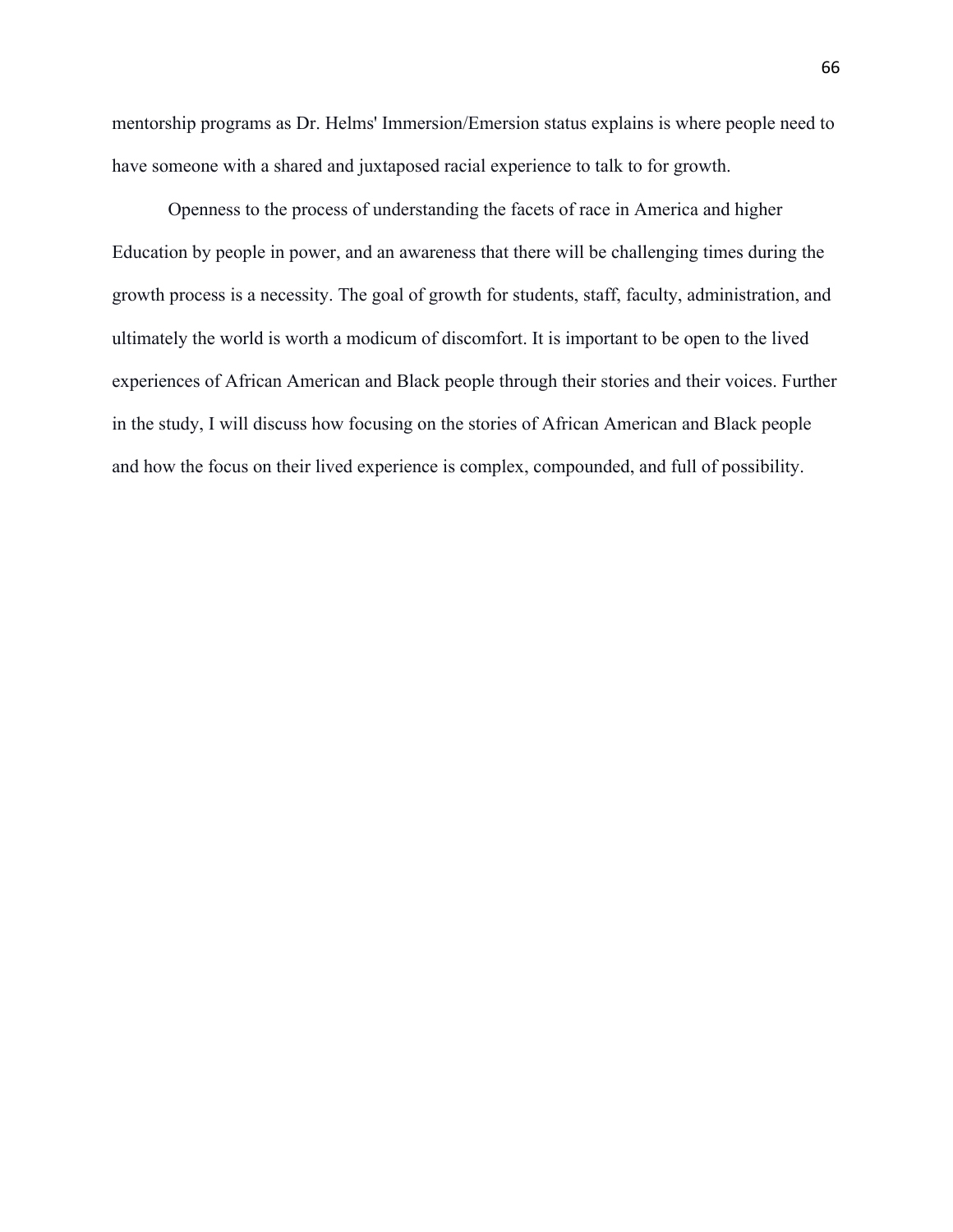mentorship programs as Dr. Helms' Immersion/Emersion status explains is where people need to have someone with a shared and juxtaposed racial experience to talk to for growth.

Openness to the process of understanding the facets of race in America and higher Education by people in power, and an awareness that there will be challenging times during the growth process is a necessity. The goal of growth for students, staff, faculty, administration, and ultimately the world is worth a modicum of discomfort. It is important to be open to the lived experiences of African American and Black people through their stories and their voices. Further in the study, I will discuss how focusing on the stories of African American and Black people and how the focus on their lived experience is complex, compounded, and full of possibility.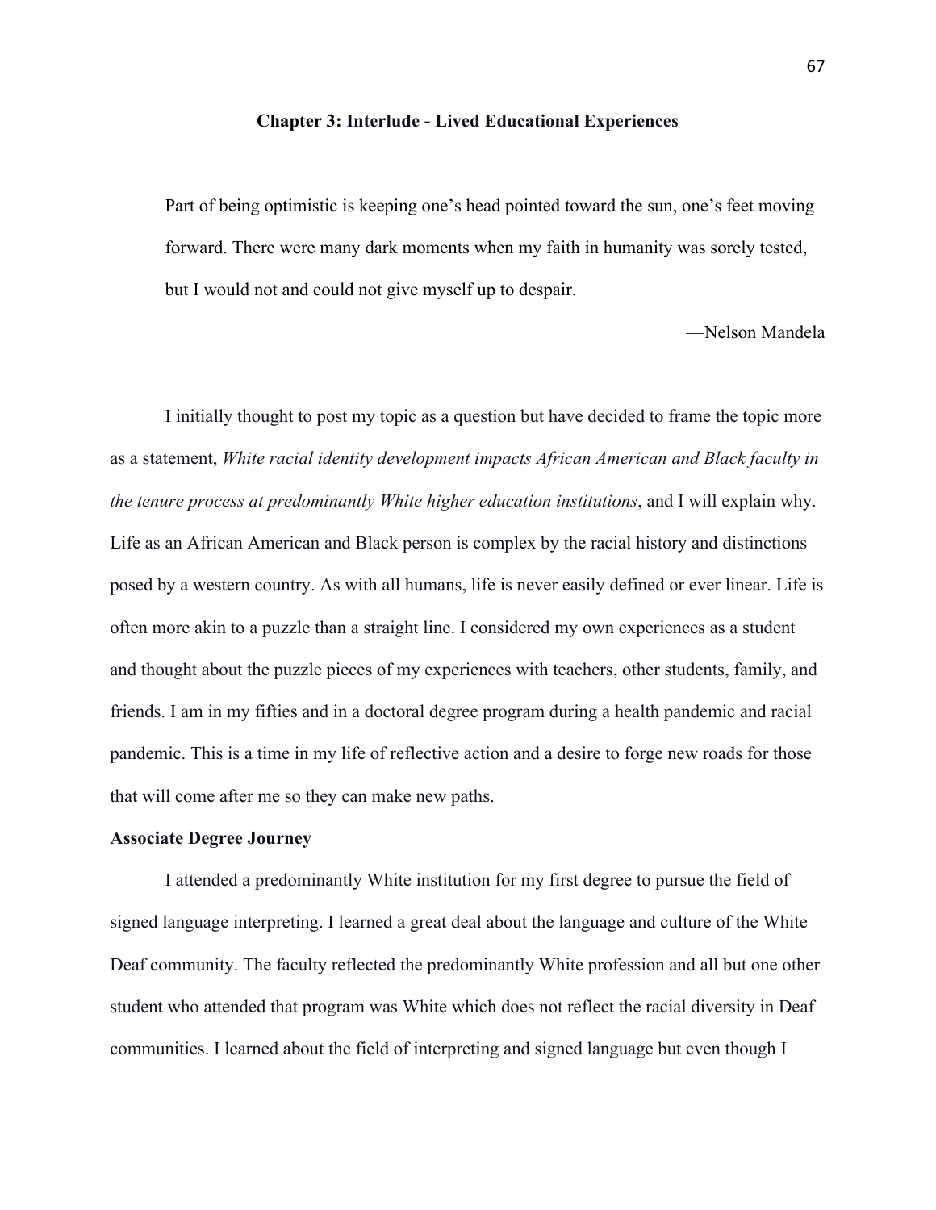## Chapter 3: Interlude - Lived Educational Experiences

> Part of being optimistic is keeping one's head pointed toward the sun, one's feet moving forward. There were many dark moments when my faith in humanity was sorely tested, but I would not and could not give myself up to despair.
>
> —Nelson Mandela

I initially thought to post my topic as a question but have decided to frame the topic more as a statement, *White racial identity development impacts African American and Black faculty in the tenure process at predominantly White higher education institutions*, and I will explain why. Life as an African American and Black person is complex by the racial history and distinctions posed by a western country. As with all humans, life is never easily defined or ever linear. Life is often more akin to a puzzle than a straight line. I considered my own experiences as a student and thought about the puzzle pieces of my experiences with teachers, other students, family, and friends. I am in my fifties and in a doctoral degree program during a health pandemic and racial pandemic. This is a time in my life of reflective action and a desire to forge new roads for those that will come after me so they can make new paths.

### Associate Degree Journey

I attended a predominantly White institution for my first degree to pursue the field of signed language interpreting. I learned a great deal about the language and culture of the White Deaf community. The faculty reflected the predominantly White profession and all but one other student who attended that program was White which does not reflect the racial diversity in Deaf communities. I learned about the field of interpreting and signed language but even though I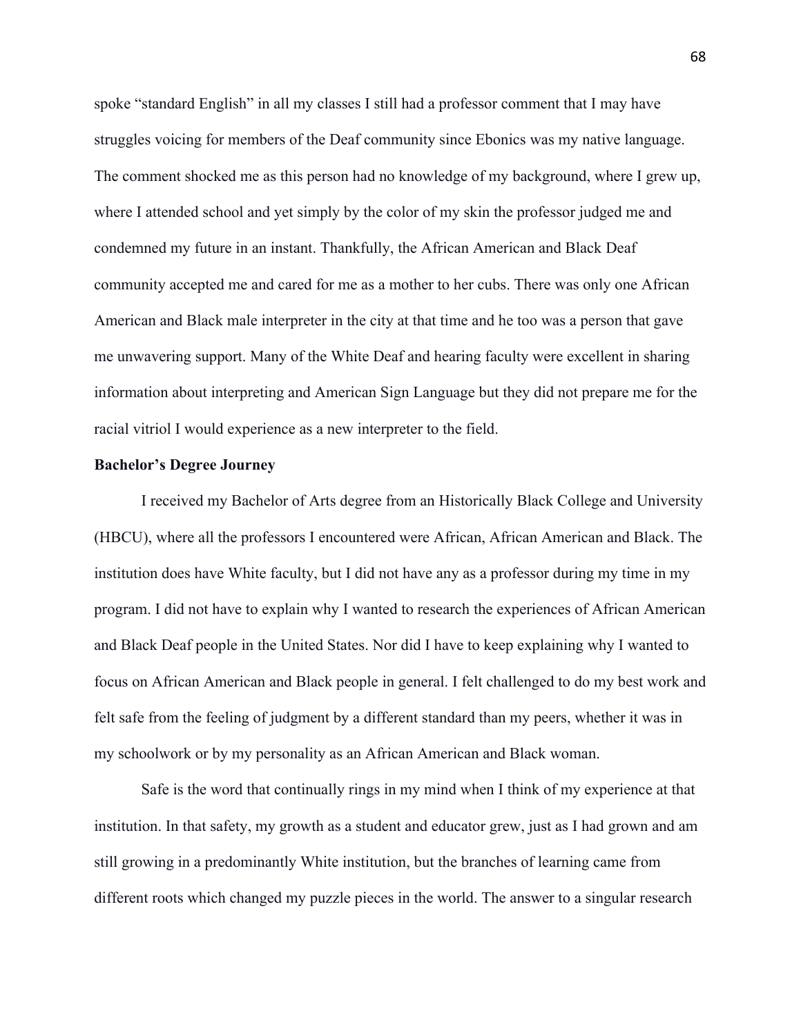spoke “standard English” in all my classes I still had a professor comment that I may have struggles voicing for members of the Deaf community since Ebonics was my native language. The comment shocked me as this person had no knowledge of my background, where I grew up, where I attended school and yet simply by the color of my skin the professor judged me and condemned my future in an instant. Thankfully, the African American and Black Deaf community accepted me and cared for me as a mother to her cubs. There was only one African American and Black male interpreter in the city at that time and he too was a person that gave me unwavering support. Many of the White Deaf and hearing faculty were excellent in sharing information about interpreting and American Sign Language but they did not prepare me for the racial vitriol I would experience as a new interpreter to the field.

**Bachelor’s Degree Journey**

I received my Bachelor of Arts degree from an Historically Black College and University (HBCU), where all the professors I encountered were African, African American and Black. The institution does have White faculty, but I did not have any as a professor during my time in my program. I did not have to explain why I wanted to research the experiences of African American and Black Deaf people in the United States. Nor did I have to keep explaining why I wanted to focus on African American and Black people in general. I felt challenged to do my best work and felt safe from the feeling of judgment by a different standard than my peers, whether it was in my schoolwork or by my personality as an African American and Black woman.

Safe is the word that continually rings in my mind when I think of my experience at that institution. In that safety, my growth as a student and educator grew, just as I had grown and am still growing in a predominantly White institution, but the branches of learning came from different roots which changed my puzzle pieces in the world. The answer to a singular research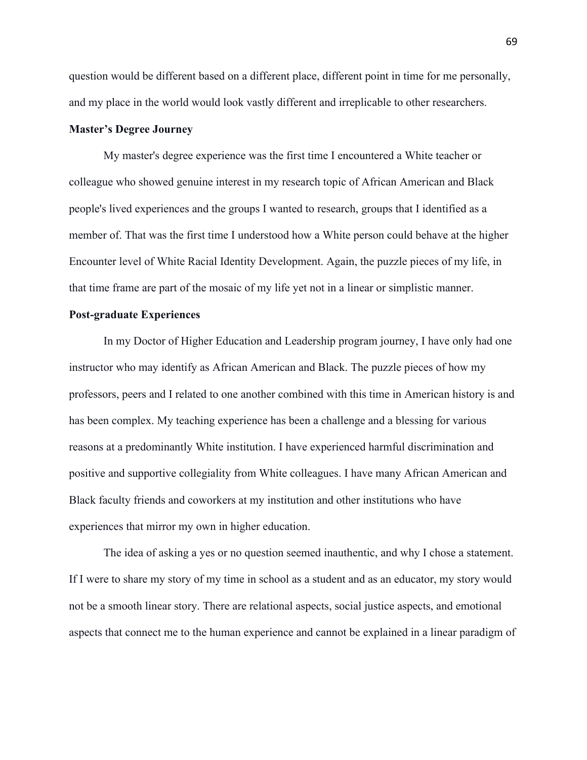question would be different based on a different place, different point in time for me personally, and my place in the world would look vastly different and irreplicable to other researchers.

**Master's Degree Journey**

My master's degree experience was the first time I encountered a White teacher or colleague who showed genuine interest in my research topic of African American and Black people's lived experiences and the groups I wanted to research, groups that I identified as a member of. That was the first time I understood how a White person could behave at the higher Encounter level of White Racial Identity Development. Again, the puzzle pieces of my life, in that time frame are part of the mosaic of my life yet not in a linear or simplistic manner.

**Post-graduate Experiences**

In my Doctor of Higher Education and Leadership program journey, I have only had one instructor who may identify as African American and Black. The puzzle pieces of how my professors, peers and I related to one another combined with this time in American history is and has been complex. My teaching experience has been a challenge and a blessing for various reasons at a predominantly White institution. I have experienced harmful discrimination and positive and supportive collegiality from White colleagues. I have many African American and Black faculty friends and coworkers at my institution and other institutions who have experiences that mirror my own in higher education.

The idea of asking a yes or no question seemed inauthentic, and why I chose a statement. If I were to share my story of my time in school as a student and as an educator, my story would not be a smooth linear story. There are relational aspects, social justice aspects, and emotional aspects that connect me to the human experience and cannot be explained in a linear paradigm of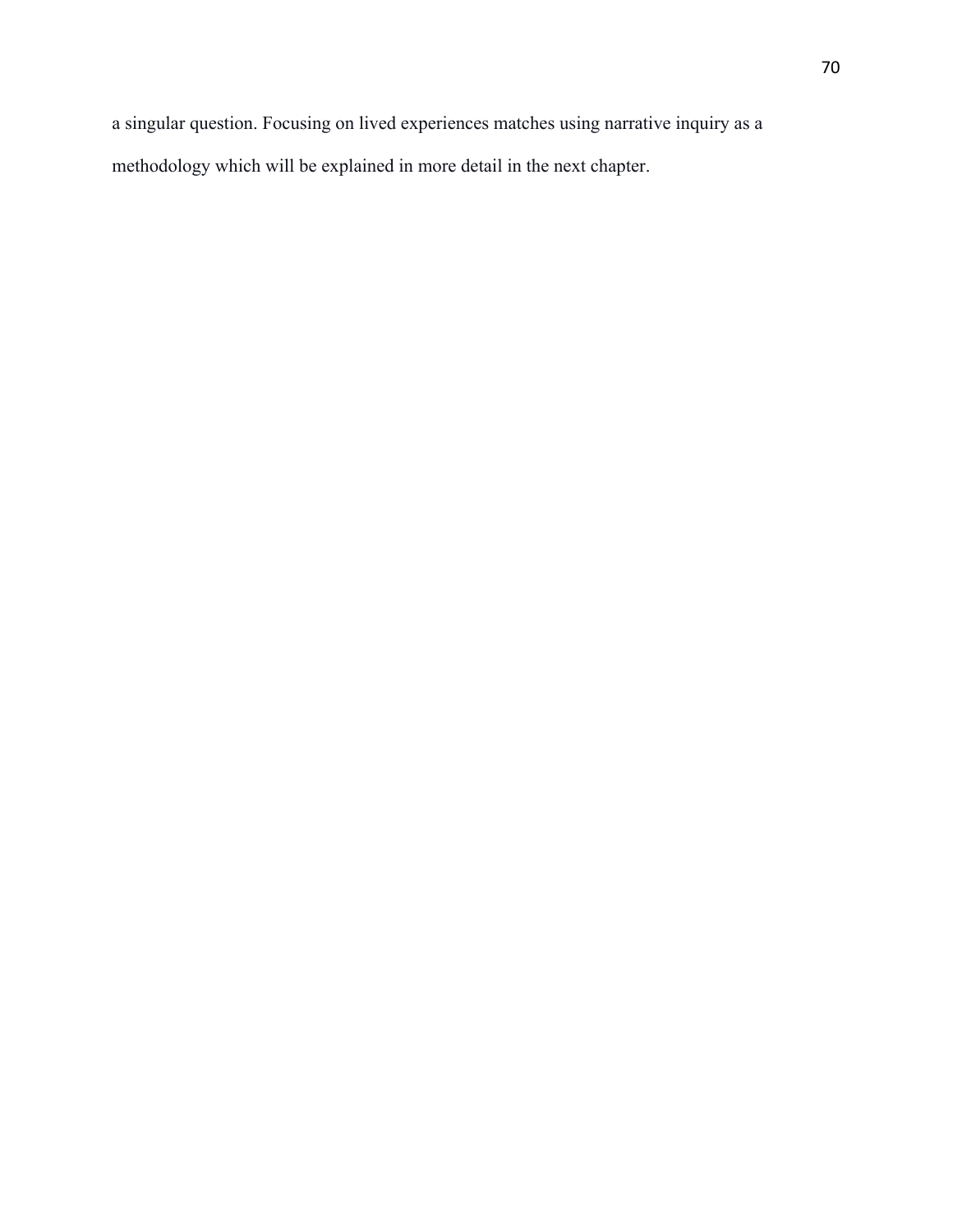a singular question. Focusing on lived experiences matches using narrative inquiry as a methodology which will be explained in more detail in the next chapter.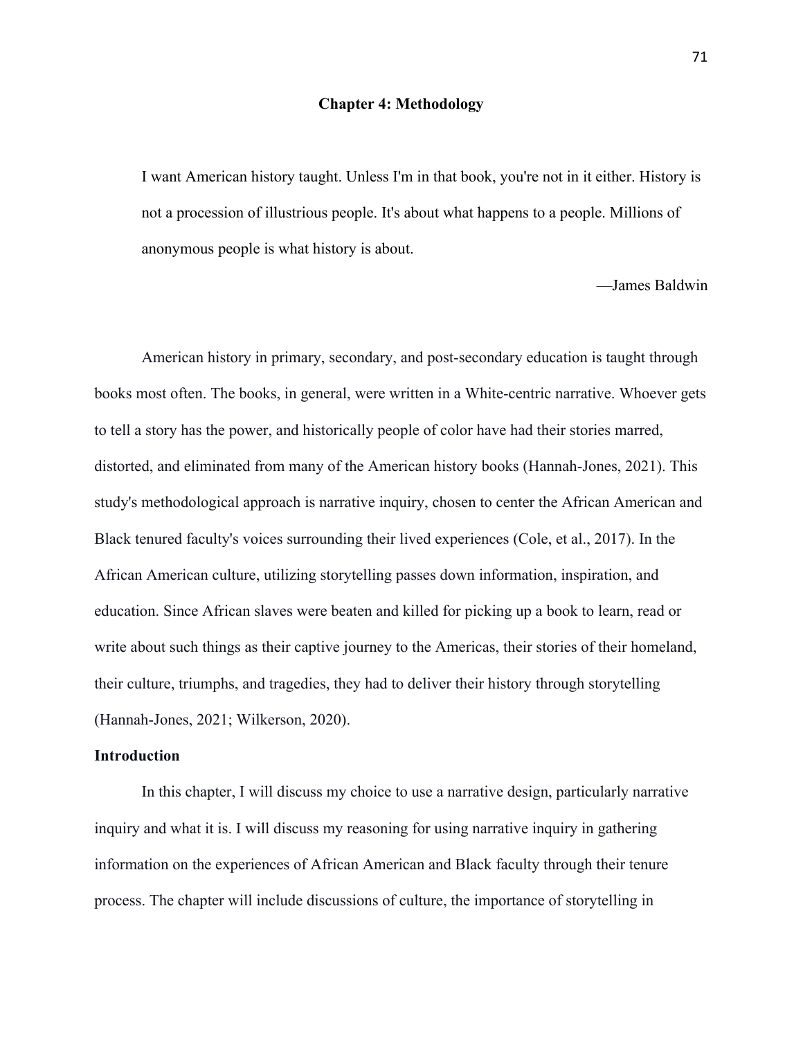# Chapter 4: Methodology

> I want American history taught. Unless I'm in that book, you're not in it either. History is not a procession of illustrious people. It's about what happens to a people. Millions of anonymous people is what history is about.
>
> —James Baldwin

American history in primary, secondary, and post-secondary education is taught through books most often. The books, in general, were written in a White-centric narrative. Whoever gets to tell a story has the power, and historically people of color have had their stories marred, distorted, and eliminated from many of the American history books (Hannah-Jones, 2021). This study's methodological approach is narrative inquiry, chosen to center the African American and Black tenured faculty's voices surrounding their lived experiences (Cole, et al., 2017). In the African American culture, utilizing storytelling passes down information, inspiration, and education. Since African slaves were beaten and killed for picking up a book to learn, read or write about such things as their captive journey to the Americas, their stories of their homeland, their culture, triumphs, and tragedies, they had to deliver their history through storytelling (Hannah-Jones, 2021; Wilkerson, 2020).

## Introduction

In this chapter, I will discuss my choice to use a narrative design, particularly narrative inquiry and what it is. I will discuss my reasoning for using narrative inquiry in gathering information on the experiences of African American and Black faculty through their tenure process. The chapter will include discussions of culture, the importance of storytelling in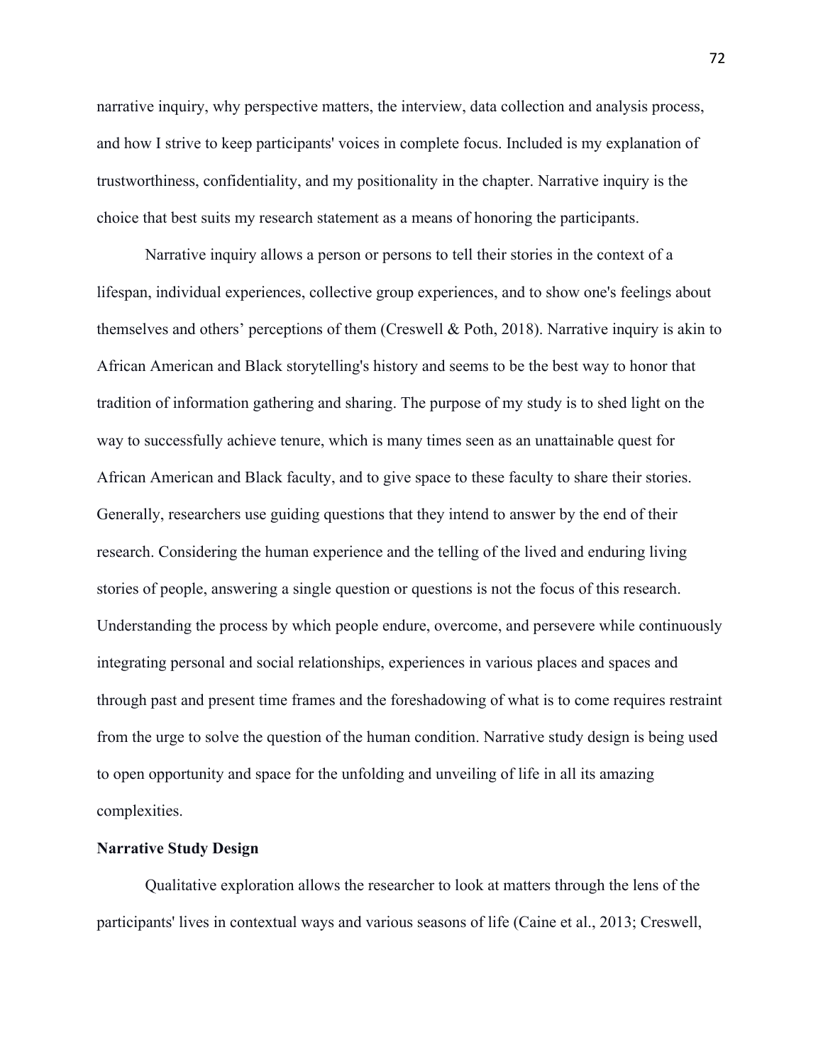narrative inquiry, why perspective matters, the interview, data collection and analysis process, and how I strive to keep participants' voices in complete focus. Included is my explanation of trustworthiness, confidentiality, and my positionality in the chapter. Narrative inquiry is the choice that best suits my research statement as a means of honoring the participants.

Narrative inquiry allows a person or persons to tell their stories in the context of a lifespan, individual experiences, collective group experiences, and to show one's feelings about themselves and others' perceptions of them (Creswell & Poth, 2018). Narrative inquiry is akin to African American and Black storytelling's history and seems to be the best way to honor that tradition of information gathering and sharing. The purpose of my study is to shed light on the way to successfully achieve tenure, which is many times seen as an unattainable quest for African American and Black faculty, and to give space to these faculty to share their stories. Generally, researchers use guiding questions that they intend to answer by the end of their research. Considering the human experience and the telling of the lived and enduring living stories of people, answering a single question or questions is not the focus of this research. Understanding the process by which people endure, overcome, and persevere while continuously integrating personal and social relationships, experiences in various places and spaces and through past and present time frames and the foreshadowing of what is to come requires restraint from the urge to solve the question of the human condition. Narrative study design is being used to open opportunity and space for the unfolding and unveiling of life in all its amazing complexities.

**Narrative Study Design**

Qualitative exploration allows the researcher to look at matters through the lens of the participants' lives in contextual ways and various seasons of life (Caine et al., 2013; Creswell,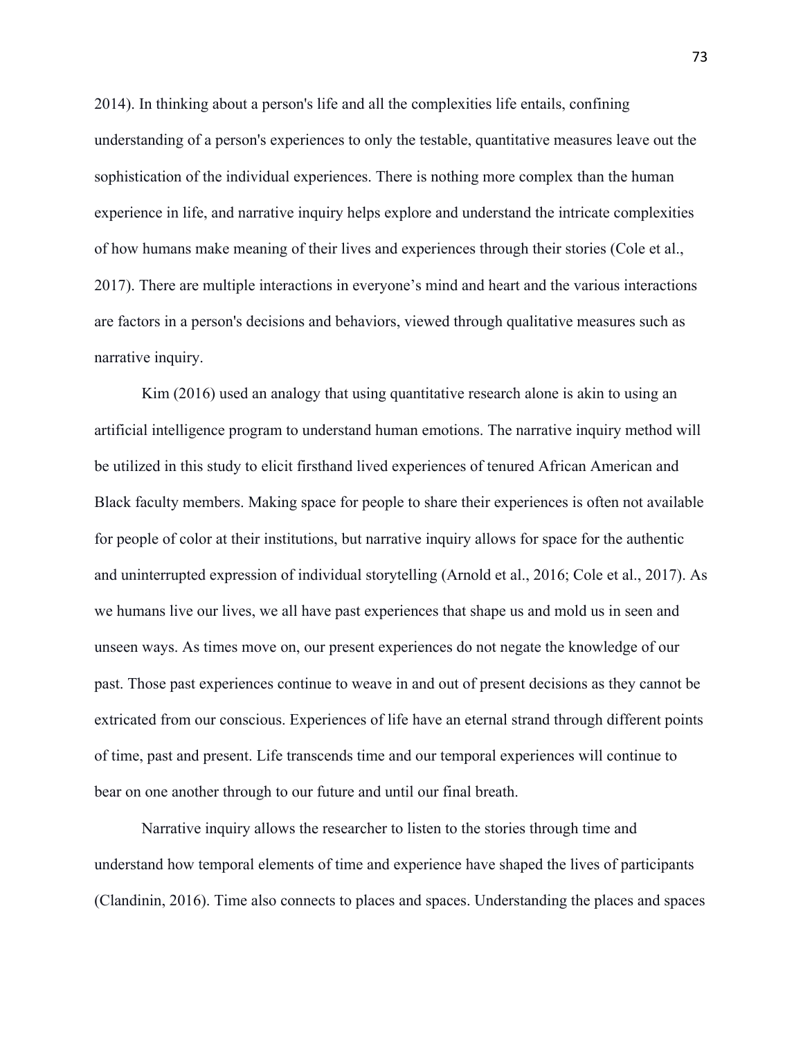2014). In thinking about a person's life and all the complexities life entails, confining understanding of a person's experiences to only the testable, quantitative measures leave out the sophistication of the individual experiences. There is nothing more complex than the human experience in life, and narrative inquiry helps explore and understand the intricate complexities of how humans make meaning of their lives and experiences through their stories (Cole et al., 2017). There are multiple interactions in everyone's mind and heart and the various interactions are factors in a person's decisions and behaviors, viewed through qualitative measures such as narrative inquiry.

Kim (2016) used an analogy that using quantitative research alone is akin to using an artificial intelligence program to understand human emotions. The narrative inquiry method will be utilized in this study to elicit firsthand lived experiences of tenured African American and Black faculty members. Making space for people to share their experiences is often not available for people of color at their institutions, but narrative inquiry allows for space for the authentic and uninterrupted expression of individual storytelling (Arnold et al., 2016; Cole et al., 2017). As we humans live our lives, we all have past experiences that shape us and mold us in seen and unseen ways. As times move on, our present experiences do not negate the knowledge of our past. Those past experiences continue to weave in and out of present decisions as they cannot be extricated from our conscious. Experiences of life have an eternal strand through different points of time, past and present. Life transcends time and our temporal experiences will continue to bear on one another through to our future and until our final breath.

Narrative inquiry allows the researcher to listen to the stories through time and understand how temporal elements of time and experience have shaped the lives of participants (Clandinin, 2016). Time also connects to places and spaces. Understanding the places and spaces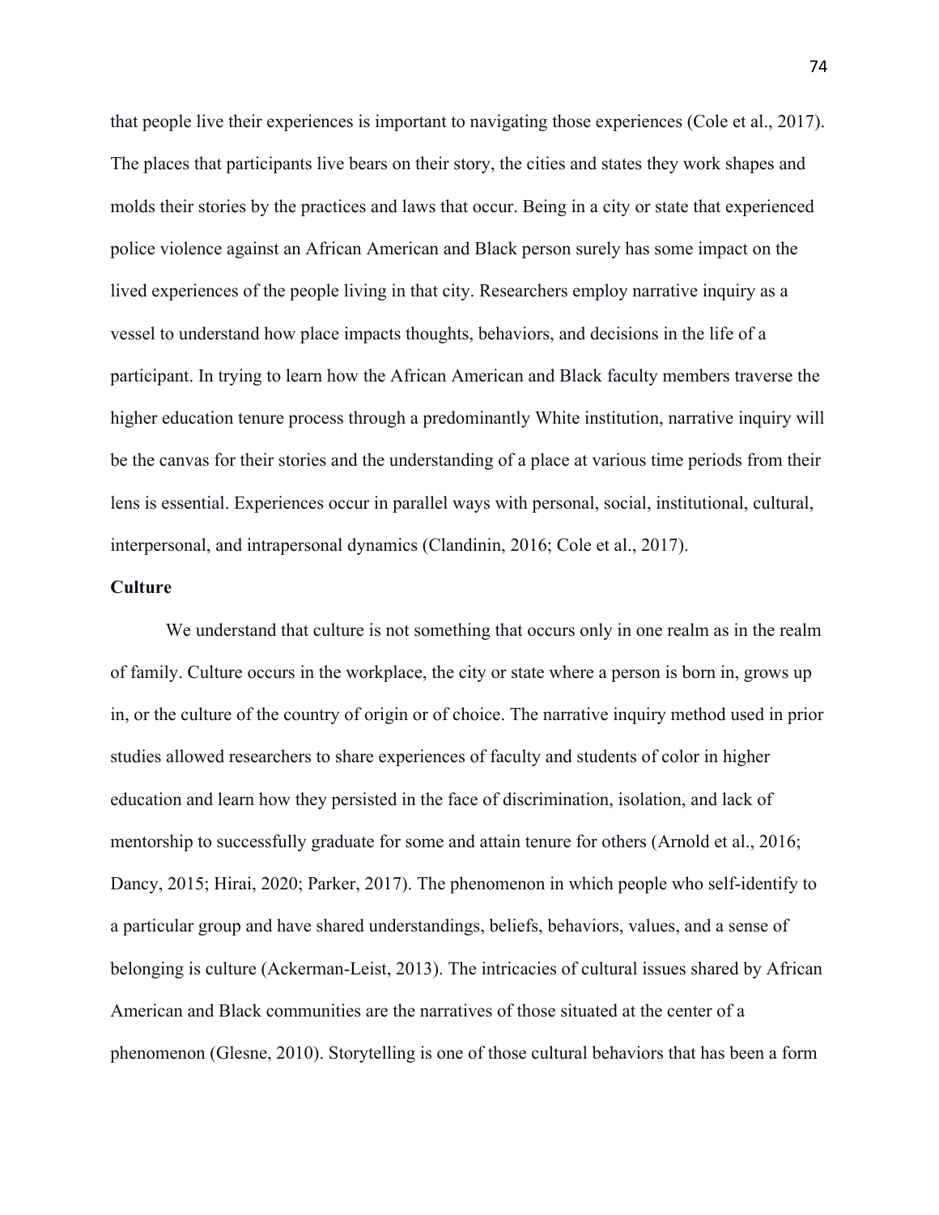that people live their experiences is important to navigating those experiences (Cole et al., 2017). The places that participants live bears on their story, the cities and states they work shapes and molds their stories by the practices and laws that occur. Being in a city or state that experienced police violence against an African American and Black person surely has some impact on the lived experiences of the people living in that city. Researchers employ narrative inquiry as a vessel to understand how place impacts thoughts, behaviors, and decisions in the life of a participant. In trying to learn how the African American and Black faculty members traverse the higher education tenure process through a predominantly White institution, narrative inquiry will be the canvas for their stories and the understanding of a place at various time periods from their lens is essential. Experiences occur in parallel ways with personal, social, institutional, cultural, interpersonal, and intrapersonal dynamics (Clandinin, 2016; Cole et al., 2017).

### Culture

We understand that culture is not something that occurs only in one realm as in the realm of family. Culture occurs in the workplace, the city or state where a person is born in, grows up in, or the culture of the country of origin or of choice. The narrative inquiry method used in prior studies allowed researchers to share experiences of faculty and students of color in higher education and learn how they persisted in the face of discrimination, isolation, and lack of mentorship to successfully graduate for some and attain tenure for others (Arnold et al., 2016; Dancy, 2015; Hirai, 2020; Parker, 2017). The phenomenon in which people who self-identify to a particular group and have shared understandings, beliefs, behaviors, values, and a sense of belonging is culture (Ackerman-Leist, 2013). The intricacies of cultural issues shared by African American and Black communities are the narratives of those situated at the center of a phenomenon (Glesne, 2010). Storytelling is one of those cultural behaviors that has been a form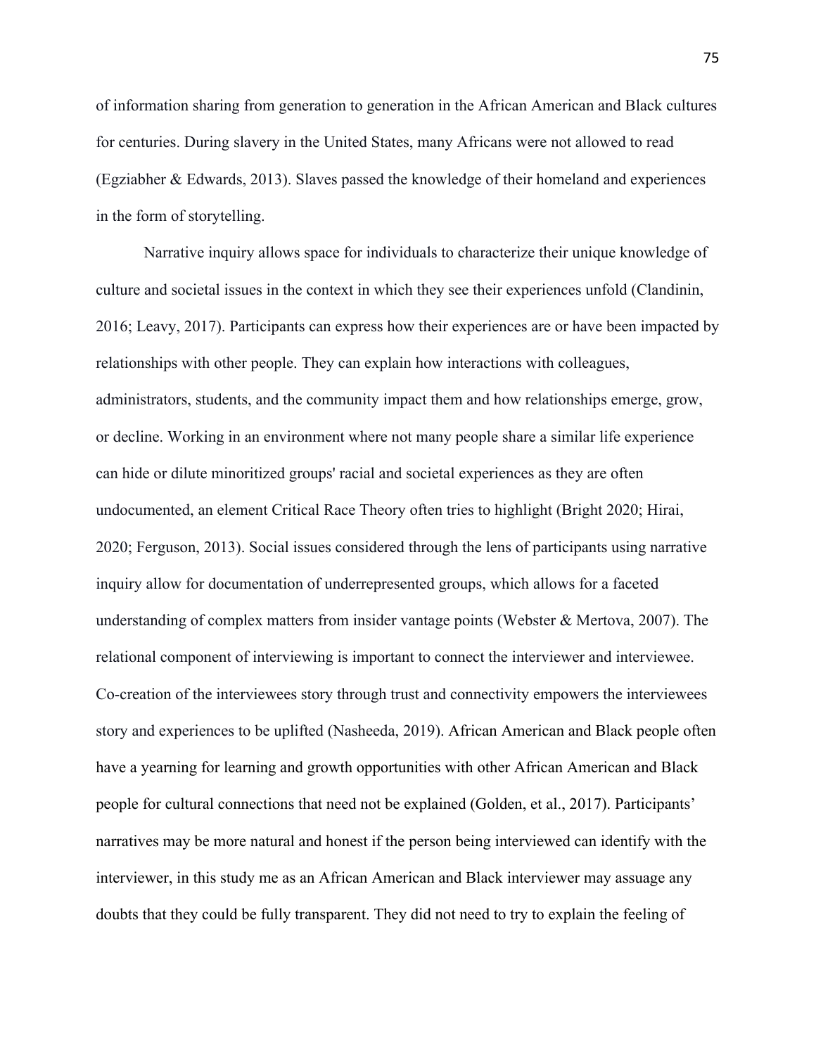of information sharing from generation to generation in the African American and Black cultures for centuries. During slavery in the United States, many Africans were not allowed to read (Egziabher & Edwards, 2013). Slaves passed the knowledge of their homeland and experiences in the form of storytelling.

Narrative inquiry allows space for individuals to characterize their unique knowledge of culture and societal issues in the context in which they see their experiences unfold (Clandinin, 2016; Leavy, 2017). Participants can express how their experiences are or have been impacted by relationships with other people. They can explain how interactions with colleagues, administrators, students, and the community impact them and how relationships emerge, grow, or decline. Working in an environment where not many people share a similar life experience can hide or dilute minoritized groups' racial and societal experiences as they are often undocumented, an element Critical Race Theory often tries to highlight (Bright 2020; Hirai, 2020; Ferguson, 2013). Social issues considered through the lens of participants using narrative inquiry allow for documentation of underrepresented groups, which allows for a faceted understanding of complex matters from insider vantage points (Webster & Mertova, 2007). The relational component of interviewing is important to connect the interviewer and interviewee. Co-creation of the interviewees story through trust and connectivity empowers the interviewees story and experiences to be uplifted (Nasheeda, 2019). African American and Black people often have a yearning for learning and growth opportunities with other African American and Black people for cultural connections that need not be explained (Golden, et al., 2017). Participants' narratives may be more natural and honest if the person being interviewed can identify with the interviewer, in this study me as an African American and Black interviewer may assuage any doubts that they could be fully transparent. They did not need to try to explain the feeling of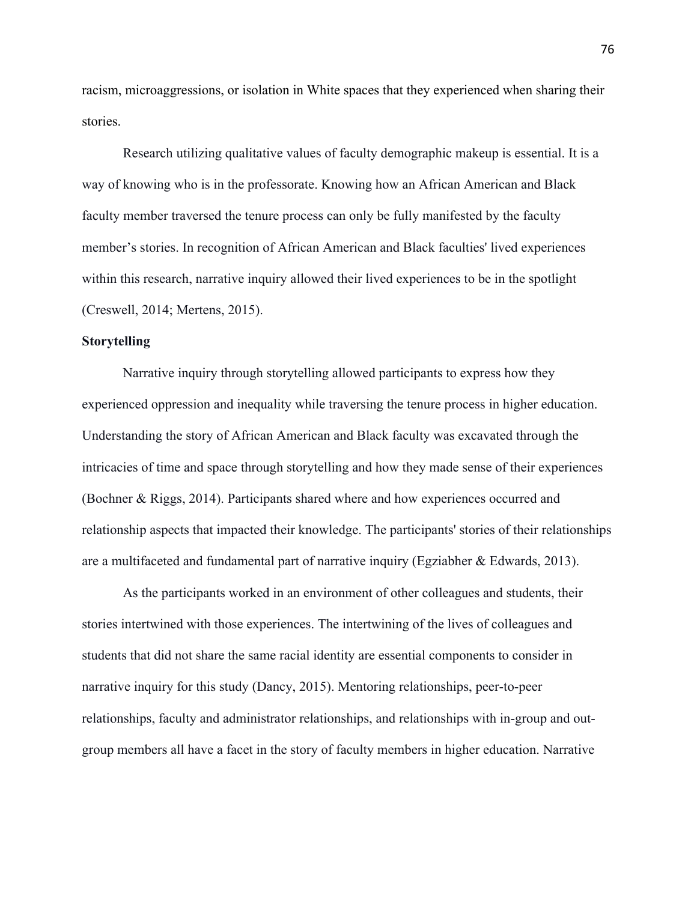racism, microaggressions, or isolation in White spaces that they experienced when sharing their stories.

Research utilizing qualitative values of faculty demographic makeup is essential. It is a way of knowing who is in the professorate. Knowing how an African American and Black faculty member traversed the tenure process can only be fully manifested by the faculty member's stories. In recognition of African American and Black faculties' lived experiences within this research, narrative inquiry allowed their lived experiences to be in the spotlight (Creswell, 2014; Mertens, 2015).

**Storytelling**

Narrative inquiry through storytelling allowed participants to express how they experienced oppression and inequality while traversing the tenure process in higher education. Understanding the story of African American and Black faculty was excavated through the intricacies of time and space through storytelling and how they made sense of their experiences (Bochner & Riggs, 2014). Participants shared where and how experiences occurred and relationship aspects that impacted their knowledge. The participants' stories of their relationships are a multifaceted and fundamental part of narrative inquiry (Egziabher & Edwards, 2013).

As the participants worked in an environment of other colleagues and students, their stories intertwined with those experiences. The intertwining of the lives of colleagues and students that did not share the same racial identity are essential components to consider in narrative inquiry for this study (Dancy, 2015). Mentoring relationships, peer-to-peer relationships, faculty and administrator relationships, and relationships with in-group and out-group members all have a facet in the story of faculty members in higher education. Narrative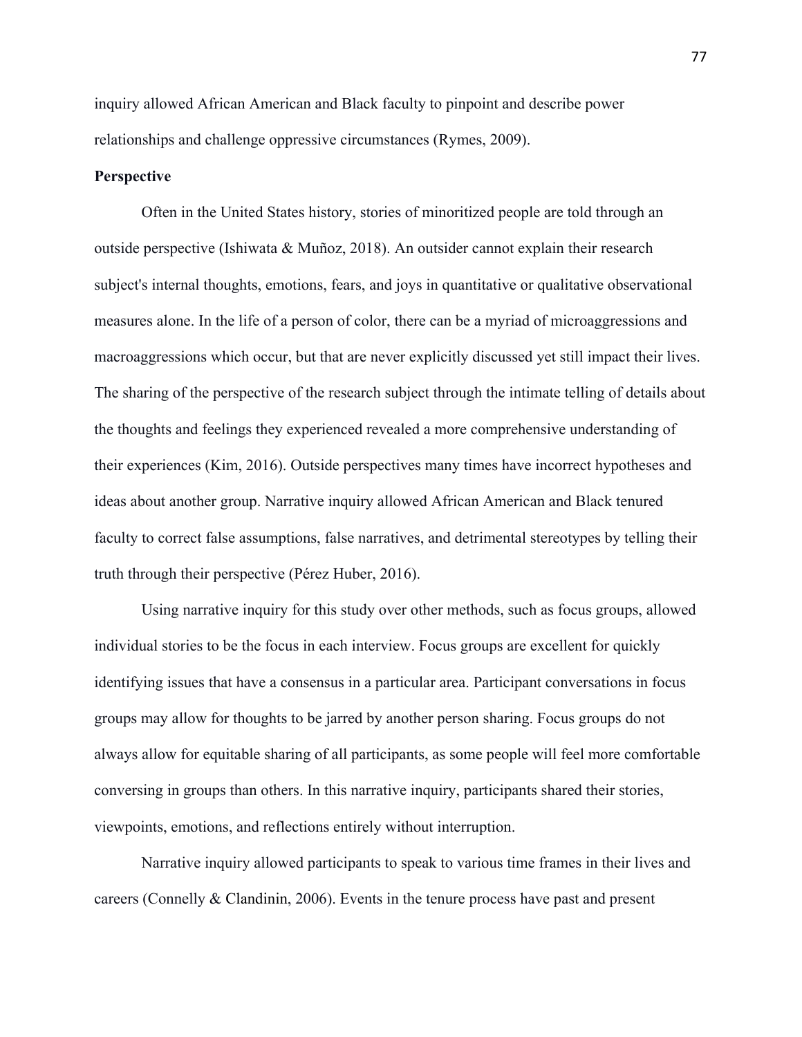inquiry allowed African American and Black faculty to pinpoint and describe power relationships and challenge oppressive circumstances (Rymes, 2009).

**Perspective**

Often in the United States history, stories of minoritized people are told through an outside perspective (Ishiwata & Muñoz, 2018). An outsider cannot explain their research subject's internal thoughts, emotions, fears, and joys in quantitative or qualitative observational measures alone. In the life of a person of color, there can be a myriad of microaggressions and macroaggressions which occur, but that are never explicitly discussed yet still impact their lives. The sharing of the perspective of the research subject through the intimate telling of details about the thoughts and feelings they experienced revealed a more comprehensive understanding of their experiences (Kim, 2016). Outside perspectives many times have incorrect hypotheses and ideas about another group. Narrative inquiry allowed African American and Black tenured faculty to correct false assumptions, false narratives, and detrimental stereotypes by telling their truth through their perspective (Pérez Huber, 2016).

Using narrative inquiry for this study over other methods, such as focus groups, allowed individual stories to be the focus in each interview. Focus groups are excellent for quickly identifying issues that have a consensus in a particular area. Participant conversations in focus groups may allow for thoughts to be jarred by another person sharing. Focus groups do not always allow for equitable sharing of all participants, as some people will feel more comfortable conversing in groups than others. In this narrative inquiry, participants shared their stories, viewpoints, emotions, and reflections entirely without interruption.

Narrative inquiry allowed participants to speak to various time frames in their lives and careers (Connelly & Clandinin, 2006). Events in the tenure process have past and present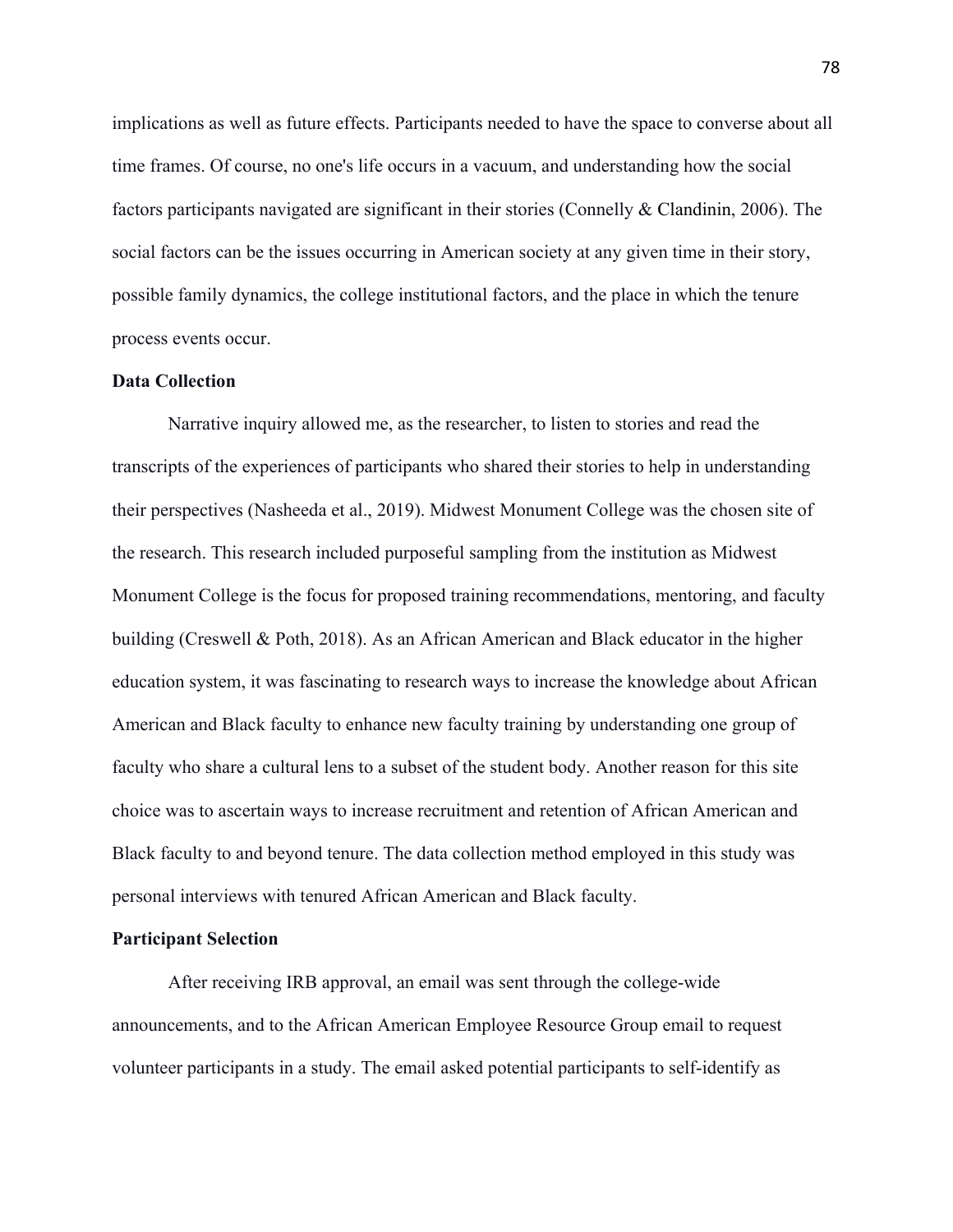implications as well as future effects. Participants needed to have the space to converse about all time frames. Of course, no one's life occurs in a vacuum, and understanding how the social factors participants navigated are significant in their stories (Connelly & Clandinin, 2006). The social factors can be the issues occurring in American society at any given time in their story, possible family dynamics, the college institutional factors, and the place in which the tenure process events occur.

## Data Collection

Narrative inquiry allowed me, as the researcher, to listen to stories and read the transcripts of the experiences of participants who shared their stories to help in understanding their perspectives (Nasheeda et al., 2019). Midwest Monument College was the chosen site of the research. This research included purposeful sampling from the institution as Midwest Monument College is the focus for proposed training recommendations, mentoring, and faculty building (Creswell & Poth, 2018). As an African American and Black educator in the higher education system, it was fascinating to research ways to increase the knowledge about African American and Black faculty to enhance new faculty training by understanding one group of faculty who share a cultural lens to a subset of the student body. Another reason for this site choice was to ascertain ways to increase recruitment and retention of African American and Black faculty to and beyond tenure. The data collection method employed in this study was personal interviews with tenured African American and Black faculty.

## Participant Selection

After receiving IRB approval, an email was sent through the college-wide announcements, and to the African American Employee Resource Group email to request volunteer participants in a study. The email asked potential participants to self-identify as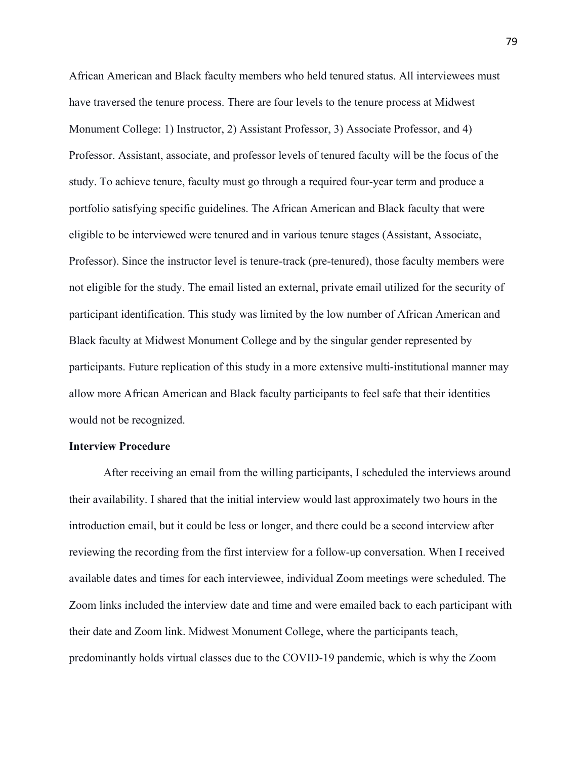African American and Black faculty members who held tenured status. All interviewees must have traversed the tenure process. There are four levels to the tenure process at Midwest Monument College: 1) Instructor, 2) Assistant Professor, 3) Associate Professor, and 4) Professor. Assistant, associate, and professor levels of tenured faculty will be the focus of the study. To achieve tenure, faculty must go through a required four-year term and produce a portfolio satisfying specific guidelines. The African American and Black faculty that were eligible to be interviewed were tenured and in various tenure stages (Assistant, Associate, Professor). Since the instructor level is tenure-track (pre-tenured), those faculty members were not eligible for the study. The email listed an external, private email utilized for the security of participant identification. This study was limited by the low number of African American and Black faculty at Midwest Monument College and by the singular gender represented by participants. Future replication of this study in a more extensive multi-institutional manner may allow more African American and Black faculty participants to feel safe that their identities would not be recognized.

**Interview Procedure**

After receiving an email from the willing participants, I scheduled the interviews around their availability. I shared that the initial interview would last approximately two hours in the introduction email, but it could be less or longer, and there could be a second interview after reviewing the recording from the first interview for a follow-up conversation. When I received available dates and times for each interviewee, individual Zoom meetings were scheduled. The Zoom links included the interview date and time and were emailed back to each participant with their date and Zoom link. Midwest Monument College, where the participants teach, predominantly holds virtual classes due to the COVID-19 pandemic, which is why the Zoom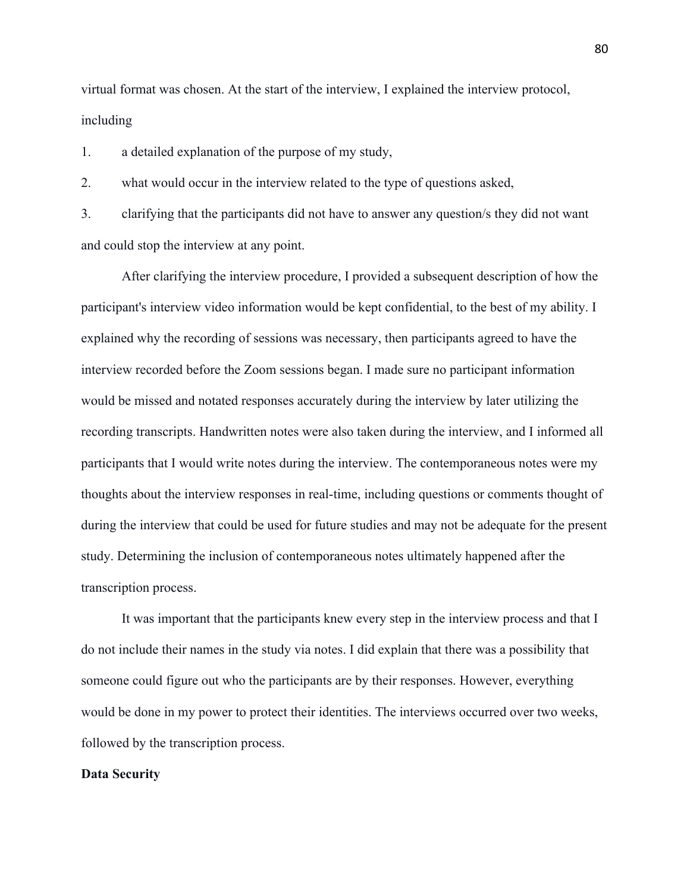virtual format was chosen. At the start of the interview, I explained the interview protocol, including

1. a detailed explanation of the purpose of my study,
2. what would occur in the interview related to the type of questions asked,
3. clarifying that the participants did not have to answer any question/s they did not want and could stop the interview at any point.

After clarifying the interview procedure, I provided a subsequent description of how the participant's interview video information would be kept confidential, to the best of my ability. I explained why the recording of sessions was necessary, then participants agreed to have the interview recorded before the Zoom sessions began. I made sure no participant information would be missed and notated responses accurately during the interview by later utilizing the recording transcripts. Handwritten notes were also taken during the interview, and I informed all participants that I would write notes during the interview. The contemporaneous notes were my thoughts about the interview responses in real-time, including questions or comments thought of during the interview that could be used for future studies and may not be adequate for the present study. Determining the inclusion of contemporaneous notes ultimately happened after the transcription process.

It was important that the participants knew every step in the interview process and that I do not include their names in the study via notes. I did explain that there was a possibility that someone could figure out who the participants are by their responses. However, everything would be done in my power to protect their identities. The interviews occurred over two weeks, followed by the transcription process.

**Data Security**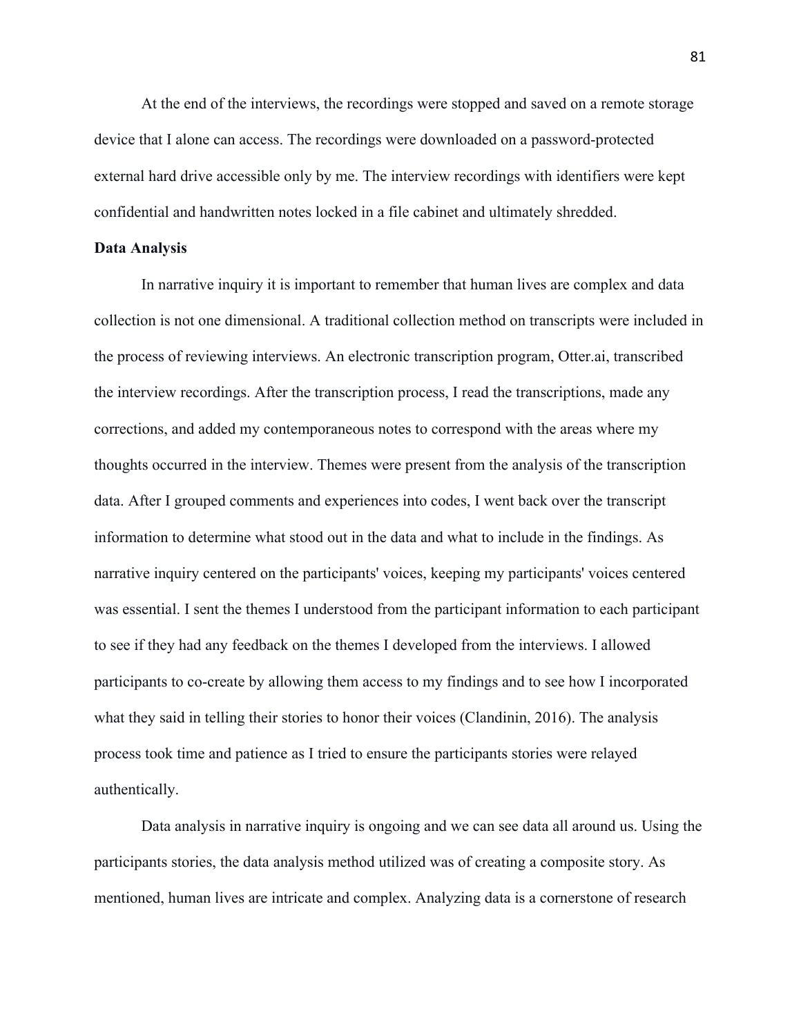At the end of the interviews, the recordings were stopped and saved on a remote storage device that I alone can access. The recordings were downloaded on a password-protected external hard drive accessible only by me. The interview recordings with identifiers were kept confidential and handwritten notes locked in a file cabinet and ultimately shredded.

**Data Analysis**

In narrative inquiry it is important to remember that human lives are complex and data collection is not one dimensional. A traditional collection method on transcripts were included in the process of reviewing interviews. An electronic transcription program, Otter.ai, transcribed the interview recordings. After the transcription process, I read the transcriptions, made any corrections, and added my contemporaneous notes to correspond with the areas where my thoughts occurred in the interview. Themes were present from the analysis of the transcription data. After I grouped comments and experiences into codes, I went back over the transcript information to determine what stood out in the data and what to include in the findings. As narrative inquiry centered on the participants' voices, keeping my participants' voices centered was essential. I sent the themes I understood from the participant information to each participant to see if they had any feedback on the themes I developed from the interviews. I allowed participants to co-create by allowing them access to my findings and to see how I incorporated what they said in telling their stories to honor their voices (Clandinin, 2016). The analysis process took time and patience as I tried to ensure the participants stories were relayed authentically.

Data analysis in narrative inquiry is ongoing and we can see data all around us. Using the participants stories, the data analysis method utilized was of creating a composite story. As mentioned, human lives are intricate and complex. Analyzing data is a cornerstone of research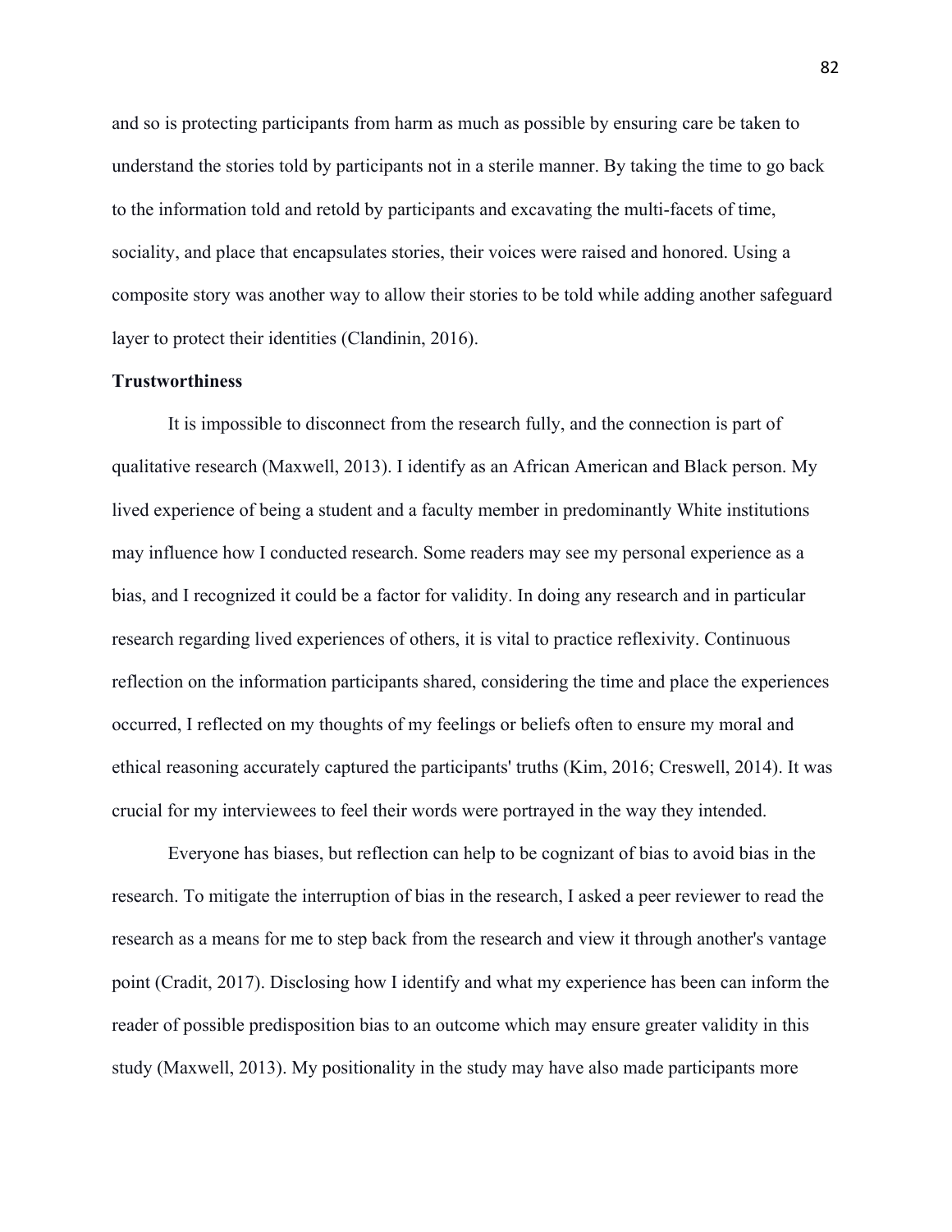and so is protecting participants from harm as much as possible by ensuring care be taken to understand the stories told by participants not in a sterile manner. By taking the time to go back to the information told and retold by participants and excavating the multi-facets of time, sociality, and place that encapsulates stories, their voices were raised and honored. Using a composite story was another way to allow their stories to be told while adding another safeguard layer to protect their identities (Clandinin, 2016).

**Trustworthiness**

It is impossible to disconnect from the research fully, and the connection is part of qualitative research (Maxwell, 2013). I identify as an African American and Black person. My lived experience of being a student and a faculty member in predominantly White institutions may influence how I conducted research. Some readers may see my personal experience as a bias, and I recognized it could be a factor for validity. In doing any research and in particular research regarding lived experiences of others, it is vital to practice reflexivity. Continuous reflection on the information participants shared, considering the time and place the experiences occurred, I reflected on my thoughts of my feelings or beliefs often to ensure my moral and ethical reasoning accurately captured the participants' truths (Kim, 2016; Creswell, 2014). It was crucial for my interviewees to feel their words were portrayed in the way they intended.

Everyone has biases, but reflection can help to be cognizant of bias to avoid bias in the research. To mitigate the interruption of bias in the research, I asked a peer reviewer to read the research as a means for me to step back from the research and view it through another's vantage point (Cradit, 2017). Disclosing how I identify and what my experience has been can inform the reader of possible predisposition bias to an outcome which may ensure greater validity in this study (Maxwell, 2013). My positionality in the study may have also made participants more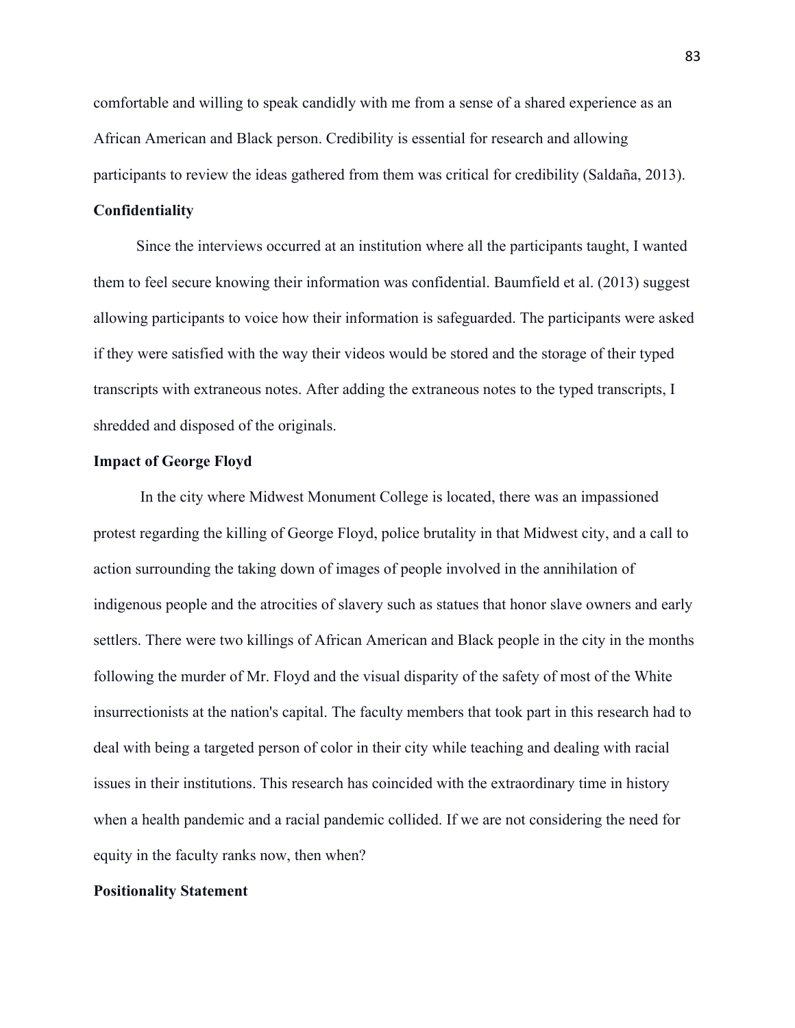comfortable and willing to speak candidly with me from a sense of a shared experience as an African American and Black person. Credibility is essential for research and allowing participants to review the ideas gathered from them was critical for credibility (Saldaña, 2013).

### Confidentiality

Since the interviews occurred at an institution where all the participants taught, I wanted them to feel secure knowing their information was confidential. Baumfield et al. (2013) suggest allowing participants to voice how their information is safeguarded. The participants were asked if they were satisfied with the way their videos would be stored and the storage of their typed transcripts with extraneous notes. After adding the extraneous notes to the typed transcripts, I shredded and disposed of the originals.

### Impact of George Floyd

In the city where Midwest Monument College is located, there was an impassioned protest regarding the killing of George Floyd, police brutality in that Midwest city, and a call to action surrounding the taking down of images of people involved in the annihilation of indigenous people and the atrocities of slavery such as statues that honor slave owners and early settlers. There were two killings of African American and Black people in the city in the months following the murder of Mr. Floyd and the visual disparity of the safety of most of the White insurrectionists at the nation's capital. The faculty members that took part in this research had to deal with being a targeted person of color in their city while teaching and dealing with racial issues in their institutions. This research has coincided with the extraordinary time in history when a health pandemic and a racial pandemic collided. If we are not considering the need for equity in the faculty ranks now, then when?

### Positionality Statement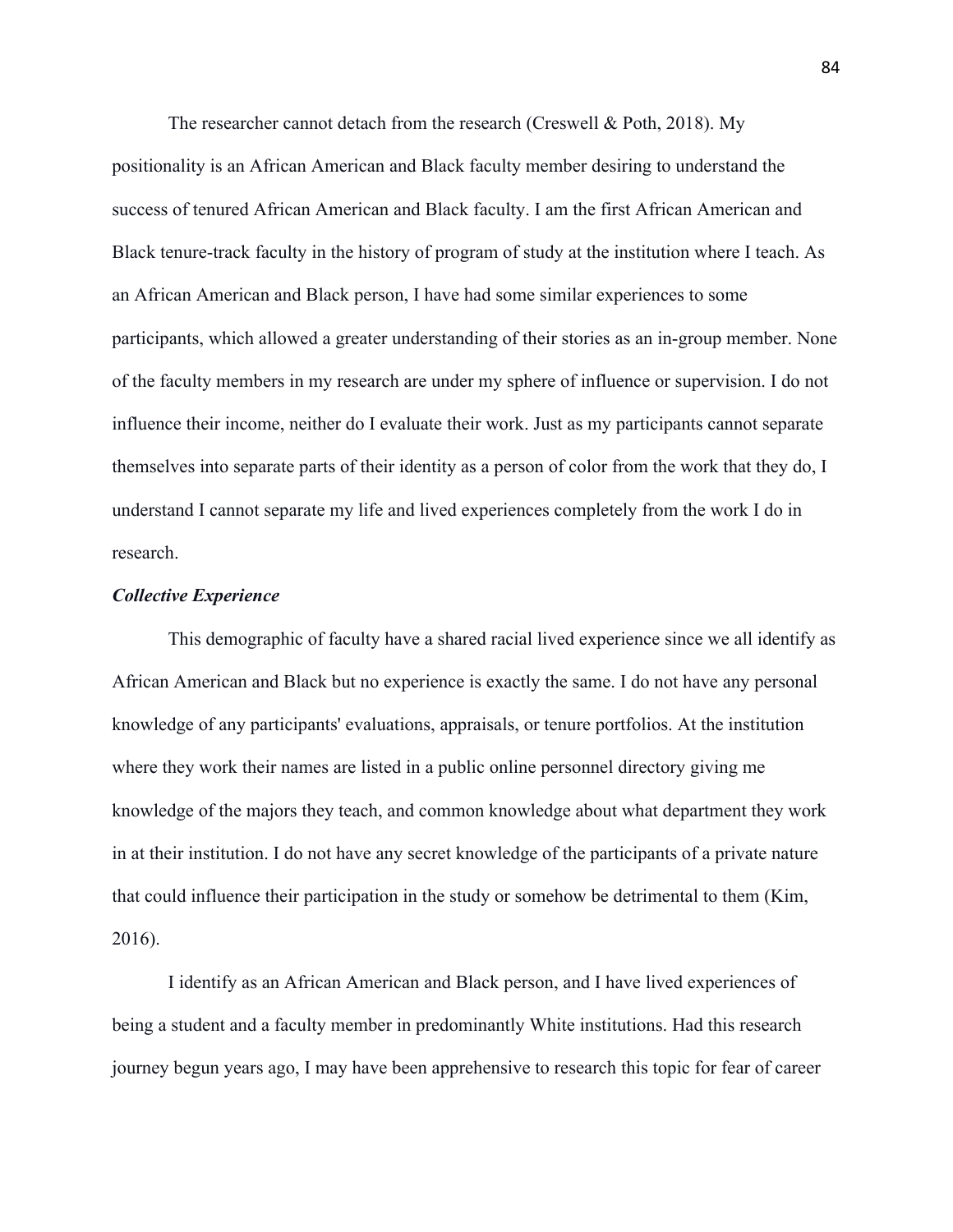The researcher cannot detach from the research (Creswell & Poth, 2018). My positionality is an African American and Black faculty member desiring to understand the success of tenured African American and Black faculty. I am the first African American and Black tenure-track faculty in the history of program of study at the institution where I teach. As an African American and Black person, I have had some similar experiences to some participants, which allowed a greater understanding of their stories as an in-group member. None of the faculty members in my research are under my sphere of influence or supervision. I do not influence their income, neither do I evaluate their work. Just as my participants cannot separate themselves into separate parts of their identity as a person of color from the work that they do, I understand I cannot separate my life and lived experiences completely from the work I do in research.

### *Collective Experience*

This demographic of faculty have a shared racial lived experience since we all identify as African American and Black but no experience is exactly the same. I do not have any personal knowledge of any participants' evaluations, appraisals, or tenure portfolios. At the institution where they work their names are listed in a public online personnel directory giving me knowledge of the majors they teach, and common knowledge about what department they work in at their institution. I do not have any secret knowledge of the participants of a private nature that could influence their participation in the study or somehow be detrimental to them (Kim, 2016).

I identify as an African American and Black person, and I have lived experiences of being a student and a faculty member in predominantly White institutions. Had this research journey begun years ago, I may have been apprehensive to research this topic for fear of career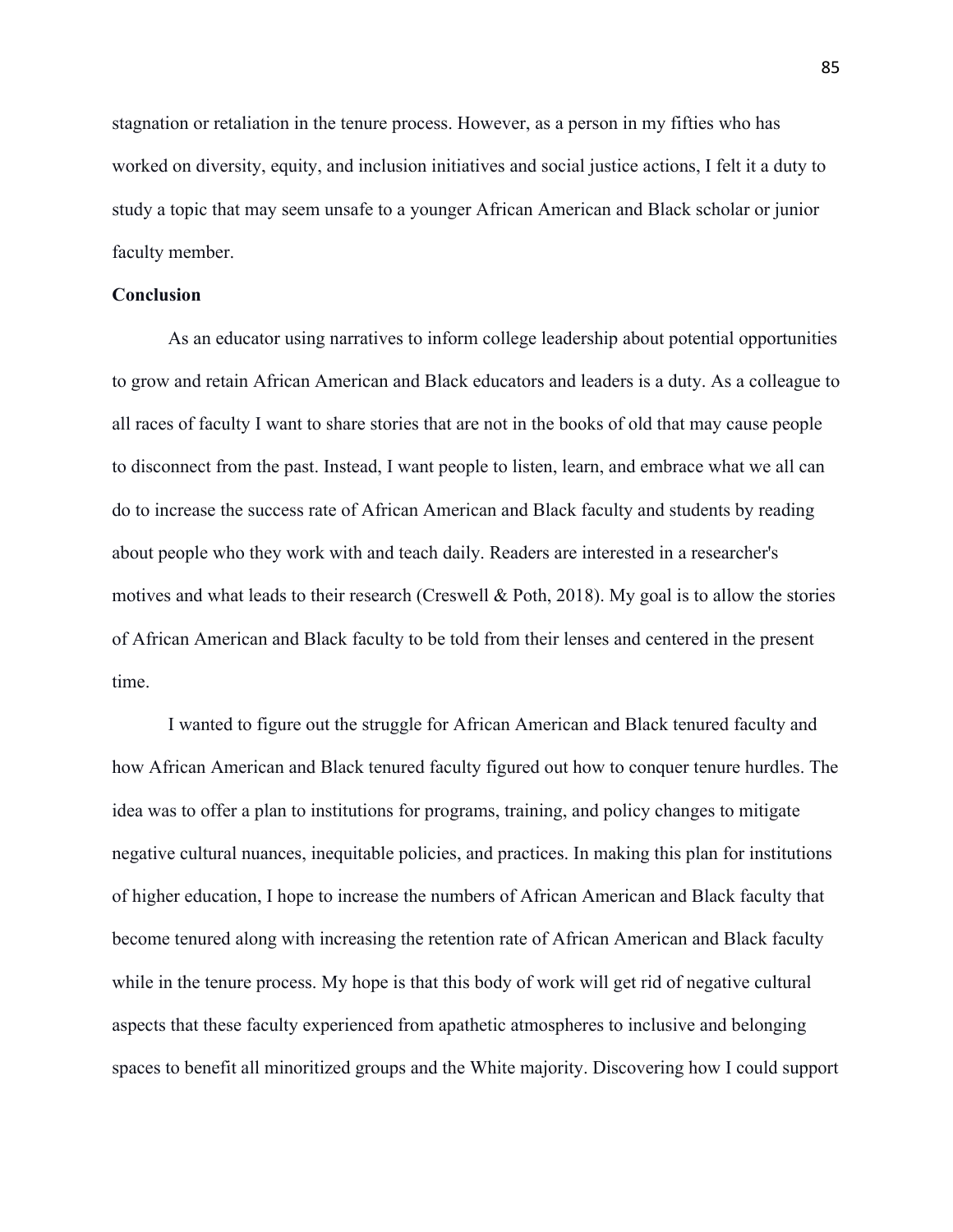stagnation or retaliation in the tenure process. However, as a person in my fifties who has worked on diversity, equity, and inclusion initiatives and social justice actions, I felt it a duty to study a topic that may seem unsafe to a younger African American and Black scholar or junior faculty member.

## Conclusion

As an educator using narratives to inform college leadership about potential opportunities to grow and retain African American and Black educators and leaders is a duty. As a colleague to all races of faculty I want to share stories that are not in the books of old that may cause people to disconnect from the past. Instead, I want people to listen, learn, and embrace what we all can do to increase the success rate of African American and Black faculty and students by reading about people who they work with and teach daily. Readers are interested in a researcher's motives and what leads to their research (Creswell & Poth, 2018). My goal is to allow the stories of African American and Black faculty to be told from their lenses and centered in the present time.

I wanted to figure out the struggle for African American and Black tenured faculty and how African American and Black tenured faculty figured out how to conquer tenure hurdles. The idea was to offer a plan to institutions for programs, training, and policy changes to mitigate negative cultural nuances, inequitable policies, and practices. In making this plan for institutions of higher education, I hope to increase the numbers of African American and Black faculty that become tenured along with increasing the retention rate of African American and Black faculty while in the tenure process. My hope is that this body of work will get rid of negative cultural aspects that these faculty experienced from apathetic atmospheres to inclusive and belonging spaces to benefit all minoritized groups and the White majority. Discovering how I could support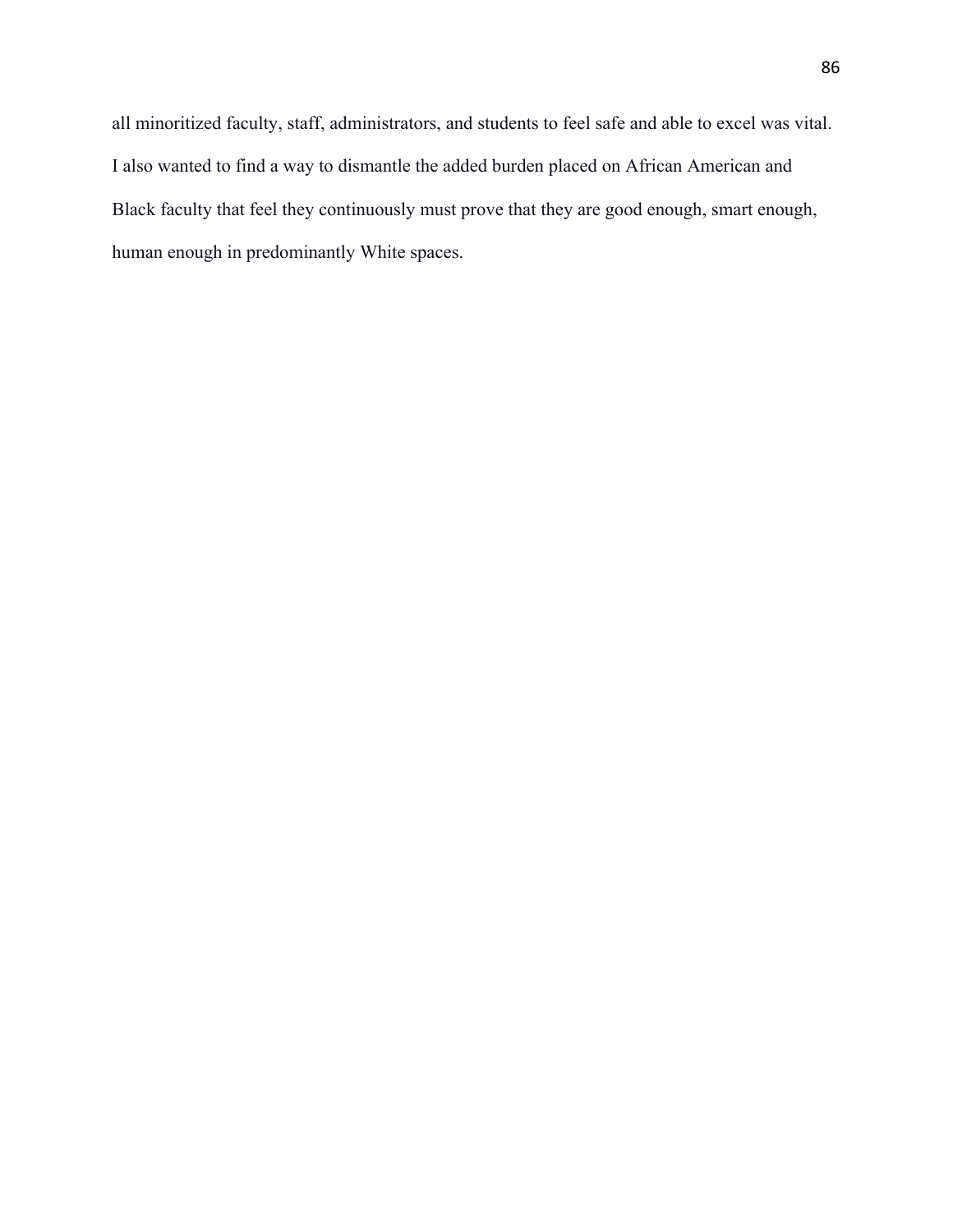all minoritized faculty, staff, administrators, and students to feel safe and able to excel was vital. I also wanted to find a way to dismantle the added burden placed on African American and Black faculty that feel they continuously must prove that they are good enough, smart enough, human enough in predominantly White spaces.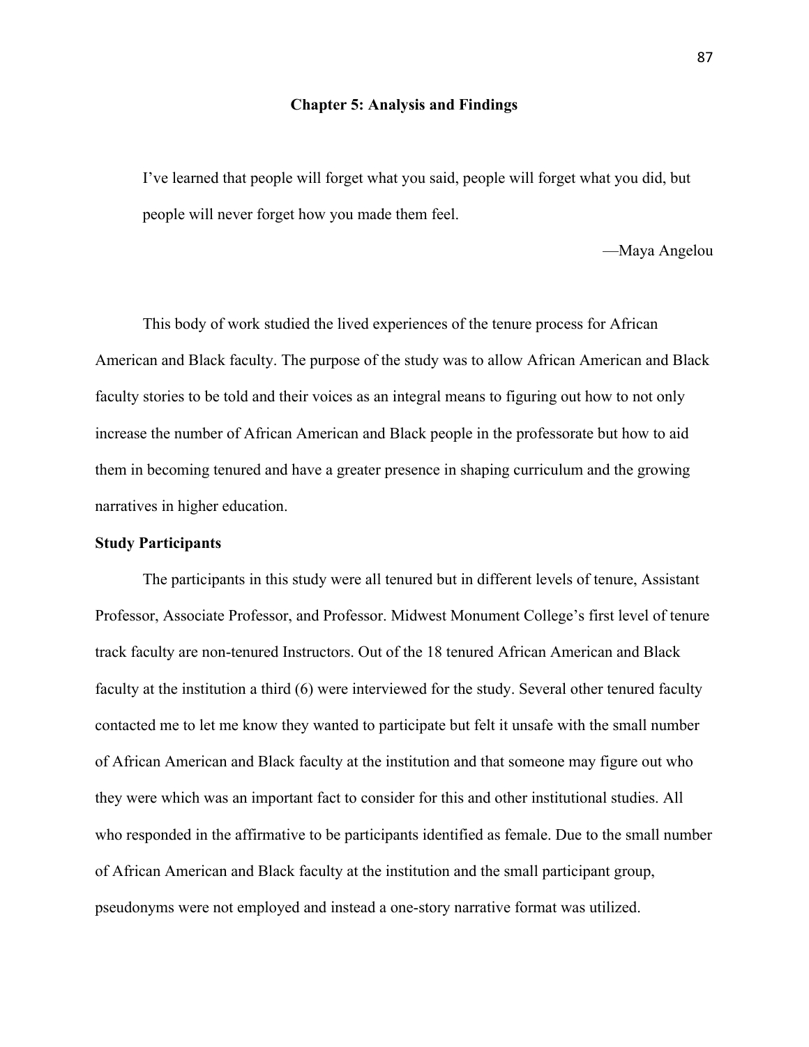# Chapter 5: Analysis and Findings

> I've learned that people will forget what you said, people will forget what you did, but people will never forget how you made them feel.
>
> —Maya Angelou

This body of work studied the lived experiences of the tenure process for African American and Black faculty. The purpose of the study was to allow African American and Black faculty stories to be told and their voices as an integral means to figuring out how to not only increase the number of African American and Black people in the professorate but how to aid them in becoming tenured and have a greater presence in shaping curriculum and the growing narratives in higher education.

## Study Participants

The participants in this study were all tenured but in different levels of tenure, Assistant Professor, Associate Professor, and Professor. Midwest Monument College's first level of tenure track faculty are non-tenured Instructors. Out of the 18 tenured African American and Black faculty at the institution a third (6) were interviewed for the study. Several other tenured faculty contacted me to let me know they wanted to participate but felt it unsafe with the small number of African American and Black faculty at the institution and that someone may figure out who they were which was an important fact to consider for this and other institutional studies. All who responded in the affirmative to be participants identified as female. Due to the small number of African American and Black faculty at the institution and the small participant group, pseudonyms were not employed and instead a one-story narrative format was utilized.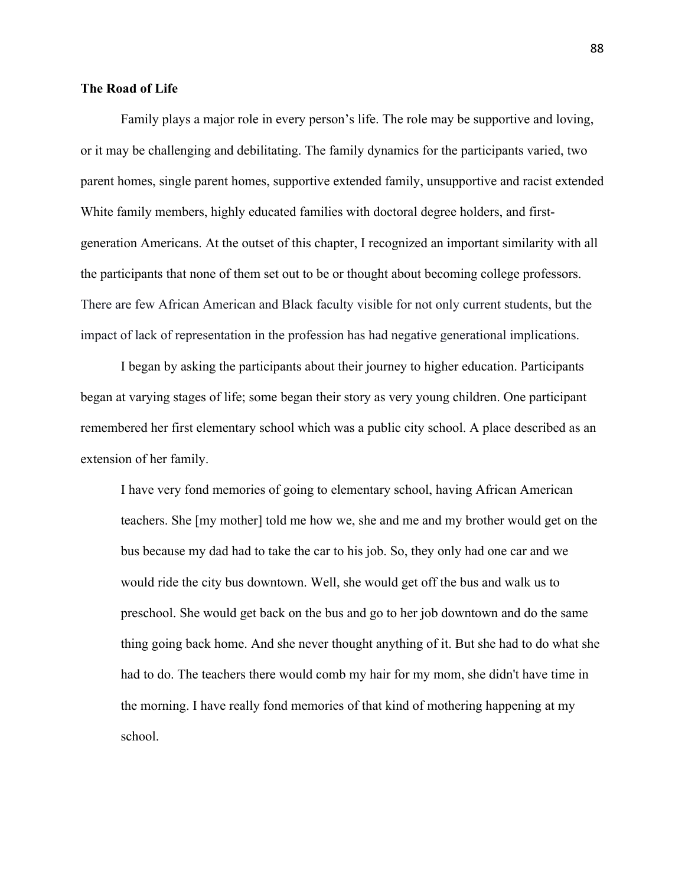**The Road of Life**

Family plays a major role in every person's life. The role may be supportive and loving, or it may be challenging and debilitating. The family dynamics for the participants varied, two parent homes, single parent homes, supportive extended family, unsupportive and racist extended White family members, highly educated families with doctoral degree holders, and first-generation Americans. At the outset of this chapter, I recognized an important similarity with all the participants that none of them set out to be or thought about becoming college professors. There are few African American and Black faculty visible for not only current students, but the impact of lack of representation in the profession has had negative generational implications.

I began by asking the participants about their journey to higher education. Participants began at varying stages of life; some began their story as very young children. One participant remembered her first elementary school which was a public city school. A place described as an extension of her family.

> I have very fond memories of going to elementary school, having African American teachers. She [my mother] told me how we, she and me and my brother would get on the bus because my dad had to take the car to his job. So, they only had one car and we would ride the city bus downtown. Well, she would get off the bus and walk us to preschool. She would get back on the bus and go to her job downtown and do the same thing going back home. And she never thought anything of it. But she had to do what she had to do. The teachers there would comb my hair for my mom, she didn't have time in the morning. I have really fond memories of that kind of mothering happening at my school.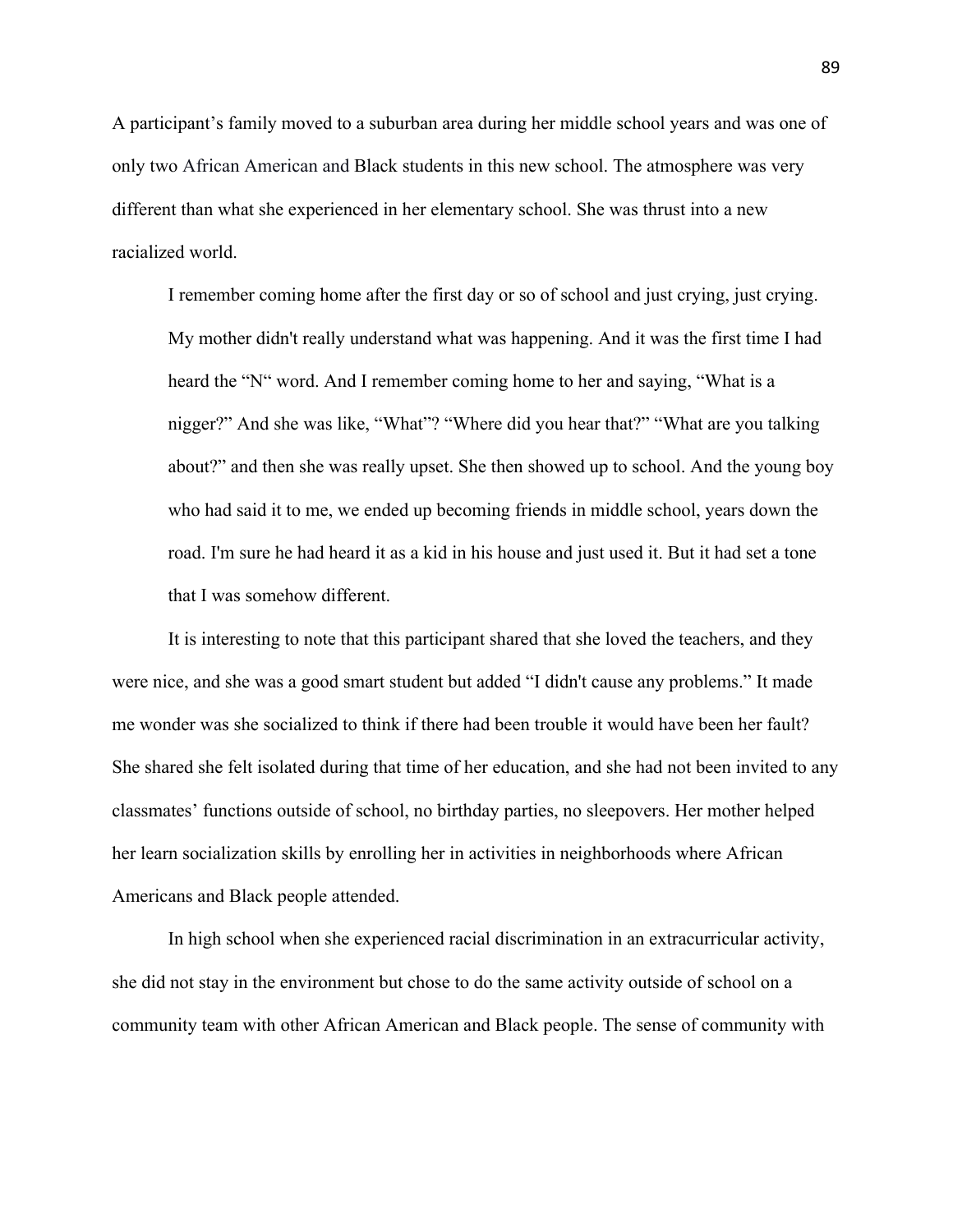A participant's family moved to a suburban area during her middle school years and was one of only two African American and Black students in this new school. The atmosphere was very different than what she experienced in her elementary school. She was thrust into a new racialized world.

> I remember coming home after the first day or so of school and just crying, just crying. My mother didn't really understand what was happening. And it was the first time I had heard the "N" word. And I remember coming home to her and saying, "What is a nigger?" And she was like, "What"? "Where did you hear that?" "What are you talking about?" and then she was really upset. She then showed up to school. And the young boy who had said it to me, we ended up becoming friends in middle school, years down the road. I'm sure he had heard it as a kid in his house and just used it. But it had set a tone that I was somehow different.

It is interesting to note that this participant shared that she loved the teachers, and they were nice, and she was a good smart student but added "I didn't cause any problems." It made me wonder was she socialized to think if there had been trouble it would have been her fault? She shared she felt isolated during that time of her education, and she had not been invited to any classmates' functions outside of school, no birthday parties, no sleepovers. Her mother helped her learn socialization skills by enrolling her in activities in neighborhoods where African Americans and Black people attended.

In high school when she experienced racial discrimination in an extracurricular activity, she did not stay in the environment but chose to do the same activity outside of school on a community team with other African American and Black people. The sense of community with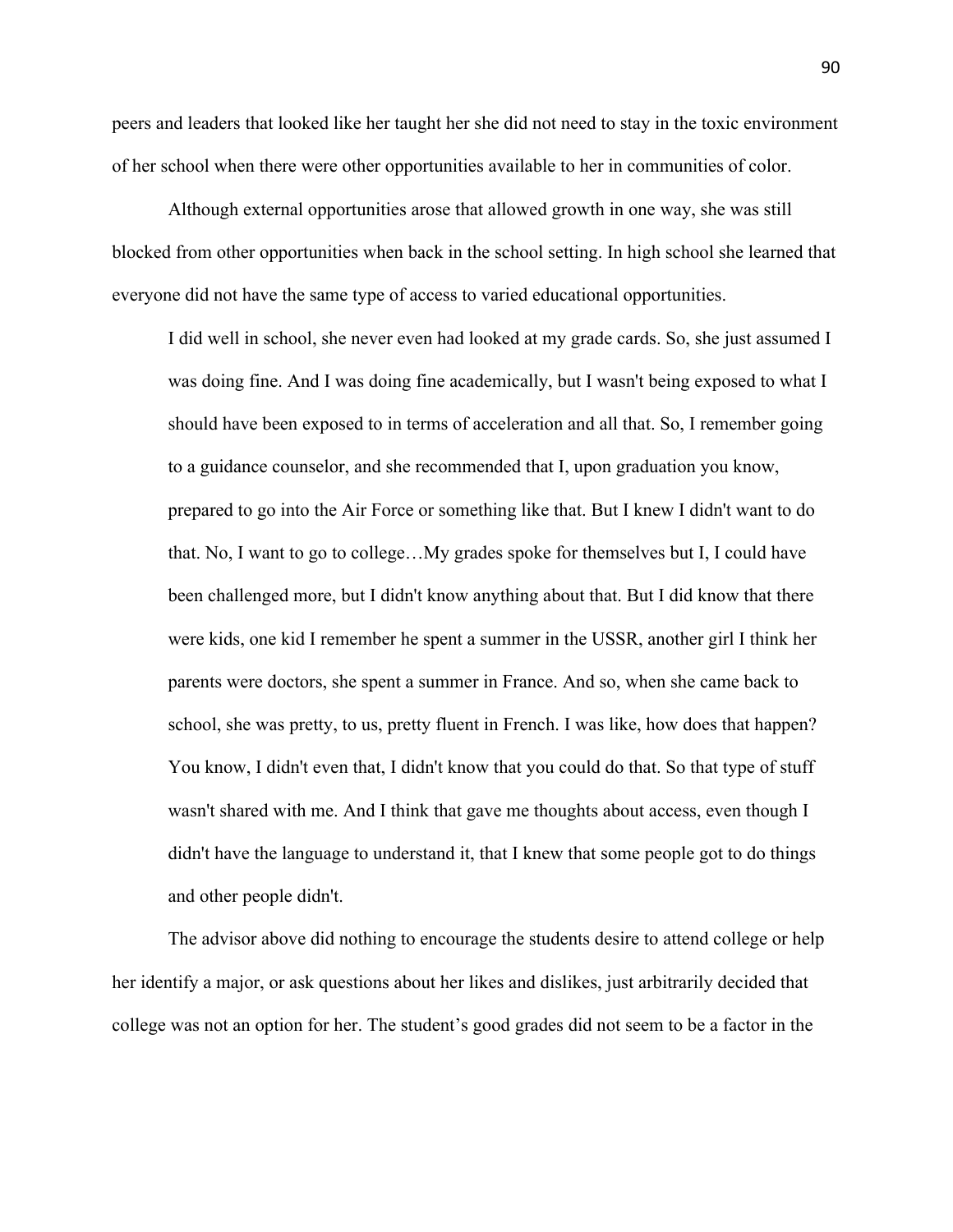peers and leaders that looked like her taught her she did not need to stay in the toxic environment of her school when there were other opportunities available to her in communities of color.

Although external opportunities arose that allowed growth in one way, she was still blocked from other opportunities when back in the school setting. In high school she learned that everyone did not have the same type of access to varied educational opportunities.

> I did well in school, she never even had looked at my grade cards. So, she just assumed I was doing fine. And I was doing fine academically, but I wasn't being exposed to what I should have been exposed to in terms of acceleration and all that. So, I remember going to a guidance counselor, and she recommended that I, upon graduation you know, prepared to go into the Air Force or something like that. But I knew I didn't want to do that. No, I want to go to college…My grades spoke for themselves but I, I could have been challenged more, but I didn't know anything about that. But I did know that there were kids, one kid I remember he spent a summer in the USSR, another girl I think her parents were doctors, she spent a summer in France. And so, when she came back to school, she was pretty, to us, pretty fluent in French. I was like, how does that happen? You know, I didn't even that, I didn't know that you could do that. So that type of stuff wasn't shared with me. And I think that gave me thoughts about access, even though I didn't have the language to understand it, that I knew that some people got to do things and other people didn't.

The advisor above did nothing to encourage the students desire to attend college or help her identify a major, or ask questions about her likes and dislikes, just arbitrarily decided that college was not an option for her. The student's good grades did not seem to be a factor in the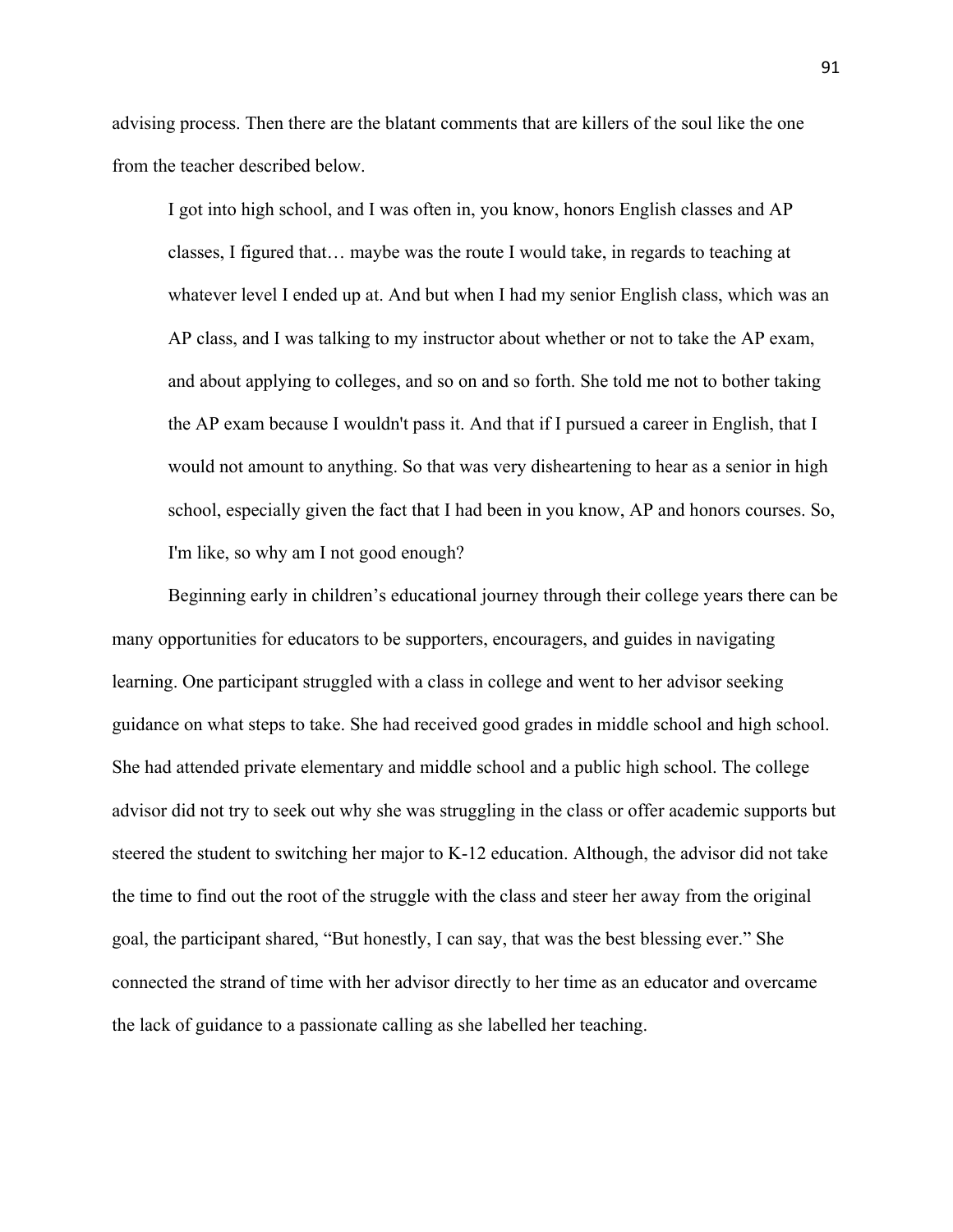advising process. Then there are the blatant comments that are killers of the soul like the one from the teacher described below.

> I got into high school, and I was often in, you know, honors English classes and AP classes, I figured that… maybe was the route I would take, in regards to teaching at whatever level I ended up at. And but when I had my senior English class, which was an AP class, and I was talking to my instructor about whether or not to take the AP exam, and about applying to colleges, and so on and so forth. She told me not to bother taking the AP exam because I wouldn't pass it. And that if I pursued a career in English, that I would not amount to anything. So that was very disheartening to hear as a senior in high school, especially given the fact that I had been in you know, AP and honors courses. So, I'm like, so why am I not good enough?

Beginning early in children's educational journey through their college years there can be many opportunities for educators to be supporters, encouragers, and guides in navigating learning. One participant struggled with a class in college and went to her advisor seeking guidance on what steps to take. She had received good grades in middle school and high school. She had attended private elementary and middle school and a public high school. The college advisor did not try to seek out why she was struggling in the class or offer academic supports but steered the student to switching her major to K-12 education. Although, the advisor did not take the time to find out the root of the struggle with the class and steer her away from the original goal, the participant shared, "But honestly, I can say, that was the best blessing ever." She connected the strand of time with her advisor directly to her time as an educator and overcame the lack of guidance to a passionate calling as she labelled her teaching.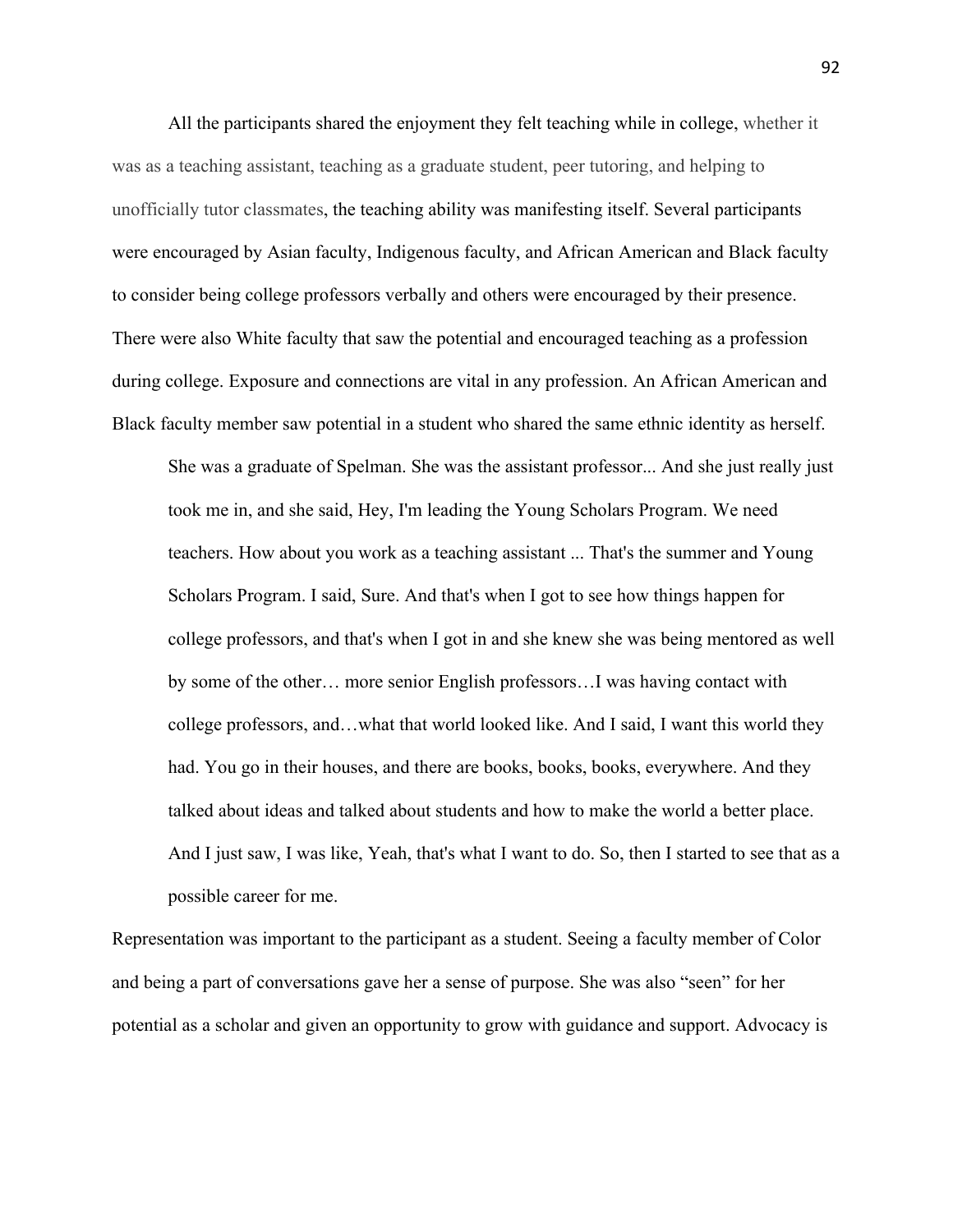All the participants shared the enjoyment they felt teaching while in college, whether it was as a teaching assistant, teaching as a graduate student, peer tutoring, and helping to unofficially tutor classmates, the teaching ability was manifesting itself. Several participants were encouraged by Asian faculty, Indigenous faculty, and African American and Black faculty to consider being college professors verbally and others were encouraged by their presence. There were also White faculty that saw the potential and encouraged teaching as a profession during college. Exposure and connections are vital in any profession. An African American and Black faculty member saw potential in a student who shared the same ethnic identity as herself.

> She was a graduate of Spelman. She was the assistant professor... And she just really just took me in, and she said, Hey, I'm leading the Young Scholars Program. We need teachers. How about you work as a teaching assistant ... That's the summer and Young Scholars Program. I said, Sure. And that's when I got to see how things happen for college professors, and that's when I got in and she knew she was being mentored as well by some of the other… more senior English professors…I was having contact with college professors, and…what that world looked like. And I said, I want this world they had. You go in their houses, and there are books, books, books, everywhere. And they talked about ideas and talked about students and how to make the world a better place. And I just saw, I was like, Yeah, that's what I want to do. So, then I started to see that as a possible career for me.

Representation was important to the participant as a student. Seeing a faculty member of Color and being a part of conversations gave her a sense of purpose. She was also "seen" for her potential as a scholar and given an opportunity to grow with guidance and support. Advocacy is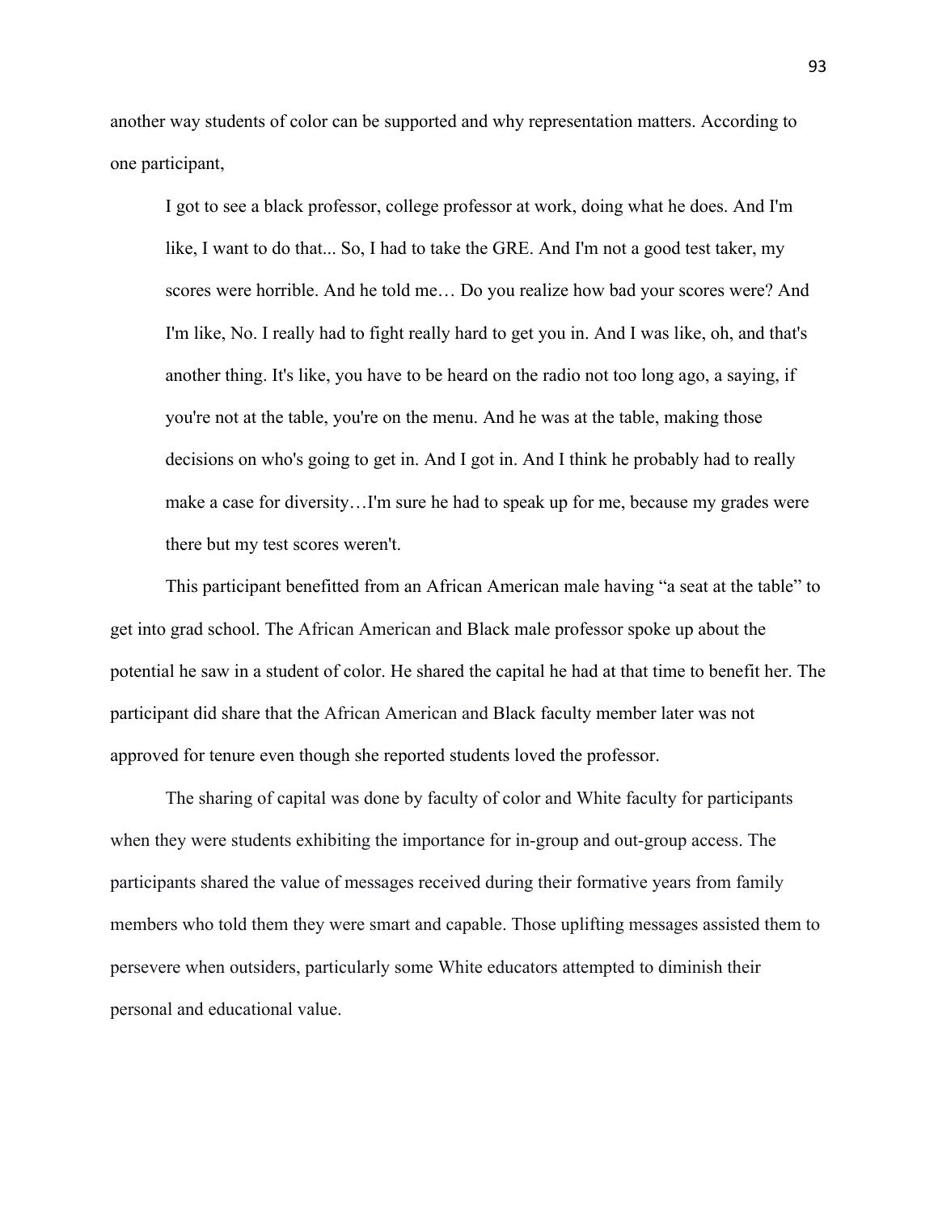another way students of color can be supported and why representation matters. According to one participant,

> I got to see a black professor, college professor at work, doing what he does. And I'm like, I want to do that... So, I had to take the GRE. And I'm not a good test taker, my scores were horrible. And he told me… Do you realize how bad your scores were? And I'm like, No. I really had to fight really hard to get you in. And I was like, oh, and that's another thing. It's like, you have to be heard on the radio not too long ago, a saying, if you're not at the table, you're on the menu. And he was at the table, making those decisions on who's going to get in. And I got in. And I think he probably had to really make a case for diversity…I'm sure he had to speak up for me, because my grades were there but my test scores weren't.

This participant benefitted from an African American male having "a seat at the table" to get into grad school. The African American and Black male professor spoke up about the potential he saw in a student of color. He shared the capital he had at that time to benefit her. The participant did share that the African American and Black faculty member later was not approved for tenure even though she reported students loved the professor.

The sharing of capital was done by faculty of color and White faculty for participants when they were students exhibiting the importance for in-group and out-group access. The participants shared the value of messages received during their formative years from family members who told them they were smart and capable. Those uplifting messages assisted them to persevere when outsiders, particularly some White educators attempted to diminish their personal and educational value.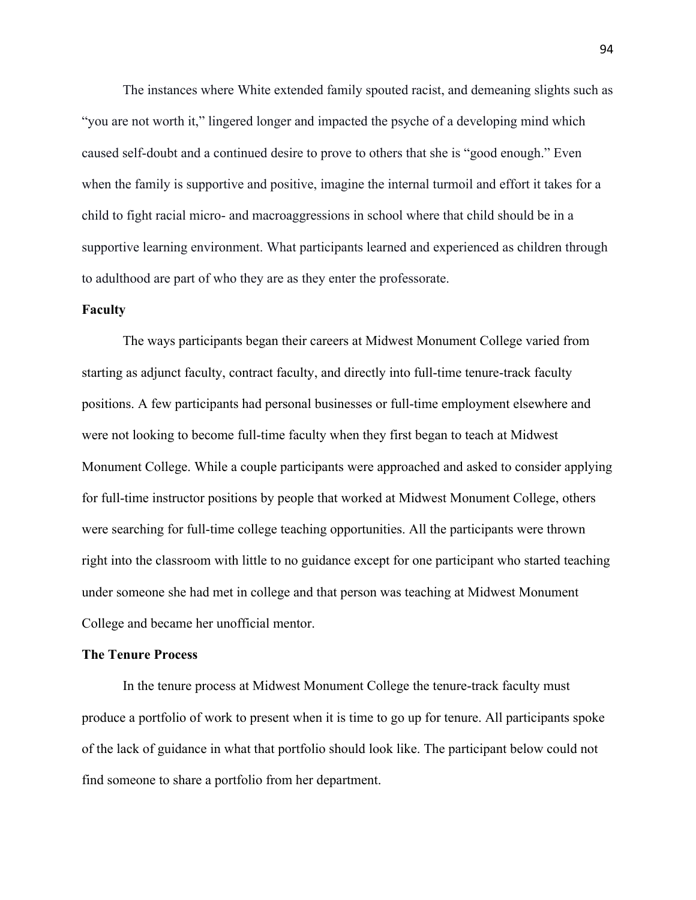The instances where White extended family spouted racist, and demeaning slights such as "you are not worth it," lingered longer and impacted the psyche of a developing mind which caused self-doubt and a continued desire to prove to others that she is "good enough." Even when the family is supportive and positive, imagine the internal turmoil and effort it takes for a child to fight racial micro- and macroaggressions in school where that child should be in a supportive learning environment. What participants learned and experienced as children through to adulthood are part of who they are as they enter the professorate.

**Faculty**

The ways participants began their careers at Midwest Monument College varied from starting as adjunct faculty, contract faculty, and directly into full-time tenure-track faculty positions. A few participants had personal businesses or full-time employment elsewhere and were not looking to become full-time faculty when they first began to teach at Midwest Monument College. While a couple participants were approached and asked to consider applying for full-time instructor positions by people that worked at Midwest Monument College, others were searching for full-time college teaching opportunities. All the participants were thrown right into the classroom with little to no guidance except for one participant who started teaching under someone she had met in college and that person was teaching at Midwest Monument College and became her unofficial mentor.

**The Tenure Process**

In the tenure process at Midwest Monument College the tenure-track faculty must produce a portfolio of work to present when it is time to go up for tenure. All participants spoke of the lack of guidance in what that portfolio should look like. The participant below could not find someone to share a portfolio from her department.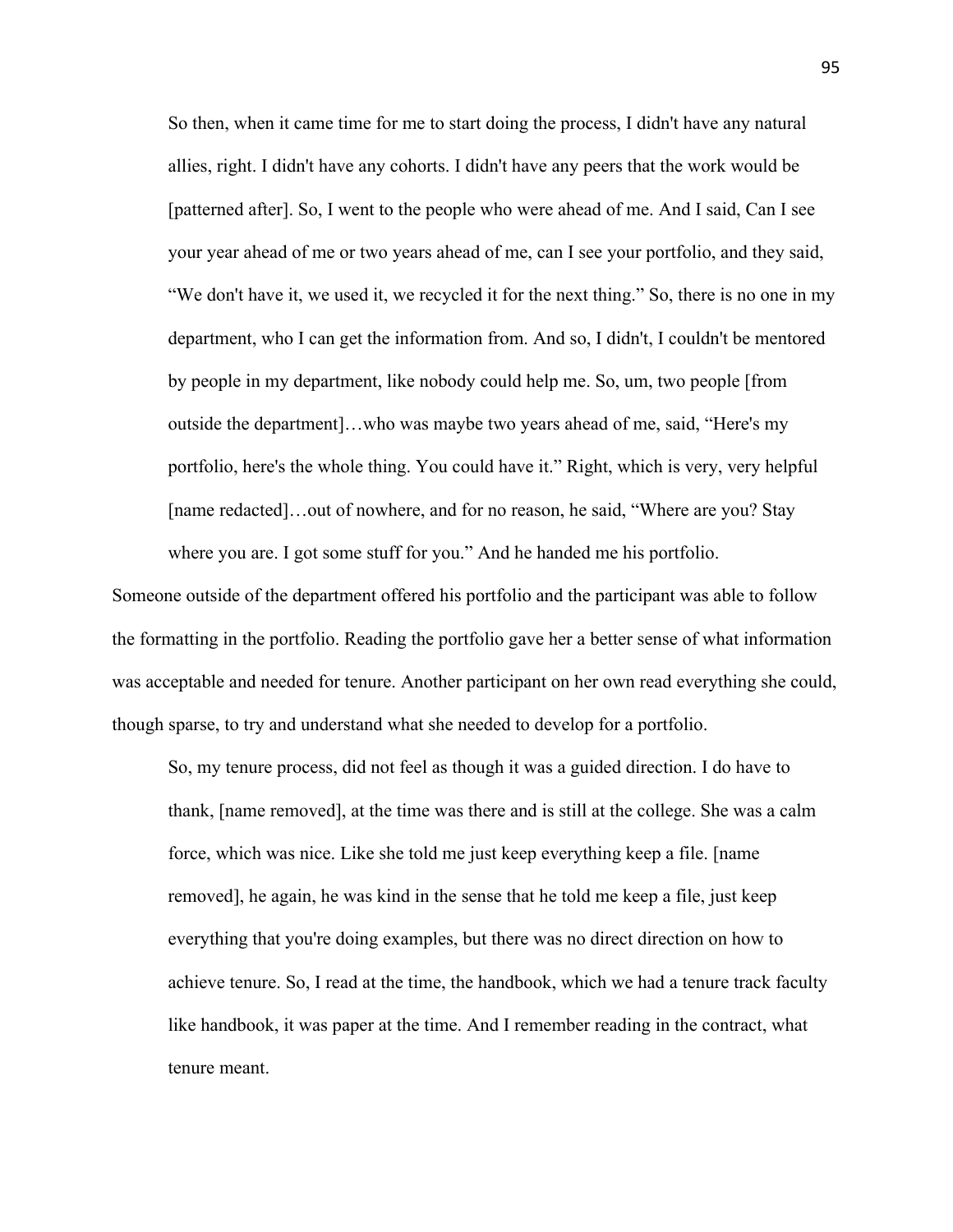> So then, when it came time for me to start doing the process, I didn't have any natural allies, right. I didn't have any cohorts. I didn't have any peers that the work would be [patterned after]. So, I went to the people who were ahead of me. And I said, Can I see your year ahead of me or two years ahead of me, can I see your portfolio, and they said, "We don't have it, we used it, we recycled it for the next thing." So, there is no one in my department, who I can get the information from. And so, I didn't, I couldn't be mentored by people in my department, like nobody could help me. So, um, two people [from outside the department]…who was maybe two years ahead of me, said, "Here's my portfolio, here's the whole thing. You could have it." Right, which is very, very helpful [name redacted]…out of nowhere, and for no reason, he said, "Where are you? Stay where you are. I got some stuff for you." And he handed me his portfolio.

Someone outside of the department offered his portfolio and the participant was able to follow the formatting in the portfolio. Reading the portfolio gave her a better sense of what information was acceptable and needed for tenure. Another participant on her own read everything she could, though sparse, to try and understand what she needed to develop for a portfolio.

> So, my tenure process, did not feel as though it was a guided direction. I do have to thank, [name removed], at the time was there and is still at the college. She was a calm force, which was nice. Like she told me just keep everything keep a file. [name removed], he again, he was kind in the sense that he told me keep a file, just keep everything that you're doing examples, but there was no direct direction on how to achieve tenure. So, I read at the time, the handbook, which we had a tenure track faculty like handbook, it was paper at the time. And I remember reading in the contract, what tenure meant.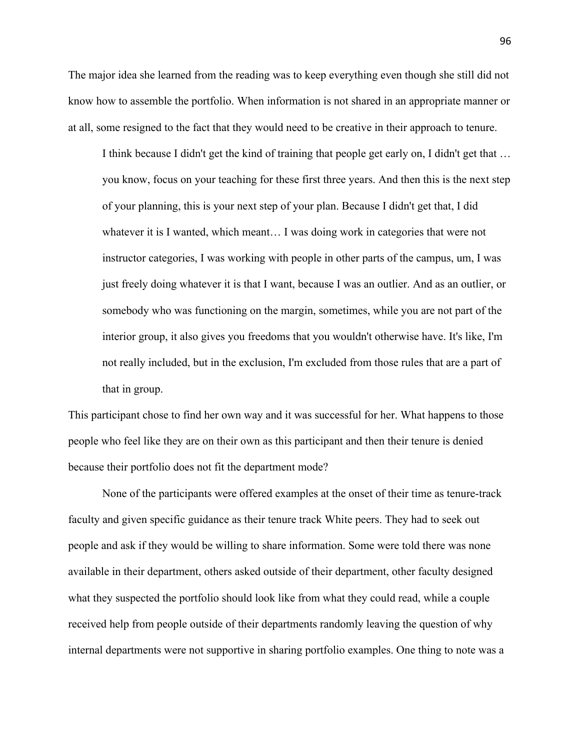The major idea she learned from the reading was to keep everything even though she still did not know how to assemble the portfolio. When information is not shared in an appropriate manner or at all, some resigned to the fact that they would need to be creative in their approach to tenure.

> I think because I didn't get the kind of training that people get early on, I didn't get that … you know, focus on your teaching for these first three years. And then this is the next step of your planning, this is your next step of your plan. Because I didn't get that, I did whatever it is I wanted, which meant… I was doing work in categories that were not instructor categories, I was working with people in other parts of the campus, um, I was just freely doing whatever it is that I want, because I was an outlier. And as an outlier, or somebody who was functioning on the margin, sometimes, while you are not part of the interior group, it also gives you freedoms that you wouldn't otherwise have. It's like, I'm not really included, but in the exclusion, I'm excluded from those rules that are a part of that in group.

This participant chose to find her own way and it was successful for her. What happens to those people who feel like they are on their own as this participant and then their tenure is denied because their portfolio does not fit the department mode?

None of the participants were offered examples at the onset of their time as tenure-track faculty and given specific guidance as their tenure track White peers. They had to seek out people and ask if they would be willing to share information. Some were told there was none available in their department, others asked outside of their department, other faculty designed what they suspected the portfolio should look like from what they could read, while a couple received help from people outside of their departments randomly leaving the question of why internal departments were not supportive in sharing portfolio examples. One thing to note was a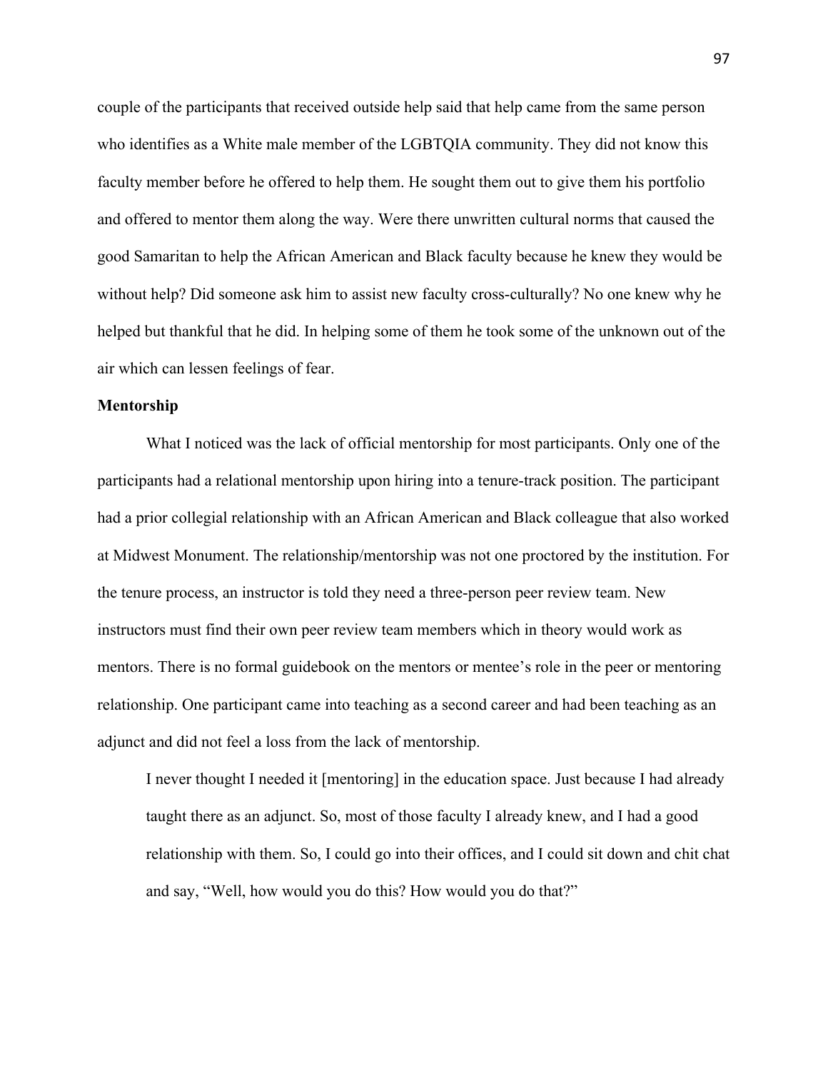couple of the participants that received outside help said that help came from the same person who identifies as a White male member of the LGBTQIA community. They did not know this faculty member before he offered to help them. He sought them out to give them his portfolio and offered to mentor them along the way. Were there unwritten cultural norms that caused the good Samaritan to help the African American and Black faculty because he knew they would be without help? Did someone ask him to assist new faculty cross-culturally? No one knew why he helped but thankful that he did. In helping some of them he took some of the unknown out of the air which can lessen feelings of fear.

**Mentorship**

What I noticed was the lack of official mentorship for most participants. Only one of the participants had a relational mentorship upon hiring into a tenure-track position. The participant had a prior collegial relationship with an African American and Black colleague that also worked at Midwest Monument. The relationship/mentorship was not one proctored by the institution. For the tenure process, an instructor is told they need a three-person peer review team. New instructors must find their own peer review team members which in theory would work as mentors. There is no formal guidebook on the mentors or mentee's role in the peer or mentoring relationship. One participant came into teaching as a second career and had been teaching as an adjunct and did not feel a loss from the lack of mentorship.

> I never thought I needed it [mentoring] in the education space. Just because I had already taught there as an adjunct. So, most of those faculty I already knew, and I had a good relationship with them. So, I could go into their offices, and I could sit down and chit chat and say, "Well, how would you do this? How would you do that?"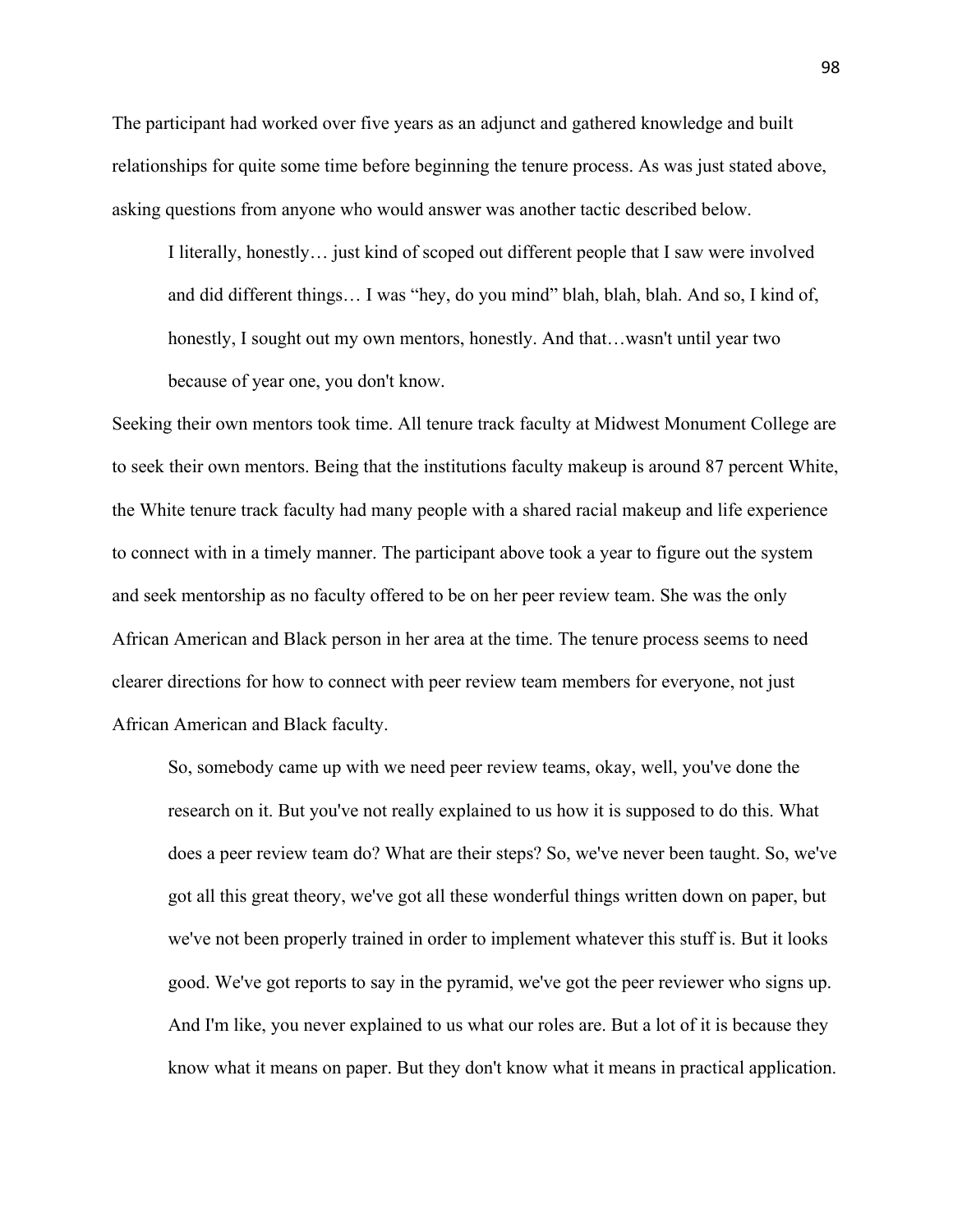The participant had worked over five years as an adjunct and gathered knowledge and built relationships for quite some time before beginning the tenure process. As was just stated above, asking questions from anyone who would answer was another tactic described below.

> I literally, honestly… just kind of scoped out different people that I saw were involved and did different things… I was "hey, do you mind" blah, blah, blah. And so, I kind of, honestly, I sought out my own mentors, honestly. And that…wasn't until year two because of year one, you don't know.

Seeking their own mentors took time. All tenure track faculty at Midwest Monument College are to seek their own mentors. Being that the institutions faculty makeup is around 87 percent White, the White tenure track faculty had many people with a shared racial makeup and life experience to connect with in a timely manner. The participant above took a year to figure out the system and seek mentorship as no faculty offered to be on her peer review team. She was the only African American and Black person in her area at the time. The tenure process seems to need clearer directions for how to connect with peer review team members for everyone, not just African American and Black faculty.

> So, somebody came up with we need peer review teams, okay, well, you've done the research on it. But you've not really explained to us how it is supposed to do this. What does a peer review team do? What are their steps? So, we've never been taught. So, we've got all this great theory, we've got all these wonderful things written down on paper, but we've not been properly trained in order to implement whatever this stuff is. But it looks good. We've got reports to say in the pyramid, we've got the peer reviewer who signs up. And I'm like, you never explained to us what our roles are. But a lot of it is because they know what it means on paper. But they don't know what it means in practical application.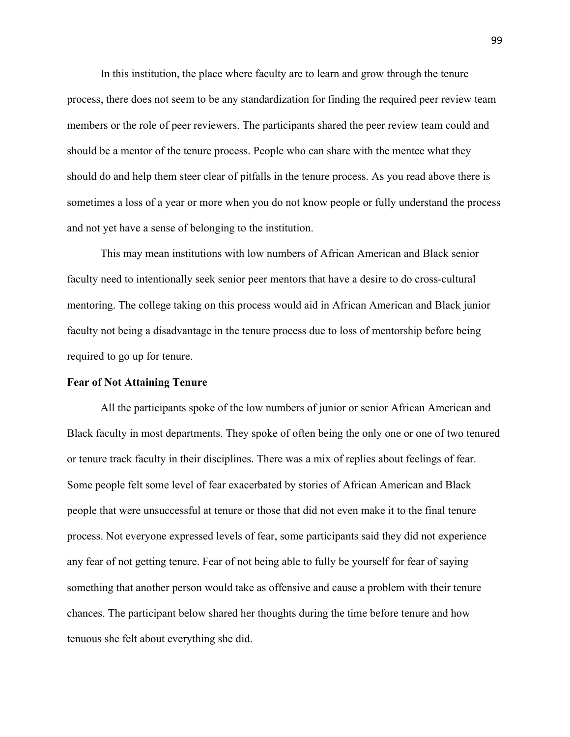In this institution, the place where faculty are to learn and grow through the tenure process, there does not seem to be any standardization for finding the required peer review team members or the role of peer reviewers. The participants shared the peer review team could and should be a mentor of the tenure process. People who can share with the mentee what they should do and help them steer clear of pitfalls in the tenure process. As you read above there is sometimes a loss of a year or more when you do not know people or fully understand the process and not yet have a sense of belonging to the institution.

This may mean institutions with low numbers of African American and Black senior faculty need to intentionally seek senior peer mentors that have a desire to do cross-cultural mentoring. The college taking on this process would aid in African American and Black junior faculty not being a disadvantage in the tenure process due to loss of mentorship before being required to go up for tenure.

**Fear of Not Attaining Tenure**

All the participants spoke of the low numbers of junior or senior African American and Black faculty in most departments. They spoke of often being the only one or one of two tenured or tenure track faculty in their disciplines. There was a mix of replies about feelings of fear. Some people felt some level of fear exacerbated by stories of African American and Black people that were unsuccessful at tenure or those that did not even make it to the final tenure process. Not everyone expressed levels of fear, some participants said they did not experience any fear of not getting tenure. Fear of not being able to fully be yourself for fear of saying something that another person would take as offensive and cause a problem with their tenure chances. The participant below shared her thoughts during the time before tenure and how tenuous she felt about everything she did.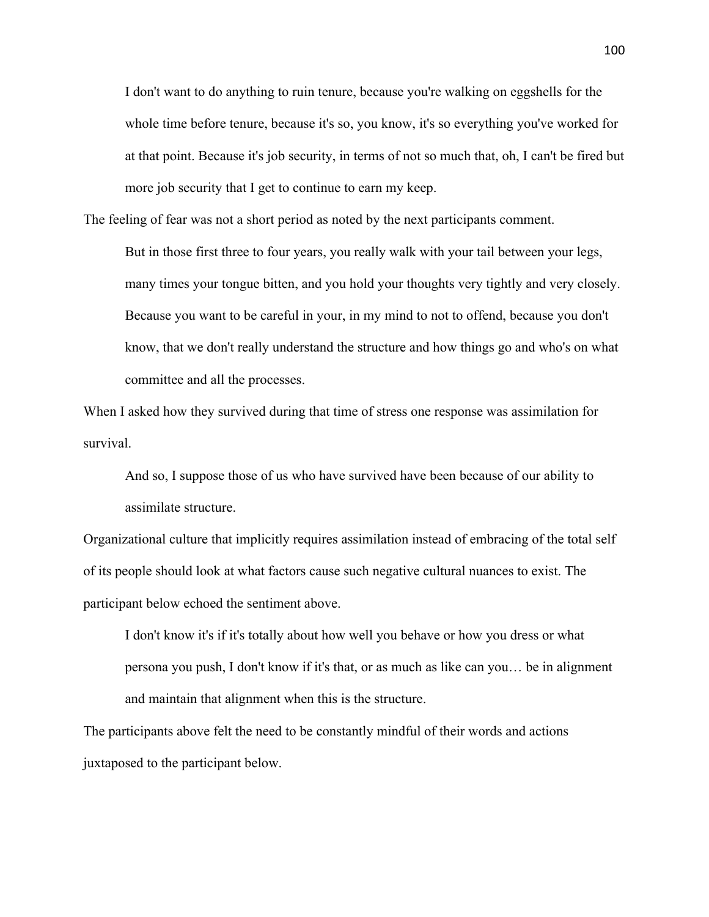> I don't want to do anything to ruin tenure, because you're walking on eggshells for the whole time before tenure, because it's so, you know, it's so everything you've worked for at that point. Because it's job security, in terms of not so much that, oh, I can't be fired but more job security that I get to continue to earn my keep.

The feeling of fear was not a short period as noted by the next participants comment.

> But in those first three to four years, you really walk with your tail between your legs, many times your tongue bitten, and you hold your thoughts very tightly and very closely. Because you want to be careful in your, in my mind to not to offend, because you don't know, that we don't really understand the structure and how things go and who's on what committee and all the processes.

When I asked how they survived during that time of stress one response was assimilation for survival.

> And so, I suppose those of us who have survived have been because of our ability to assimilate structure.

Organizational culture that implicitly requires assimilation instead of embracing of the total self of its people should look at what factors cause such negative cultural nuances to exist. The participant below echoed the sentiment above.

> I don't know it's if it's totally about how well you behave or how you dress or what persona you push, I don't know if it's that, or as much as like can you… be in alignment and maintain that alignment when this is the structure.

The participants above felt the need to be constantly mindful of their words and actions juxtaposed to the participant below.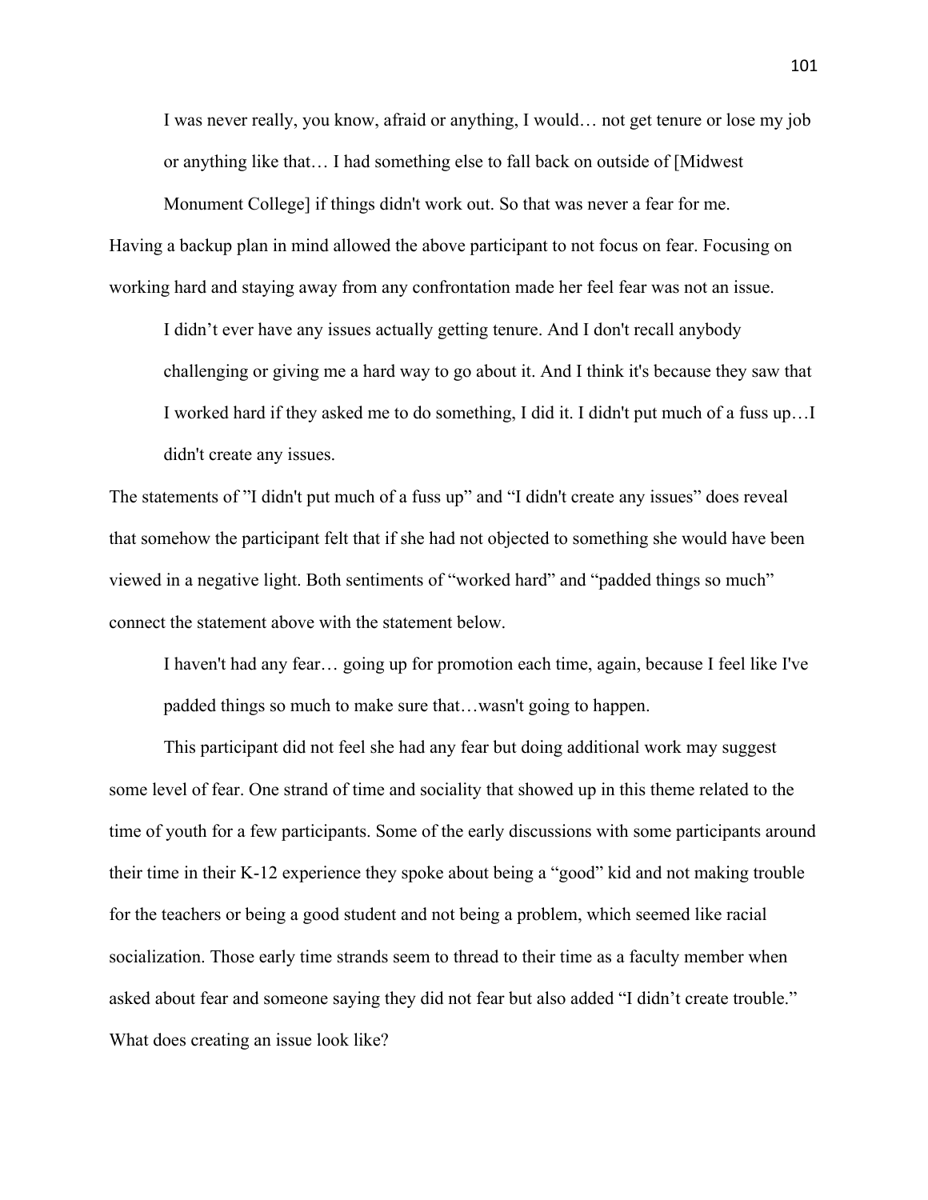> I was never really, you know, afraid or anything, I would… not get tenure or lose my job or anything like that… I had something else to fall back on outside of [Midwest Monument College] if things didn't work out. So that was never a fear for me.

Having a backup plan in mind allowed the above participant to not focus on fear. Focusing on working hard and staying away from any confrontation made her feel fear was not an issue.

> I didn't ever have any issues actually getting tenure. And I don't recall anybody challenging or giving me a hard way to go about it. And I think it's because they saw that I worked hard if they asked me to do something, I did it. I didn't put much of a fuss up…I didn't create any issues.

The statements of "I didn't put much of a fuss up" and "I didn't create any issues" does reveal that somehow the participant felt that if she had not objected to something she would have been viewed in a negative light. Both sentiments of "worked hard" and "padded things so much" connect the statement above with the statement below.

> I haven't had any fear… going up for promotion each time, again, because I feel like I've padded things so much to make sure that…wasn't going to happen.

This participant did not feel she had any fear but doing additional work may suggest some level of fear. One strand of time and sociality that showed up in this theme related to the time of youth for a few participants. Some of the early discussions with some participants around their time in their K-12 experience they spoke about being a "good" kid and not making trouble for the teachers or being a good student and not being a problem, which seemed like racial socialization. Those early time strands seem to thread to their time as a faculty member when asked about fear and someone saying they did not fear but also added "I didn't create trouble." What does creating an issue look like?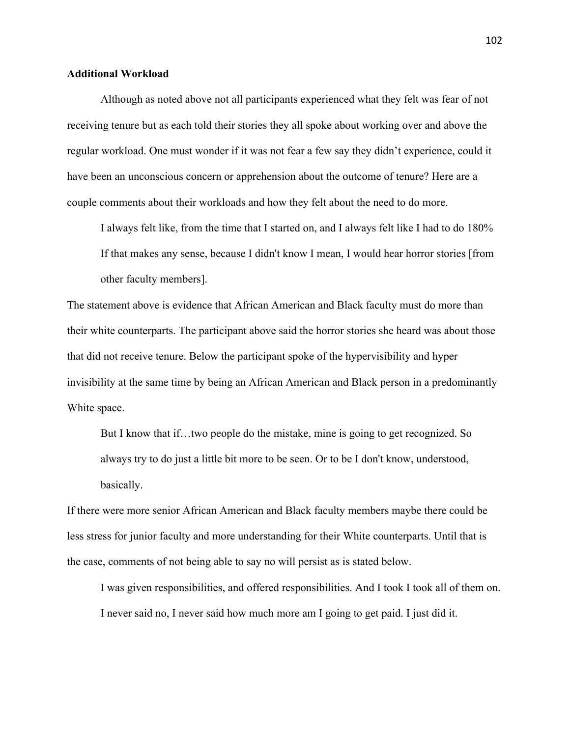**Additional Workload**

Although as noted above not all participants experienced what they felt was fear of not receiving tenure but as each told their stories they all spoke about working over and above the regular workload. One must wonder if it was not fear a few say they didn't experience, could it have been an unconscious concern or apprehension about the outcome of tenure? Here are a couple comments about their workloads and how they felt about the need to do more.

> I always felt like, from the time that I started on, and I always felt like I had to do 180% If that makes any sense, because I didn't know I mean, I would hear horror stories [from other faculty members].

The statement above is evidence that African American and Black faculty must do more than their white counterparts. The participant above said the horror stories she heard was about those that did not receive tenure. Below the participant spoke of the hypervisibility and hyper invisibility at the same time by being an African American and Black person in a predominantly White space.

> But I know that if…two people do the mistake, mine is going to get recognized. So always try to do just a little bit more to be seen. Or to be I don't know, understood, basically.

If there were more senior African American and Black faculty members maybe there could be less stress for junior faculty and more understanding for their White counterparts. Until that is the case, comments of not being able to say no will persist as is stated below.

> I was given responsibilities, and offered responsibilities. And I took I took all of them on. I never said no, I never said how much more am I going to get paid. I just did it.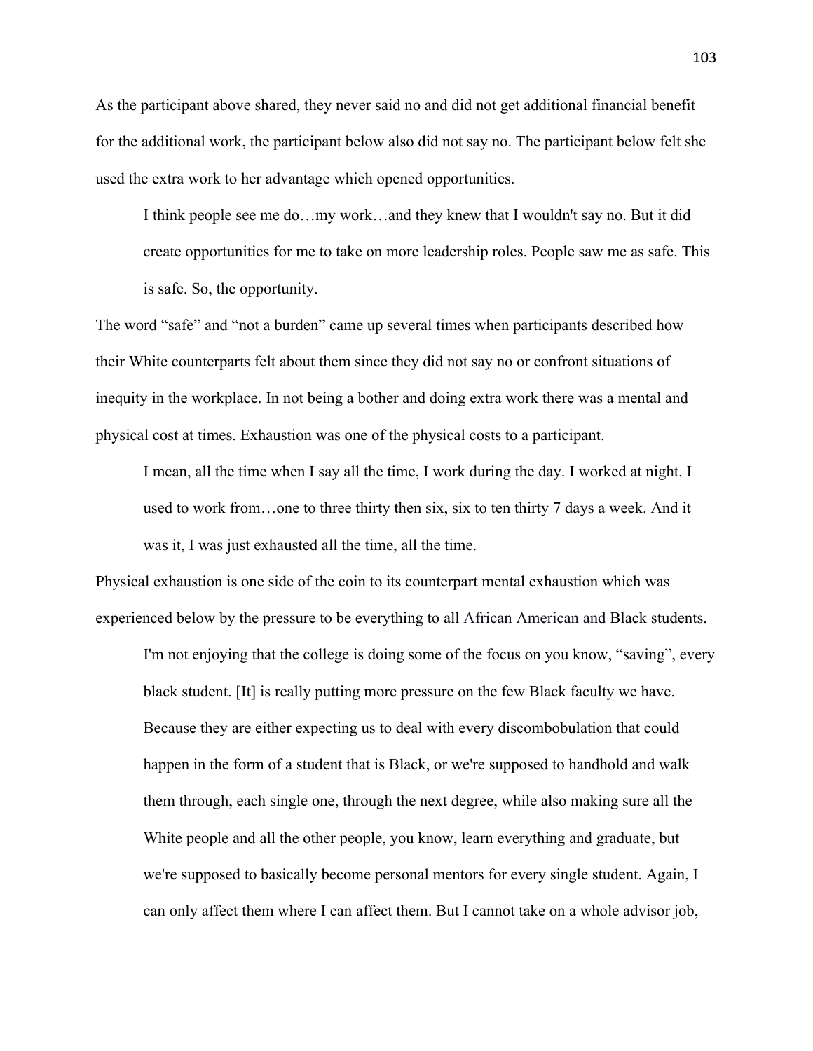As the participant above shared, they never said no and did not get additional financial benefit for the additional work, the participant below also did not say no. The participant below felt she used the extra work to her advantage which opened opportunities.

> I think people see me do…my work…and they knew that I wouldn't say no. But it did create opportunities for me to take on more leadership roles. People saw me as safe. This is safe. So, the opportunity.

The word "safe" and "not a burden" came up several times when participants described how their White counterparts felt about them since they did not say no or confront situations of inequity in the workplace. In not being a bother and doing extra work there was a mental and physical cost at times. Exhaustion was one of the physical costs to a participant.

> I mean, all the time when I say all the time, I work during the day. I worked at night. I used to work from…one to three thirty then six, six to ten thirty 7 days a week. And it was it, I was just exhausted all the time, all the time.

Physical exhaustion is one side of the coin to its counterpart mental exhaustion which was experienced below by the pressure to be everything to all African American and Black students.

> I'm not enjoying that the college is doing some of the focus on you know, "saving", every black student. [It] is really putting more pressure on the few Black faculty we have. Because they are either expecting us to deal with every discombobulation that could happen in the form of a student that is Black, or we're supposed to handhold and walk them through, each single one, through the next degree, while also making sure all the White people and all the other people, you know, learn everything and graduate, but we're supposed to basically become personal mentors for every single student. Again, I can only affect them where I can affect them. But I cannot take on a whole advisor job,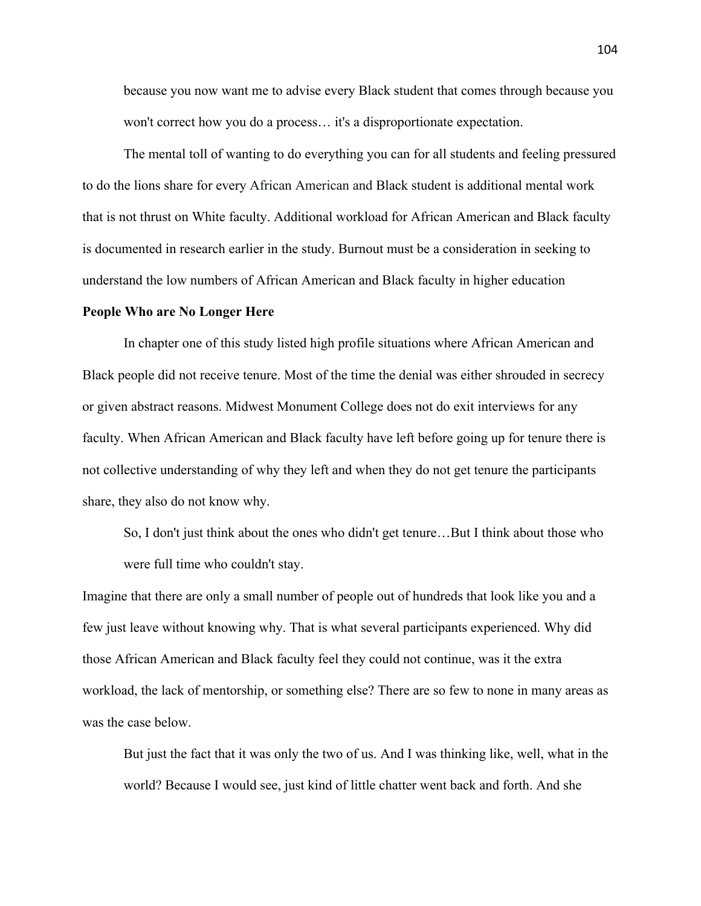> because you now want me to advise every Black student that comes through because you won't correct how you do a process… it's a disproportionate expectation.

The mental toll of wanting to do everything you can for all students and feeling pressured to do the lions share for every African American and Black student is additional mental work that is not thrust on White faculty. Additional workload for African American and Black faculty is documented in research earlier in the study. Burnout must be a consideration in seeking to understand the low numbers of African American and Black faculty in higher education

**People Who are No Longer Here**

In chapter one of this study listed high profile situations where African American and Black people did not receive tenure. Most of the time the denial was either shrouded in secrecy or given abstract reasons. Midwest Monument College does not do exit interviews for any faculty. When African American and Black faculty have left before going up for tenure there is not collective understanding of why they left and when they do not get tenure the participants share, they also do not know why.

> So, I don't just think about the ones who didn't get tenure…But I think about those who were full time who couldn't stay.

Imagine that there are only a small number of people out of hundreds that look like you and a few just leave without knowing why. That is what several participants experienced. Why did those African American and Black faculty feel they could not continue, was it the extra workload, the lack of mentorship, or something else? There are so few to none in many areas as was the case below.

> But just the fact that it was only the two of us. And I was thinking like, well, what in the world? Because I would see, just kind of little chatter went back and forth. And she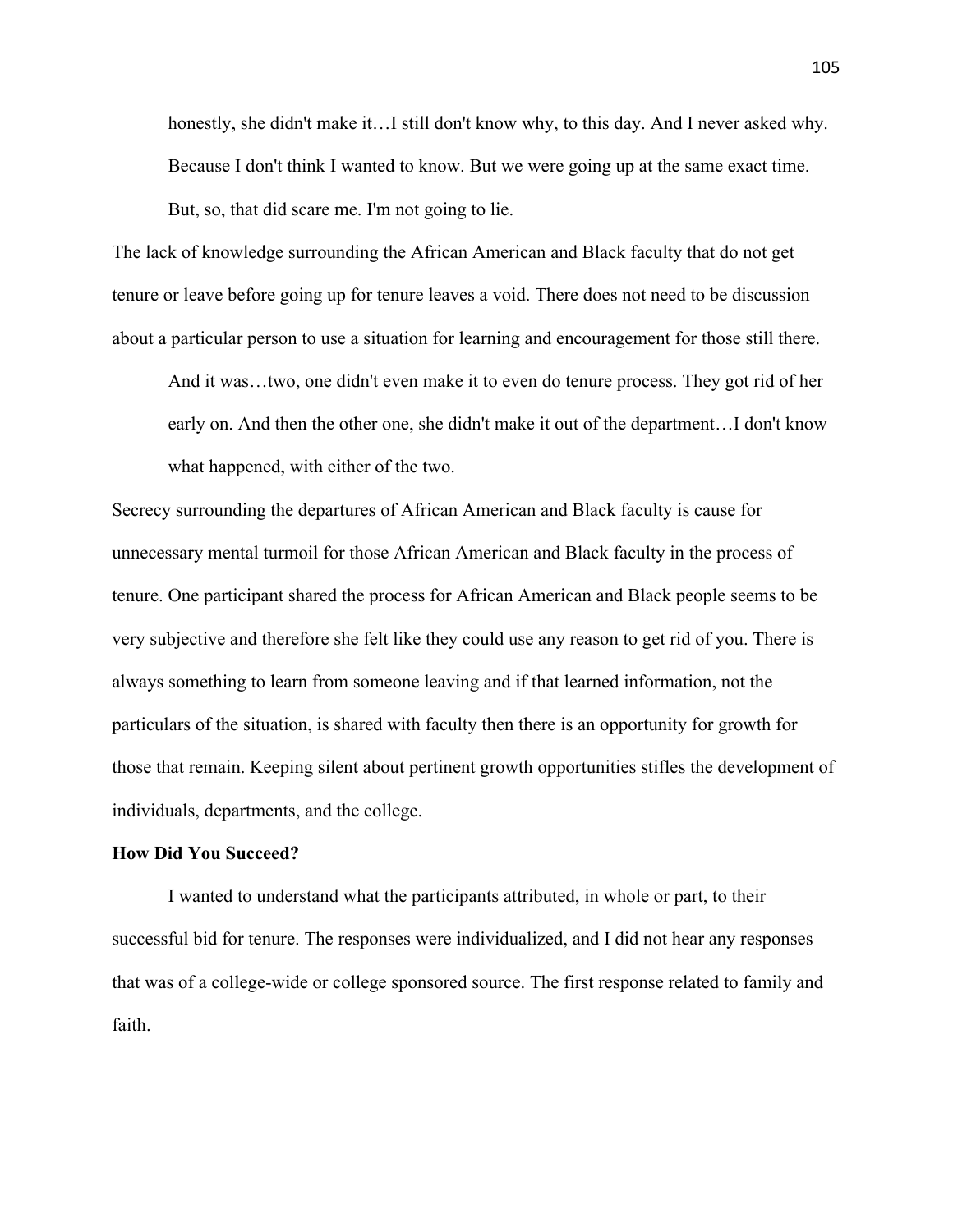> honestly, she didn't make it…I still don't know why, to this day. And I never asked why. Because I don't think I wanted to know. But we were going up at the same exact time. But, so, that did scare me. I'm not going to lie.

The lack of knowledge surrounding the African American and Black faculty that do not get tenure or leave before going up for tenure leaves a void. There does not need to be discussion about a particular person to use a situation for learning and encouragement for those still there.

> And it was…two, one didn't even make it to even do tenure process. They got rid of her early on. And then the other one, she didn't make it out of the department…I don't know what happened, with either of the two.

Secrecy surrounding the departures of African American and Black faculty is cause for unnecessary mental turmoil for those African American and Black faculty in the process of tenure. One participant shared the process for African American and Black people seems to be very subjective and therefore she felt like they could use any reason to get rid of you. There is always something to learn from someone leaving and if that learned information, not the particulars of the situation, is shared with faculty then there is an opportunity for growth for those that remain. Keeping silent about pertinent growth opportunities stifles the development of individuals, departments, and the college.

**How Did You Succeed?**

I wanted to understand what the participants attributed, in whole or part, to their successful bid for tenure. The responses were individualized, and I did not hear any responses that was of a college-wide or college sponsored source. The first response related to family and faith.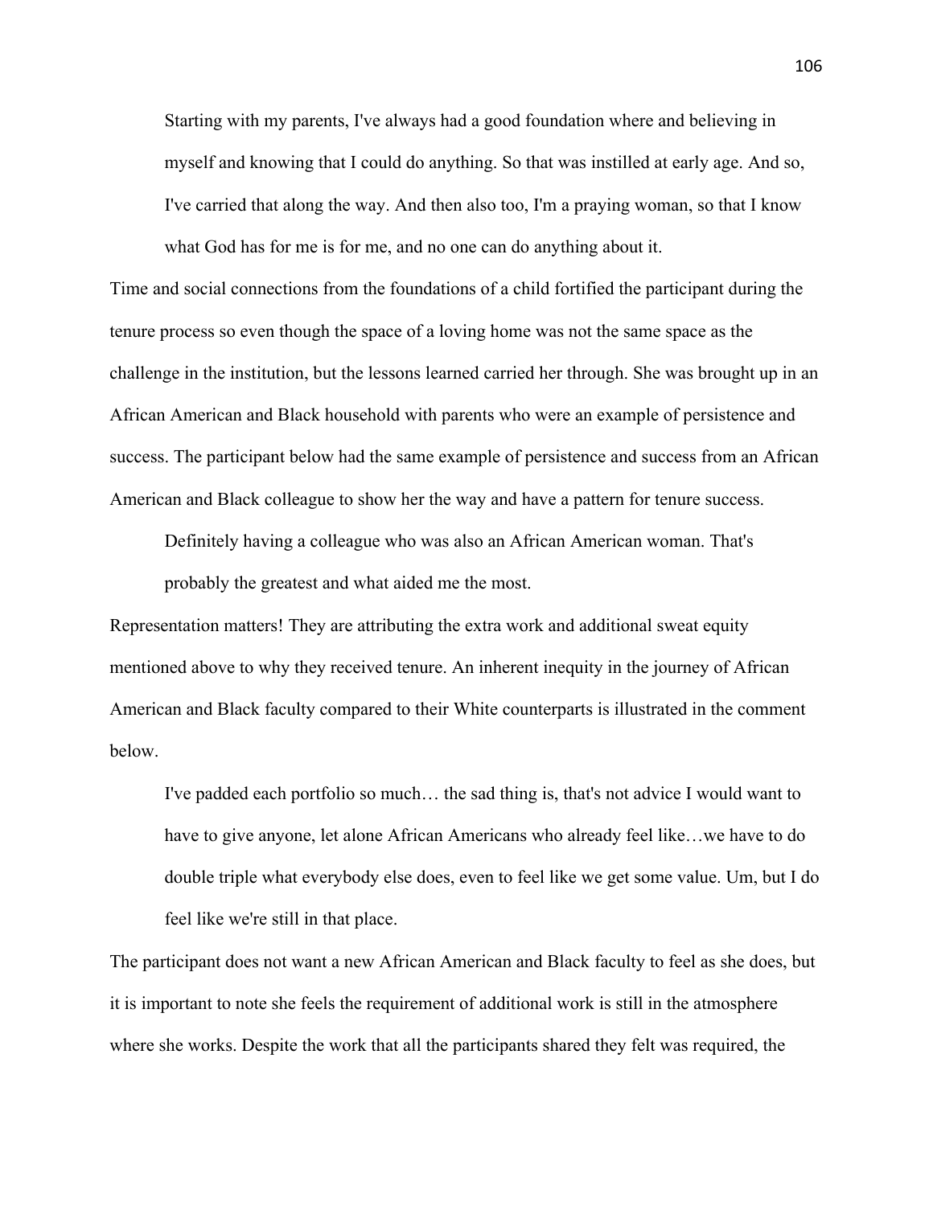> Starting with my parents, I've always had a good foundation where and believing in myself and knowing that I could do anything. So that was instilled at early age. And so, I've carried that along the way. And then also too, I'm a praying woman, so that I know what God has for me is for me, and no one can do anything about it.

Time and social connections from the foundations of a child fortified the participant during the tenure process so even though the space of a loving home was not the same space as the challenge in the institution, but the lessons learned carried her through. She was brought up in an African American and Black household with parents who were an example of persistence and success. The participant below had the same example of persistence and success from an African American and Black colleague to show her the way and have a pattern for tenure success.

> Definitely having a colleague who was also an African American woman. That's probably the greatest and what aided me the most.

Representation matters! They are attributing the extra work and additional sweat equity mentioned above to why they received tenure. An inherent inequity in the journey of African American and Black faculty compared to their White counterparts is illustrated in the comment below.

> I've padded each portfolio so much… the sad thing is, that's not advice I would want to have to give anyone, let alone African Americans who already feel like…we have to do double triple what everybody else does, even to feel like we get some value. Um, but I do feel like we're still in that place.

The participant does not want a new African American and Black faculty to feel as she does, but it is important to note she feels the requirement of additional work is still in the atmosphere where she works. Despite the work that all the participants shared they felt was required, the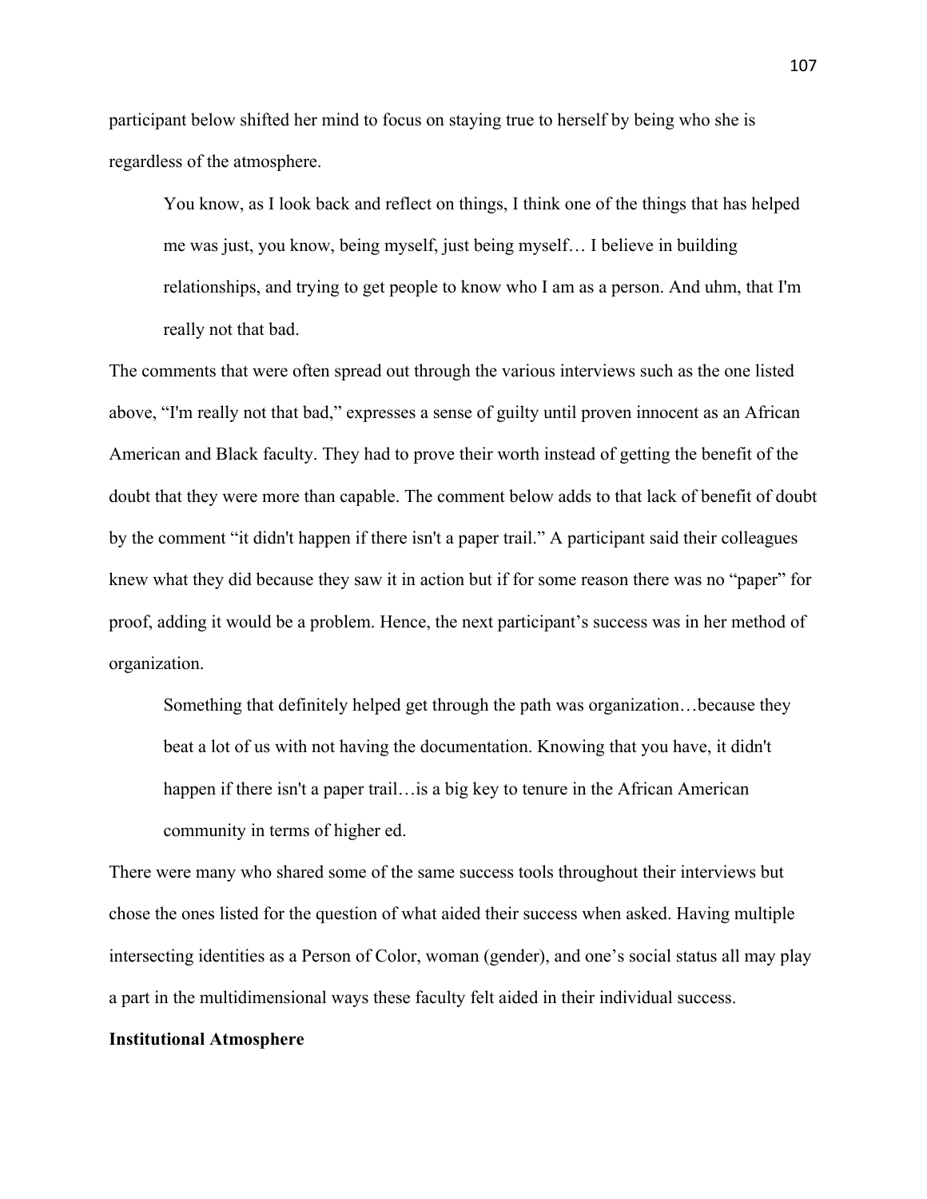participant below shifted her mind to focus on staying true to herself by being who she is regardless of the atmosphere.

> You know, as I look back and reflect on things, I think one of the things that has helped me was just, you know, being myself, just being myself… I believe in building relationships, and trying to get people to know who I am as a person. And uhm, that I'm really not that bad.

The comments that were often spread out through the various interviews such as the one listed above, "I'm really not that bad," expresses a sense of guilty until proven innocent as an African American and Black faculty. They had to prove their worth instead of getting the benefit of the doubt that they were more than capable. The comment below adds to that lack of benefit of doubt by the comment "it didn't happen if there isn't a paper trail." A participant said their colleagues knew what they did because they saw it in action but if for some reason there was no "paper" for proof, adding it would be a problem. Hence, the next participant's success was in her method of organization.

> Something that definitely helped get through the path was organization…because they beat a lot of us with not having the documentation. Knowing that you have, it didn't happen if there isn't a paper trail…is a big key to tenure in the African American community in terms of higher ed.

There were many who shared some of the same success tools throughout their interviews but chose the ones listed for the question of what aided their success when asked. Having multiple intersecting identities as a Person of Color, woman (gender), and one's social status all may play a part in the multidimensional ways these faculty felt aided in their individual success.

**Institutional Atmosphere**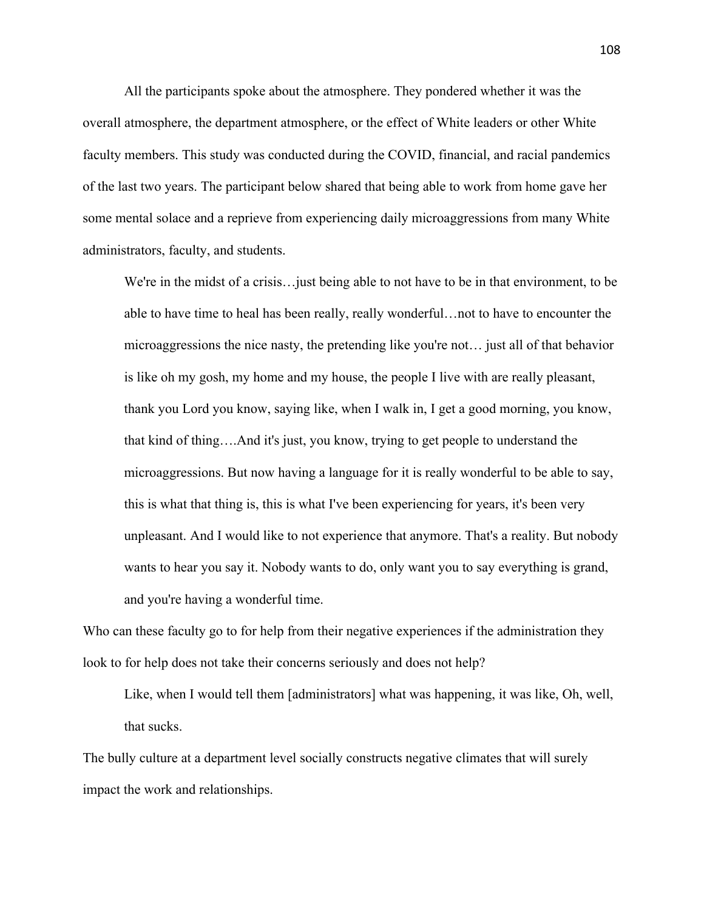All the participants spoke about the atmosphere. They pondered whether it was the overall atmosphere, the department atmosphere, or the effect of White leaders or other White faculty members. This study was conducted during the COVID, financial, and racial pandemics of the last two years. The participant below shared that being able to work from home gave her some mental solace and a reprieve from experiencing daily microaggressions from many White administrators, faculty, and students.

> We're in the midst of a crisis…just being able to not have to be in that environment, to be able to have time to heal has been really, really wonderful…not to have to encounter the microaggressions the nice nasty, the pretending like you're not… just all of that behavior is like oh my gosh, my home and my house, the people I live with are really pleasant, thank you Lord you know, saying like, when I walk in, I get a good morning, you know, that kind of thing….And it's just, you know, trying to get people to understand the microaggressions. But now having a language for it is really wonderful to be able to say, this is what that thing is, this is what I've been experiencing for years, it's been very unpleasant. And I would like to not experience that anymore. That's a reality. But nobody wants to hear you say it. Nobody wants to do, only want you to say everything is grand, and you're having a wonderful time.

Who can these faculty go to for help from their negative experiences if the administration they look to for help does not take their concerns seriously and does not help?

> Like, when I would tell them [administrators] what was happening, it was like, Oh, well, that sucks.

The bully culture at a department level socially constructs negative climates that will surely impact the work and relationships.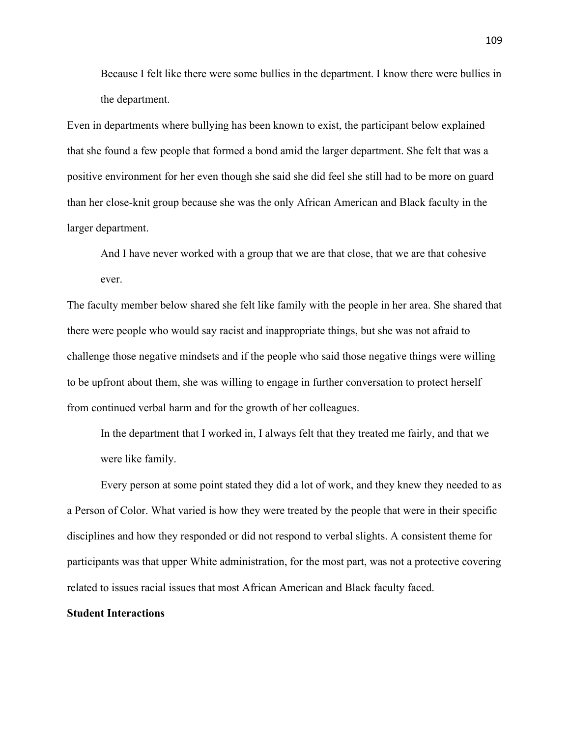> Because I felt like there were some bullies in the department. I know there were bullies in the department.

Even in departments where bullying has been known to exist, the participant below explained that she found a few people that formed a bond amid the larger department. She felt that was a positive environment for her even though she said she did feel she still had to be more on guard than her close-knit group because she was the only African American and Black faculty in the larger department.

> And I have never worked with a group that we are that close, that we are that cohesive ever.

The faculty member below shared she felt like family with the people in her area. She shared that there were people who would say racist and inappropriate things, but she was not afraid to challenge those negative mindsets and if the people who said those negative things were willing to be upfront about them, she was willing to engage in further conversation to protect herself from continued verbal harm and for the growth of her colleagues.

> In the department that I worked in, I always felt that they treated me fairly, and that we were like family.

Every person at some point stated they did a lot of work, and they knew they needed to as a Person of Color. What varied is how they were treated by the people that were in their specific disciplines and how they responded or did not respond to verbal slights. A consistent theme for participants was that upper White administration, for the most part, was not a protective covering related to issues racial issues that most African American and Black faculty faced.

**Student Interactions**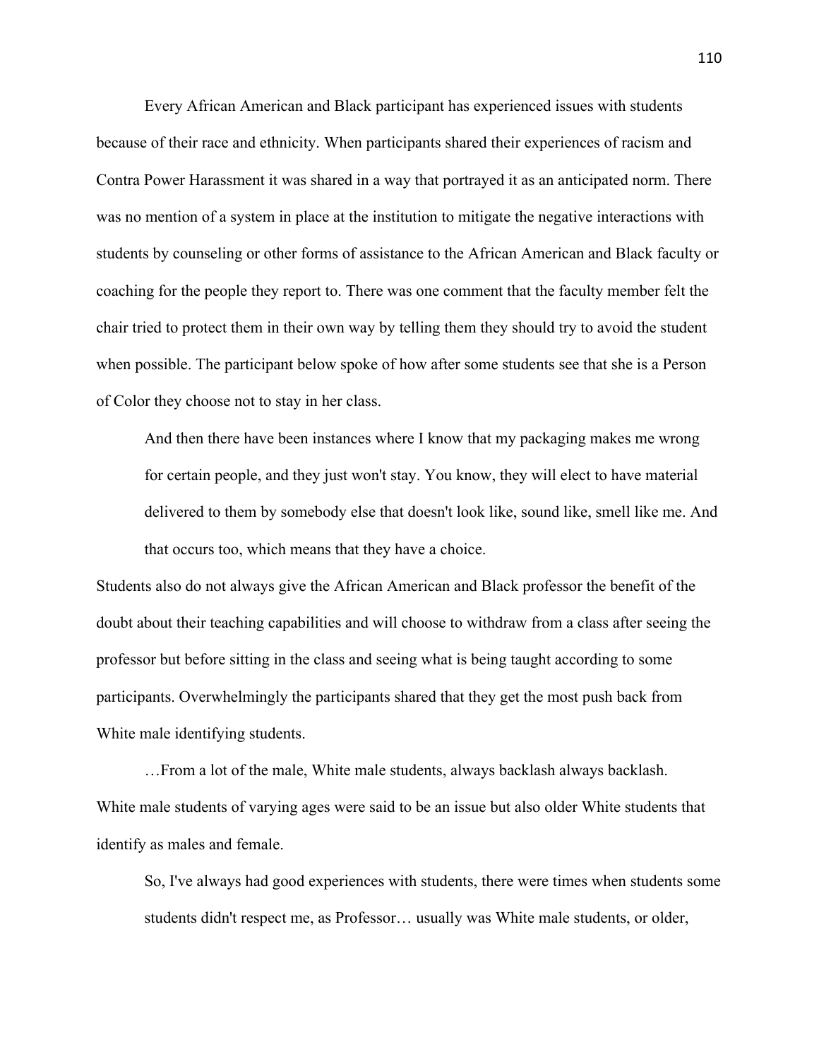Every African American and Black participant has experienced issues with students because of their race and ethnicity. When participants shared their experiences of racism and Contra Power Harassment it was shared in a way that portrayed it as an anticipated norm. There was no mention of a system in place at the institution to mitigate the negative interactions with students by counseling or other forms of assistance to the African American and Black faculty or coaching for the people they report to. There was one comment that the faculty member felt the chair tried to protect them in their own way by telling them they should try to avoid the student when possible. The participant below spoke of how after some students see that she is a Person of Color they choose not to stay in her class.

> And then there have been instances where I know that my packaging makes me wrong for certain people, and they just won't stay. You know, they will elect to have material delivered to them by somebody else that doesn't look like, sound like, smell like me. And that occurs too, which means that they have a choice.

Students also do not always give the African American and Black professor the benefit of the doubt about their teaching capabilities and will choose to withdraw from a class after seeing the professor but before sitting in the class and seeing what is being taught according to some participants. Overwhelmingly the participants shared that they get the most push back from White male identifying students.

> …From a lot of the male, White male students, always backlash always backlash.

White male students of varying ages were said to be an issue but also older White students that identify as males and female.

> So, I've always had good experiences with students, there were times when students some students didn't respect me, as Professor… usually was White male students, or older,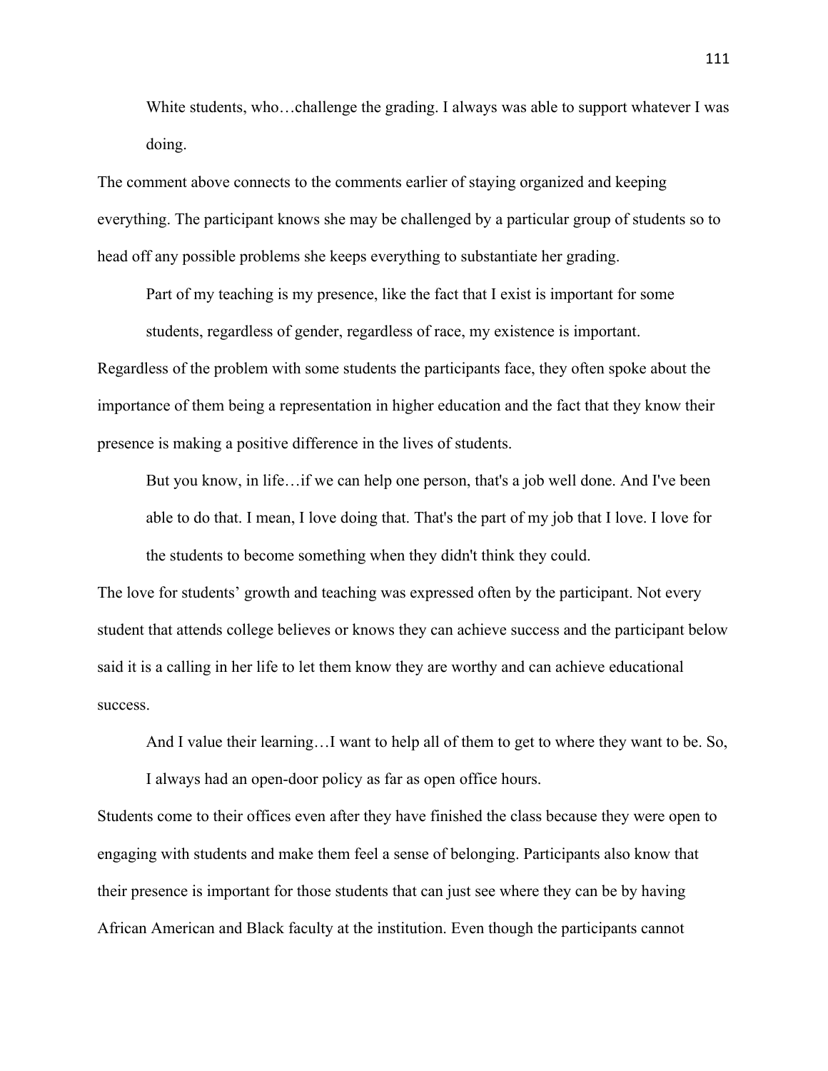> White students, who…challenge the grading. I always was able to support whatever I was doing.

The comment above connects to the comments earlier of staying organized and keeping everything. The participant knows she may be challenged by a particular group of students so to head off any possible problems she keeps everything to substantiate her grading.

> Part of my teaching is my presence, like the fact that I exist is important for some students, regardless of gender, regardless of race, my existence is important.

Regardless of the problem with some students the participants face, they often spoke about the importance of them being a representation in higher education and the fact that they know their presence is making a positive difference in the lives of students.

> But you know, in life…if we can help one person, that's a job well done. And I've been able to do that. I mean, I love doing that. That's the part of my job that I love. I love for the students to become something when they didn't think they could.

The love for students' growth and teaching was expressed often by the participant. Not every student that attends college believes or knows they can achieve success and the participant below said it is a calling in her life to let them know they are worthy and can achieve educational success.

> And I value their learning…I want to help all of them to get to where they want to be. So, I always had an open-door policy as far as open office hours.

Students come to their offices even after they have finished the class because they were open to engaging with students and make them feel a sense of belonging. Participants also know that their presence is important for those students that can just see where they can be by having African American and Black faculty at the institution. Even though the participants cannot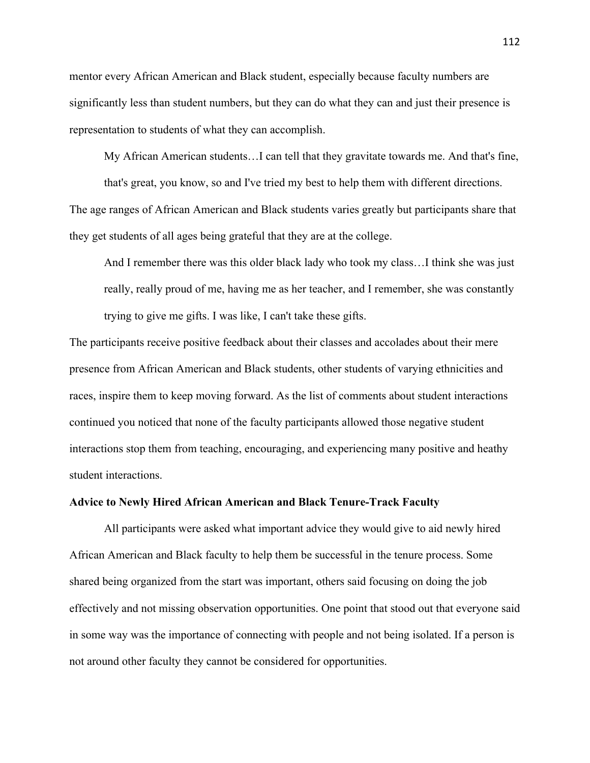mentor every African American and Black student, especially because faculty numbers are significantly less than student numbers, but they can do what they can and just their presence is representation to students of what they can accomplish.

> My African American students…I can tell that they gravitate towards me. And that's fine, that's great, you know, so and I've tried my best to help them with different directions.

The age ranges of African American and Black students varies greatly but participants share that they get students of all ages being grateful that they are at the college.

> And I remember there was this older black lady who took my class…I think she was just really, really proud of me, having me as her teacher, and I remember, she was constantly trying to give me gifts. I was like, I can't take these gifts.

The participants receive positive feedback about their classes and accolades about their mere presence from African American and Black students, other students of varying ethnicities and races, inspire them to keep moving forward. As the list of comments about student interactions continued you noticed that none of the faculty participants allowed those negative student interactions stop them from teaching, encouraging, and experiencing many positive and heathy student interactions.

**Advice to Newly Hired African American and Black Tenure-Track Faculty**

All participants were asked what important advice they would give to aid newly hired African American and Black faculty to help them be successful in the tenure process. Some shared being organized from the start was important, others said focusing on doing the job effectively and not missing observation opportunities. One point that stood out that everyone said in some way was the importance of connecting with people and not being isolated. If a person is not around other faculty they cannot be considered for opportunities.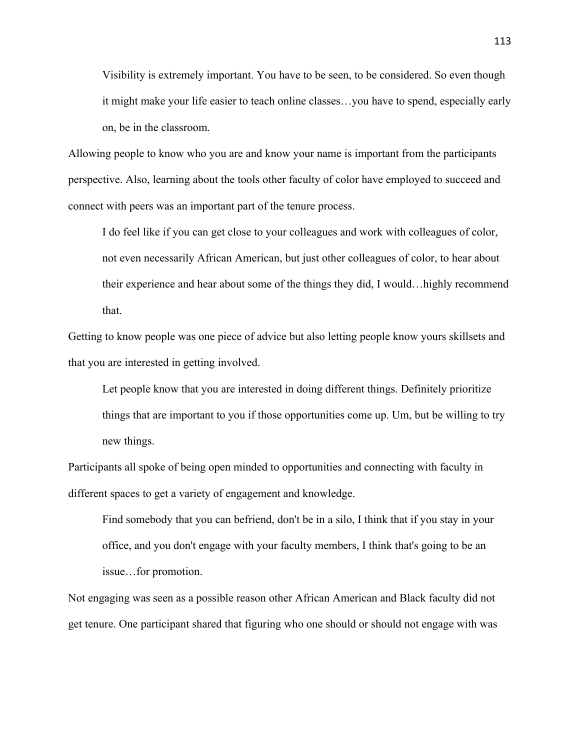> Visibility is extremely important. You have to be seen, to be considered. So even though it might make your life easier to teach online classes…you have to spend, especially early on, be in the classroom.

Allowing people to know who you are and know your name is important from the participants perspective. Also, learning about the tools other faculty of color have employed to succeed and connect with peers was an important part of the tenure process.

> I do feel like if you can get close to your colleagues and work with colleagues of color, not even necessarily African American, but just other colleagues of color, to hear about their experience and hear about some of the things they did, I would…highly recommend that.

Getting to know people was one piece of advice but also letting people know yours skillsets and that you are interested in getting involved.

> Let people know that you are interested in doing different things. Definitely prioritize things that are important to you if those opportunities come up. Um, but be willing to try new things.

Participants all spoke of being open minded to opportunities and connecting with faculty in different spaces to get a variety of engagement and knowledge.

> Find somebody that you can befriend, don't be in a silo, I think that if you stay in your office, and you don't engage with your faculty members, I think that's going to be an issue…for promotion.

Not engaging was seen as a possible reason other African American and Black faculty did not get tenure. One participant shared that figuring who one should or should not engage with was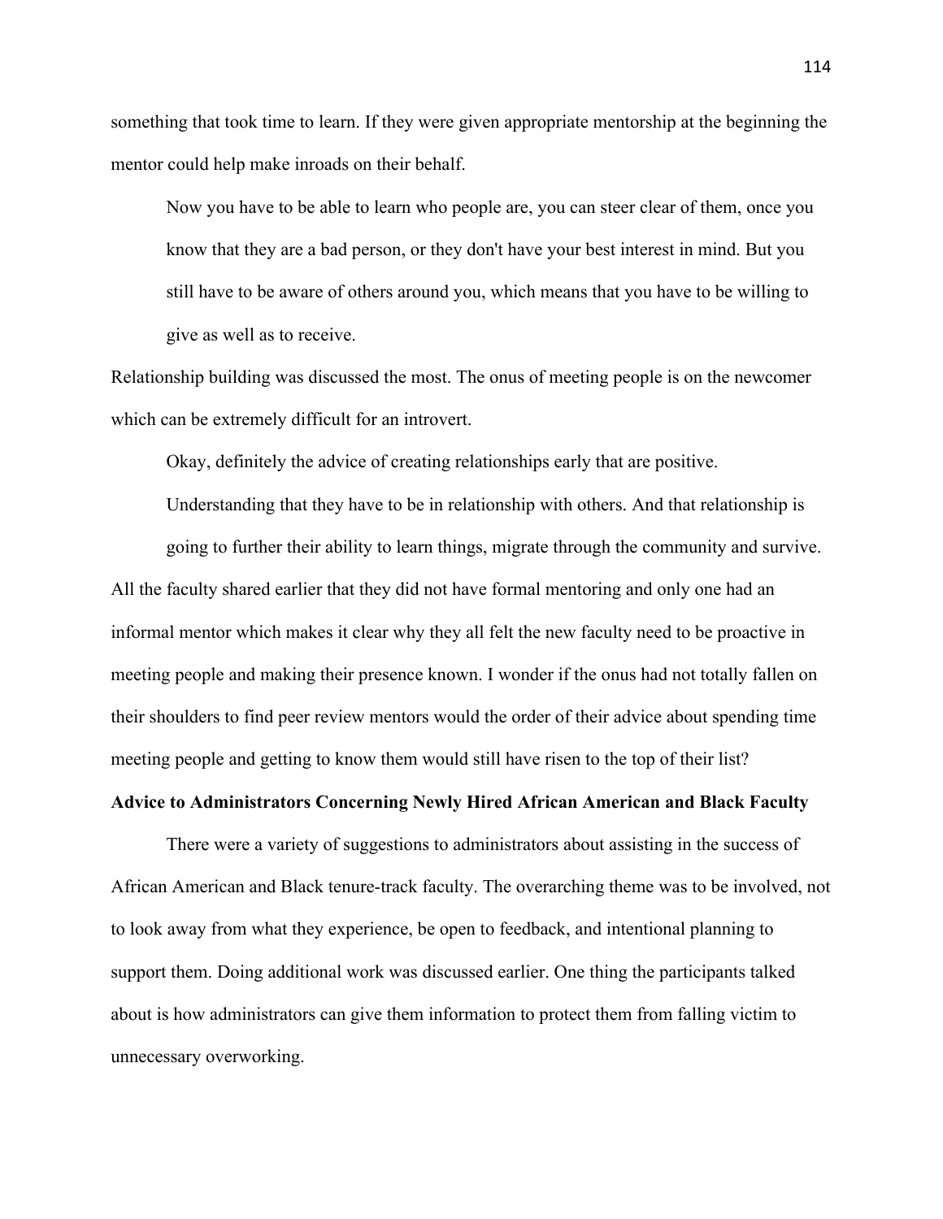something that took time to learn. If they were given appropriate mentorship at the beginning the mentor could help make inroads on their behalf.

> Now you have to be able to learn who people are, you can steer clear of them, once you know that they are a bad person, or they don't have your best interest in mind. But you still have to be aware of others around you, which means that you have to be willing to give as well as to receive.

Relationship building was discussed the most. The onus of meeting people is on the newcomer which can be extremely difficult for an introvert.

> Okay, definitely the advice of creating relationships early that are positive. Understanding that they have to be in relationship with others. And that relationship is going to further their ability to learn things, migrate through the community and survive.

All the faculty shared earlier that they did not have formal mentoring and only one had an informal mentor which makes it clear why they all felt the new faculty need to be proactive in meeting people and making their presence known. I wonder if the onus had not totally fallen on their shoulders to find peer review mentors would the order of their advice about spending time meeting people and getting to know them would still have risen to the top of their list?

**Advice to Administrators Concerning Newly Hired African American and Black Faculty**

There were a variety of suggestions to administrators about assisting in the success of African American and Black tenure-track faculty. The overarching theme was to be involved, not to look away from what they experience, be open to feedback, and intentional planning to support them. Doing additional work was discussed earlier. One thing the participants talked about is how administrators can give them information to protect them from falling victim to unnecessary overworking.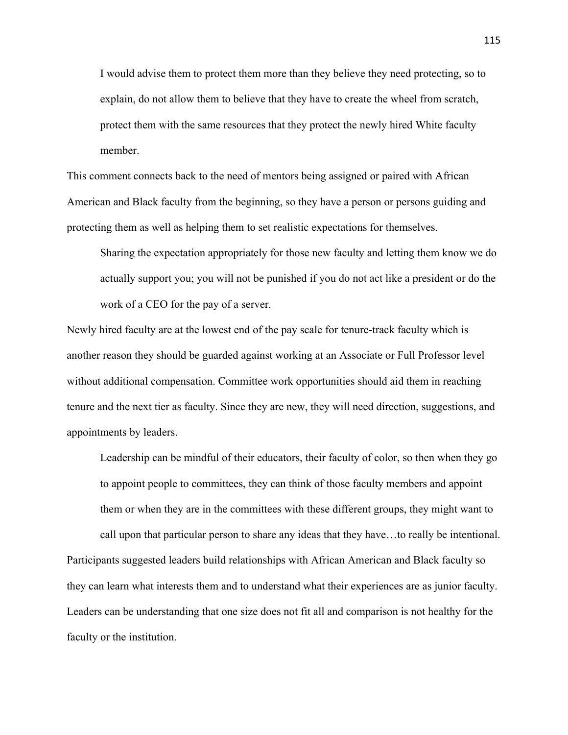> I would advise them to protect them more than they believe they need protecting, so to explain, do not allow them to believe that they have to create the wheel from scratch, protect them with the same resources that they protect the newly hired White faculty member.

This comment connects back to the need of mentors being assigned or paired with African American and Black faculty from the beginning, so they have a person or persons guiding and protecting them as well as helping them to set realistic expectations for themselves.

> Sharing the expectation appropriately for those new faculty and letting them know we do actually support you; you will not be punished if you do not act like a president or do the work of a CEO for the pay of a server.

Newly hired faculty are at the lowest end of the pay scale for tenure-track faculty which is another reason they should be guarded against working at an Associate or Full Professor level without additional compensation. Committee work opportunities should aid them in reaching tenure and the next tier as faculty. Since they are new, they will need direction, suggestions, and appointments by leaders.

> Leadership can be mindful of their educators, their faculty of color, so then when they go to appoint people to committees, they can think of those faculty members and appoint them or when they are in the committees with these different groups, they might want to call upon that particular person to share any ideas that they have…to really be intentional.

Participants suggested leaders build relationships with African American and Black faculty so they can learn what interests them and to understand what their experiences are as junior faculty. Leaders can be understanding that one size does not fit all and comparison is not healthy for the faculty or the institution.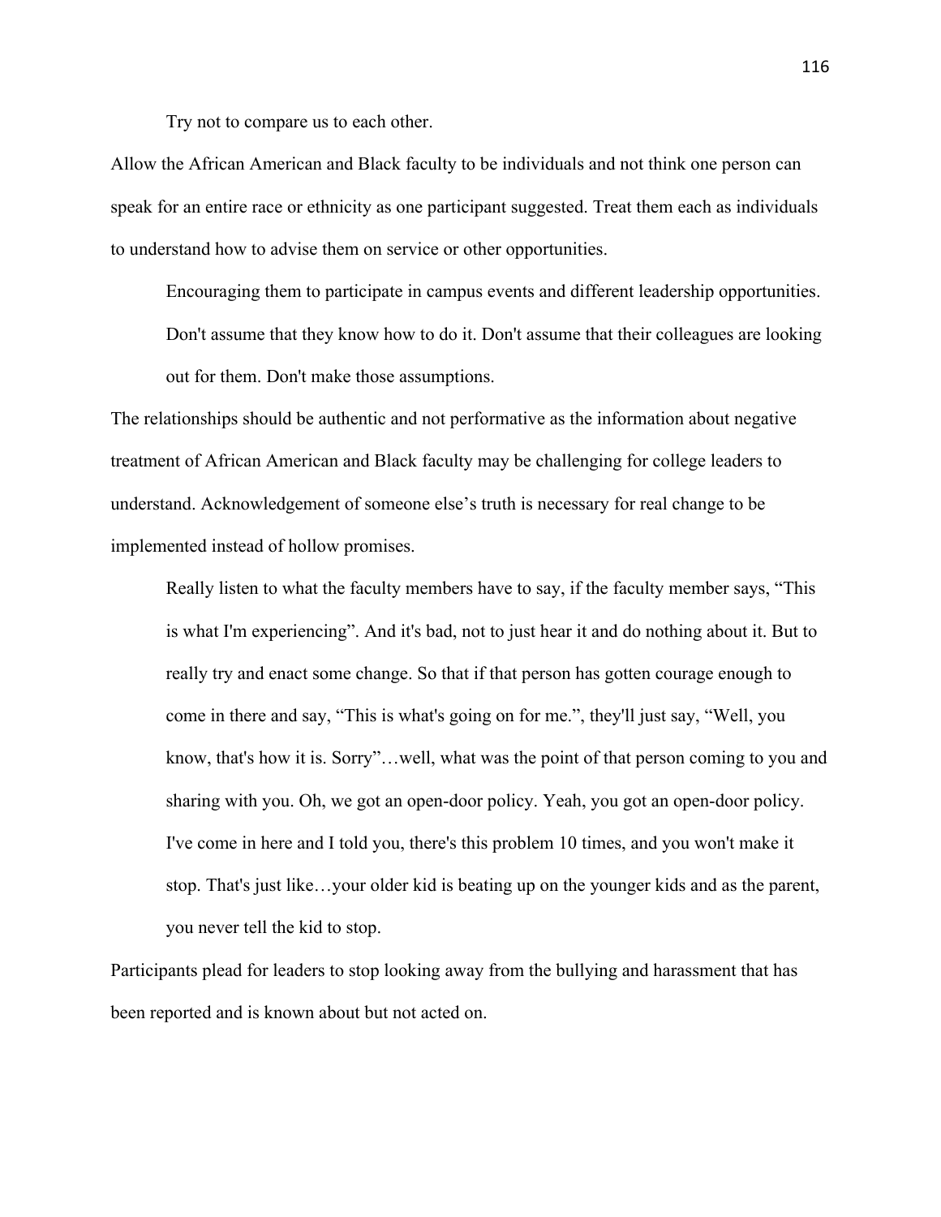> Try not to compare us to each other.

Allow the African American and Black faculty to be individuals and not think one person can speak for an entire race or ethnicity as one participant suggested. Treat them each as individuals to understand how to advise them on service or other opportunities.

> Encouraging them to participate in campus events and different leadership opportunities. Don't assume that they know how to do it. Don't assume that their colleagues are looking out for them. Don't make those assumptions.

The relationships should be authentic and not performative as the information about negative treatment of African American and Black faculty may be challenging for college leaders to understand. Acknowledgement of someone else's truth is necessary for real change to be implemented instead of hollow promises.

> Really listen to what the faculty members have to say, if the faculty member says, "This is what I'm experiencing". And it's bad, not to just hear it and do nothing about it. But to really try and enact some change. So that if that person has gotten courage enough to come in there and say, "This is what's going on for me.", they'll just say, "Well, you know, that's how it is. Sorry"…well, what was the point of that person coming to you and sharing with you. Oh, we got an open-door policy. Yeah, you got an open-door policy. I've come in here and I told you, there's this problem 10 times, and you won't make it stop. That's just like…your older kid is beating up on the younger kids and as the parent, you never tell the kid to stop.

Participants plead for leaders to stop looking away from the bullying and harassment that has been reported and is known about but not acted on.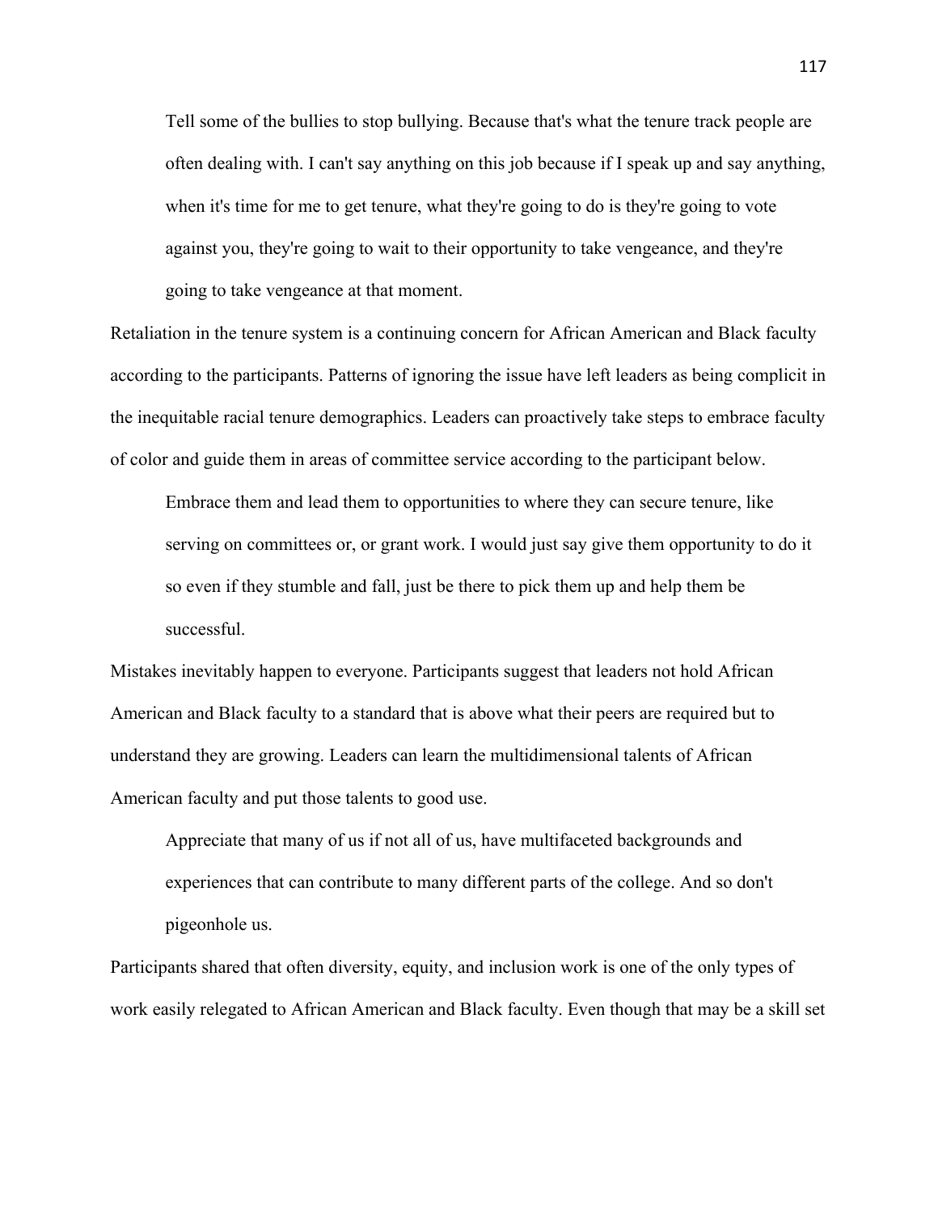> Tell some of the bullies to stop bullying. Because that's what the tenure track people are often dealing with. I can't say anything on this job because if I speak up and say anything, when it's time for me to get tenure, what they're going to do is they're going to vote against you, they're going to wait to their opportunity to take vengeance, and they're going to take vengeance at that moment.

Retaliation in the tenure system is a continuing concern for African American and Black faculty according to the participants. Patterns of ignoring the issue have left leaders as being complicit in the inequitable racial tenure demographics. Leaders can proactively take steps to embrace faculty of color and guide them in areas of committee service according to the participant below.

> Embrace them and lead them to opportunities to where they can secure tenure, like serving on committees or, or grant work. I would just say give them opportunity to do it so even if they stumble and fall, just be there to pick them up and help them be successful.

Mistakes inevitably happen to everyone. Participants suggest that leaders not hold African American and Black faculty to a standard that is above what their peers are required but to understand they are growing. Leaders can learn the multidimensional talents of African American faculty and put those talents to good use.

> Appreciate that many of us if not all of us, have multifaceted backgrounds and experiences that can contribute to many different parts of the college. And so don't pigeonhole us.

Participants shared that often diversity, equity, and inclusion work is one of the only types of work easily relegated to African American and Black faculty. Even though that may be a skill set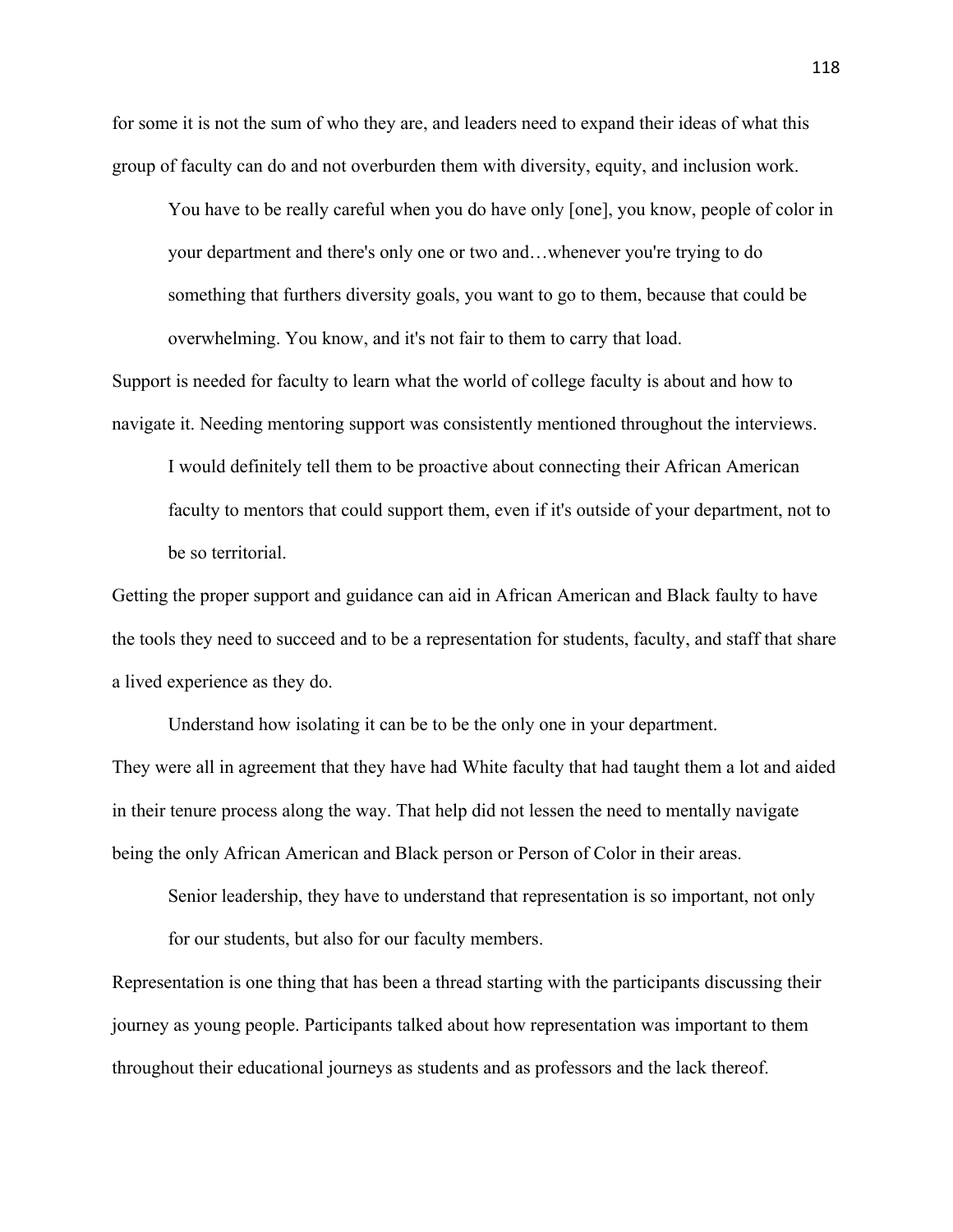for some it is not the sum of who they are, and leaders need to expand their ideas of what this group of faculty can do and not overburden them with diversity, equity, and inclusion work.

> You have to be really careful when you do have only [one], you know, people of color in your department and there's only one or two and…whenever you're trying to do something that furthers diversity goals, you want to go to them, because that could be overwhelming. You know, and it's not fair to them to carry that load.

Support is needed for faculty to learn what the world of college faculty is about and how to navigate it. Needing mentoring support was consistently mentioned throughout the interviews.

> I would definitely tell them to be proactive about connecting their African American faculty to mentors that could support them, even if it's outside of your department, not to be so territorial.

Getting the proper support and guidance can aid in African American and Black faulty to have the tools they need to succeed and to be a representation for students, faculty, and staff that share a lived experience as they do.

> Understand how isolating it can be to be the only one in your department.

They were all in agreement that they have had White faculty that had taught them a lot and aided in their tenure process along the way. That help did not lessen the need to mentally navigate being the only African American and Black person or Person of Color in their areas.

> Senior leadership, they have to understand that representation is so important, not only for our students, but also for our faculty members.

Representation is one thing that has been a thread starting with the participants discussing their journey as young people. Participants talked about how representation was important to them throughout their educational journeys as students and as professors and the lack thereof.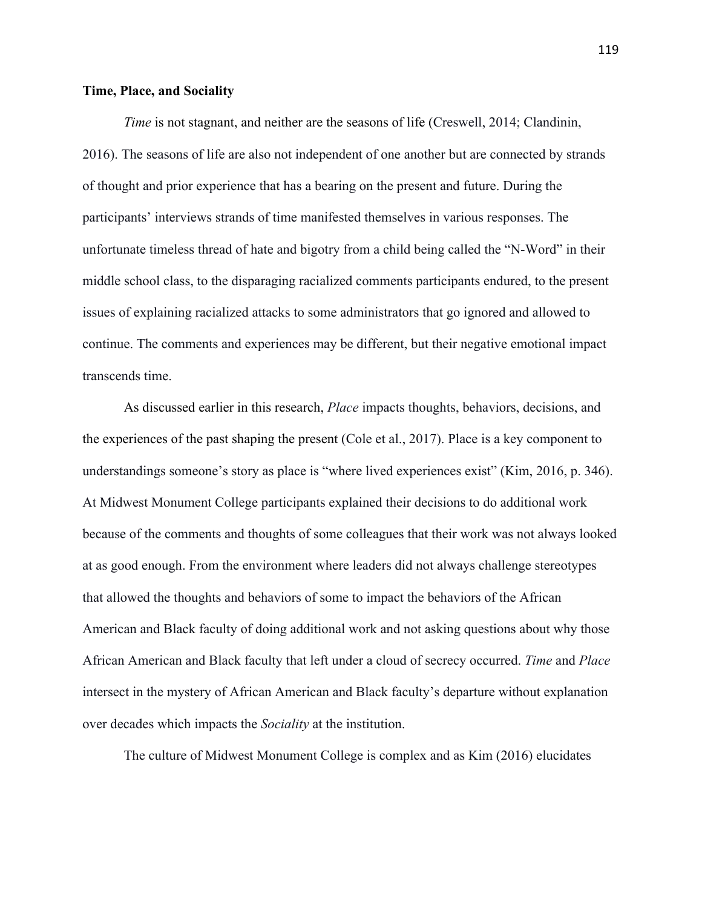**Time, Place, and Sociality**

*Time* is not stagnant, and neither are the seasons of life (Creswell, 2014; Clandinin, 2016). The seasons of life are also not independent of one another but are connected by strands of thought and prior experience that has a bearing on the present and future. During the participants' interviews strands of time manifested themselves in various responses. The unfortunate timeless thread of hate and bigotry from a child being called the "N-Word" in their middle school class, to the disparaging racialized comments participants endured, to the present issues of explaining racialized attacks to some administrators that go ignored and allowed to continue. The comments and experiences may be different, but their negative emotional impact transcends time.

As discussed earlier in this research, *Place* impacts thoughts, behaviors, decisions, and the experiences of the past shaping the present (Cole et al., 2017). Place is a key component to understandings someone's story as place is "where lived experiences exist" (Kim, 2016, p. 346). At Midwest Monument College participants explained their decisions to do additional work because of the comments and thoughts of some colleagues that their work was not always looked at as good enough. From the environment where leaders did not always challenge stereotypes that allowed the thoughts and behaviors of some to impact the behaviors of the African American and Black faculty of doing additional work and not asking questions about why those African American and Black faculty that left under a cloud of secrecy occurred. *Time* and *Place* intersect in the mystery of African American and Black faculty's departure without explanation over decades which impacts the *Sociality* at the institution.

The culture of Midwest Monument College is complex and as Kim (2016) elucidates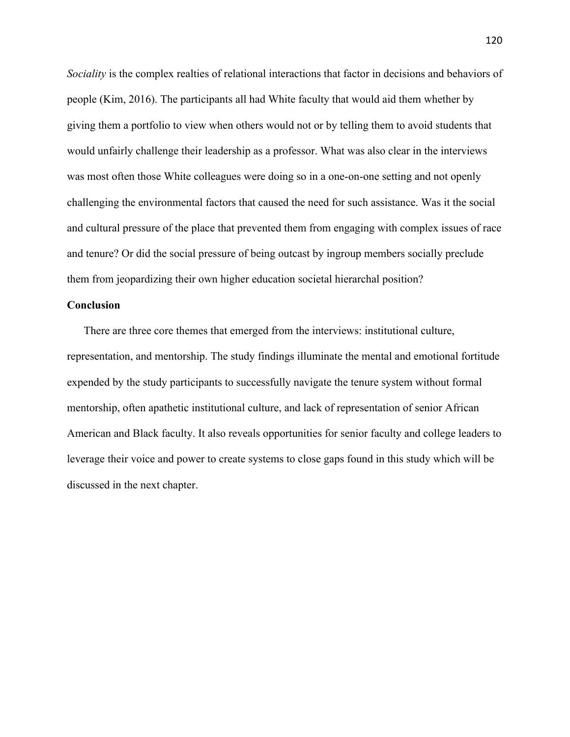*Sociality* is the complex realties of relational interactions that factor in decisions and behaviors of people (Kim, 2016). The participants all had White faculty that would aid them whether by giving them a portfolio to view when others would not or by telling them to avoid students that would unfairly challenge their leadership as a professor. What was also clear in the interviews was most often those White colleagues were doing so in a one-on-one setting and not openly challenging the environmental factors that caused the need for such assistance. Was it the social and cultural pressure of the place that prevented them from engaging with complex issues of race and tenure? Or did the social pressure of being outcast by ingroup members socially preclude them from jeopardizing their own higher education societal hierarchal position?

## Conclusion

There are three core themes that emerged from the interviews: institutional culture, representation, and mentorship. The study findings illuminate the mental and emotional fortitude expended by the study participants to successfully navigate the tenure system without formal mentorship, often apathetic institutional culture, and lack of representation of senior African American and Black faculty. It also reveals opportunities for senior faculty and college leaders to leverage their voice and power to create systems to close gaps found in this study which will be discussed in the next chapter.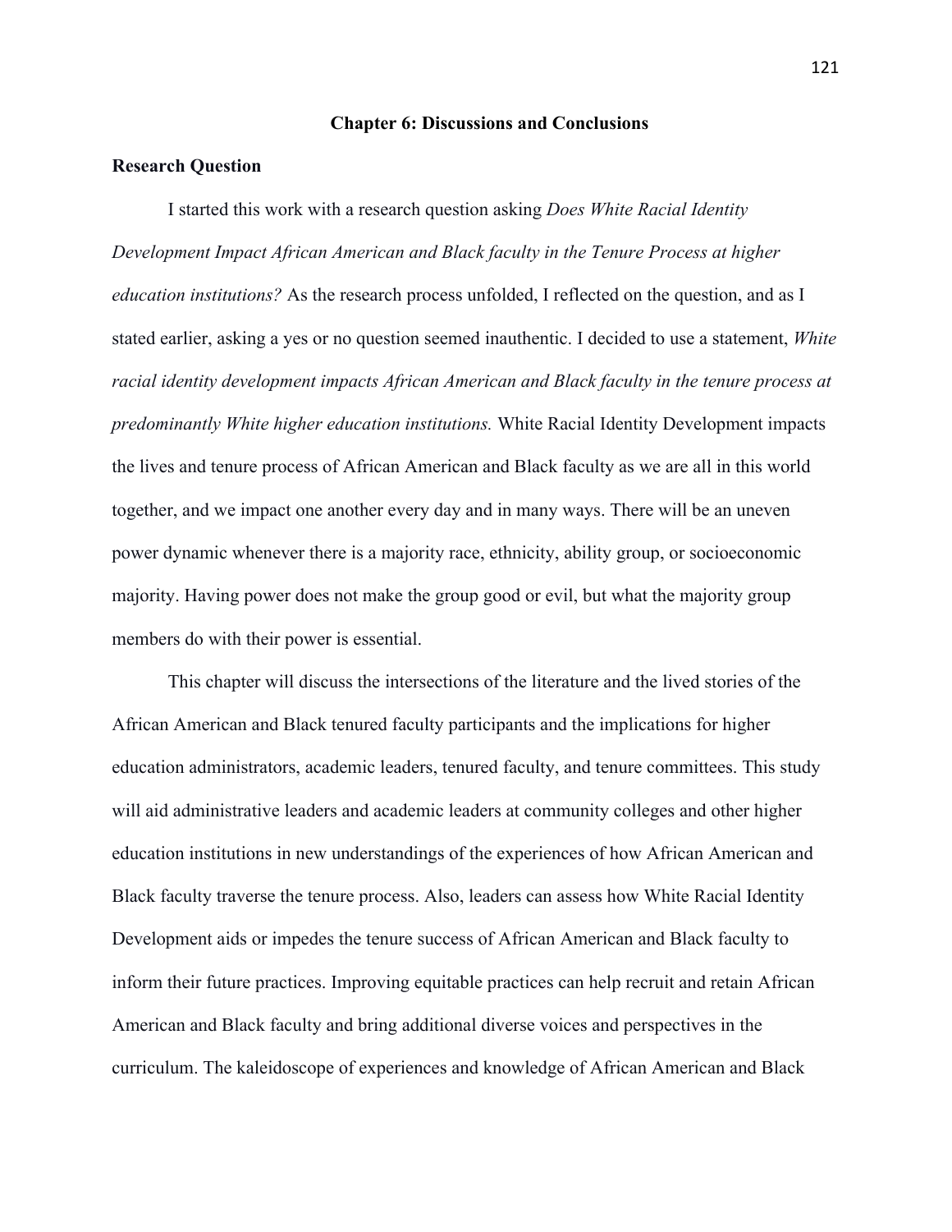# Chapter 6: Discussions and Conclusions

## Research Question

I started this work with a research question asking *Does White Racial Identity Development Impact African American and Black faculty in the Tenure Process at higher education institutions?* As the research process unfolded, I reflected on the question, and as I stated earlier, asking a yes or no question seemed inauthentic. I decided to use a statement, *White racial identity development impacts African American and Black faculty in the tenure process at predominantly White higher education institutions.* White Racial Identity Development impacts the lives and tenure process of African American and Black faculty as we are all in this world together, and we impact one another every day and in many ways. There will be an uneven power dynamic whenever there is a majority race, ethnicity, ability group, or socioeconomic majority. Having power does not make the group good or evil, but what the majority group members do with their power is essential.

This chapter will discuss the intersections of the literature and the lived stories of the African American and Black tenured faculty participants and the implications for higher education administrators, academic leaders, tenured faculty, and tenure committees. This study will aid administrative leaders and academic leaders at community colleges and other higher education institutions in new understandings of the experiences of how African American and Black faculty traverse the tenure process. Also, leaders can assess how White Racial Identity Development aids or impedes the tenure success of African American and Black faculty to inform their future practices. Improving equitable practices can help recruit and retain African American and Black faculty and bring additional diverse voices and perspectives in the curriculum. The kaleidoscope of experiences and knowledge of African American and Black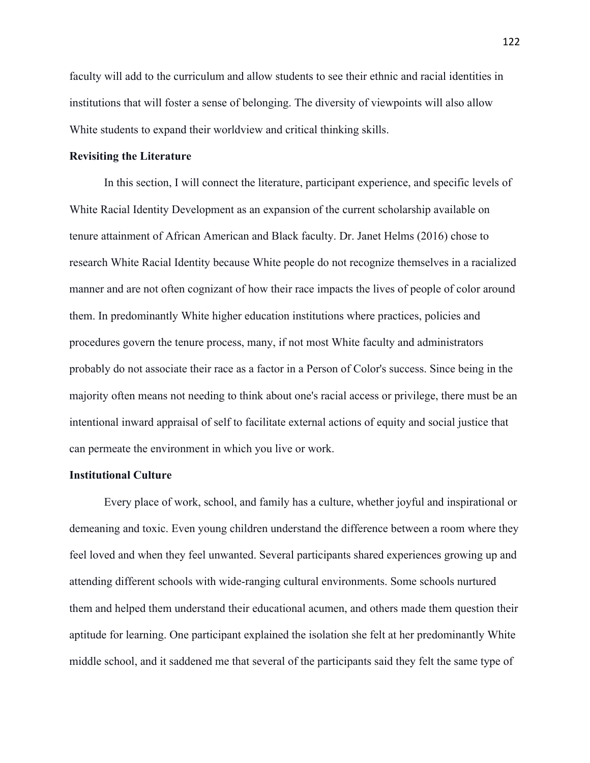faculty will add to the curriculum and allow students to see their ethnic and racial identities in institutions that will foster a sense of belonging. The diversity of viewpoints will also allow White students to expand their worldview and critical thinking skills.

**Revisiting the Literature**

In this section, I will connect the literature, participant experience, and specific levels of White Racial Identity Development as an expansion of the current scholarship available on tenure attainment of African American and Black faculty. Dr. Janet Helms (2016) chose to research White Racial Identity because White people do not recognize themselves in a racialized manner and are not often cognizant of how their race impacts the lives of people of color around them. In predominantly White higher education institutions where practices, policies and procedures govern the tenure process, many, if not most White faculty and administrators probably do not associate their race as a factor in a Person of Color's success. Since being in the majority often means not needing to think about one's racial access or privilege, there must be an intentional inward appraisal of self to facilitate external actions of equity and social justice that can permeate the environment in which you live or work.

**Institutional Culture**

Every place of work, school, and family has a culture, whether joyful and inspirational or demeaning and toxic. Even young children understand the difference between a room where they feel loved and when they feel unwanted. Several participants shared experiences growing up and attending different schools with wide-ranging cultural environments. Some schools nurtured them and helped them understand their educational acumen, and others made them question their aptitude for learning. One participant explained the isolation she felt at her predominantly White middle school, and it saddened me that several of the participants said they felt the same type of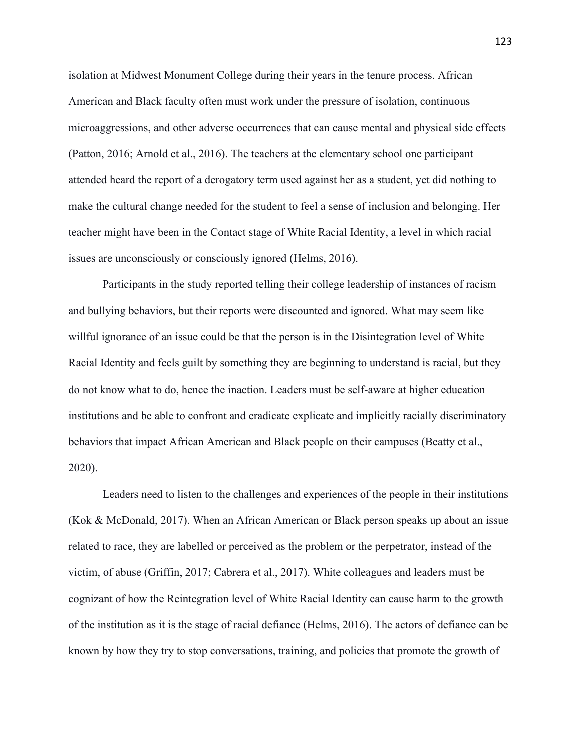isolation at Midwest Monument College during their years in the tenure process. African American and Black faculty often must work under the pressure of isolation, continuous microaggressions, and other adverse occurrences that can cause mental and physical side effects (Patton, 2016; Arnold et al., 2016). The teachers at the elementary school one participant attended heard the report of a derogatory term used against her as a student, yet did nothing to make the cultural change needed for the student to feel a sense of inclusion and belonging. Her teacher might have been in the Contact stage of White Racial Identity, a level in which racial issues are unconsciously or consciously ignored (Helms, 2016).

Participants in the study reported telling their college leadership of instances of racism and bullying behaviors, but their reports were discounted and ignored. What may seem like willful ignorance of an issue could be that the person is in the Disintegration level of White Racial Identity and feels guilt by something they are beginning to understand is racial, but they do not know what to do, hence the inaction. Leaders must be self-aware at higher education institutions and be able to confront and eradicate explicate and implicitly racially discriminatory behaviors that impact African American and Black people on their campuses (Beatty et al., 2020).

Leaders need to listen to the challenges and experiences of the people in their institutions (Kok & McDonald, 2017). When an African American or Black person speaks up about an issue related to race, they are labelled or perceived as the problem or the perpetrator, instead of the victim, of abuse (Griffin, 2017; Cabrera et al., 2017). White colleagues and leaders must be cognizant of how the Reintegration level of White Racial Identity can cause harm to the growth of the institution as it is the stage of racial defiance (Helms, 2016). The actors of defiance can be known by how they try to stop conversations, training, and policies that promote the growth of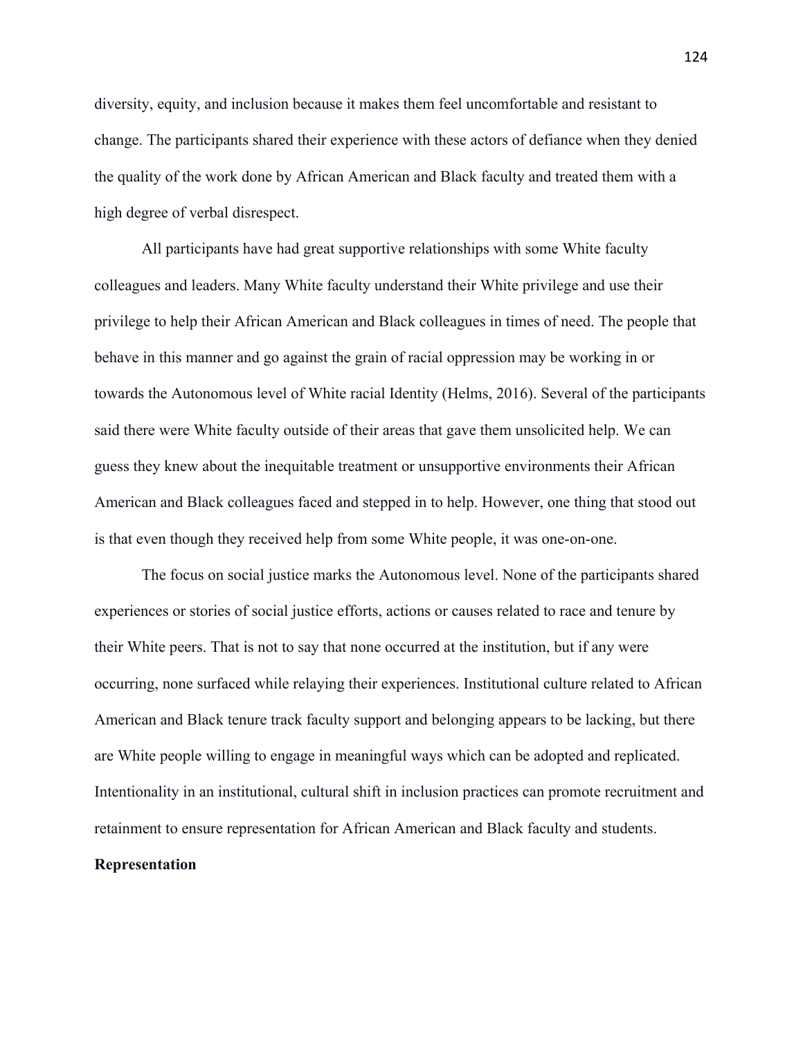diversity, equity, and inclusion because it makes them feel uncomfortable and resistant to change. The participants shared their experience with these actors of defiance when they denied the quality of the work done by African American and Black faculty and treated them with a high degree of verbal disrespect.

All participants have had great supportive relationships with some White faculty colleagues and leaders. Many White faculty understand their White privilege and use their privilege to help their African American and Black colleagues in times of need. The people that behave in this manner and go against the grain of racial oppression may be working in or towards the Autonomous level of White racial Identity (Helms, 2016). Several of the participants said there were White faculty outside of their areas that gave them unsolicited help. We can guess they knew about the inequitable treatment or unsupportive environments their African American and Black colleagues faced and stepped in to help. However, one thing that stood out is that even though they received help from some White people, it was one-on-one.

The focus on social justice marks the Autonomous level. None of the participants shared experiences or stories of social justice efforts, actions or causes related to race and tenure by their White peers. That is not to say that none occurred at the institution, but if any were occurring, none surfaced while relaying their experiences. Institutional culture related to African American and Black tenure track faculty support and belonging appears to be lacking, but there are White people willing to engage in meaningful ways which can be adopted and replicated. Intentionality in an institutional, cultural shift in inclusion practices can promote recruitment and retainment to ensure representation for African American and Black faculty and students.

**Representation**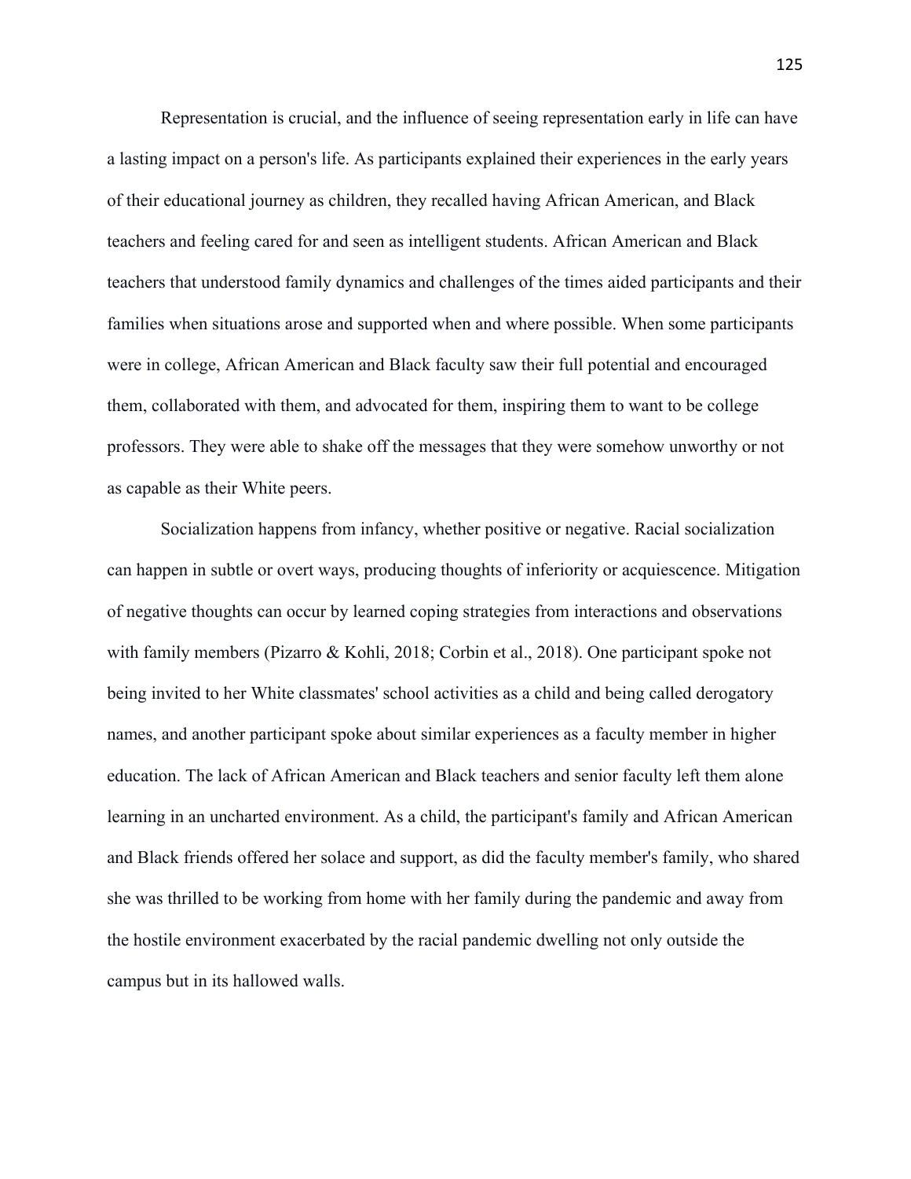Representation is crucial, and the influence of seeing representation early in life can have a lasting impact on a person's life. As participants explained their experiences in the early years of their educational journey as children, they recalled having African American, and Black teachers and feeling cared for and seen as intelligent students. African American and Black teachers that understood family dynamics and challenges of the times aided participants and their families when situations arose and supported when and where possible. When some participants were in college, African American and Black faculty saw their full potential and encouraged them, collaborated with them, and advocated for them, inspiring them to want to be college professors. They were able to shake off the messages that they were somehow unworthy or not as capable as their White peers.

Socialization happens from infancy, whether positive or negative. Racial socialization can happen in subtle or overt ways, producing thoughts of inferiority or acquiescence. Mitigation of negative thoughts can occur by learned coping strategies from interactions and observations with family members (Pizarro & Kohli, 2018; Corbin et al., 2018). One participant spoke not being invited to her White classmates' school activities as a child and being called derogatory names, and another participant spoke about similar experiences as a faculty member in higher education. The lack of African American and Black teachers and senior faculty left them alone learning in an uncharted environment. As a child, the participant's family and African American and Black friends offered her solace and support, as did the faculty member's family, who shared she was thrilled to be working from home with her family during the pandemic and away from the hostile environment exacerbated by the racial pandemic dwelling not only outside the campus but in its hallowed walls.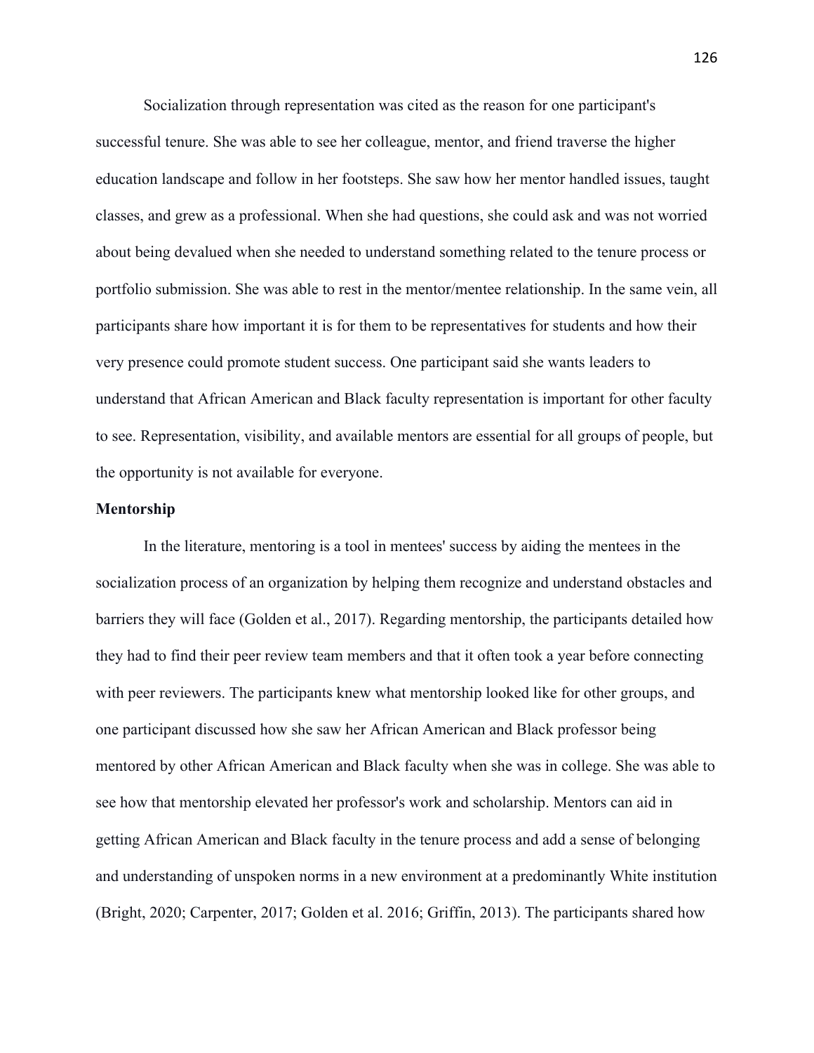Socialization through representation was cited as the reason for one participant's successful tenure. She was able to see her colleague, mentor, and friend traverse the higher education landscape and follow in her footsteps. She saw how her mentor handled issues, taught classes, and grew as a professional. When she had questions, she could ask and was not worried about being devalued when she needed to understand something related to the tenure process or portfolio submission. She was able to rest in the mentor/mentee relationship. In the same vein, all participants share how important it is for them to be representatives for students and how their very presence could promote student success. One participant said she wants leaders to understand that African American and Black faculty representation is important for other faculty to see. Representation, visibility, and available mentors are essential for all groups of people, but the opportunity is not available for everyone.

**Mentorship**

In the literature, mentoring is a tool in mentees' success by aiding the mentees in the socialization process of an organization by helping them recognize and understand obstacles and barriers they will face (Golden et al., 2017). Regarding mentorship, the participants detailed how they had to find their peer review team members and that it often took a year before connecting with peer reviewers. The participants knew what mentorship looked like for other groups, and one participant discussed how she saw her African American and Black professor being mentored by other African American and Black faculty when she was in college. She was able to see how that mentorship elevated her professor's work and scholarship. Mentors can aid in getting African American and Black faculty in the tenure process and add a sense of belonging and understanding of unspoken norms in a new environment at a predominantly White institution (Bright, 2020; Carpenter, 2017; Golden et al. 2016; Griffin, 2013). The participants shared how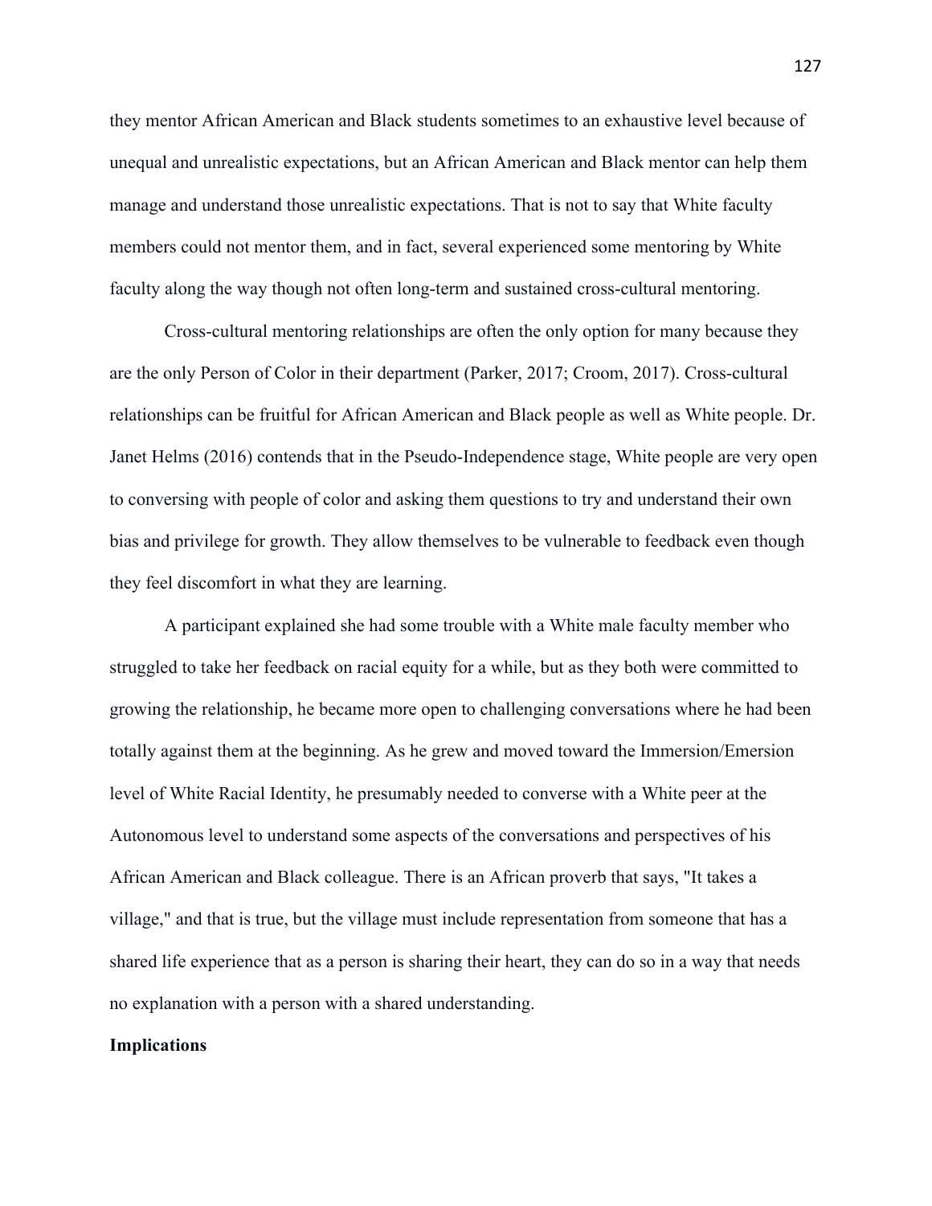they mentor African American and Black students sometimes to an exhaustive level because of unequal and unrealistic expectations, but an African American and Black mentor can help them manage and understand those unrealistic expectations. That is not to say that White faculty members could not mentor them, and in fact, several experienced some mentoring by White faculty along the way though not often long-term and sustained cross-cultural mentoring.

Cross-cultural mentoring relationships are often the only option for many because they are the only Person of Color in their department (Parker, 2017; Croom, 2017). Cross-cultural relationships can be fruitful for African American and Black people as well as White people. Dr. Janet Helms (2016) contends that in the Pseudo-Independence stage, White people are very open to conversing with people of color and asking them questions to try and understand their own bias and privilege for growth. They allow themselves to be vulnerable to feedback even though they feel discomfort in what they are learning.

A participant explained she had some trouble with a White male faculty member who struggled to take her feedback on racial equity for a while, but as they both were committed to growing the relationship, he became more open to challenging conversations where he had been totally against them at the beginning. As he grew and moved toward the Immersion/Emersion level of White Racial Identity, he presumably needed to converse with a White peer at the Autonomous level to understand some aspects of the conversations and perspectives of his African American and Black colleague. There is an African proverb that says, "It takes a village," and that is true, but the village must include representation from someone that has a shared life experience that as a person is sharing their heart, they can do so in a way that needs no explanation with a person with a shared understanding.

**Implications**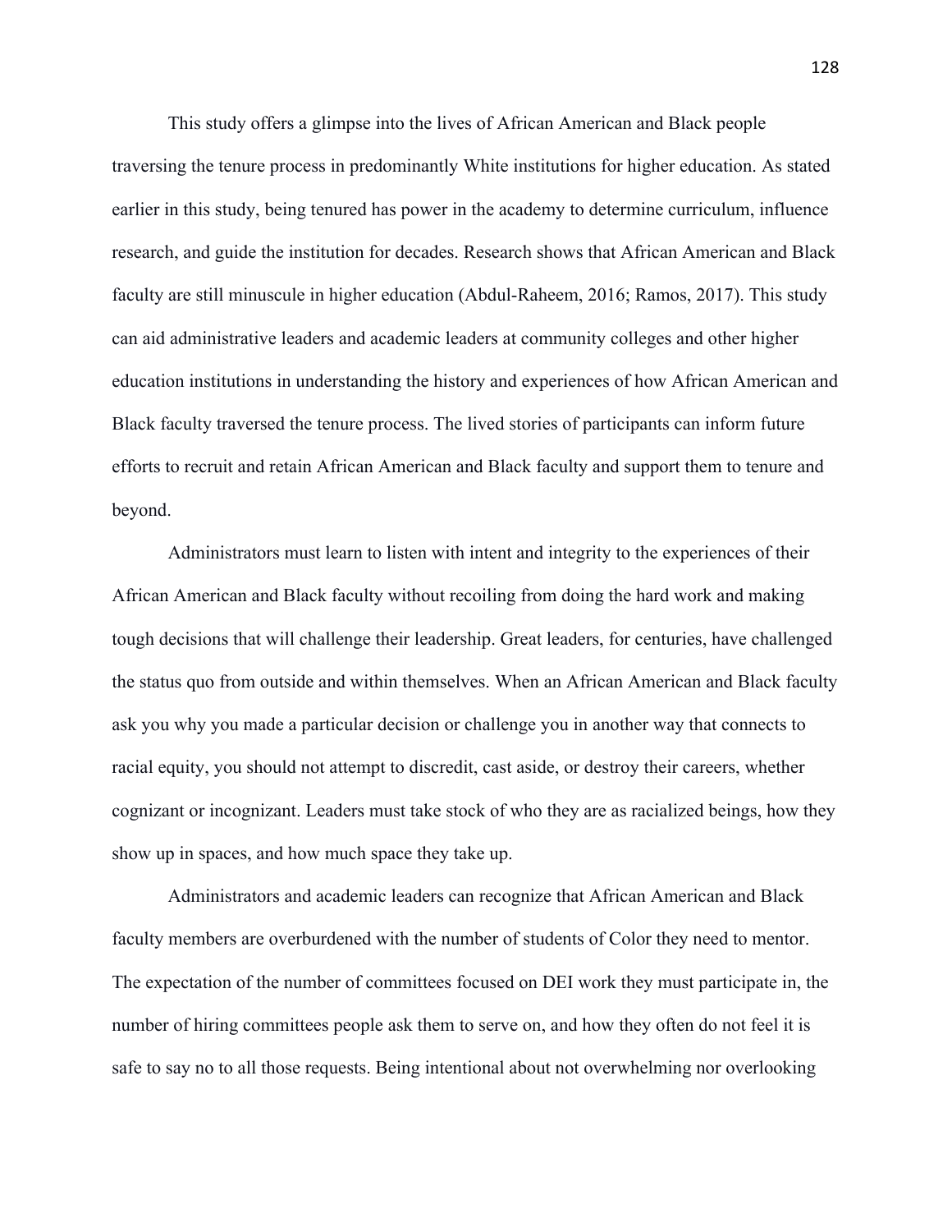This study offers a glimpse into the lives of African American and Black people traversing the tenure process in predominantly White institutions for higher education. As stated earlier in this study, being tenured has power in the academy to determine curriculum, influence research, and guide the institution for decades. Research shows that African American and Black faculty are still minuscule in higher education (Abdul-Raheem, 2016; Ramos, 2017). This study can aid administrative leaders and academic leaders at community colleges and other higher education institutions in understanding the history and experiences of how African American and Black faculty traversed the tenure process. The lived stories of participants can inform future efforts to recruit and retain African American and Black faculty and support them to tenure and beyond.

Administrators must learn to listen with intent and integrity to the experiences of their African American and Black faculty without recoiling from doing the hard work and making tough decisions that will challenge their leadership. Great leaders, for centuries, have challenged the status quo from outside and within themselves. When an African American and Black faculty ask you why you made a particular decision or challenge you in another way that connects to racial equity, you should not attempt to discredit, cast aside, or destroy their careers, whether cognizant or incognizant. Leaders must take stock of who they are as racialized beings, how they show up in spaces, and how much space they take up.

Administrators and academic leaders can recognize that African American and Black faculty members are overburdened with the number of students of Color they need to mentor. The expectation of the number of committees focused on DEI work they must participate in, the number of hiring committees people ask them to serve on, and how they often do not feel it is safe to say no to all those requests. Being intentional about not overwhelming nor overlooking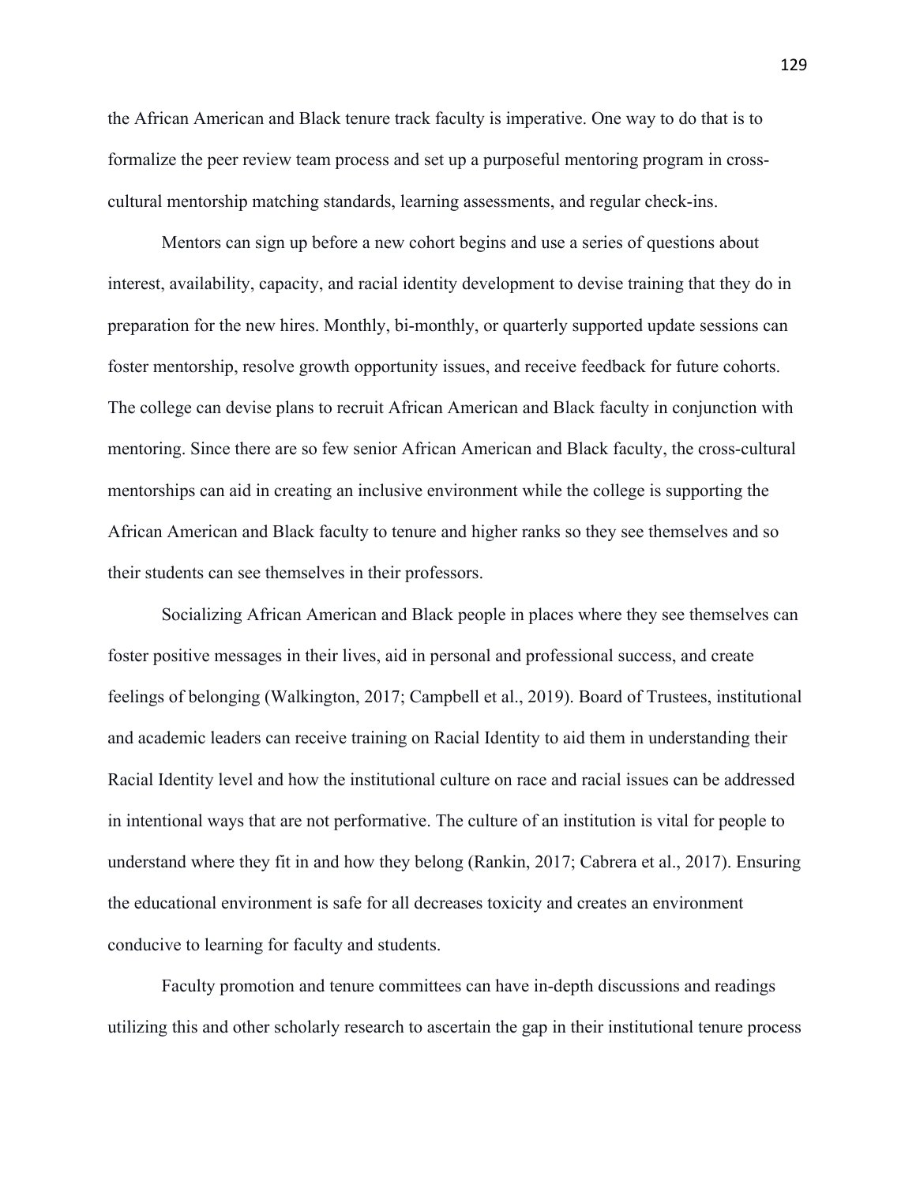the African American and Black tenure track faculty is imperative. One way to do that is to formalize the peer review team process and set up a purposeful mentoring program in cross-cultural mentorship matching standards, learning assessments, and regular check-ins.

Mentors can sign up before a new cohort begins and use a series of questions about interest, availability, capacity, and racial identity development to devise training that they do in preparation for the new hires. Monthly, bi-monthly, or quarterly supported update sessions can foster mentorship, resolve growth opportunity issues, and receive feedback for future cohorts. The college can devise plans to recruit African American and Black faculty in conjunction with mentoring. Since there are so few senior African American and Black faculty, the cross-cultural mentorships can aid in creating an inclusive environment while the college is supporting the African American and Black faculty to tenure and higher ranks so they see themselves and so their students can see themselves in their professors.

Socializing African American and Black people in places where they see themselves can foster positive messages in their lives, aid in personal and professional success, and create feelings of belonging (Walkington, 2017; Campbell et al., 2019). Board of Trustees, institutional and academic leaders can receive training on Racial Identity to aid them in understanding their Racial Identity level and how the institutional culture on race and racial issues can be addressed in intentional ways that are not performative. The culture of an institution is vital for people to understand where they fit in and how they belong (Rankin, 2017; Cabrera et al., 2017). Ensuring the educational environment is safe for all decreases toxicity and creates an environment conducive to learning for faculty and students.

Faculty promotion and tenure committees can have in-depth discussions and readings utilizing this and other scholarly research to ascertain the gap in their institutional tenure process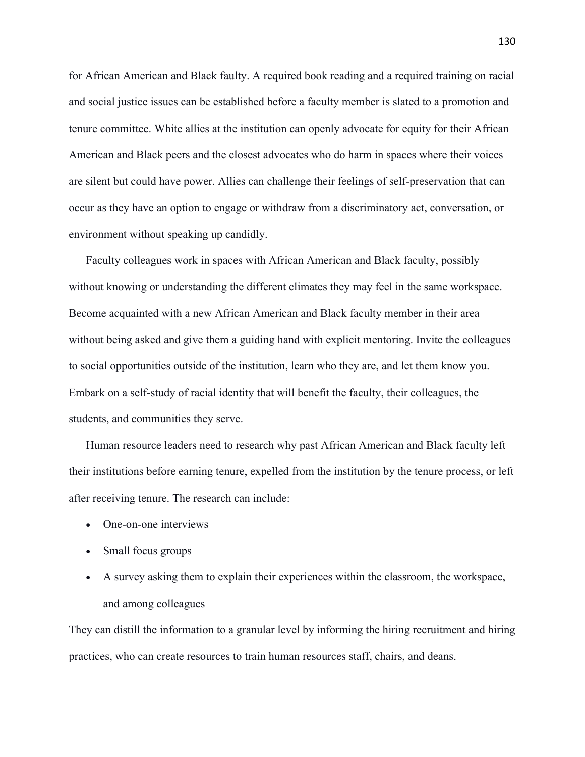for African American and Black faulty. A required book reading and a required training on racial and social justice issues can be established before a faculty member is slated to a promotion and tenure committee. White allies at the institution can openly advocate for equity for their African American and Black peers and the closest advocates who do harm in spaces where their voices are silent but could have power. Allies can challenge their feelings of self-preservation that can occur as they have an option to engage or withdraw from a discriminatory act, conversation, or environment without speaking up candidly.

Faculty colleagues work in spaces with African American and Black faculty, possibly without knowing or understanding the different climates they may feel in the same workspace. Become acquainted with a new African American and Black faculty member in their area without being asked and give them a guiding hand with explicit mentoring. Invite the colleagues to social opportunities outside of the institution, learn who they are, and let them know you. Embark on a self-study of racial identity that will benefit the faculty, their colleagues, the students, and communities they serve.

Human resource leaders need to research why past African American and Black faculty left their institutions before earning tenure, expelled from the institution by the tenure process, or left after receiving tenure. The research can include:

- One-on-one interviews
- Small focus groups
- A survey asking them to explain their experiences within the classroom, the workspace, and among colleagues

They can distill the information to a granular level by informing the hiring recruitment and hiring practices, who can create resources to train human resources staff, chairs, and deans.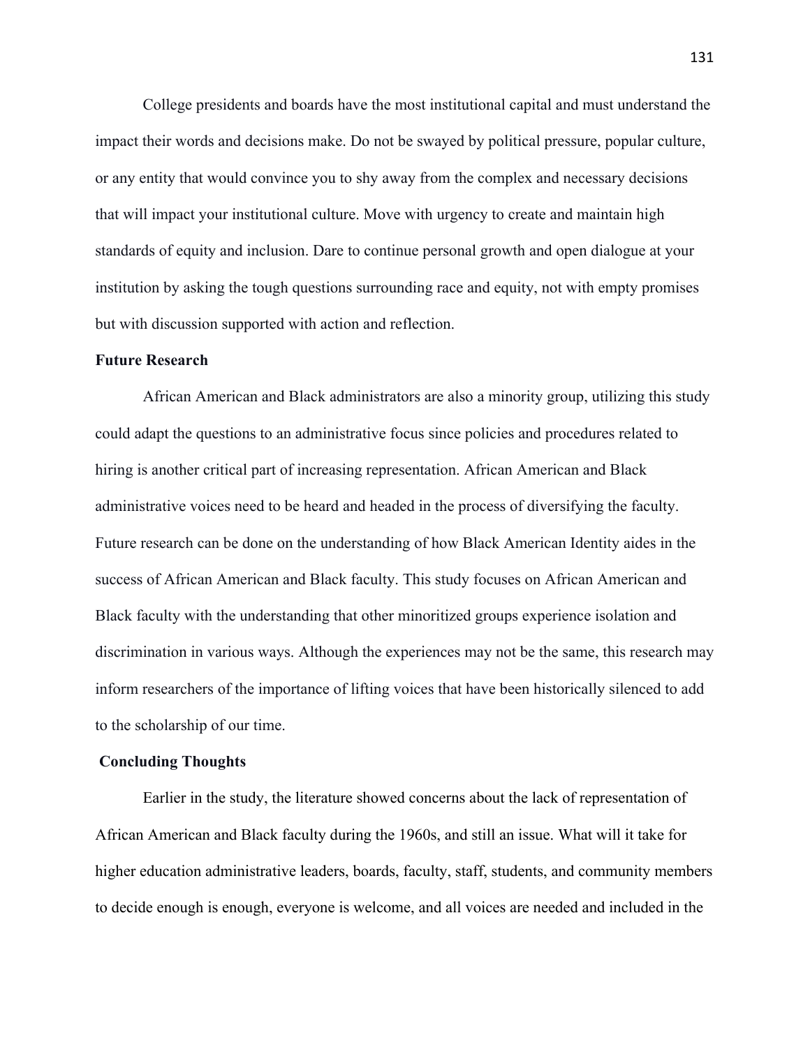College presidents and boards have the most institutional capital and must understand the impact their words and decisions make. Do not be swayed by political pressure, popular culture, or any entity that would convince you to shy away from the complex and necessary decisions that will impact your institutional culture. Move with urgency to create and maintain high standards of equity and inclusion. Dare to continue personal growth and open dialogue at your institution by asking the tough questions surrounding race and equity, not with empty promises but with discussion supported with action and reflection.

**Future Research**

African American and Black administrators are also a minority group, utilizing this study could adapt the questions to an administrative focus since policies and procedures related to hiring is another critical part of increasing representation. African American and Black administrative voices need to be heard and headed in the process of diversifying the faculty. Future research can be done on the understanding of how Black American Identity aides in the success of African American and Black faculty. This study focuses on African American and Black faculty with the understanding that other minoritized groups experience isolation and discrimination in various ways. Although the experiences may not be the same, this research may inform researchers of the importance of lifting voices that have been historically silenced to add to the scholarship of our time.

**Concluding Thoughts**

Earlier in the study, the literature showed concerns about the lack of representation of African American and Black faculty during the 1960s, and still an issue. What will it take for higher education administrative leaders, boards, faculty, staff, students, and community members to decide enough is enough, everyone is welcome, and all voices are needed and included in the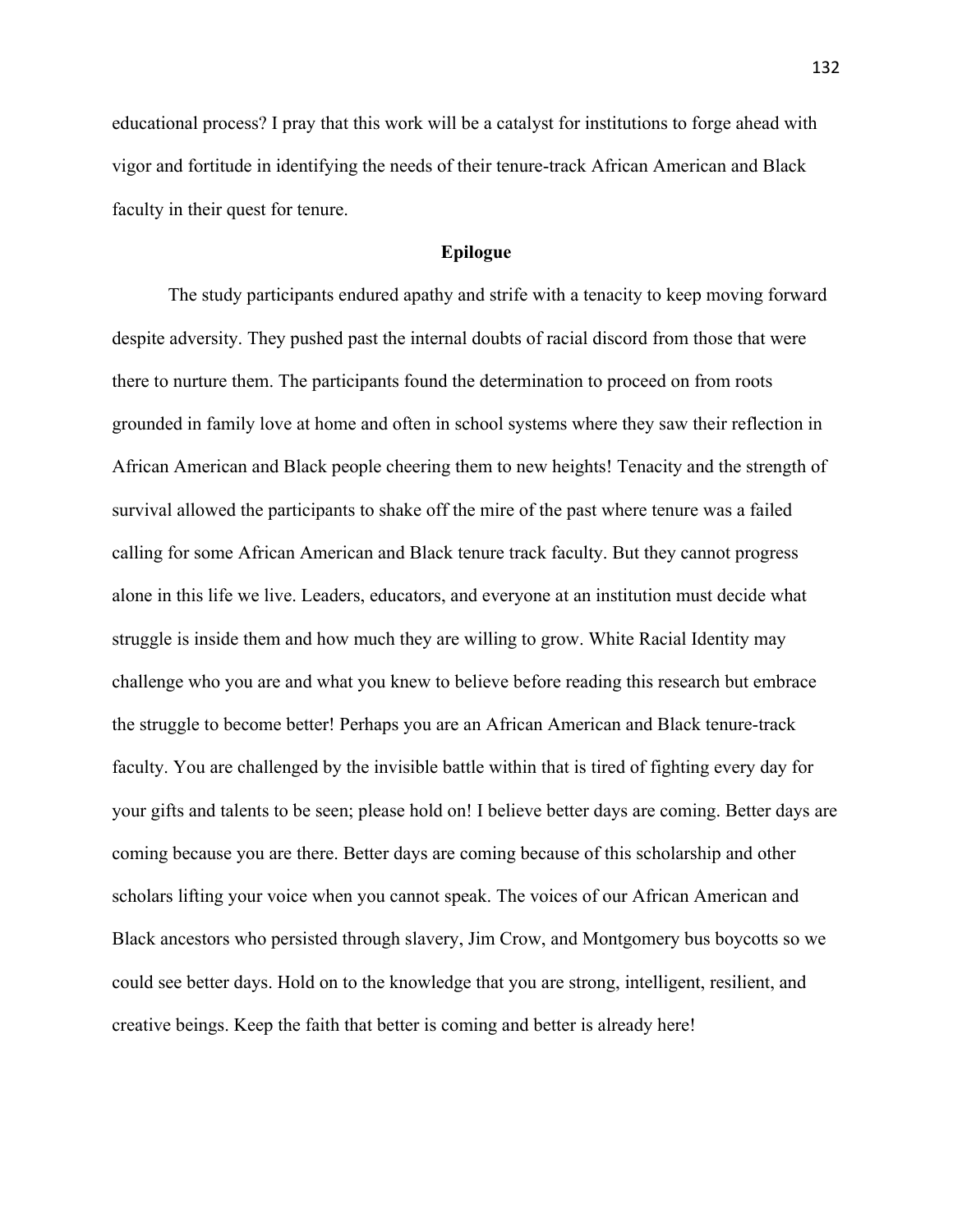educational process? I pray that this work will be a catalyst for institutions to forge ahead with vigor and fortitude in identifying the needs of their tenure-track African American and Black faculty in their quest for tenure.

## Epilogue

The study participants endured apathy and strife with a tenacity to keep moving forward despite adversity. They pushed past the internal doubts of racial discord from those that were there to nurture them. The participants found the determination to proceed on from roots grounded in family love at home and often in school systems where they saw their reflection in African American and Black people cheering them to new heights! Tenacity and the strength of survival allowed the participants to shake off the mire of the past where tenure was a failed calling for some African American and Black tenure track faculty. But they cannot progress alone in this life we live. Leaders, educators, and everyone at an institution must decide what struggle is inside them and how much they are willing to grow. White Racial Identity may challenge who you are and what you knew to believe before reading this research but embrace the struggle to become better! Perhaps you are an African American and Black tenure-track faculty. You are challenged by the invisible battle within that is tired of fighting every day for your gifts and talents to be seen; please hold on! I believe better days are coming. Better days are coming because you are there. Better days are coming because of this scholarship and other scholars lifting your voice when you cannot speak. The voices of our African American and Black ancestors who persisted through slavery, Jim Crow, and Montgomery bus boycotts so we could see better days. Hold on to the knowledge that you are strong, intelligent, resilient, and creative beings. Keep the faith that better is coming and better is already here!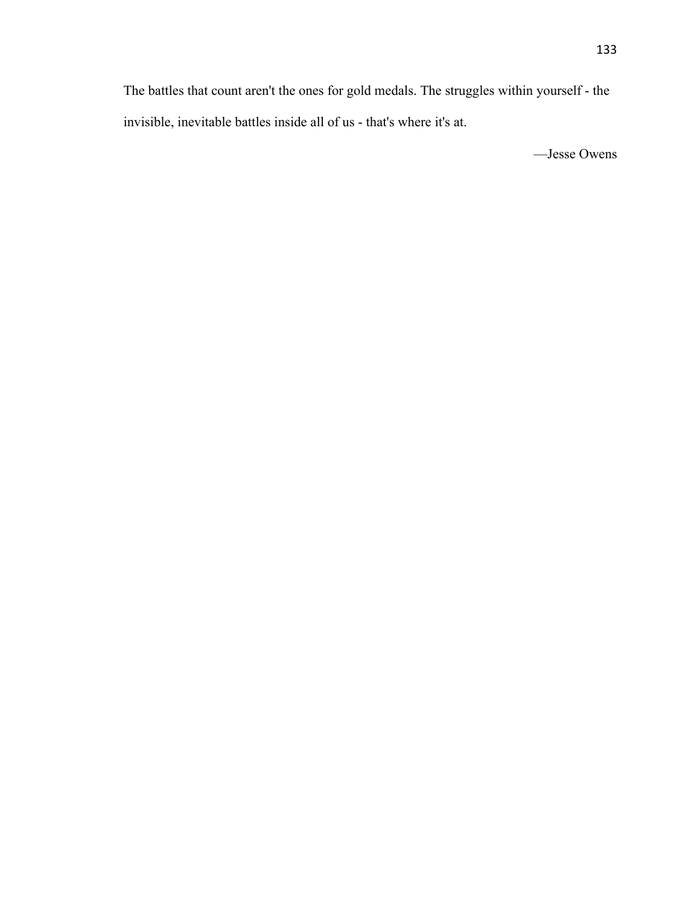The battles that count aren't the ones for gold medals. The struggles within yourself - the invisible, inevitable battles inside all of us - that's where it's at.

—Jesse Owens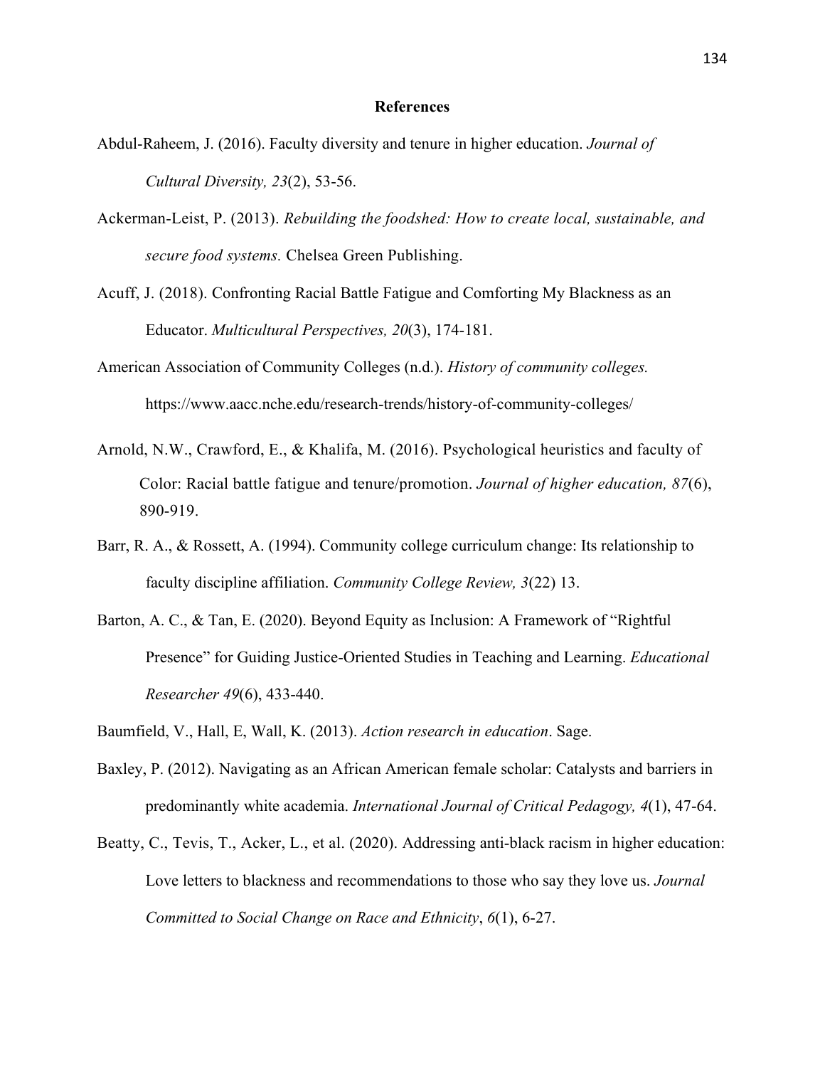## References

Abdul-Raheem, J. (2016). Faculty diversity and tenure in higher education. *Journal of Cultural Diversity, 23*(2), 53-56.

Ackerman-Leist, P. (2013). *Rebuilding the foodshed: How to create local, sustainable, and secure food systems.* Chelsea Green Publishing.

Acuff, J. (2018). Confronting Racial Battle Fatigue and Comforting My Blackness as an Educator. *Multicultural Perspectives, 20*(3), 174-181.

American Association of Community Colleges (n.d.). *History of community colleges.* https://www.aacc.nche.edu/research-trends/history-of-community-colleges/

Arnold, N.W., Crawford, E., & Khalifa, M. (2016). Psychological heuristics and faculty of Color: Racial battle fatigue and tenure/promotion. *Journal of higher education, 87*(6), 890-919.

Barr, R. A., & Rossett, A. (1994). Community college curriculum change: Its relationship to faculty discipline affiliation. *Community College Review, 3*(22) 13.

Barton, A. C., & Tan, E. (2020). Beyond Equity as Inclusion: A Framework of "Rightful Presence" for Guiding Justice-Oriented Studies in Teaching and Learning. *Educational Researcher 49*(6), 433-440.

Baumfield, V., Hall, E, Wall, K. (2013). *Action research in education*. Sage.

Baxley, P. (2012). Navigating as an African American female scholar: Catalysts and barriers in predominantly white academia. *International Journal of Critical Pedagogy, 4*(1), 47-64.

Beatty, C., Tevis, T., Acker, L., et al. (2020). Addressing anti-black racism in higher education: Love letters to blackness and recommendations to those who say they love us. *Journal Committed to Social Change on Race and Ethnicity*, *6*(1), 6-27.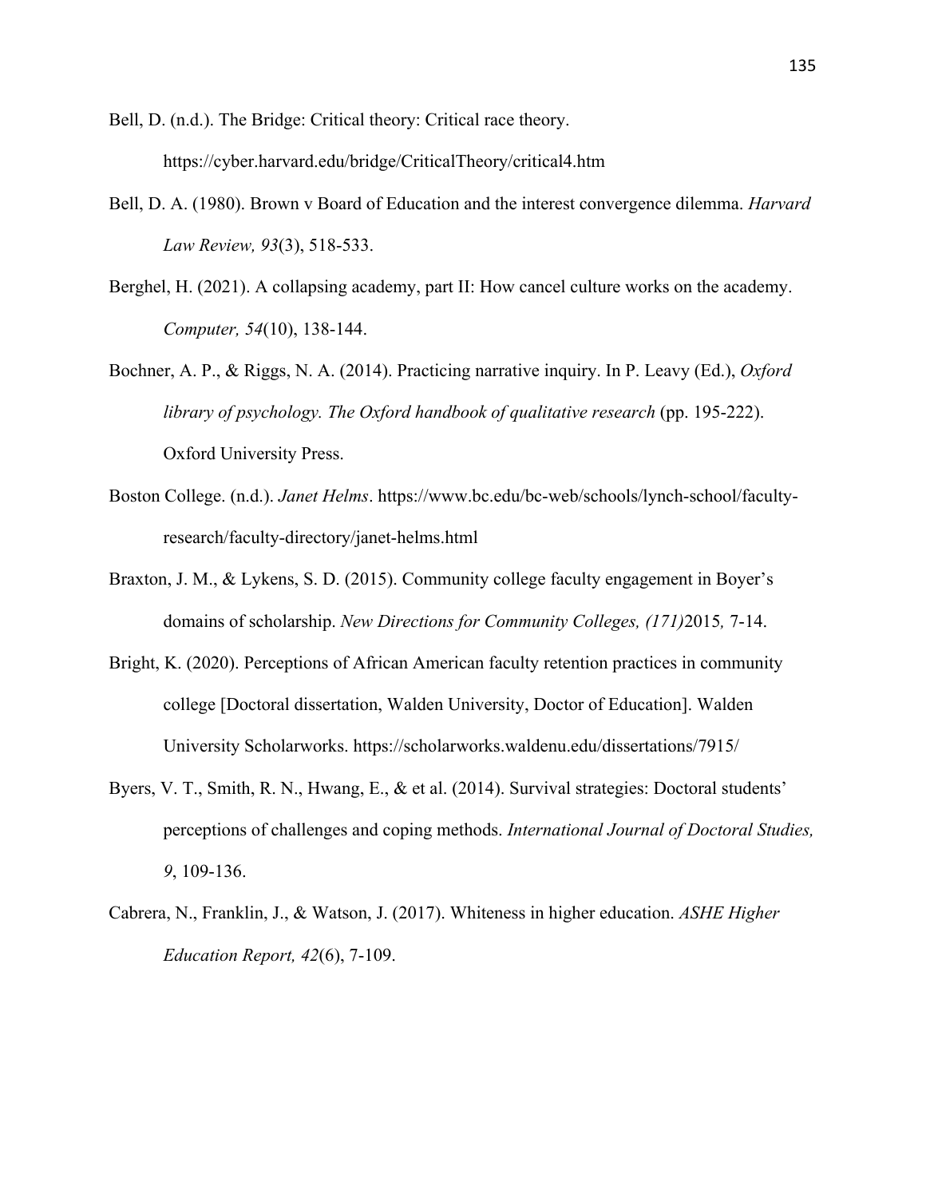Bell, D. (n.d.). The Bridge: Critical theory: Critical race theory. https://cyber.harvard.edu/bridge/CriticalTheory/critical4.htm

Bell, D. A. (1980). Brown v Board of Education and the interest convergence dilemma. *Harvard Law Review, 93*(3), 518-533.

Berghel, H. (2021). A collapsing academy, part II: How cancel culture works on the academy. *Computer, 54*(10), 138-144.

Bochner, A. P., & Riggs, N. A. (2014). Practicing narrative inquiry. In P. Leavy (Ed.), *Oxford library of psychology. The Oxford handbook of qualitative research* (pp. 195-222). Oxford University Press.

Boston College. (n.d.). *Janet Helms*. https://www.bc.edu/bc-web/schools/lynch-school/faculty-research/faculty-directory/janet-helms.html

Braxton, J. M., & Lykens, S. D. (2015). Community college faculty engagement in Boyer's domains of scholarship. *New Directions for Community Colleges, (171)*2015*,* 7-14.

Bright, K. (2020). Perceptions of African American faculty retention practices in community college [Doctoral dissertation, Walden University, Doctor of Education]. Walden University Scholarworks. https://scholarworks.waldenu.edu/dissertations/7915/

Byers, V. T., Smith, R. N., Hwang, E., & et al. (2014). Survival strategies: Doctoral students' perceptions of challenges and coping methods. *International Journal of Doctoral Studies, 9*, 109-136.

Cabrera, N., Franklin, J., & Watson, J. (2017). Whiteness in higher education. *ASHE Higher Education Report, 42*(6), 7-109.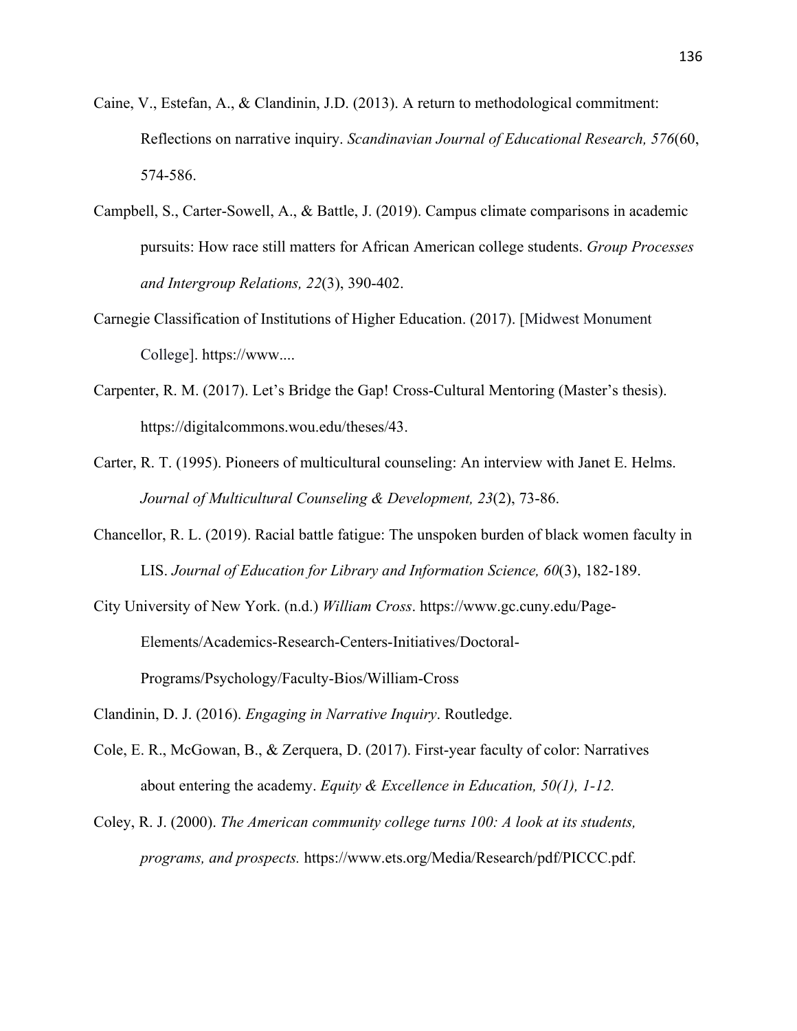Caine, V., Estefan, A., & Clandinin, J.D. (2013). A return to methodological commitment: Reflections on narrative inquiry. *Scandinavian Journal of Educational Research, 576*(60, 574-586.

Campbell, S., Carter-Sowell, A., & Battle, J. (2019). Campus climate comparisons in academic pursuits: How race still matters for African American college students. *Group Processes and Intergroup Relations, 22*(3), 390-402.

Carnegie Classification of Institutions of Higher Education. (2017). [Midwest Monument College]. https://www....

Carpenter, R. M. (2017). Let's Bridge the Gap! Cross-Cultural Mentoring (Master's thesis). https://digitalcommons.wou.edu/theses/43.

Carter, R. T. (1995). Pioneers of multicultural counseling: An interview with Janet E. Helms. *Journal of Multicultural Counseling & Development, 23*(2), 73-86.

Chancellor, R. L. (2019). Racial battle fatigue: The unspoken burden of black women faculty in LIS. *Journal of Education for Library and Information Science, 60*(3), 182-189.

City University of New York. (n.d.) *William Cross*. https://www.gc.cuny.edu/Page-Elements/Academics-Research-Centers-Initiatives/Doctoral-Programs/Psychology/Faculty-Bios/William-Cross

Clandinin, D. J. (2016). *Engaging in Narrative Inquiry*. Routledge.

Cole, E. R., McGowan, B., & Zerquera, D. (2017). First-year faculty of color: Narratives about entering the academy. *Equity & Excellence in Education, 50(1), 1-12.*

Coley, R. J. (2000). *The American community college turns 100: A look at its students, programs, and prospects.* https://www.ets.org/Media/Research/pdf/PICCC.pdf.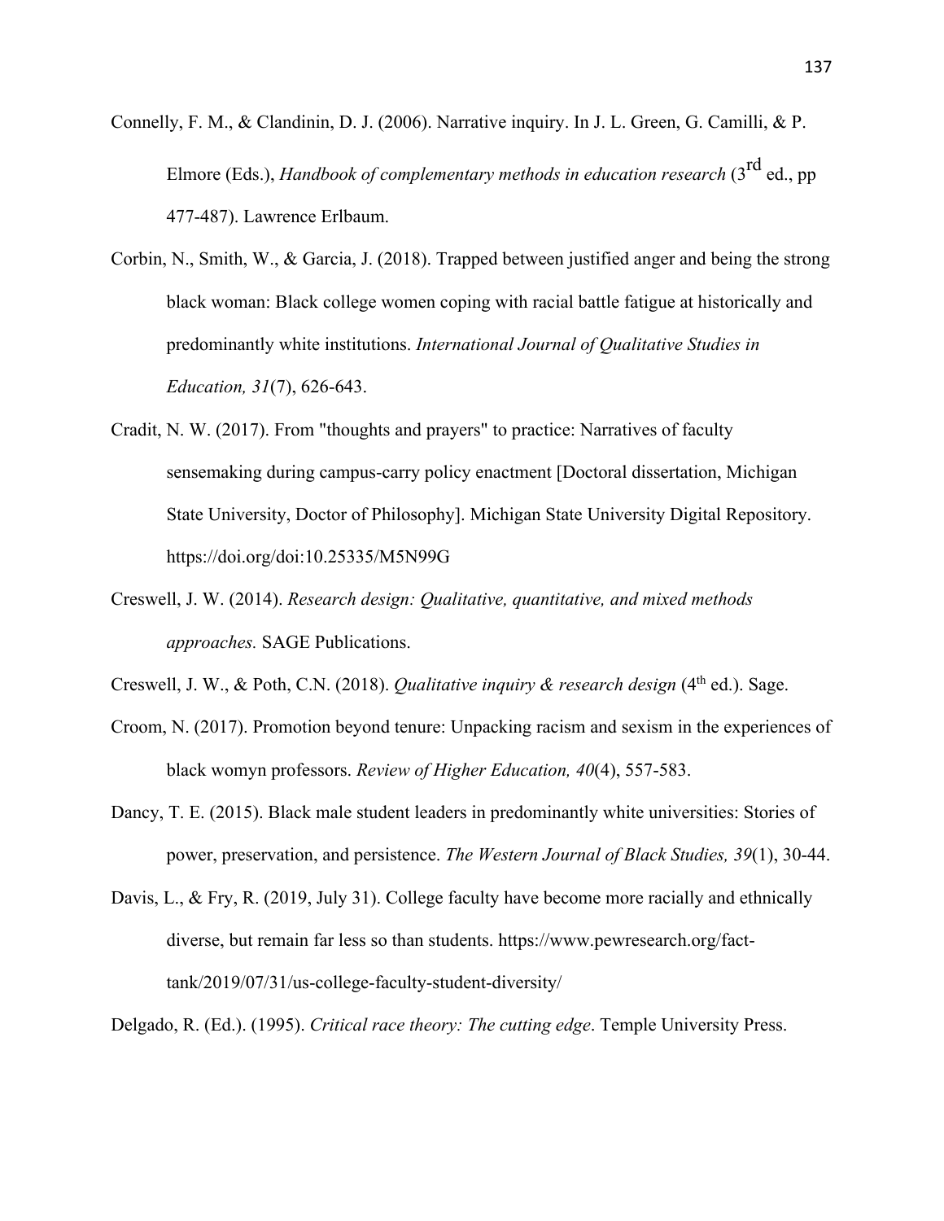Connelly, F. M., & Clandinin, D. J. (2006). Narrative inquiry. In J. L. Green, G. Camilli, & P. Elmore (Eds.), *Handbook of complementary methods in education research* (3rd ed., pp 477-487). Lawrence Erlbaum.

Corbin, N., Smith, W., & Garcia, J. (2018). Trapped between justified anger and being the strong black woman: Black college women coping with racial battle fatigue at historically and predominantly white institutions. *International Journal of Qualitative Studies in Education, 31*(7), 626-643.

Cradit, N. W. (2017). From "thoughts and prayers" to practice: Narratives of faculty sensemaking during campus-carry policy enactment [Doctoral dissertation, Michigan State University, Doctor of Philosophy]. Michigan State University Digital Repository. https://doi.org/doi:10.25335/M5N99G

Creswell, J. W. (2014). *Research design: Qualitative, quantitative, and mixed methods approaches.* SAGE Publications.

Creswell, J. W., & Poth, C.N. (2018). *Qualitative inquiry & research design* (4th ed.). Sage.

Croom, N. (2017). Promotion beyond tenure: Unpacking racism and sexism in the experiences of black womyn professors. *Review of Higher Education, 40*(4), 557-583.

Dancy, T. E. (2015). Black male student leaders in predominantly white universities: Stories of power, preservation, and persistence. *The Western Journal of Black Studies, 39*(1), 30-44.

Davis, L., & Fry, R. (2019, July 31). College faculty have become more racially and ethnically diverse, but remain far less so than students. https://www.pewresearch.org/fact-tank/2019/07/31/us-college-faculty-student-diversity/

Delgado, R. (Ed.). (1995). *Critical race theory: The cutting edge*. Temple University Press.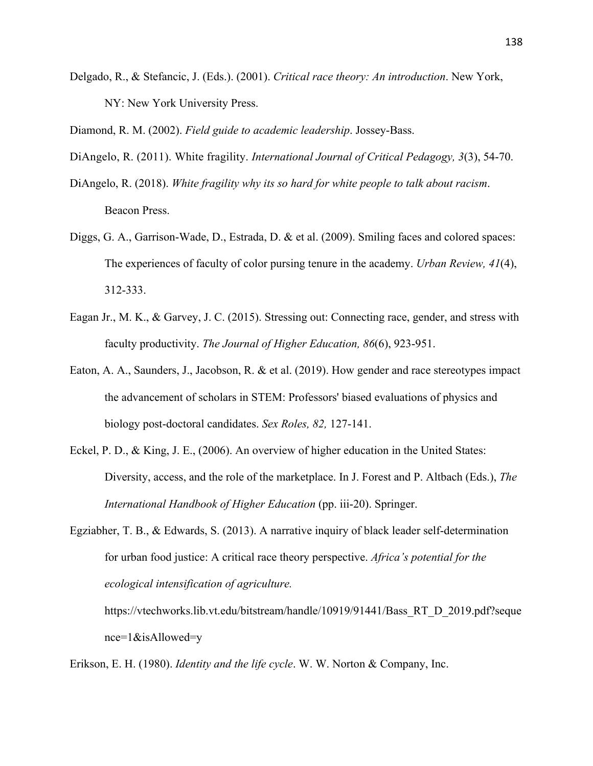Delgado, R., & Stefancic, J. (Eds.). (2001). *Critical race theory: An introduction*. New York, NY: New York University Press.

Diamond, R. M. (2002). *Field guide to academic leadership*. Jossey-Bass.

DiAngelo, R. (2011). White fragility. *International Journal of Critical Pedagogy, 3*(3), 54-70.

DiAngelo, R. (2018). *White fragility why its so hard for white people to talk about racism*. Beacon Press.

Diggs, G. A., Garrison-Wade, D., Estrada, D. & et al. (2009). Smiling faces and colored spaces: The experiences of faculty of color pursing tenure in the academy. *Urban Review, 41*(4), 312-333.

Eagan Jr., M. K., & Garvey, J. C. (2015). Stressing out: Connecting race, gender, and stress with faculty productivity. *The Journal of Higher Education, 86*(6), 923-951.

Eaton, A. A., Saunders, J., Jacobson, R. & et al. (2019). How gender and race stereotypes impact the advancement of scholars in STEM: Professors' biased evaluations of physics and biology post-doctoral candidates. *Sex Roles, 82,* 127-141.

Eckel, P. D., & King, J. E., (2006). An overview of higher education in the United States: Diversity, access, and the role of the marketplace. In J. Forest and P. Altbach (Eds.), *The International Handbook of Higher Education* (pp. iii-20). Springer.

Egziabher, T. B., & Edwards, S. (2013). A narrative inquiry of black leader self-determination for urban food justice: A critical race theory perspective. *Africa's potential for the ecological intensification of agriculture.* https://vtechworks.lib.vt.edu/bitstream/handle/10919/91441/Bass_RT_D_2019.pdf?sequence=1&isAllowed=y

Erikson, E. H. (1980). *Identity and the life cycle*. W. W. Norton & Company, Inc.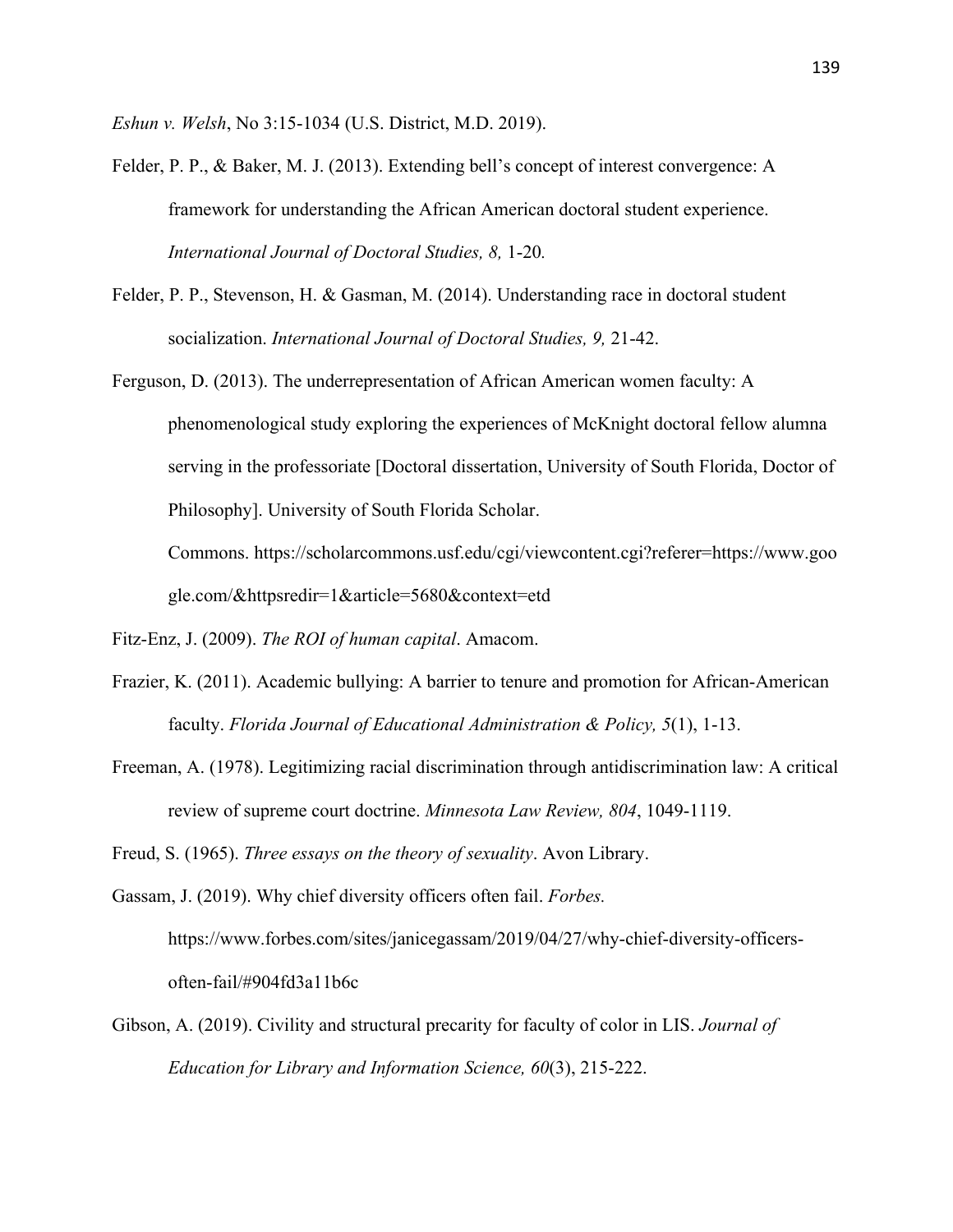*Eshun v. Welsh*, No 3:15-1034 (U.S. District, M.D. 2019).

Felder, P. P., & Baker, M. J. (2013). Extending bell's concept of interest convergence: A framework for understanding the African American doctoral student experience. *International Journal of Doctoral Studies, 8,* 1-20.

Felder, P. P., Stevenson, H. & Gasman, M. (2014). Understanding race in doctoral student socialization. *International Journal of Doctoral Studies, 9,* 21-42.

Ferguson, D. (2013). The underrepresentation of African American women faculty: A phenomenological study exploring the experiences of McKnight doctoral fellow alumna serving in the professoriate [Doctoral dissertation, University of South Florida, Doctor of Philosophy]. University of South Florida Scholar. Commons. https://scholarcommons.usf.edu/cgi/viewcontent.cgi?referer=https://www.google.com/&httpsredir=1&article=5680&context=etd

Fitz-Enz, J. (2009). *The ROI of human capital*. Amacom.

Frazier, K. (2011). Academic bullying: A barrier to tenure and promotion for African-American faculty. *Florida Journal of Educational Administration & Policy, 5*(1), 1-13.

Freeman, A. (1978). Legitimizing racial discrimination through antidiscrimination law: A critical review of supreme court doctrine. *Minnesota Law Review, 804*, 1049-1119.

Freud, S. (1965). *Three essays on the theory of sexuality*. Avon Library.

Gassam, J. (2019). Why chief diversity officers often fail. *Forbes.* https://www.forbes.com/sites/janicegassam/2019/04/27/why-chief-diversity-officers-often-fail/#904fd3a11b6c

Gibson, A. (2019). Civility and structural precarity for faculty of color in LIS. *Journal of Education for Library and Information Science, 60*(3), 215-222.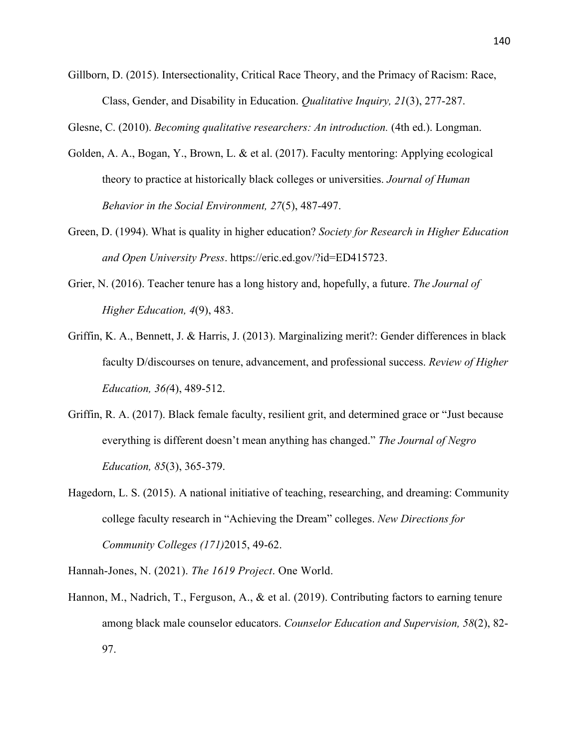Gillborn, D. (2015). Intersectionality, Critical Race Theory, and the Primacy of Racism: Race, Class, Gender, and Disability in Education. *Qualitative Inquiry, 21*(3), 277-287.

Glesne, C. (2010). *Becoming qualitative researchers: An introduction.* (4th ed.). Longman.

Golden, A. A., Bogan, Y., Brown, L. & et al. (2017). Faculty mentoring: Applying ecological theory to practice at historically black colleges or universities. *Journal of Human Behavior in the Social Environment, 27*(5), 487-497.

Green, D. (1994). What is quality in higher education? *Society for Research in Higher Education and Open University Press*. https://eric.ed.gov/?id=ED415723.

Grier, N. (2016). Teacher tenure has a long history and, hopefully, a future. *The Journal of Higher Education, 4*(9), 483.

Griffin, K. A., Bennett, J. & Harris, J. (2013). Marginalizing merit?: Gender differences in black faculty D/discourses on tenure, advancement, and professional success. *Review of Higher Education, 36(*4), 489-512.

Griffin, R. A. (2017). Black female faculty, resilient grit, and determined grace or "Just because everything is different doesn't mean anything has changed." *The Journal of Negro Education, 85*(3), 365-379.

Hagedorn, L. S. (2015). A national initiative of teaching, researching, and dreaming: Community college faculty research in "Achieving the Dream" colleges. *New Directions for Community Colleges (171)*2015, 49-62.

Hannah-Jones, N. (2021). *The 1619 Project*. One World.

Hannon, M., Nadrich, T., Ferguson, A., & et al. (2019). Contributing factors to earning tenure among black male counselor educators. *Counselor Education and Supervision, 58*(2), 82-97.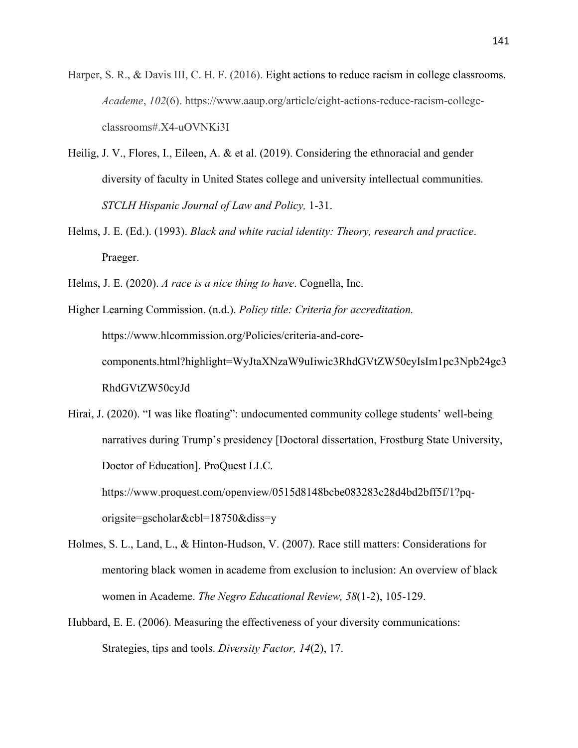Harper, S. R., & Davis III, C. H. F. (2016). Eight actions to reduce racism in college classrooms. *Academe*, *102*(6). https://www.aaup.org/article/eight-actions-reduce-racism-college-classrooms#.X4-uOVNKi3I

Heilig, J. V., Flores, I., Eileen, A. & et al. (2019). Considering the ethnoracial and gender diversity of faculty in United States college and university intellectual communities. *STCLH Hispanic Journal of Law and Policy,* 1-31.

Helms, J. E. (Ed.). (1993). *Black and white racial identity: Theory, research and practice*. Praeger.

Helms, J. E. (2020). *A race is a nice thing to have*. Cognella, Inc.

Higher Learning Commission. (n.d.). *Policy title: Criteria for accreditation.* https://www.hlcommission.org/Policies/criteria-and-core-components.html?highlight=WyJtaXNzaW9uIiwic3RhdGVtZW50cyIsIm1pc3Npb24gc3RhdGVtZW50cyJd

Hirai, J. (2020). "I was like floating": undocumented community college students' well-being narratives during Trump's presidency [Doctoral dissertation, Frostburg State University, Doctor of Education]. ProQuest LLC. https://www.proquest.com/openview/0515d8148bcbe083283c28d4bd2bff5f/1?pq-origsite=gscholar&cbl=18750&diss=y

Holmes, S. L., Land, L., & Hinton-Hudson, V. (2007). Race still matters: Considerations for mentoring black women in academe from exclusion to inclusion: An overview of black women in Academe. *The Negro Educational Review, 58*(1-2), 105-129.

Hubbard, E. E. (2006). Measuring the effectiveness of your diversity communications: Strategies, tips and tools. *Diversity Factor, 14*(2), 17.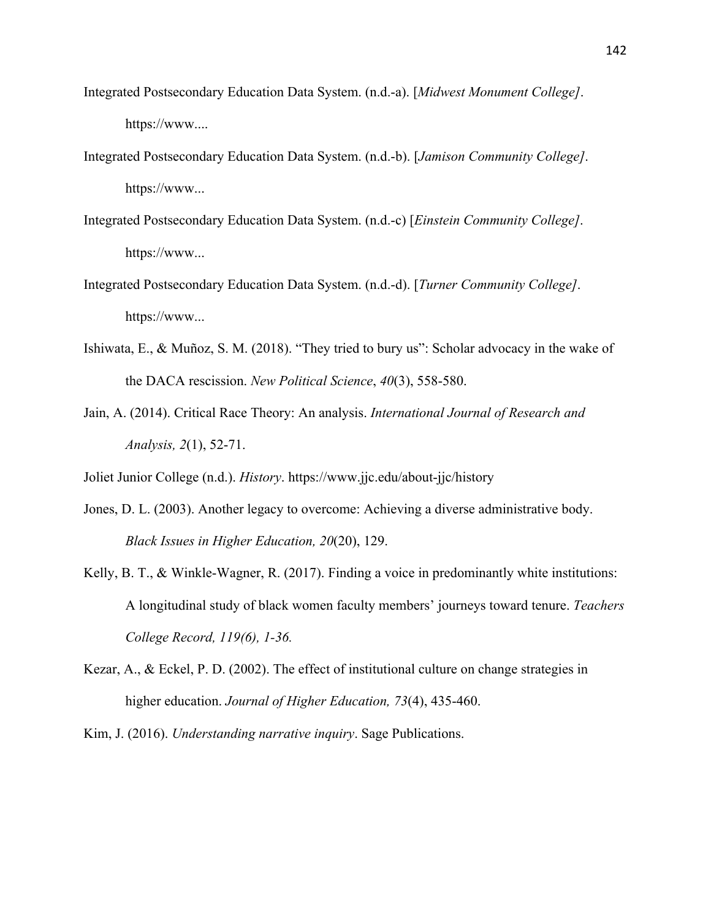Integrated Postsecondary Education Data System. (n.d.-a). [*Midwest Monument College]*. https://www....

Integrated Postsecondary Education Data System. (n.d.-b). [*Jamison Community College]*. https://www...

Integrated Postsecondary Education Data System. (n.d.-c) [*Einstein Community College]*. https://www...

Integrated Postsecondary Education Data System. (n.d.-d). [*Turner Community College]*. https://www...

Ishiwata, E., & Muñoz, S. M. (2018). "They tried to bury us": Scholar advocacy in the wake of the DACA rescission. *New Political Science*, *40*(3), 558-580.

Jain, A. (2014). Critical Race Theory: An analysis. *International Journal of Research and Analysis, 2*(1), 52-71.

Joliet Junior College (n.d.). *History*. https://www.jjc.edu/about-jjc/history

Jones, D. L. (2003). Another legacy to overcome: Achieving a diverse administrative body. *Black Issues in Higher Education, 20*(20), 129.

Kelly, B. T., & Winkle-Wagner, R. (2017). Finding a voice in predominantly white institutions: A longitudinal study of black women faculty members' journeys toward tenure. *Teachers College Record, 119(6), 1-36.*

Kezar, A., & Eckel, P. D. (2002). The effect of institutional culture on change strategies in higher education. *Journal of Higher Education, 73*(4), 435-460.

Kim, J. (2016). *Understanding narrative inquiry*. Sage Publications.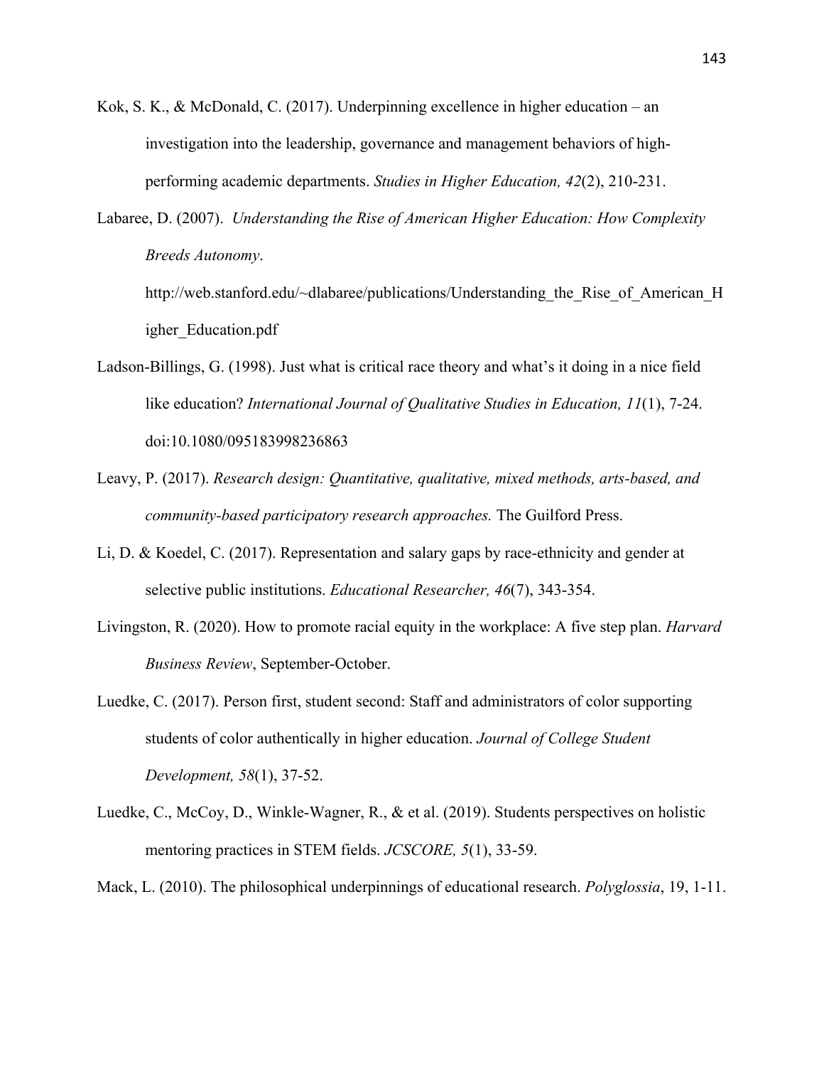Kok, S. K., & McDonald, C. (2017). Underpinning excellence in higher education – an investigation into the leadership, governance and management behaviors of high-performing academic departments. *Studies in Higher Education, 42*(2), 210-231.

Labaree, D. (2007). *Understanding the Rise of American Higher Education: How Complexity Breeds Autonomy*. http://web.stanford.edu/~dlabaree/publications/Understanding_the_Rise_of_American_Higher_Education.pdf

Ladson-Billings, G. (1998). Just what is critical race theory and what's it doing in a nice field like education? *International Journal of Qualitative Studies in Education, 11*(1), 7-24. doi:10.1080/095183998236863

Leavy, P. (2017). *Research design: Quantitative, qualitative, mixed methods, arts-based, and community-based participatory research approaches.* The Guilford Press.

Li, D. & Koedel, C. (2017). Representation and salary gaps by race-ethnicity and gender at selective public institutions. *Educational Researcher, 46*(7), 343-354.

Livingston, R. (2020). How to promote racial equity in the workplace: A five step plan. *Harvard Business Review*, September-October.

Luedke, C. (2017). Person first, student second: Staff and administrators of color supporting students of color authentically in higher education. *Journal of College Student Development, 58*(1), 37-52.

Luedke, C., McCoy, D., Winkle-Wagner, R., & et al. (2019). Students perspectives on holistic mentoring practices in STEM fields. *JCSCORE, 5*(1), 33-59.

Mack, L. (2010). The philosophical underpinnings of educational research. *Polyglossia*, 19, 1-11.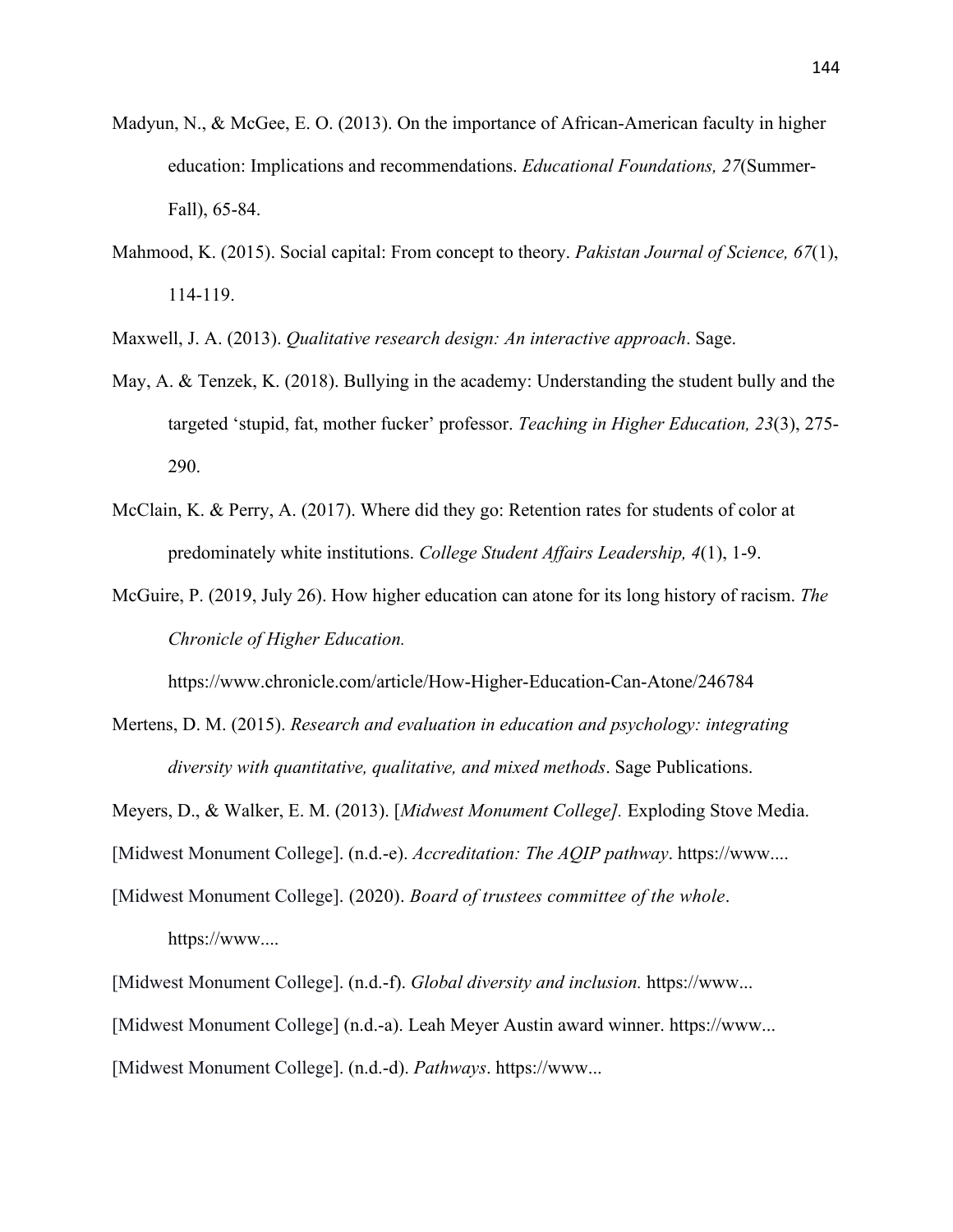Madyun, N., & McGee, E. O. (2013). On the importance of African-American faculty in higher education: Implications and recommendations. *Educational Foundations, 27*(Summer-Fall), 65-84.

Mahmood, K. (2015). Social capital: From concept to theory. *Pakistan Journal of Science, 67*(1), 114-119.

Maxwell, J. A. (2013). *Qualitative research design: An interactive approach*. Sage.

May, A. & Tenzek, K. (2018). Bullying in the academy: Understanding the student bully and the targeted 'stupid, fat, mother fucker' professor. *Teaching in Higher Education, 23*(3), 275-290.

McClain, K. & Perry, A. (2017). Where did they go: Retention rates for students of color at predominately white institutions. *College Student Affairs Leadership, 4*(1), 1-9.

McGuire, P. (2019, July 26). How higher education can atone for its long history of racism. *The Chronicle of Higher Education.* https://www.chronicle.com/article/How-Higher-Education-Can-Atone/246784

Mertens, D. M. (2015). *Research and evaluation in education and psychology: integrating diversity with quantitative, qualitative, and mixed methods*. Sage Publications.

Meyers, D., & Walker, E. M. (2013). [*Midwest Monument College].* Exploding Stove Media.

[Midwest Monument College]. (n.d.-e). *Accreditation: The AQIP pathway*. https://www....

[Midwest Monument College]. (2020). *Board of trustees committee of the whole*. https://www....

[Midwest Monument College]. (n.d.-f). *Global diversity and inclusion.* https://www...

[Midwest Monument College] (n.d.-a). Leah Meyer Austin award winner. https://www...

[Midwest Monument College]. (n.d.-d). *Pathways*. https://www...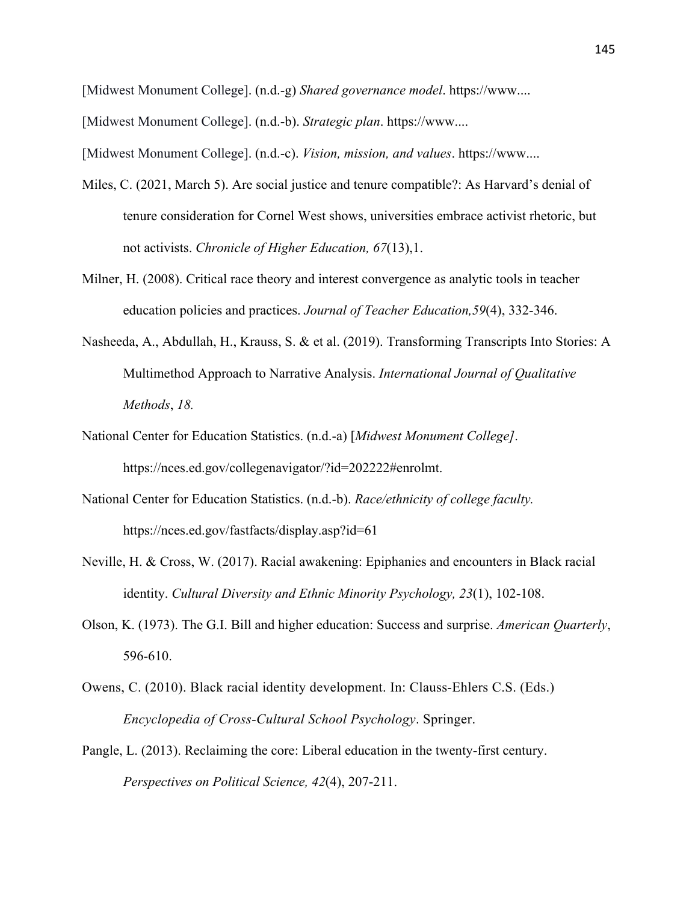[Midwest Monument College]. (n.d.-g) *Shared governance model*. https://www....

[Midwest Monument College]. (n.d.-b). *Strategic plan*. https://www....

[Midwest Monument College]. (n.d.-c). *Vision, mission, and values*. https://www....

Miles, C. (2021, March 5). Are social justice and tenure compatible?: As Harvard's denial of tenure consideration for Cornel West shows, universities embrace activist rhetoric, but not activists. *Chronicle of Higher Education, 67*(13),1.

Milner, H. (2008). Critical race theory and interest convergence as analytic tools in teacher education policies and practices. *Journal of Teacher Education,59*(4), 332-346.

Nasheeda, A., Abdullah, H., Krauss, S. & et al. (2019). Transforming Transcripts Into Stories: A Multimethod Approach to Narrative Analysis. *International Journal of Qualitative Methods*, *18.*

National Center for Education Statistics. (n.d.-a) [*Midwest Monument College]*. https://nces.ed.gov/collegenavigator/?id=202222#enrolmt.

National Center for Education Statistics. (n.d.-b). *Race/ethnicity of college faculty.* https://nces.ed.gov/fastfacts/display.asp?id=61

Neville, H. & Cross, W. (2017). Racial awakening: Epiphanies and encounters in Black racial identity. *Cultural Diversity and Ethnic Minority Psychology, 23*(1), 102-108.

Olson, K. (1973). The G.I. Bill and higher education: Success and surprise. *American Quarterly*, 596-610.

Owens, C. (2010). Black racial identity development. In: Clauss-Ehlers C.S. (Eds.) *Encyclopedia of Cross-Cultural School Psychology*. Springer.

Pangle, L. (2013). Reclaiming the core: Liberal education in the twenty-first century. *Perspectives on Political Science, 42*(4), 207-211.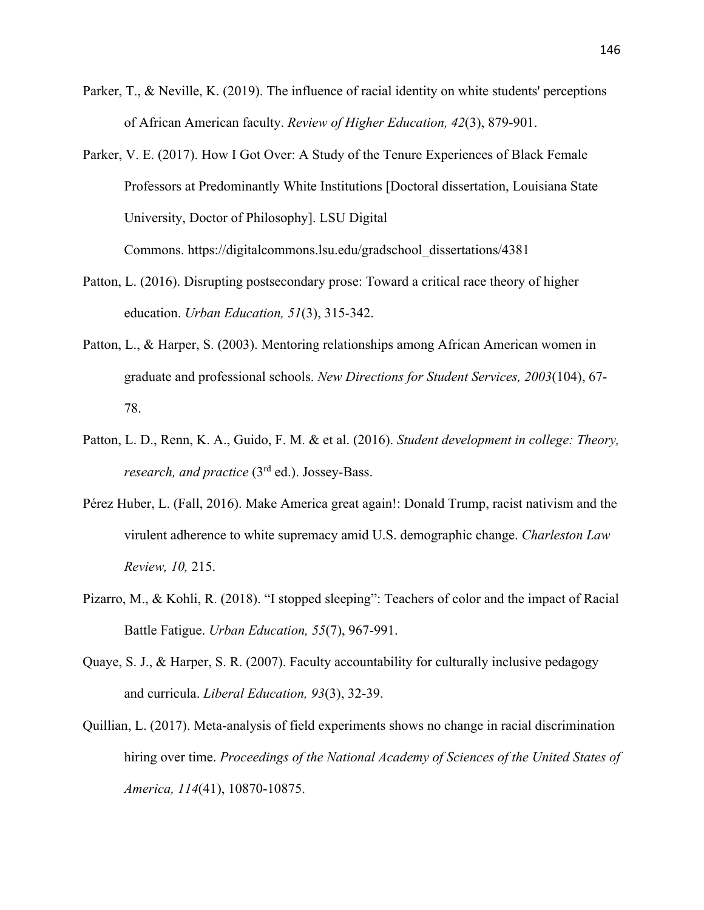Parker, T., & Neville, K. (2019). The influence of racial identity on white students' perceptions of African American faculty. *Review of Higher Education, 42*(3), 879-901.

Parker, V. E. (2017). How I Got Over: A Study of the Tenure Experiences of Black Female Professors at Predominantly White Institutions [Doctoral dissertation, Louisiana State University, Doctor of Philosophy]. LSU Digital Commons. https://digitalcommons.lsu.edu/gradschool_dissertations/4381

Patton, L. (2016). Disrupting postsecondary prose: Toward a critical race theory of higher education. *Urban Education, 51*(3), 315-342.

Patton, L., & Harper, S. (2003). Mentoring relationships among African American women in graduate and professional schools. *New Directions for Student Services, 2003*(104), 67-78.

Patton, L. D., Renn, K. A., Guido, F. M. & et al. (2016). *Student development in college: Theory, research, and practice* (3rd ed.). Jossey-Bass.

Pérez Huber, L. (Fall, 2016). Make America great again!: Donald Trump, racist nativism and the virulent adherence to white supremacy amid U.S. demographic change. *Charleston Law Review, 10,* 215.

Pizarro, M., & Kohli, R. (2018). "I stopped sleeping": Teachers of color and the impact of Racial Battle Fatigue. *Urban Education, 55*(7), 967-991.

Quaye, S. J., & Harper, S. R. (2007). Faculty accountability for culturally inclusive pedagogy and curricula. *Liberal Education, 93*(3), 32-39.

Quillian, L. (2017). Meta-analysis of field experiments shows no change in racial discrimination hiring over time. *Proceedings of the National Academy of Sciences of the United States of America, 114*(41), 10870-10875.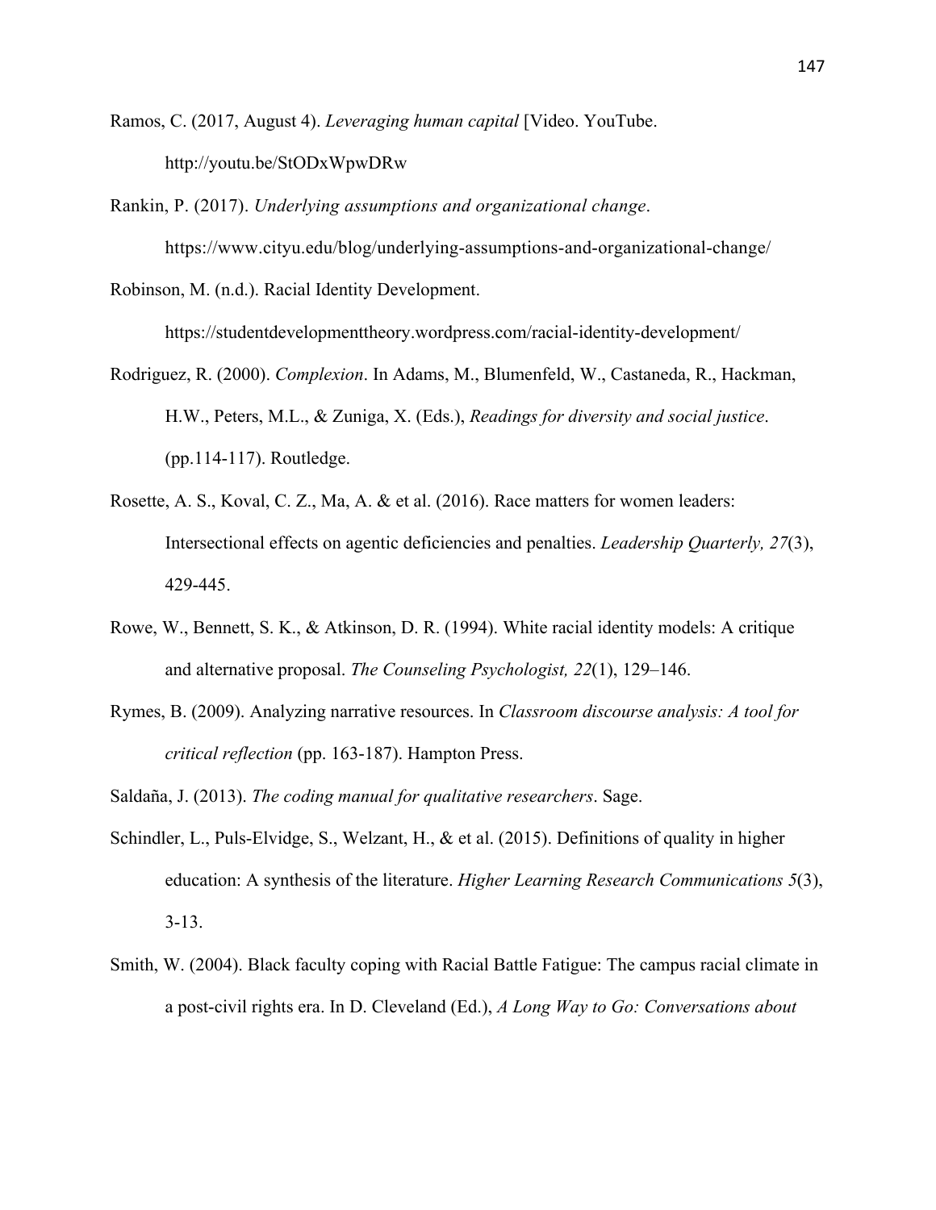Ramos, C. (2017, August 4). *Leveraging human capital* [Video. YouTube. http://youtu.be/StODxWpwDRw

Rankin, P. (2017). *Underlying assumptions and organizational change*. https://www.cityu.edu/blog/underlying-assumptions-and-organizational-change/

Robinson, M. (n.d.). Racial Identity Development. https://studentdevelopmenttheory.wordpress.com/racial-identity-development/

Rodriguez, R. (2000). *Complexion*. In Adams, M., Blumenfeld, W., Castaneda, R., Hackman, H.W., Peters, M.L., & Zuniga, X. (Eds.), *Readings for diversity and social justice*. (pp.114-117). Routledge.

Rosette, A. S., Koval, C. Z., Ma, A. & et al. (2016). Race matters for women leaders: Intersectional effects on agentic deficiencies and penalties. *Leadership Quarterly, 27*(3), 429-445.

Rowe, W., Bennett, S. K., & Atkinson, D. R. (1994). White racial identity models: A critique and alternative proposal. *The Counseling Psychologist, 22*(1), 129–146.

Rymes, B. (2009). Analyzing narrative resources. In *Classroom discourse analysis: A tool for critical reflection* (pp. 163-187). Hampton Press.

Saldaña, J. (2013). *The coding manual for qualitative researchers*. Sage.

Schindler, L., Puls-Elvidge, S., Welzant, H., & et al. (2015). Definitions of quality in higher education: A synthesis of the literature. *Higher Learning Research Communications 5*(3), 3-13.

Smith, W. (2004). Black faculty coping with Racial Battle Fatigue: The campus racial climate in a post-civil rights era. In D. Cleveland (Ed.), *A Long Way to Go: Conversations about*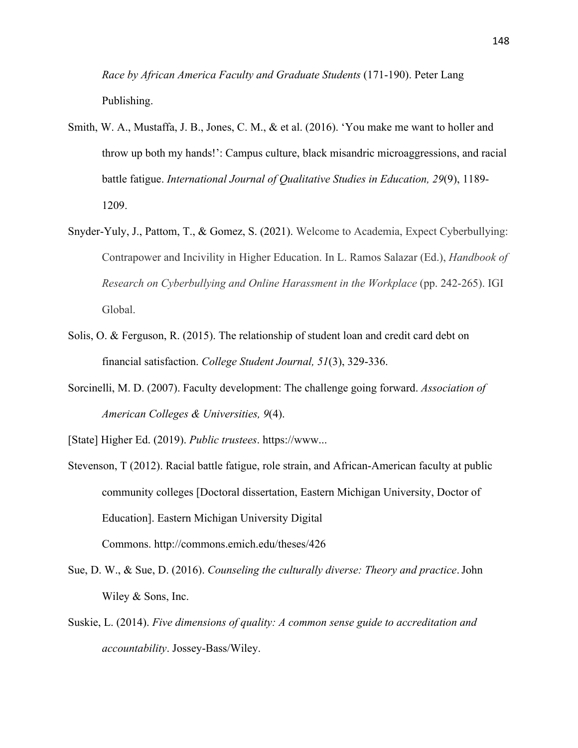*Race by African America Faculty and Graduate Students* (171-190). Peter Lang Publishing.

Smith, W. A., Mustaffa, J. B., Jones, C. M., & et al. (2016). 'You make me want to holler and throw up both my hands!': Campus culture, black misandric microaggressions, and racial battle fatigue. *International Journal of Qualitative Studies in Education, 29*(9), 1189-1209.

Snyder-Yuly, J., Pattom, T., & Gomez, S. (2021). Welcome to Academia, Expect Cyberbullying: Contrapower and Incivility in Higher Education. In L. Ramos Salazar (Ed.), *Handbook of Research on Cyberbullying and Online Harassment in the Workplace* (pp. 242-265). IGI Global.

Solis, O. & Ferguson, R. (2015). The relationship of student loan and credit card debt on financial satisfaction. *College Student Journal, 51*(3), 329-336.

Sorcinelli, M. D. (2007). Faculty development: The challenge going forward. *Association of American Colleges & Universities, 9*(4).

[State] Higher Ed. (2019). *Public trustees*. https://www...

Stevenson, T (2012). Racial battle fatigue, role strain, and African-American faculty at public community colleges [Doctoral dissertation, Eastern Michigan University, Doctor of Education]. Eastern Michigan University Digital Commons. http://commons.emich.edu/theses/426

Sue, D. W., & Sue, D. (2016). *Counseling the culturally diverse: Theory and practice*. John Wiley & Sons, Inc.

Suskie, L. (2014). *Five dimensions of quality: A common sense guide to accreditation and accountability*. Jossey-Bass/Wiley.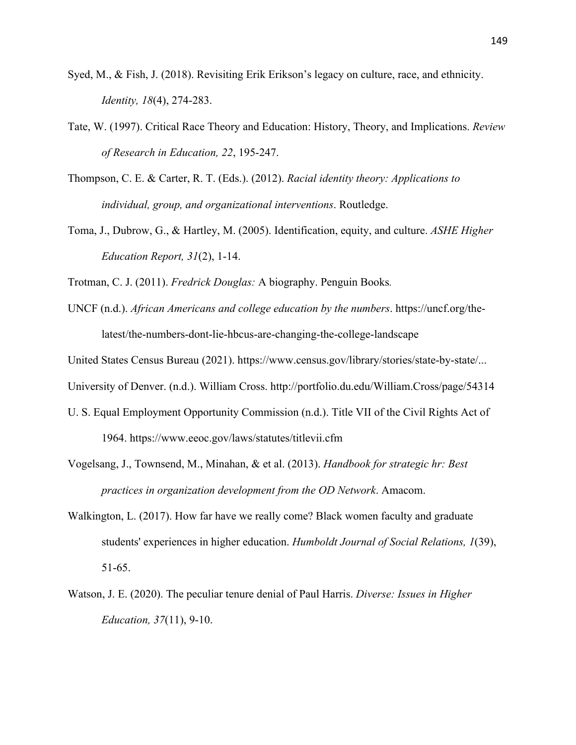Syed, M., & Fish, J. (2018). Revisiting Erik Erikson's legacy on culture, race, and ethnicity. *Identity, 18*(4), 274-283.

Tate, W. (1997). Critical Race Theory and Education: History, Theory, and Implications. *Review of Research in Education, 22*, 195-247.

Thompson, C. E. & Carter, R. T. (Eds.). (2012). *Racial identity theory: Applications to individual, group, and organizational interventions*. Routledge.

Toma, J., Dubrow, G., & Hartley, M. (2005). Identification, equity, and culture. *ASHE Higher Education Report, 31*(2), 1-14.

Trotman, C. J. (2011). *Fredrick Douglas:* A biography. Penguin Books.

UNCF (n.d.). *African Americans and college education by the numbers*. https://uncf.org/the-latest/the-numbers-dont-lie-hbcus-are-changing-the-college-landscape

United States Census Bureau (2021). https://www.census.gov/library/stories/state-by-state/...

University of Denver. (n.d.). William Cross. http://portfolio.du.edu/William.Cross/page/54314

U. S. Equal Employment Opportunity Commission (n.d.). Title VII of the Civil Rights Act of 1964. https://www.eeoc.gov/laws/statutes/titlevii.cfm

Vogelsang, J., Townsend, M., Minahan, & et al. (2013). *Handbook for strategic hr: Best practices in organization development from the OD Network*. Amacom.

Walkington, L. (2017). How far have we really come? Black women faculty and graduate students' experiences in higher education. *Humboldt Journal of Social Relations, 1*(39), 51-65.

Watson, J. E. (2020). The peculiar tenure denial of Paul Harris. *Diverse: Issues in Higher Education, 37*(11), 9-10.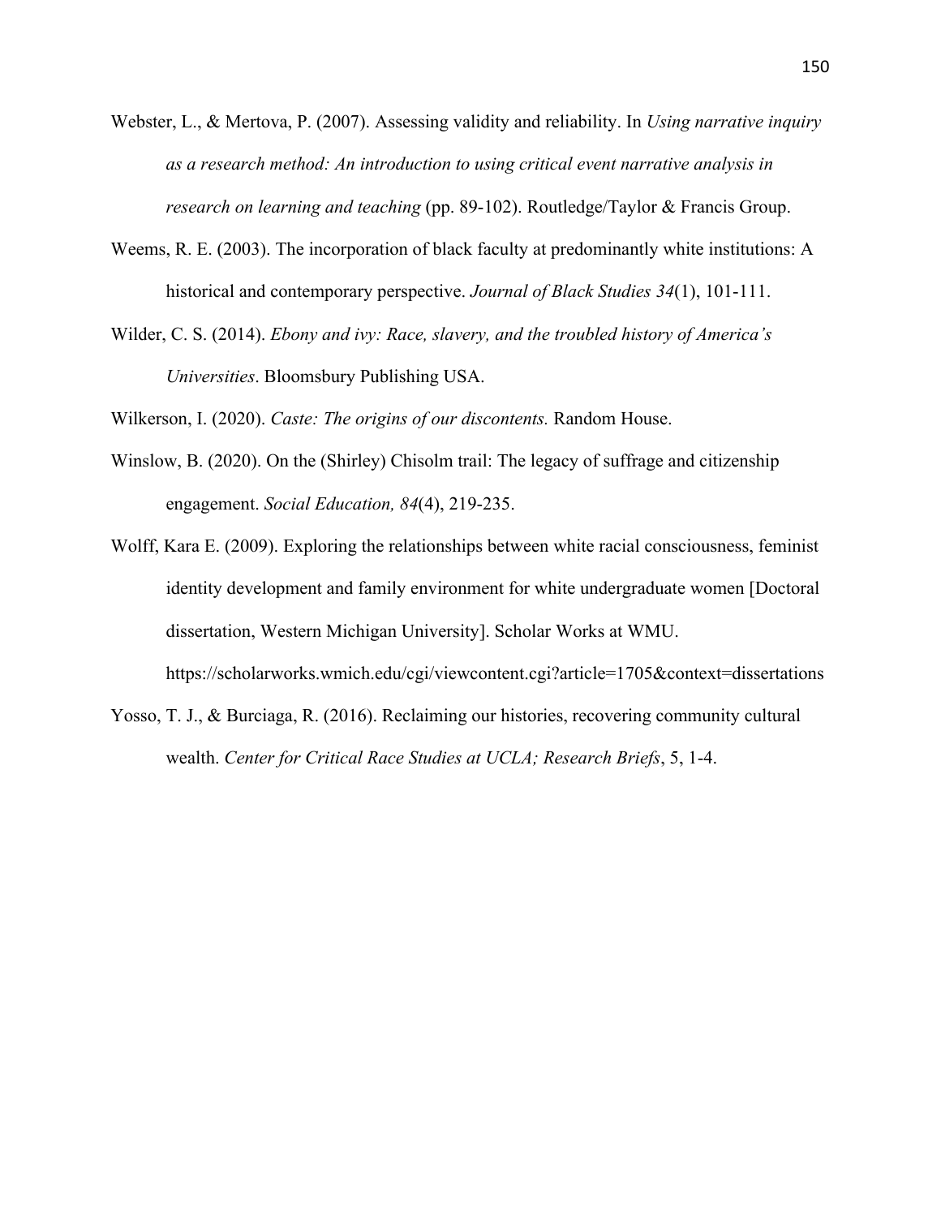Webster, L., & Mertova, P. (2007). Assessing validity and reliability. In *Using narrative inquiry as a research method: An introduction to using critical event narrative analysis in research on learning and teaching* (pp. 89-102). Routledge/Taylor & Francis Group.

Weems, R. E. (2003). The incorporation of black faculty at predominantly white institutions: A historical and contemporary perspective. *Journal of Black Studies 34*(1), 101-111.

Wilder, C. S. (2014). *Ebony and ivy: Race, slavery, and the troubled history of America's Universities*. Bloomsbury Publishing USA.

Wilkerson, I. (2020). *Caste: The origins of our discontents.* Random House.

Winslow, B. (2020). On the (Shirley) Chisolm trail: The legacy of suffrage and citizenship engagement. *Social Education, 84*(4), 219-235.

Wolff, Kara E. (2009). Exploring the relationships between white racial consciousness, feminist identity development and family environment for white undergraduate women [Doctoral dissertation, Western Michigan University]. Scholar Works at WMU. https://scholarworks.wmich.edu/cgi/viewcontent.cgi?article=1705&context=dissertations

Yosso, T. J., & Burciaga, R. (2016). Reclaiming our histories, recovering community cultural wealth. *Center for Critical Race Studies at UCLA; Research Briefs*, 5, 1-4.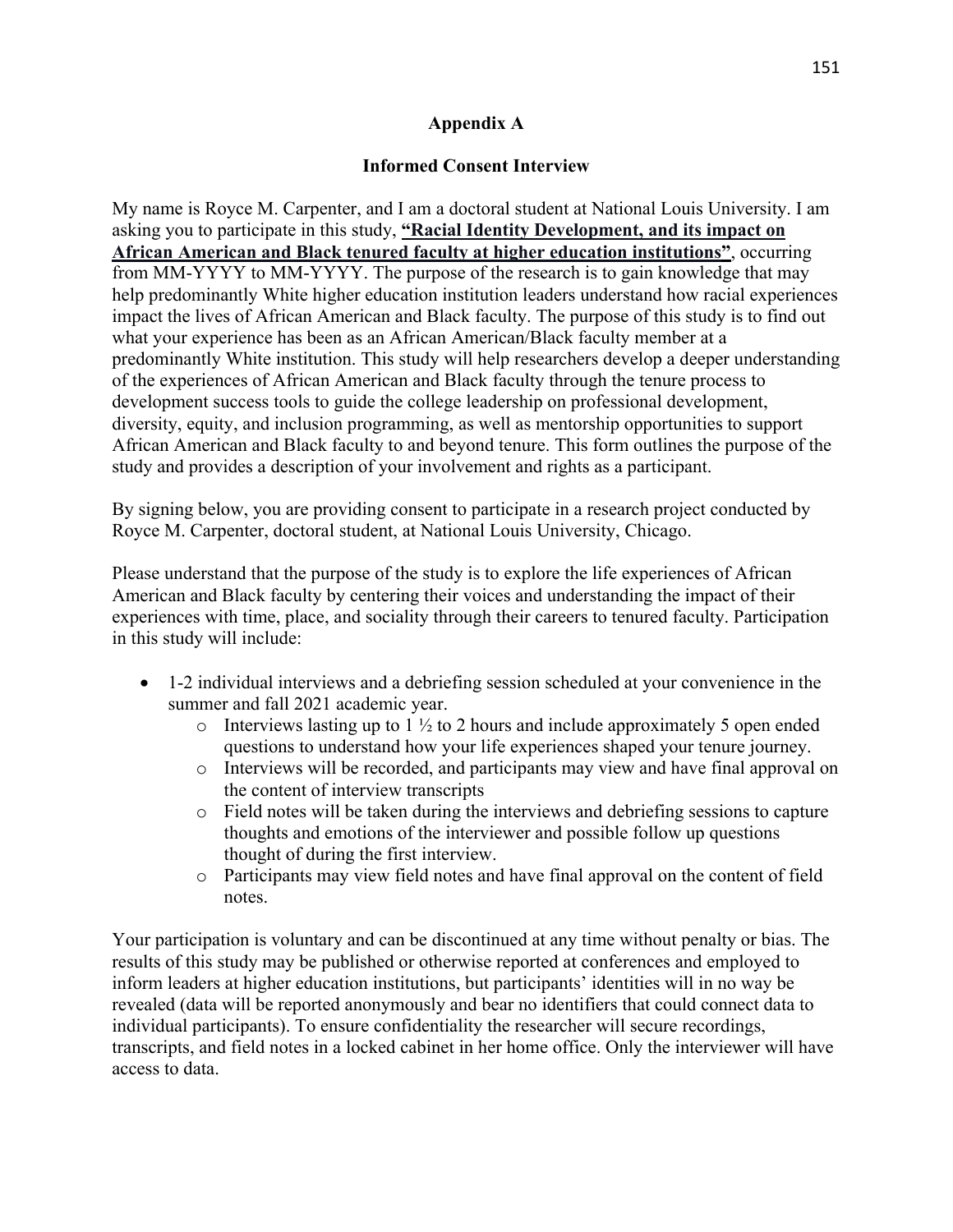# Appendix A

## Informed Consent Interview

My name is Royce M. Carpenter, and I am a doctoral student at National Louis University. I am asking you to participate in this study, <u>**"Racial Identity Development, and its impact on African American and Black tenured faculty at higher education institutions"**</u>, occurring from MM-YYYY to MM-YYYY. The purpose of the research is to gain knowledge that may help predominantly White higher education institution leaders understand how racial experiences impact the lives of African American and Black faculty. The purpose of this study is to find out what your experience has been as an African American/Black faculty member at a predominantly White institution. This study will help researchers develop a deeper understanding of the experiences of African American and Black faculty through the tenure process to development success tools to guide the college leadership on professional development, diversity, equity, and inclusion programming, as well as mentorship opportunities to support African American and Black faculty to and beyond tenure. This form outlines the purpose of the study and provides a description of your involvement and rights as a participant.

By signing below, you are providing consent to participate in a research project conducted by Royce M. Carpenter, doctoral student, at National Louis University, Chicago.

Please understand that the purpose of the study is to explore the life experiences of African American and Black faculty by centering their voices and understanding the impact of their experiences with time, place, and sociality through their careers to tenured faculty. Participation in this study will include:

- 1-2 individual interviews and a debriefing session scheduled at your convenience in the summer and fall 2021 academic year.
    - Interviews lasting up to 1 ½ to 2 hours and include approximately 5 open ended questions to understand how your life experiences shaped your tenure journey.
    - Interviews will be recorded, and participants may view and have final approval on the content of interview transcripts
    - Field notes will be taken during the interviews and debriefing sessions to capture thoughts and emotions of the interviewer and possible follow up questions thought of during the first interview.
    - Participants may view field notes and have final approval on the content of field notes.

Your participation is voluntary and can be discontinued at any time without penalty or bias. The results of this study may be published or otherwise reported at conferences and employed to inform leaders at higher education institutions, but participants' identities will in no way be revealed (data will be reported anonymously and bear no identifiers that could connect data to individual participants). To ensure confidentiality the researcher will secure recordings, transcripts, and field notes in a locked cabinet in her home office. Only the interviewer will have access to data.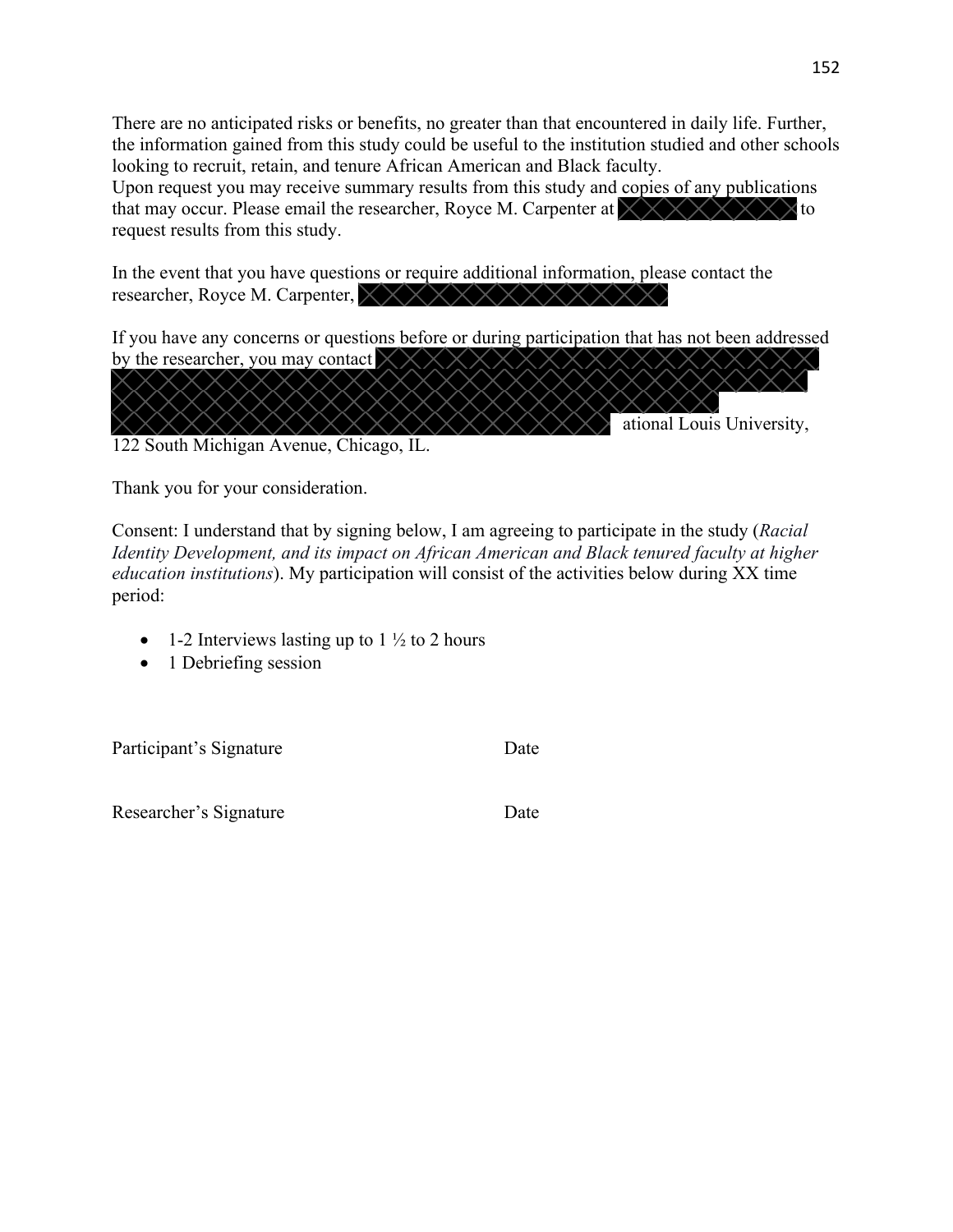There are no anticipated risks or benefits, no greater than that encountered in daily life. Further, the information gained from this study could be useful to the institution studied and other schools looking to recruit, retain, and tenure African American and Black faculty.
Upon request you may receive summary results from this study and copies of any publications that may occur. Please email the researcher, Royce M. Carpenter at [redacted] to request results from this study.

In the event that you have questions or require additional information, please contact the researcher, Royce M. Carpenter, [redacted]

If you have any concerns or questions before or during participation that has not been addressed by the researcher, you may contact [redacted] ational Louis University, 122 South Michigan Avenue, Chicago, IL.

Thank you for your consideration.

Consent: I understand that by signing below, I am agreeing to participate in the study (*Racial Identity Development, and its impact on African American and Black tenured faculty at higher education institutions*). My participation will consist of the activities below during XX time period:

- 1-2 Interviews lasting up to 1 ½ to 2 hours
- 1 Debriefing session

Participant's Signature Date

Researcher's Signature Date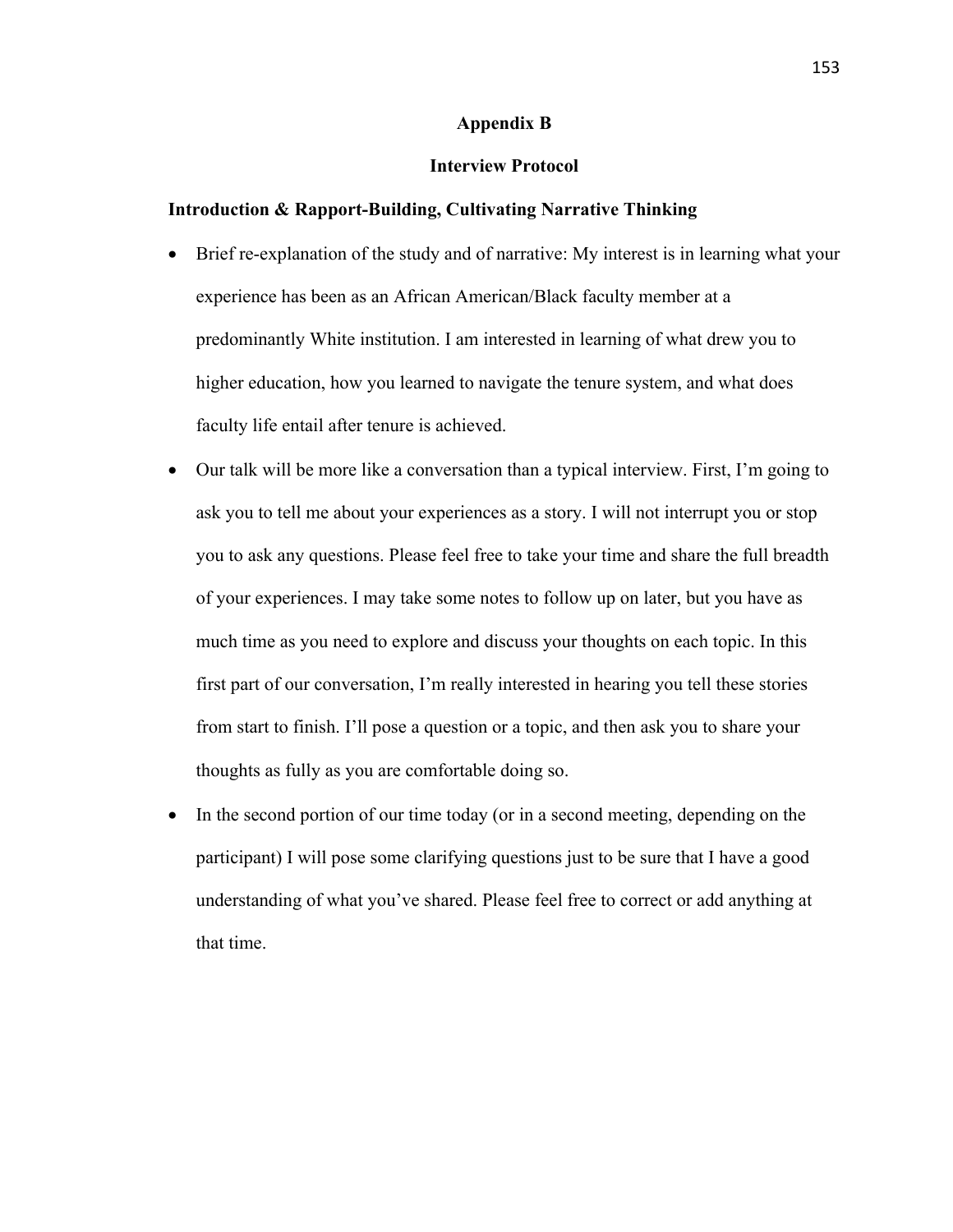# Appendix B

## Interview Protocol

### Introduction & Rapport-Building, Cultivating Narrative Thinking

- Brief re-explanation of the study and of narrative: My interest is in learning what your experience has been as an African American/Black faculty member at a predominantly White institution. I am interested in learning of what drew you to higher education, how you learned to navigate the tenure system, and what does faculty life entail after tenure is achieved.
- Our talk will be more like a conversation than a typical interview. First, I'm going to ask you to tell me about your experiences as a story. I will not interrupt you or stop you to ask any questions. Please feel free to take your time and share the full breadth of your experiences. I may take some notes to follow up on later, but you have as much time as you need to explore and discuss your thoughts on each topic. In this first part of our conversation, I'm really interested in hearing you tell these stories from start to finish. I'll pose a question or a topic, and then ask you to share your thoughts as fully as you are comfortable doing so.
- In the second portion of our time today (or in a second meeting, depending on the participant) I will pose some clarifying questions just to be sure that I have a good understanding of what you've shared. Please feel free to correct or add anything at that time.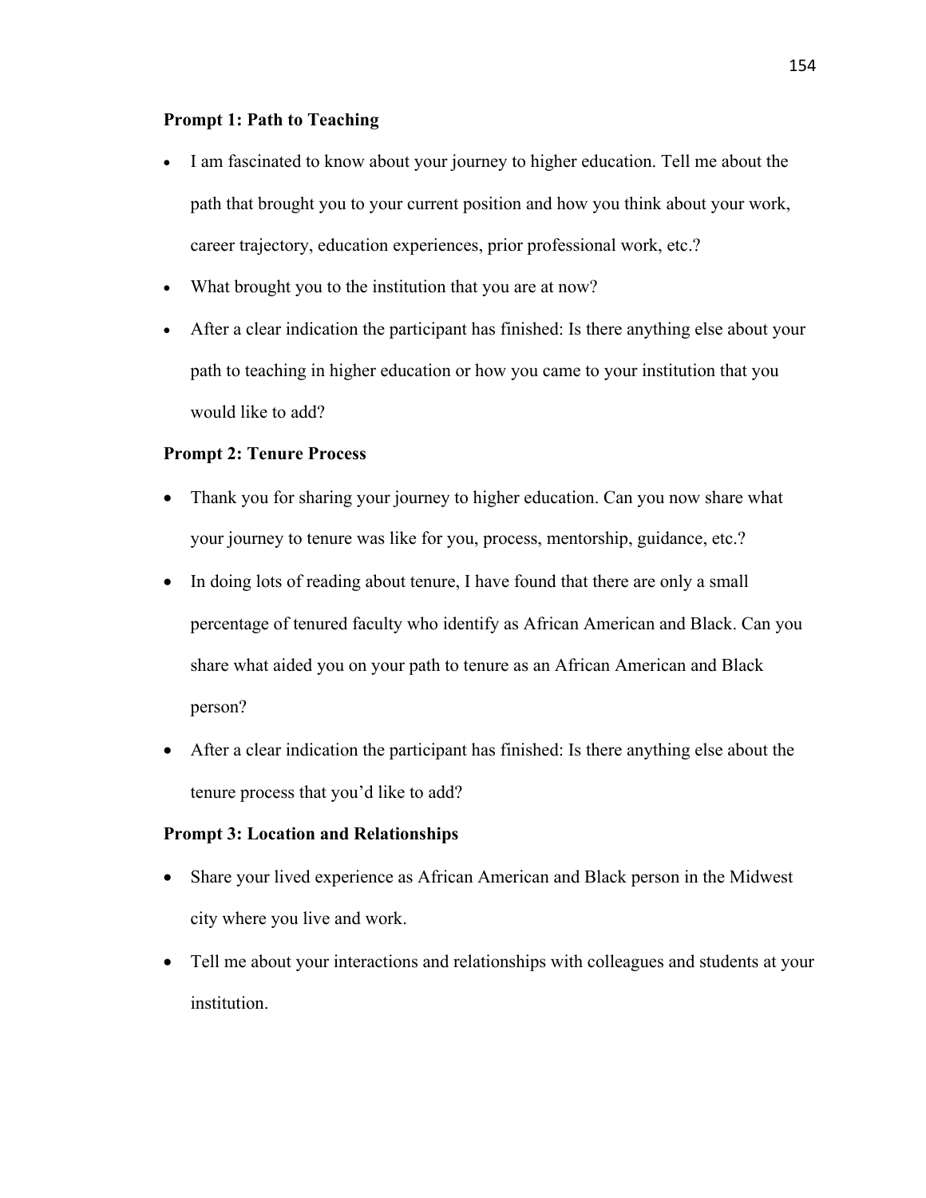**Prompt 1: Path to Teaching**

- I am fascinated to know about your journey to higher education. Tell me about the path that brought you to your current position and how you think about your work, career trajectory, education experiences, prior professional work, etc.?
- What brought you to the institution that you are at now?
- After a clear indication the participant has finished: Is there anything else about your path to teaching in higher education or how you came to your institution that you would like to add?

**Prompt 2: Tenure Process**

- Thank you for sharing your journey to higher education. Can you now share what your journey to tenure was like for you, process, mentorship, guidance, etc.?
- In doing lots of reading about tenure, I have found that there are only a small percentage of tenured faculty who identify as African American and Black. Can you share what aided you on your path to tenure as an African American and Black person?
- After a clear indication the participant has finished: Is there anything else about the tenure process that you'd like to add?

**Prompt 3: Location and Relationships**

- Share your lived experience as African American and Black person in the Midwest city where you live and work.
- Tell me about your interactions and relationships with colleagues and students at your institution.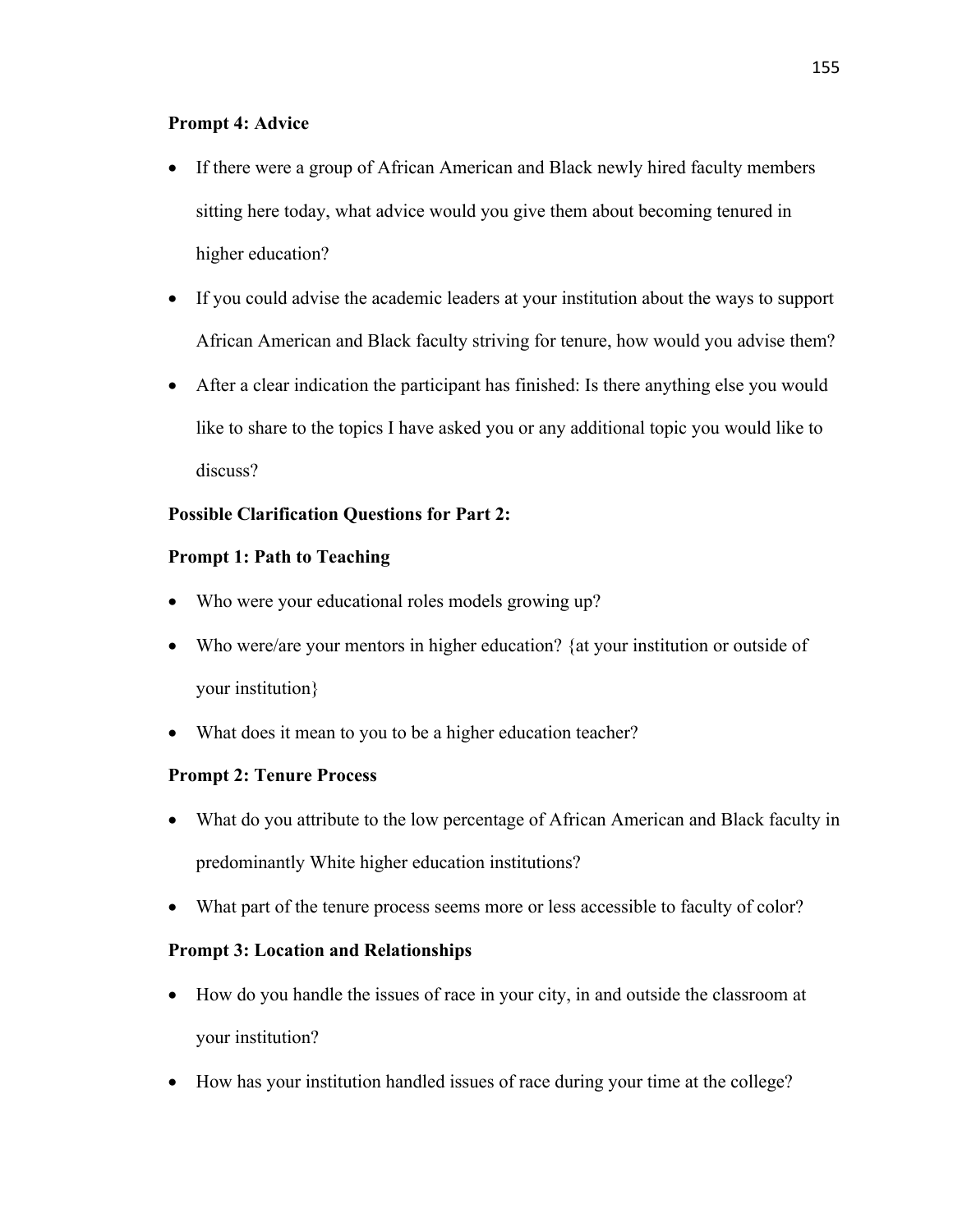**Prompt 4: Advice**

- If there were a group of African American and Black newly hired faculty members sitting here today, what advice would you give them about becoming tenured in higher education?
- If you could advise the academic leaders at your institution about the ways to support African American and Black faculty striving for tenure, how would you advise them?
- After a clear indication the participant has finished: Is there anything else you would like to share to the topics I have asked you or any additional topic you would like to discuss?

**Possible Clarification Questions for Part 2:**

**Prompt 1: Path to Teaching**

- Who were your educational roles models growing up?
- Who were/are your mentors in higher education? {at your institution or outside of your institution}
- What does it mean to you to be a higher education teacher?

**Prompt 2: Tenure Process**

- What do you attribute to the low percentage of African American and Black faculty in predominantly White higher education institutions?
- What part of the tenure process seems more or less accessible to faculty of color?

**Prompt 3: Location and Relationships**

- How do you handle the issues of race in your city, in and outside the classroom at your institution?
- How has your institution handled issues of race during your time at the college?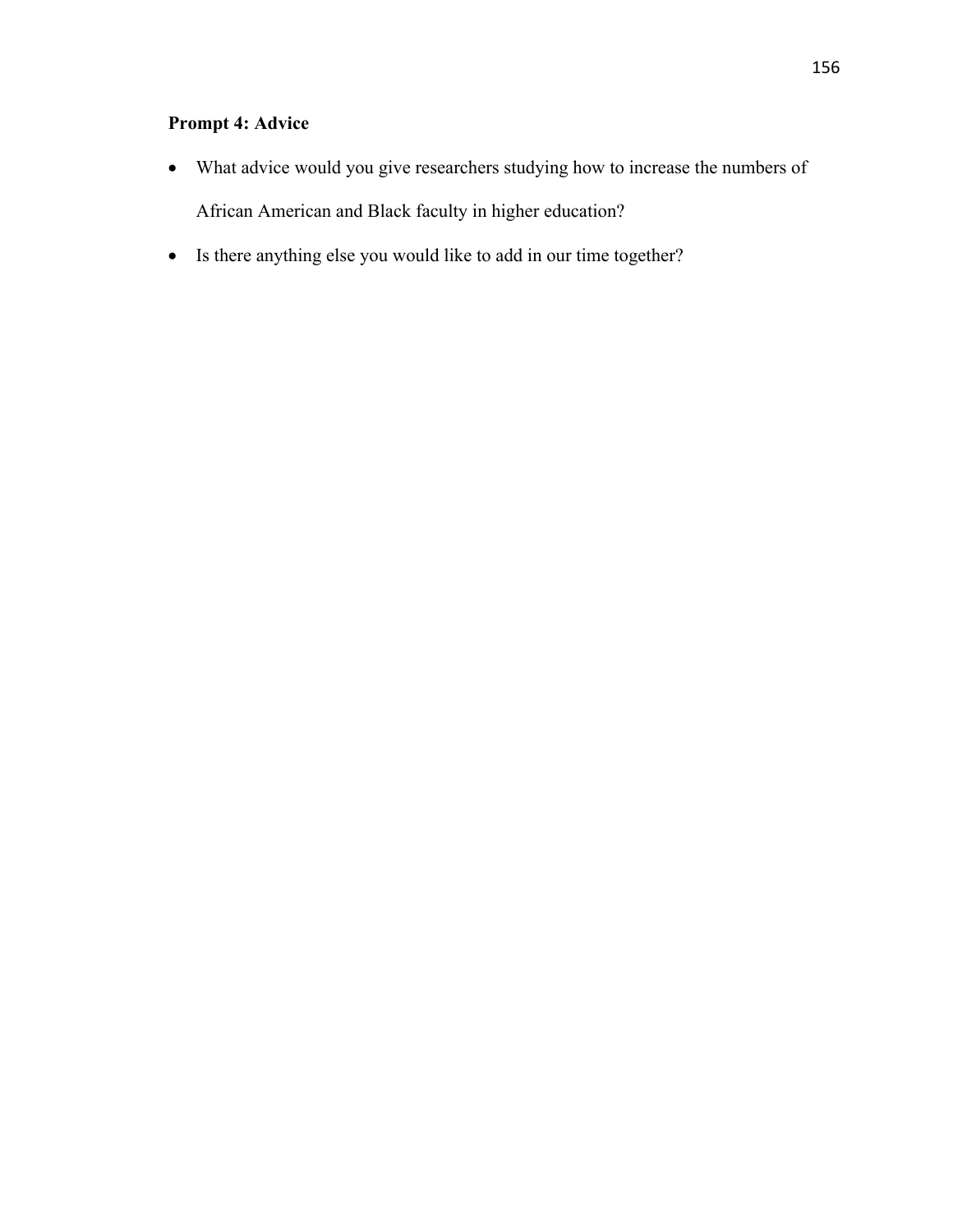**Prompt 4: Advice**

- What advice would you give researchers studying how to increase the numbers of African American and Black faculty in higher education?
- Is there anything else you would like to add in our time together?